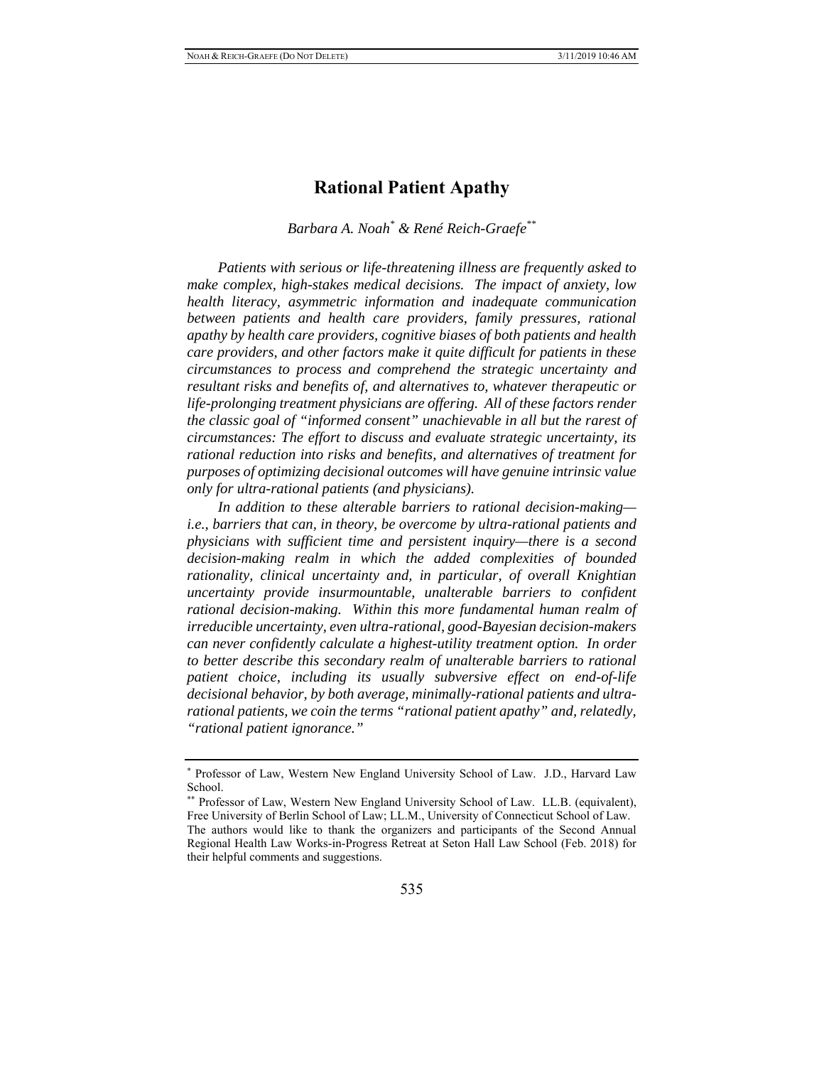# Rational Patient Apathy

*Barbara A. Noah*[*] *& René Reich-Graefe*[**]

*Patients with serious or life-threatening illness are frequently asked to make complex, high-stakes medical decisions. The impact of anxiety, low health literacy, asymmetric information and inadequate communication between patients and health care providers, family pressures, rational apathy by health care providers, cognitive biases of both patients and health care providers, and other factors make it quite difficult for patients in these circumstances to process and comprehend the strategic uncertainty and resultant risks and benefits of, and alternatives to, whatever therapeutic or life-prolonging treatment physicians are offering. All of these factors render the classic goal of "informed consent" unachievable in all but the rarest of circumstances: The effort to discuss and evaluate strategic uncertainty, its rational reduction into risks and benefits, and alternatives of treatment for purposes of optimizing decisional outcomes will have genuine intrinsic value only for ultra-rational patients (and physicians).*

*In addition to these alterable barriers to rational decision-making—i.e., barriers that can, in theory, be overcome by ultra-rational patients and physicians with sufficient time and persistent inquiry—there is a second decision-making realm in which the added complexities of bounded rationality, clinical uncertainty and, in particular, of overall Knightian uncertainty provide insurmountable, unalterable barriers to confident rational decision-making. Within this more fundamental human realm of irreducible uncertainty, even ultra-rational, good-Bayesian decision-makers can never confidently calculate a highest-utility treatment option. In order to better describe this secondary realm of unalterable barriers to rational patient choice, including its usually subversive effect on end-of-life decisional behavior, by both average, minimally-rational patients and ultra-rational patients, we coin the terms "rational patient apathy" and, relatedly, "rational patient ignorance."*

---

[*] Professor of Law, Western New England University School of Law. J.D., Harvard Law School.

[**] Professor of Law, Western New England University School of Law. LL.B. (equivalent), Free University of Berlin School of Law; LL.M., University of Connecticut School of Law. The authors would like to thank the organizers and participants of the Second Annual Regional Health Law Works-in-Progress Retreat at Seton Hall Law School (Feb. 2018) for their helpful comments and suggestions.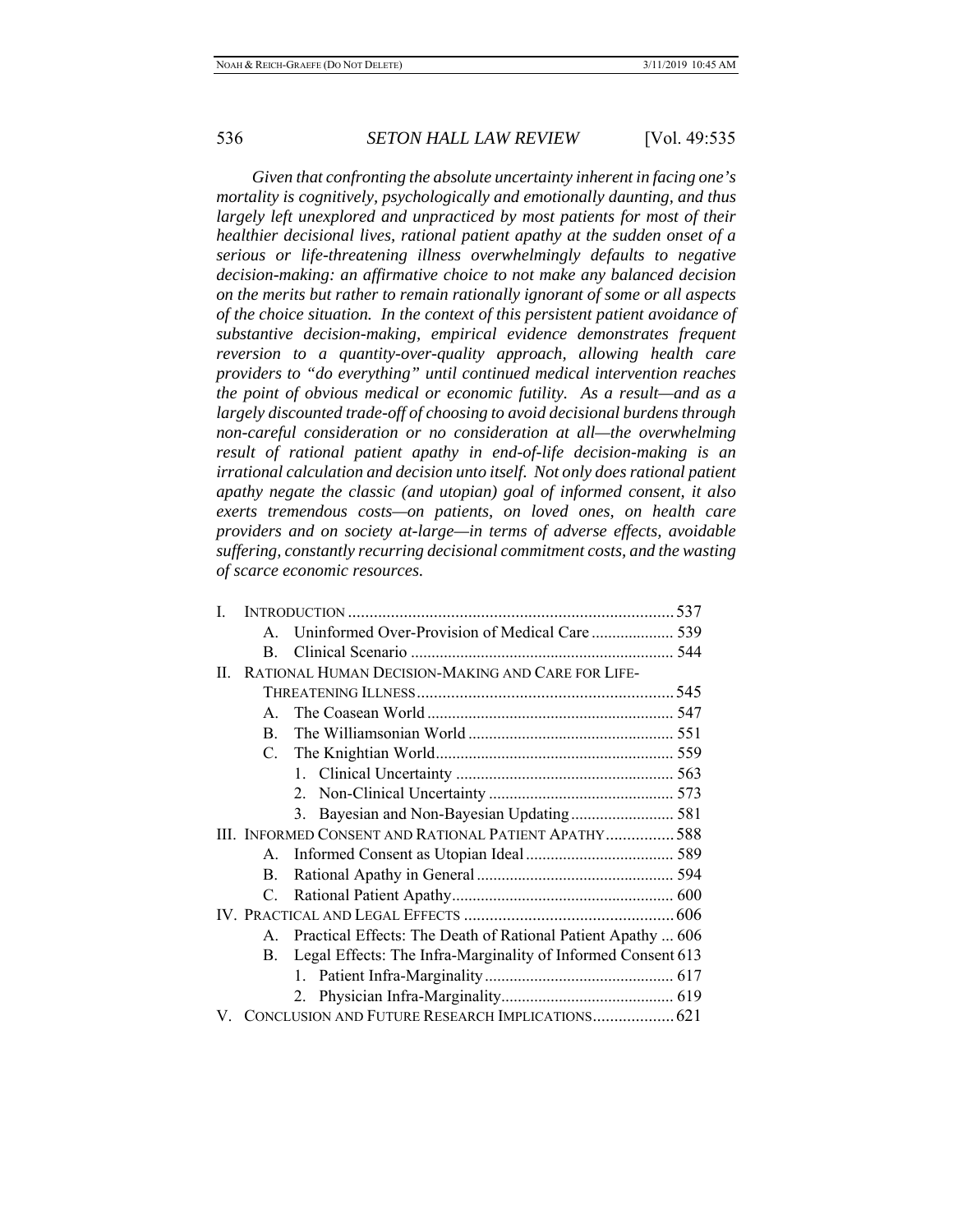*Given that confronting the absolute uncertainty inherent in facing one's mortality is cognitively, psychologically and emotionally daunting, and thus largely left unexplored and unpracticed by most patients for most of their healthier decisional lives, rational patient apathy at the sudden onset of a serious or life-threatening illness overwhelmingly defaults to negative decision-making: an affirmative choice to not make any balanced decision on the merits but rather to remain rationally ignorant of some or all aspects of the choice situation. In the context of this persistent patient avoidance of substantive decision-making, empirical evidence demonstrates frequent reversion to a quantity-over-quality approach, allowing health care providers to "do everything" until continued medical intervention reaches the point of obvious medical or economic futility. As a result—and as a largely discounted trade-off of choosing to avoid decisional burdens through non-careful consideration or no consideration at all—the overwhelming result of rational patient apathy in end-of-life decision-making is an irrational calculation and decision unto itself. Not only does rational patient apathy negate the classic (and utopian) goal of informed consent, it also exerts tremendous costs—on patients, on loved ones, on health care providers and on society at-large—in terms of adverse effects, avoidable suffering, constantly recurring decisional commitment costs, and the wasting of scarce economic resources.*

- I. INTRODUCTION ........................................ 537
  - A. Uninformed Over-Provision of Medical Care ........ 539
  - B. Clinical Scenario ........................................ 544
- II. RATIONAL HUMAN DECISION-MAKING AND CARE FOR LIFE-THREATENING ILLNESS ........................................ 545
  - A. The Coasean World ........................................ 547
  - B. The Williamsonian World ........................................ 551
  - C. The Knightian World ........................................ 559
    1. Clinical Uncertainty ........................................ 563
    2. Non-Clinical Uncertainty ........................................ 573
    3. Bayesian and Non-Bayesian Updating ........................................ 581
- III. INFORMED CONSENT AND RATIONAL PATIENT APATHY ................ 588
  - A. Informed Consent as Utopian Ideal ........................................ 589
  - B. Rational Apathy in General ........................................ 594
  - C. Rational Patient Apathy ........................................ 600
- IV. PRACTICAL AND LEGAL EFFECTS ........................................ 606
  - A. Practical Effects: The Death of Rational Patient Apathy ... 606
  - B. Legal Effects: The Infra-Marginality of Informed Consent 613
    1. Patient Infra-Marginality ........................................ 617
    2. Physician Infra-Marginality ........................................ 619
- V. CONCLUSION AND FUTURE RESEARCH IMPLICATIONS ................ 621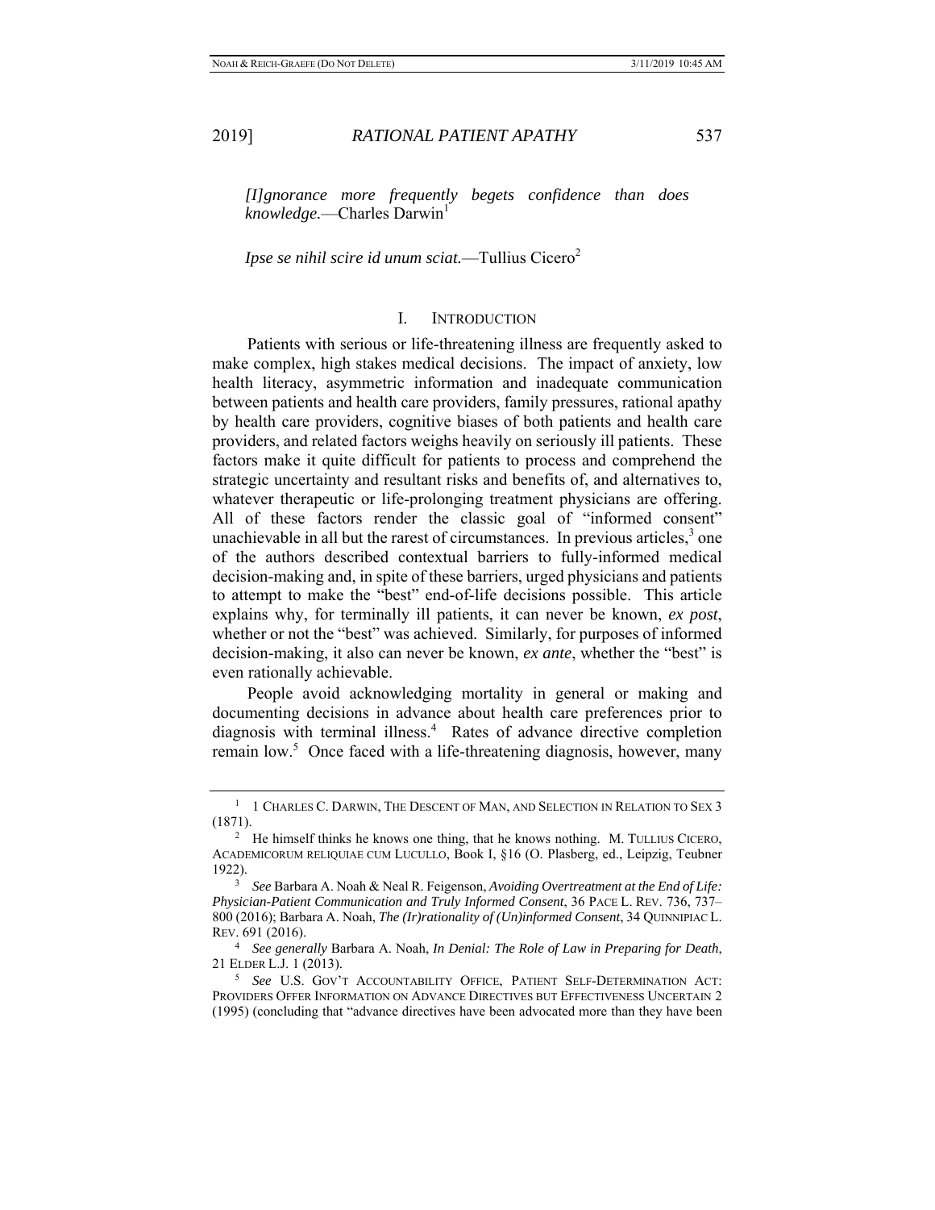*[I]gnorance more frequently begets confidence than does knowledge.*—Charles Darwin[1]

*Ipse se nihil scire id unum sciat.*—Tullius Cicero[2]

## I. INTRODUCTION

Patients with serious or life-threatening illness are frequently asked to make complex, high stakes medical decisions. The impact of anxiety, low health literacy, asymmetric information and inadequate communication between patients and health care providers, family pressures, rational apathy by health care providers, cognitive biases of both patients and health care providers, and related factors weighs heavily on seriously ill patients. These factors make it quite difficult for patients to process and comprehend the strategic uncertainty and resultant risks and benefits of, and alternatives to, whatever therapeutic or life-prolonging treatment physicians are offering. All of these factors render the classic goal of "informed consent" unachievable in all but the rarest of circumstances. In previous articles,[3] one of the authors described contextual barriers to fully-informed medical decision-making and, in spite of these barriers, urged physicians and patients to attempt to make the "best" end-of-life decisions possible. This article explains why, for terminally ill patients, it can never be known, *ex post*, whether or not the "best" was achieved. Similarly, for purposes of informed decision-making, it also can never be known, *ex ante*, whether the "best" is even rationally achievable.

People avoid acknowledging mortality in general or making and documenting decisions in advance about health care preferences prior to diagnosis with terminal illness.[4] Rates of advance directive completion remain low.[5] Once faced with a life-threatening diagnosis, however, many

---

[1] 1 CHARLES C. DARWIN, THE DESCENT OF MAN, AND SELECTION IN RELATION TO SEX 3 (1871).

[2] He himself thinks he knows one thing, that he knows nothing. M. TULLIUS CICERO, ACADEMICORUM RELIQUIAE CUM LUCULLO, Book I, §16 (O. Plasberg, ed., Leipzig, Teubner 1922).

[3] *See* Barbara A. Noah & Neal R. Feigenson, *Avoiding Overtreatment at the End of Life: Physician-Patient Communication and Truly Informed Consent*, 36 PACE L. REV. 736, 737–800 (2016); Barbara A. Noah, *The (Ir)rationality of (Un)informed Consent*, 34 QUINNIPIAC L. REV. 691 (2016).

[4] *See generally* Barbara A. Noah, *In Denial: The Role of Law in Preparing for Death*, 21 ELDER L.J. 1 (2013).

[5] *See* U.S. GOV'T ACCOUNTABILITY OFFICE, PATIENT SELF-DETERMINATION ACT: PROVIDERS OFFER INFORMATION ON ADVANCE DIRECTIVES BUT EFFECTIVENESS UNCERTAIN 2 (1995) (concluding that "advance directives have been advocated more than they have been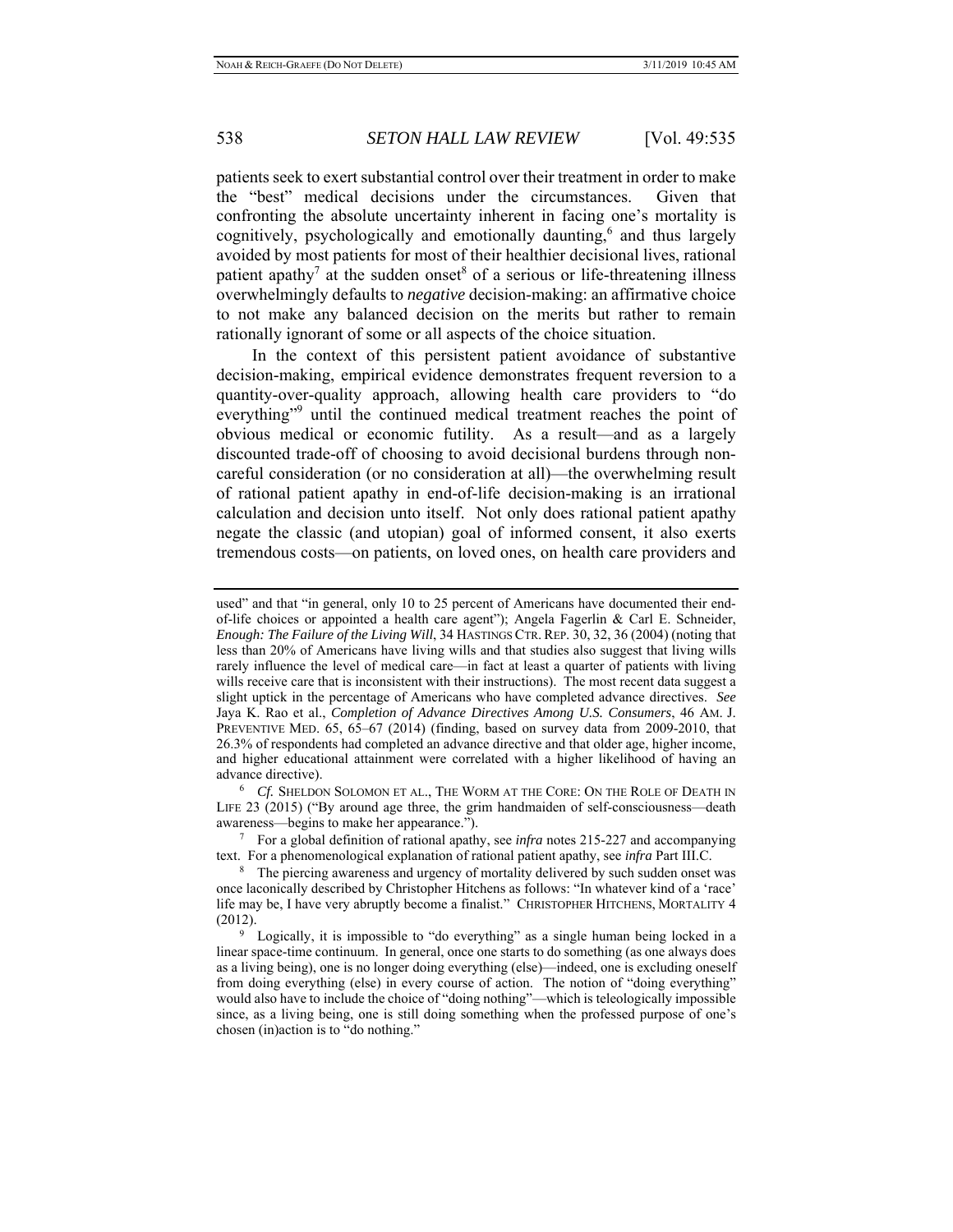patients seek to exert substantial control over their treatment in order to make the "best" medical decisions under the circumstances. Given that confronting the absolute uncertainty inherent in facing one's mortality is cognitively, psychologically and emotionally daunting,[6] and thus largely avoided by most patients for most of their healthier decisional lives, rational patient apathy[7] at the sudden onset[8] of a serious or life-threatening illness overwhelmingly defaults to *negative* decision-making: an affirmative choice to not make any balanced decision on the merits but rather to remain rationally ignorant of some or all aspects of the choice situation.

In the context of this persistent patient avoidance of substantive decision-making, empirical evidence demonstrates frequent reversion to a quantity-over-quality approach, allowing health care providers to "do everything"[9] until the continued medical treatment reaches the point of obvious medical or economic futility. As a result—and as a largely discounted trade-off of choosing to avoid decisional burdens through non-careful consideration (or no consideration at all)—the overwhelming result of rational patient apathy in end-of-life decision-making is an irrational calculation and decision unto itself. Not only does rational patient apathy negate the classic (and utopian) goal of informed consent, it also exerts tremendous costs—on patients, on loved ones, on health care providers and

---

used" and that "in general, only 10 to 25 percent of Americans have documented their end-of-life choices or appointed a health care agent"); Angela Fagerlin & Carl E. Schneider, *Enough: The Failure of the Living Will*, 34 HASTINGS CTR. REP. 30, 32, 36 (2004) (noting that less than 20% of Americans have living wills and that studies also suggest that living wills rarely influence the level of medical care—in fact at least a quarter of patients with living wills receive care that is inconsistent with their instructions). The most recent data suggest a slight uptick in the percentage of Americans who have completed advance directives. *See* Jaya K. Rao et al., *Completion of Advance Directives Among U.S. Consumers*, 46 AM. J. PREVENTIVE MED. 65, 65–67 (2014) (finding, based on survey data from 2009-2010, that 26.3% of respondents had completed an advance directive and that older age, higher income, and higher educational attainment were correlated with a higher likelihood of having an advance directive).

[6] *Cf.* SHELDON SOLOMON ET AL., THE WORM AT THE CORE: ON THE ROLE OF DEATH IN LIFE 23 (2015) ("By around age three, the grim handmaiden of self-consciousness—death awareness—begins to make her appearance.").

[7] For a global definition of rational apathy, see *infra* notes 215-227 and accompanying text. For a phenomenological explanation of rational patient apathy, see *infra* Part III.C.

[8] The piercing awareness and urgency of mortality delivered by such sudden onset was once laconically described by Christopher Hitchens as follows: "In whatever kind of a 'race' life may be, I have very abruptly become a finalist." CHRISTOPHER HITCHENS, MORTALITY 4 (2012).

[9] Logically, it is impossible to "do everything" as a single human being locked in a linear space-time continuum. In general, once one starts to do something (as one always does as a living being), one is no longer doing everything (else)—indeed, one is excluding oneself from doing everything (else) in every course of action. The notion of "doing everything" would also have to include the choice of "doing nothing"—which is teleologically impossible since, as a living being, one is still doing something when the professed purpose of one's chosen (in)action is to "do nothing."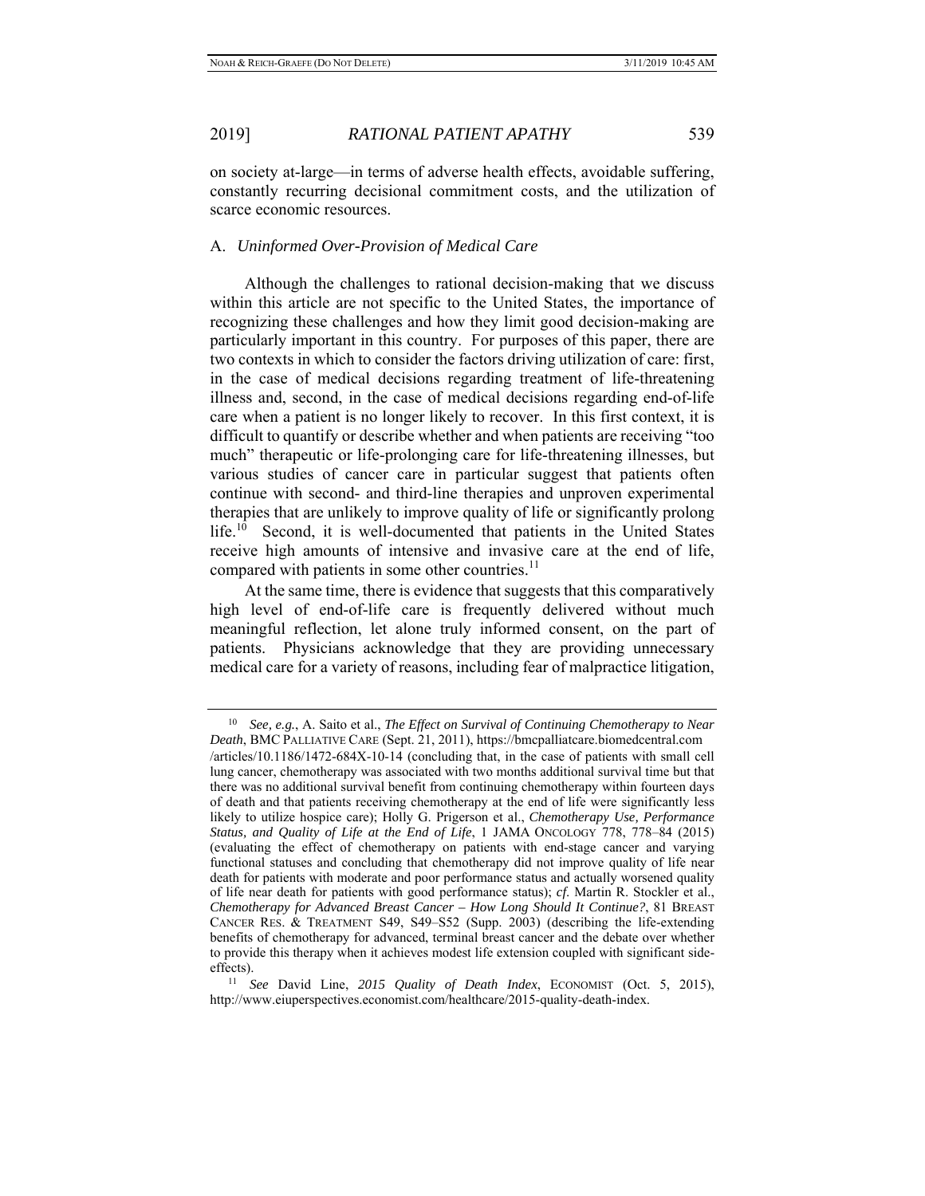on society at-large—in terms of adverse health effects, avoidable suffering, constantly recurring decisional commitment costs, and the utilization of scarce economic resources.

### A. *Uninformed Over-Provision of Medical Care*

Although the challenges to rational decision-making that we discuss within this article are not specific to the United States, the importance of recognizing these challenges and how they limit good decision-making are particularly important in this country. For purposes of this paper, there are two contexts in which to consider the factors driving utilization of care: first, in the case of medical decisions regarding treatment of life-threatening illness and, second, in the case of medical decisions regarding end-of-life care when a patient is no longer likely to recover. In this first context, it is difficult to quantify or describe whether and when patients are receiving "too much" therapeutic or life-prolonging care for life-threatening illnesses, but various studies of cancer care in particular suggest that patients often continue with second- and third-line therapies and unproven experimental therapies that are unlikely to improve quality of life or significantly prolong life.[10] Second, it is well-documented that patients in the United States receive high amounts of intensive and invasive care at the end of life, compared with patients in some other countries.[11]

At the same time, there is evidence that suggests that this comparatively high level of end-of-life care is frequently delivered without much meaningful reflection, let alone truly informed consent, on the part of patients. Physicians acknowledge that they are providing unnecessary medical care for a variety of reasons, including fear of malpractice litigation,

---

[10] *See, e.g.*, A. Saito et al., *The Effect on Survival of Continuing Chemotherapy to Near Death*, BMC PALLIATIVE CARE (Sept. 21, 2011), https://bmcpalliatcare.biomedcentral.com /articles/10.1186/1472-684X-10-14 (concluding that, in the case of patients with small cell lung cancer, chemotherapy was associated with two months additional survival time but that there was no additional survival benefit from continuing chemotherapy within fourteen days of death and that patients receiving chemotherapy at the end of life were significantly less likely to utilize hospice care); Holly G. Prigerson et al., *Chemotherapy Use, Performance Status, and Quality of Life at the End of Life*, 1 JAMA ONCOLOGY 778, 778–84 (2015) (evaluating the effect of chemotherapy on patients with end-stage cancer and varying functional statuses and concluding that chemotherapy did not improve quality of life near death for patients with moderate and poor performance status and actually worsened quality of life near death for patients with good performance status); *cf.* Martin R. Stockler et al., *Chemotherapy for Advanced Breast Cancer – How Long Should It Continue?*, 81 BREAST CANCER RES. & TREATMENT S49, S49–S52 (Supp. 2003) (describing the life-extending benefits of chemotherapy for advanced, terminal breast cancer and the debate over whether to provide this therapy when it achieves modest life extension coupled with significant side-effects).

[11] *See* David Line, *2015 Quality of Death Index*, ECONOMIST (Oct. 5, 2015), http://www.eiuperspectives.economist.com/healthcare/2015-quality-death-index.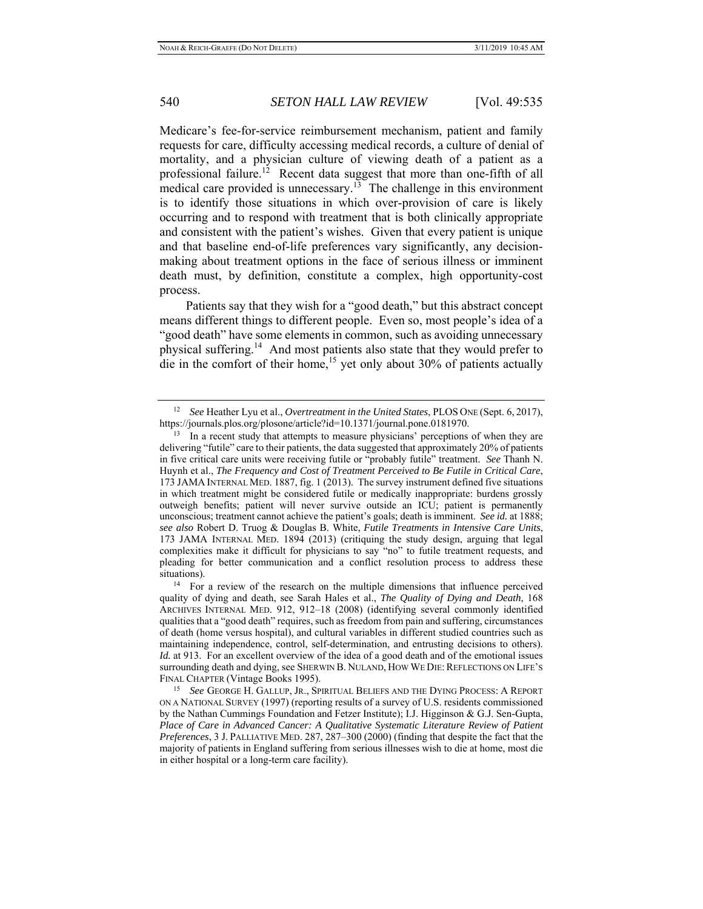Medicare's fee-for-service reimbursement mechanism, patient and family requests for care, difficulty accessing medical records, a culture of denial of mortality, and a physician culture of viewing death of a patient as a professional failure.[12] Recent data suggest that more than one-fifth of all medical care provided is unnecessary.[13] The challenge in this environment is to identify those situations in which over-provision of care is likely occurring and to respond with treatment that is both clinically appropriate and consistent with the patient's wishes. Given that every patient is unique and that baseline end-of-life preferences vary significantly, any decision-making about treatment options in the face of serious illness or imminent death must, by definition, constitute a complex, high opportunity-cost process.

Patients say that they wish for a "good death," but this abstract concept means different things to different people. Even so, most people's idea of a "good death" have some elements in common, such as avoiding unnecessary physical suffering.[14] And most patients also state that they would prefer to die in the comfort of their home,[15] yet only about 30% of patients actually

---

[12] *See* Heather Lyu et al., *Overtreatment in the United States*, PLOS ONE (Sept. 6, 2017), https://journals.plos.org/plosone/article?id=10.1371/journal.pone.0181970.

[13] In a recent study that attempts to measure physicians' perceptions of when they are delivering "futile" care to their patients, the data suggested that approximately 20% of patients in five critical care units were receiving futile or "probably futile" treatment. *See* Thanh N. Huynh et al., *The Frequency and Cost of Treatment Perceived to Be Futile in Critical Care*, 173 JAMA INTERNAL MED. 1887, fig. 1 (2013). The survey instrument defined five situations in which treatment might be considered futile or medically inappropriate: burdens grossly outweigh benefits; patient will never survive outside an ICU; patient is permanently unconscious; treatment cannot achieve the patient's goals; death is imminent. *See id.* at 1888; *see also* Robert D. Truog & Douglas B. White, *Futile Treatments in Intensive Care Units*, 173 JAMA INTERNAL MED. 1894 (2013) (critiquing the study design, arguing that legal complexities make it difficult for physicians to say "no" to futile treatment requests, and pleading for better communication and a conflict resolution process to address these situations).

[14] For a review of the research on the multiple dimensions that influence perceived quality of dying and death, see Sarah Hales et al., *The Quality of Dying and Death*, 168 ARCHIVES INTERNAL MED. 912, 912–18 (2008) (identifying several commonly identified qualities that a "good death" requires, such as freedom from pain and suffering, circumstances of death (home versus hospital), and cultural variables in different studied countries such as maintaining independence, control, self-determination, and entrusting decisions to others). *Id.* at 913. For an excellent overview of the idea of a good death and of the emotional issues surrounding death and dying, see SHERWIN B. NULAND, HOW WE DIE: REFLECTIONS ON LIFE'S FINAL CHAPTER (Vintage Books 1995).

[15] *See* GEORGE H. GALLUP, JR., SPIRITUAL BELIEFS AND THE DYING PROCESS: A REPORT ON A NATIONAL SURVEY (1997) (reporting results of a survey of U.S. residents commissioned by the Nathan Cummings Foundation and Fetzer Institute); I.J. Higginson & G.J. Sen-Gupta, *Place of Care in Advanced Cancer: A Qualitative Systematic Literature Review of Patient Preferences*, 3 J. PALLIATIVE MED. 287, 287–300 (2000) (finding that despite the fact that the majority of patients in England suffering from serious illnesses wish to die at home, most die in either hospital or a long-term care facility).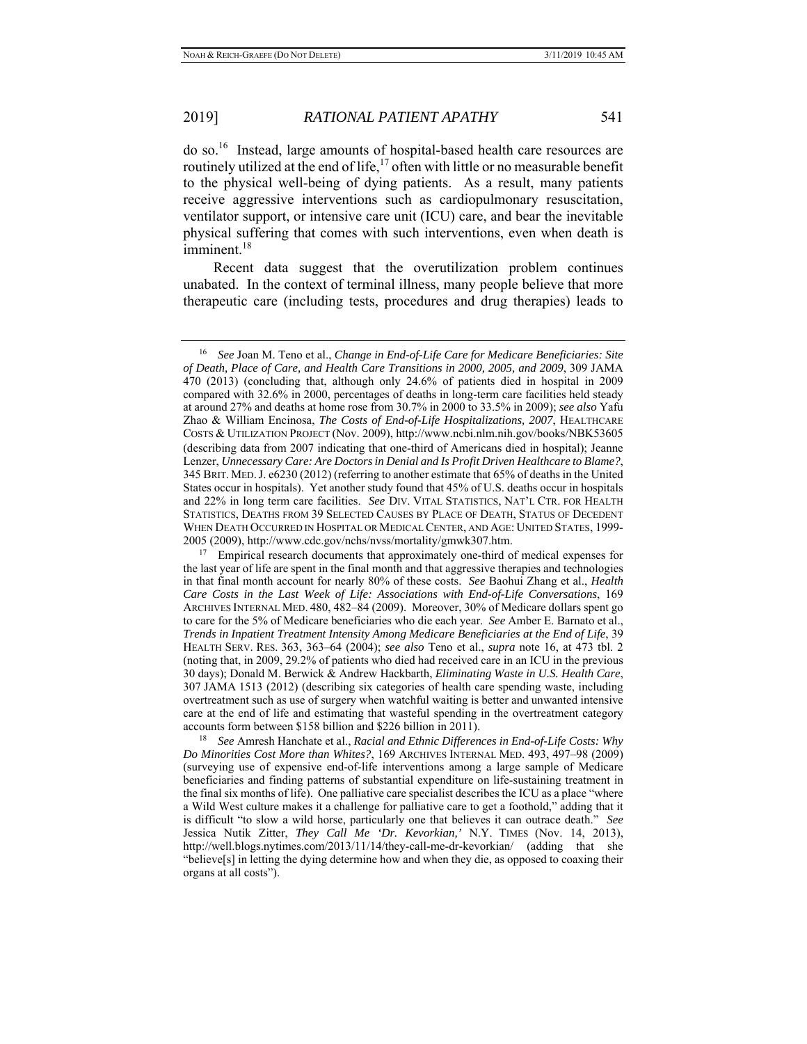do so.[16] Instead, large amounts of hospital-based health care resources are routinely utilized at the end of life,[17] often with little or no measurable benefit to the physical well-being of dying patients. As a result, many patients receive aggressive interventions such as cardiopulmonary resuscitation, ventilator support, or intensive care unit (ICU) care, and bear the inevitable physical suffering that comes with such interventions, even when death is imminent.[18]

Recent data suggest that the overutilization problem continues unabated. In the context of terminal illness, many people believe that more therapeutic care (including tests, procedures and drug therapies) leads to

---

[16] *See* Joan M. Teno et al., *Change in End-of-Life Care for Medicare Beneficiaries: Site of Death, Place of Care, and Health Care Transitions in 2000, 2005, and 2009*, 309 JAMA 470 (2013) (concluding that, although only 24.6% of patients died in hospital in 2009 compared with 32.6% in 2000, percentages of deaths in long-term care facilities held steady at around 27% and deaths at home rose from 30.7% in 2000 to 33.5% in 2009); *see also* Yafu Zhao & William Encinosa, *The Costs of End-of-Life Hospitalizations, 2007*, HEALTHCARE COSTS & UTILIZATION PROJECT (Nov. 2009), http://www.ncbi.nlm.nih.gov/books/NBK53605 (describing data from 2007 indicating that one-third of Americans died in hospital); Jeanne Lenzer, *Unnecessary Care: Are Doctors in Denial and Is Profit Driven Healthcare to Blame?*, 345 BRIT. MED. J. e6230 (2012) (referring to another estimate that 65% of deaths in the United States occur in hospitals). Yet another study found that 45% of U.S. deaths occur in hospitals and 22% in long term care facilities. *See* DIV. VITAL STATISTICS, NAT'L CTR. FOR HEALTH STATISTICS, DEATHS FROM 39 SELECTED CAUSES BY PLACE OF DEATH, STATUS OF DECEDENT WHEN DEATH OCCURRED IN HOSPITAL OR MEDICAL CENTER, AND AGE: UNITED STATES, 1999-2005 (2009), http://www.cdc.gov/nchs/nvss/mortality/gmwk307.htm.

[17] Empirical research documents that approximately one-third of medical expenses for the last year of life are spent in the final month and that aggressive therapies and technologies in that final month account for nearly 80% of these costs. *See* Baohui Zhang et al., *Health Care Costs in the Last Week of Life: Associations with End-of-Life Conversations*, 169 ARCHIVES INTERNAL MED. 480, 482–84 (2009). Moreover, 30% of Medicare dollars spent go to care for the 5% of Medicare beneficiaries who die each year. *See* Amber E. Barnato et al., *Trends in Inpatient Treatment Intensity Among Medicare Beneficiaries at the End of Life*, 39 HEALTH SERV. RES. 363, 363–64 (2004); *see also* Teno et al., *supra* note 16, at 473 tbl. 2 (noting that, in 2009, 29.2% of patients who died had received care in an ICU in the previous 30 days); Donald M. Berwick & Andrew Hackbarth, *Eliminating Waste in U.S. Health Care*, 307 JAMA 1513 (2012) (describing six categories of health care spending waste, including overtreatment such as use of surgery when watchful waiting is better and unwanted intensive care at the end of life and estimating that wasteful spending in the overtreatment category accounts form between $158 billion and $226 billion in 2011).

[18] *See* Amresh Hanchate et al., *Racial and Ethnic Differences in End-of-Life Costs: Why Do Minorities Cost More than Whites?*, 169 ARCHIVES INTERNAL MED. 493, 497–98 (2009) (surveying use of expensive end-of-life interventions among a large sample of Medicare beneficiaries and finding patterns of substantial expenditure on life-sustaining treatment in the final six months of life). One palliative care specialist describes the ICU as a place "where a Wild West culture makes it a challenge for palliative care to get a foothold," adding that it is difficult "to slow a wild horse, particularly one that believes it can outrace death." *See* Jessica Nutik Zitter, *They Call Me 'Dr. Kevorkian,'* N.Y. TIMES (Nov. 14, 2013), http://well.blogs.nytimes.com/2013/11/14/they-call-me-dr-kevorkian/ (adding that she "believe[s] in letting the dying determine how and when they die, as opposed to coaxing their organs at all costs").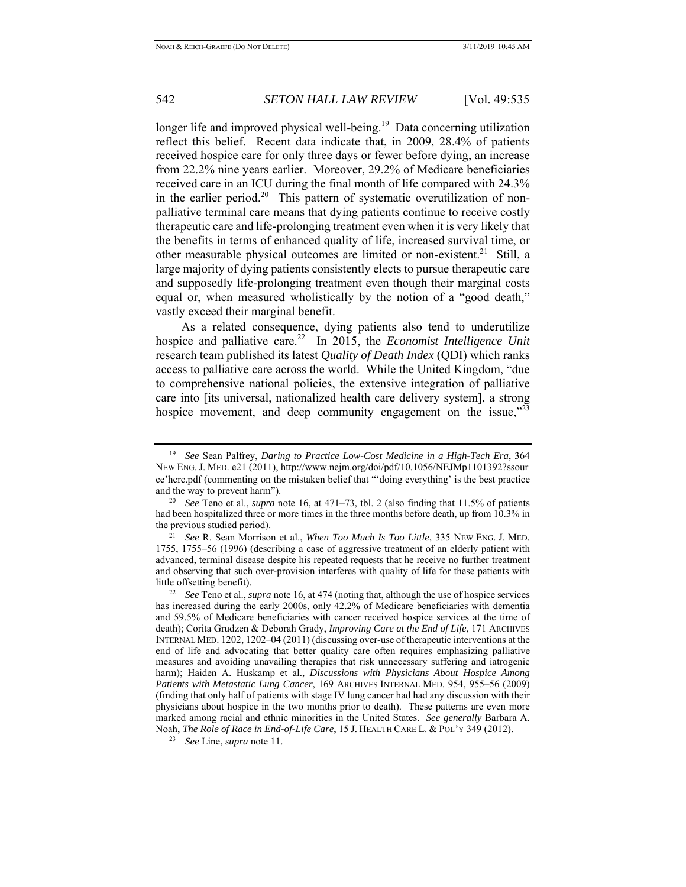longer life and improved physical well-being.[19] Data concerning utilization reflect this belief. Recent data indicate that, in 2009, 28.4% of patients received hospice care for only three days or fewer before dying, an increase from 22.2% nine years earlier. Moreover, 29.2% of Medicare beneficiaries received care in an ICU during the final month of life compared with 24.3% in the earlier period.[20] This pattern of systematic overutilization of non-palliative terminal care means that dying patients continue to receive costly therapeutic care and life-prolonging treatment even when it is very likely that the benefits in terms of enhanced quality of life, increased survival time, or other measurable physical outcomes are limited or non-existent.[21] Still, a large majority of dying patients consistently elects to pursue therapeutic care and supposedly life-prolonging treatment even though their marginal costs equal or, when measured wholistically by the notion of a "good death," vastly exceed their marginal benefit.

As a related consequence, dying patients also tend to underutilize hospice and palliative care.[22] In 2015, the *Economist Intelligence Unit* research team published its latest *Quality of Death Index* (QDI) which ranks access to palliative care across the world. While the United Kingdom, "due to comprehensive national policies, the extensive integration of palliative care into [its universal, nationalized health care delivery system], a strong hospice movement, and deep community engagement on the issue,"[23]

---

[19] *See* Sean Palfrey, *Daring to Practice Low-Cost Medicine in a High-Tech Era*, 364 NEW ENG. J. MED. e21 (2011), http://www.nejm.org/doi/pdf/10.1056/NEJMp1101392?ssource'hcrc.pdf (commenting on the mistaken belief that "'doing everything' is the best practice and the way to prevent harm").

[20] *See* Teno et al., *supra* note 16, at 471–73, tbl. 2 (also finding that 11.5% of patients had been hospitalized three or more times in the three months before death, up from 10.3% in the previous studied period).

[21] *See* R. Sean Morrison et al., *When Too Much Is Too Little*, 335 NEW ENG. J. MED. 1755, 1755–56 (1996) (describing a case of aggressive treatment of an elderly patient with advanced, terminal disease despite his repeated requests that he receive no further treatment and observing that such over-provision interferes with quality of life for these patients with little offsetting benefit).

[22] *See* Teno et al., *supra* note 16, at 474 (noting that, although the use of hospice services has increased during the early 2000s, only 42.2% of Medicare beneficiaries with dementia and 59.5% of Medicare beneficiaries with cancer received hospice services at the time of death); Corita Grudzen & Deborah Grady, *Improving Care at the End of Life*, 171 ARCHIVES INTERNAL MED. 1202, 1202–04 (2011) (discussing over-use of therapeutic interventions at the end of life and advocating that better quality care often requires emphasizing palliative measures and avoiding unavailing therapies that risk unnecessary suffering and iatrogenic harm); Haiden A. Huskamp et al., *Discussions with Physicians About Hospice Among Patients with Metastatic Lung Cancer*, 169 ARCHIVES INTERNAL MED. 954, 955–56 (2009) (finding that only half of patients with stage IV lung cancer had had any discussion with their physicians about hospice in the two months prior to death). These patterns are even more marked among racial and ethnic minorities in the United States. *See generally* Barbara A. Noah, *The Role of Race in End-of-Life Care*, 15 J. HEALTH CARE L. & POL'Y 349 (2012).

[23] *See* Line, *supra* note 11.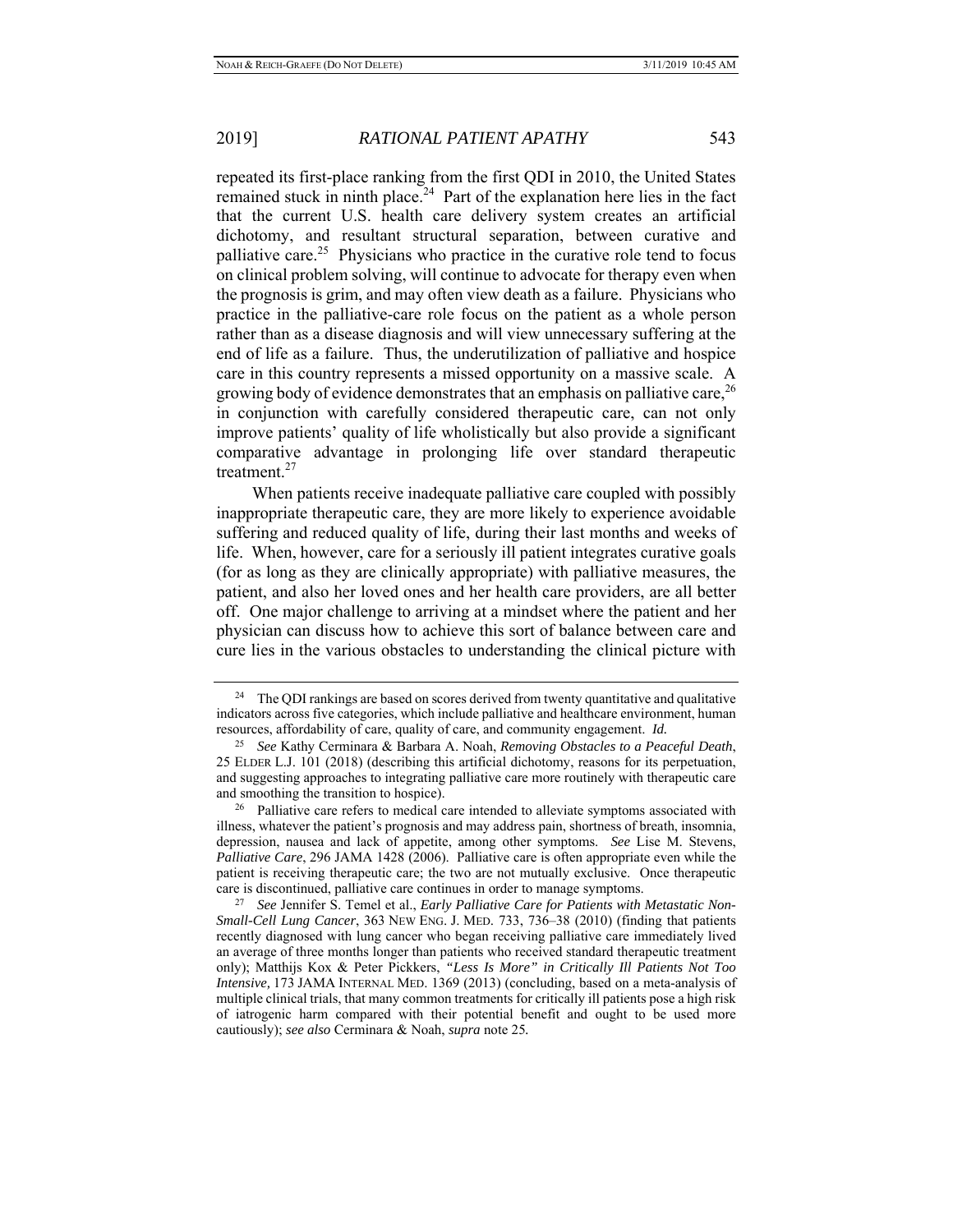repeated its first-place ranking from the first QDI in 2010, the United States remained stuck in ninth place.[24] Part of the explanation here lies in the fact that the current U.S. health care delivery system creates an artificial dichotomy, and resultant structural separation, between curative and palliative care.[25] Physicians who practice in the curative role tend to focus on clinical problem solving, will continue to advocate for therapy even when the prognosis is grim, and may often view death as a failure. Physicians who practice in the palliative-care role focus on the patient as a whole person rather than as a disease diagnosis and will view unnecessary suffering at the end of life as a failure. Thus, the underutilization of palliative and hospice care in this country represents a missed opportunity on a massive scale. A growing body of evidence demonstrates that an emphasis on palliative care,[26] in conjunction with carefully considered therapeutic care, can not only improve patients' quality of life wholistically but also provide a significant comparative advantage in prolonging life over standard therapeutic treatment.[27]

When patients receive inadequate palliative care coupled with possibly inappropriate therapeutic care, they are more likely to experience avoidable suffering and reduced quality of life, during their last months and weeks of life. When, however, care for a seriously ill patient integrates curative goals (for as long as they are clinically appropriate) with palliative measures, the patient, and also her loved ones and her health care providers, are all better off. One major challenge to arriving at a mindset where the patient and her physician can discuss how to achieve this sort of balance between care and cure lies in the various obstacles to understanding the clinical picture with

---

[24] The QDI rankings are based on scores derived from twenty quantitative and qualitative indicators across five categories, which include palliative and healthcare environment, human resources, affordability of care, quality of care, and community engagement. *Id.*

[25] *See* Kathy Cerminara & Barbara A. Noah, *Removing Obstacles to a Peaceful Death*, 25 ELDER L.J. 101 (2018) (describing this artificial dichotomy, reasons for its perpetuation, and suggesting approaches to integrating palliative care more routinely with therapeutic care and smoothing the transition to hospice).

[26] Palliative care refers to medical care intended to alleviate symptoms associated with illness, whatever the patient's prognosis and may address pain, shortness of breath, insomnia, depression, nausea and lack of appetite, among other symptoms. *See* Lise M. Stevens, *Palliative Care*, 296 JAMA 1428 (2006). Palliative care is often appropriate even while the patient is receiving therapeutic care; the two are not mutually exclusive. Once therapeutic care is discontinued, palliative care continues in order to manage symptoms.

[27] *See* Jennifer S. Temel et al., *Early Palliative Care for Patients with Metastatic Non-Small-Cell Lung Cancer*, 363 NEW ENG. J. MED. 733, 736–38 (2010) (finding that patients recently diagnosed with lung cancer who began receiving palliative care immediately lived an average of three months longer than patients who received standard therapeutic treatment only); Matthijs Kox & Peter Pickkers, *"Less Is More" in Critically Ill Patients Not Too Intensive,* 173 JAMA INTERNAL MED. 1369 (2013) (concluding, based on a meta-analysis of multiple clinical trials, that many common treatments for critically ill patients pose a high risk of iatrogenic harm compared with their potential benefit and ought to be used more cautiously); *see also* Cerminara & Noah, *supra* note 25.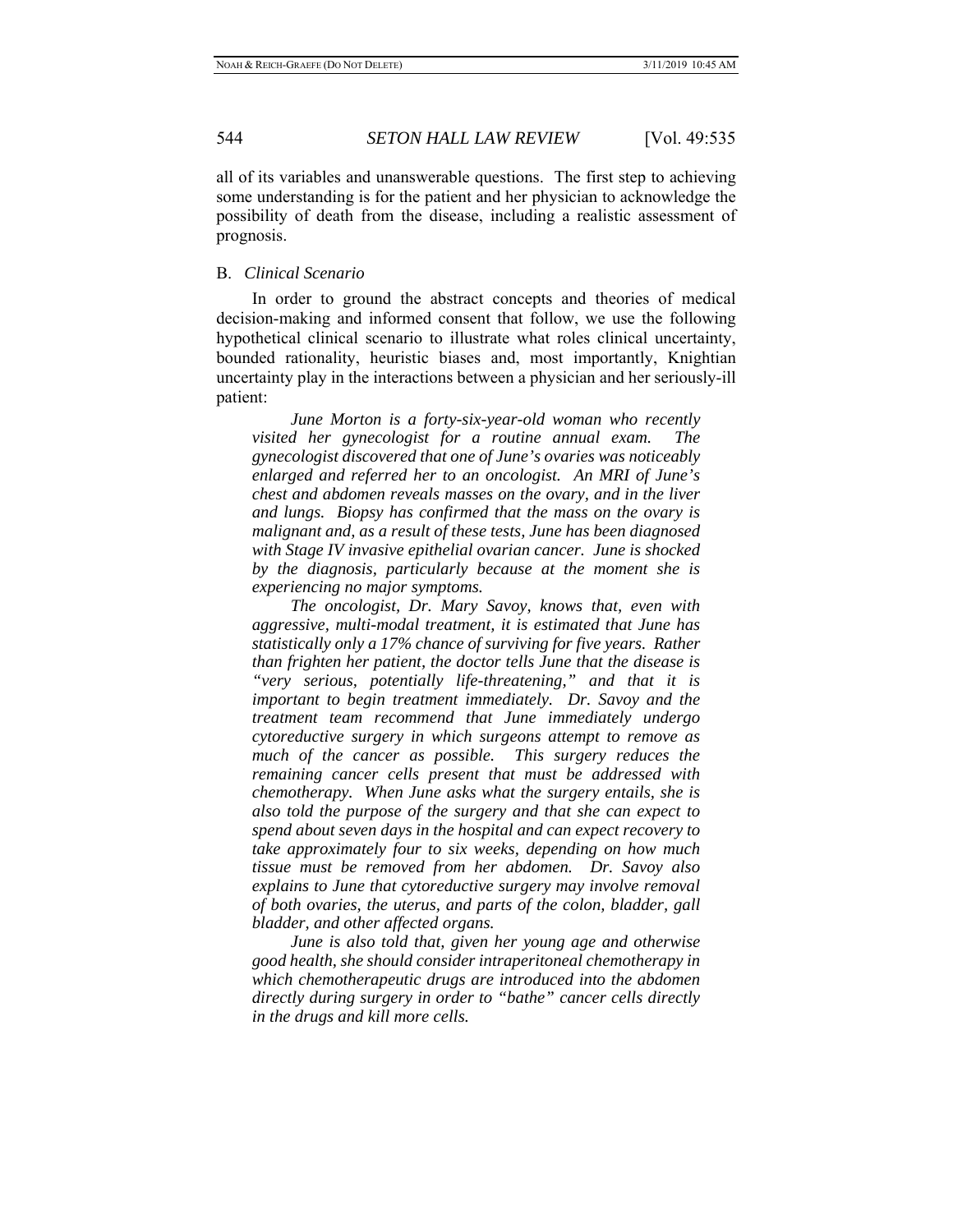all of its variables and unanswerable questions. The first step to achieving some understanding is for the patient and her physician to acknowledge the possibility of death from the disease, including a realistic assessment of prognosis.

### B. *Clinical Scenario*

In order to ground the abstract concepts and theories of medical decision-making and informed consent that follow, we use the following hypothetical clinical scenario to illustrate what roles clinical uncertainty, bounded rationality, heuristic biases and, most importantly, Knightian uncertainty play in the interactions between a physician and her seriously-ill patient:

> *June Morton is a forty-six-year-old woman who recently visited her gynecologist for a routine annual exam. The gynecologist discovered that one of June's ovaries was noticeably enlarged and referred her to an oncologist. An MRI of June's chest and abdomen reveals masses on the ovary, and in the liver and lungs. Biopsy has confirmed that the mass on the ovary is malignant and, as a result of these tests, June has been diagnosed with Stage IV invasive epithelial ovarian cancer. June is shocked by the diagnosis, particularly because at the moment she is experiencing no major symptoms.*
>
> *The oncologist, Dr. Mary Savoy, knows that, even with aggressive, multi-modal treatment, it is estimated that June has statistically only a 17% chance of surviving for five years. Rather than frighten her patient, the doctor tells June that the disease is "very serious, potentially life-threatening," and that it is important to begin treatment immediately. Dr. Savoy and the treatment team recommend that June immediately undergo cytoreductive surgery in which surgeons attempt to remove as much of the cancer as possible. This surgery reduces the remaining cancer cells present that must be addressed with chemotherapy. When June asks what the surgery entails, she is also told the purpose of the surgery and that she can expect to spend about seven days in the hospital and can expect recovery to take approximately four to six weeks, depending on how much tissue must be removed from her abdomen. Dr. Savoy also explains to June that cytoreductive surgery may involve removal of both ovaries, the uterus, and parts of the colon, bladder, gall bladder, and other affected organs.*
>
> *June is also told that, given her young age and otherwise good health, she should consider intraperitoneal chemotherapy in which chemotherapeutic drugs are introduced into the abdomen directly during surgery in order to "bathe" cancer cells directly in the drugs and kill more cells.*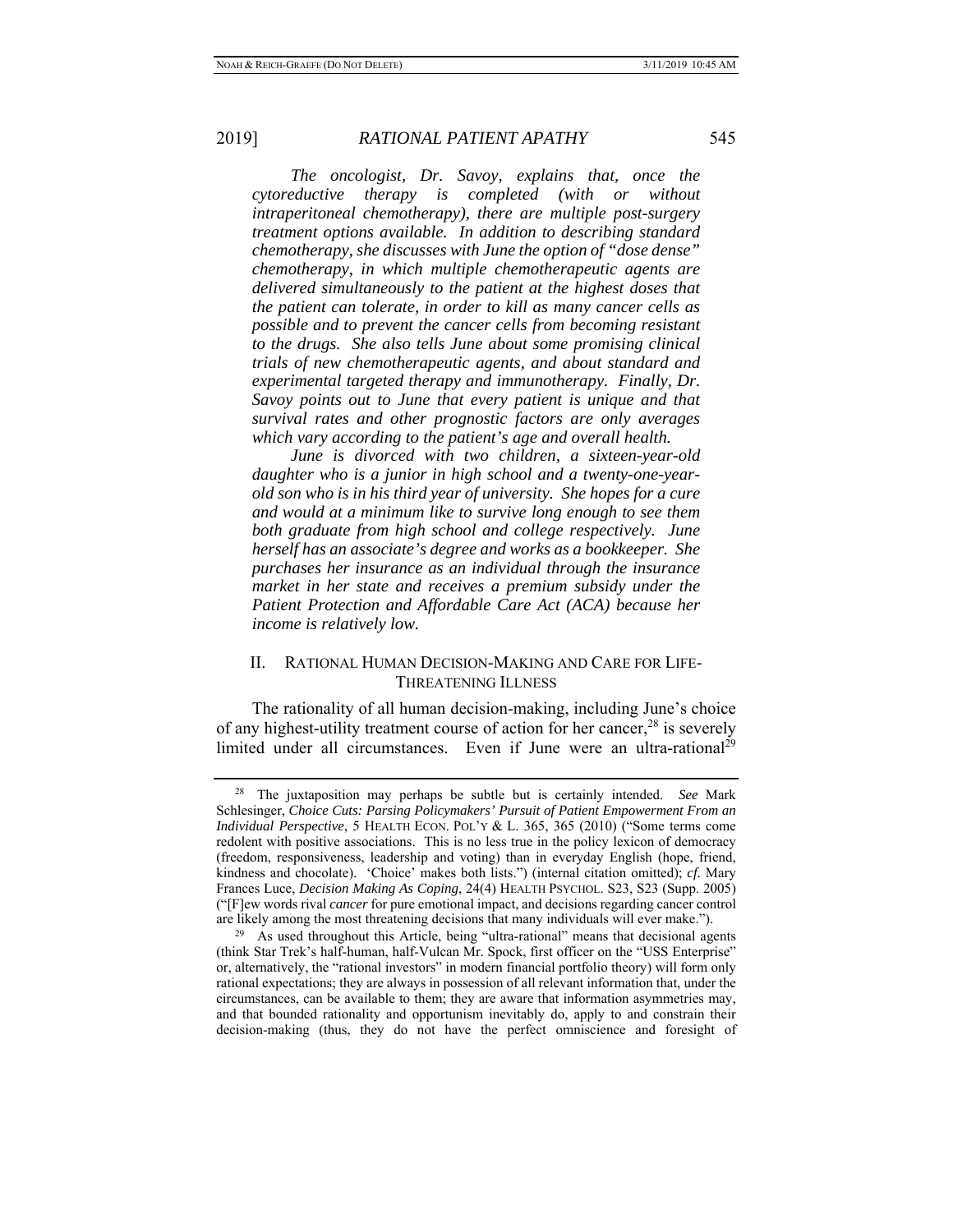*The oncologist, Dr. Savoy, explains that, once the cytoreductive therapy is completed (with or without intraperitoneal chemotherapy), there are multiple post-surgery treatment options available. In addition to describing standard chemotherapy, she discusses with June the option of "dose dense" chemotherapy, in which multiple chemotherapeutic agents are delivered simultaneously to the patient at the highest doses that the patient can tolerate, in order to kill as many cancer cells as possible and to prevent the cancer cells from becoming resistant to the drugs. She also tells June about some promising clinical trials of new chemotherapeutic agents, and about standard and experimental targeted therapy and immunotherapy. Finally, Dr. Savoy points out to June that every patient is unique and that survival rates and other prognostic factors are only averages which vary according to the patient's age and overall health.*

*June is divorced with two children, a sixteen-year-old daughter who is a junior in high school and a twenty-one-year-old son who is in his third year of university. She hopes for a cure and would at a minimum like to survive long enough to see them both graduate from high school and college respectively. June herself has an associate's degree and works as a bookkeeper. She purchases her insurance as an individual through the insurance market in her state and receives a premium subsidy under the Patient Protection and Affordable Care Act (ACA) because her income is relatively low.*

## II. Rational Human Decision-Making and Care for Life-Threatening Illness

The rationality of all human decision-making, including June's choice of any highest-utility treatment course of action for her cancer,[28] is severely limited under all circumstances. Even if June were an ultra-rational[29]

---

[28] The juxtaposition may perhaps be subtle but is certainly intended. *See* Mark Schlesinger, *Choice Cuts: Parsing Policymakers' Pursuit of Patient Empowerment From an Individual Perspective*, 5 Health Econ. Pol'y & L. 365, 365 (2010) ("Some terms come redolent with positive associations. This is no less true in the policy lexicon of democracy (freedom, responsiveness, leadership and voting) than in everyday English (hope, friend, kindness and chocolate). 'Choice' makes both lists.") (internal citation omitted); *cf.* Mary Frances Luce, *Decision Making As Coping*, 24(4) Health Psychol. S23, S23 (Supp. 2005) ("[F]ew words rival *cancer* for pure emotional impact, and decisions regarding cancer control are likely among the most threatening decisions that many individuals will ever make.").

[29] As used throughout this Article, being "ultra-rational" means that decisional agents (think Star Trek's half-human, half-Vulcan Mr. Spock, first officer on the "USS Enterprise" or, alternatively, the "rational investors" in modern financial portfolio theory) will form only rational expectations; they are always in possession of all relevant information that, under the circumstances, can be available to them; they are aware that information asymmetries may, and that bounded rationality and opportunism inevitably do, apply to and constrain their decision-making (thus, they do not have the perfect omniscience and foresight of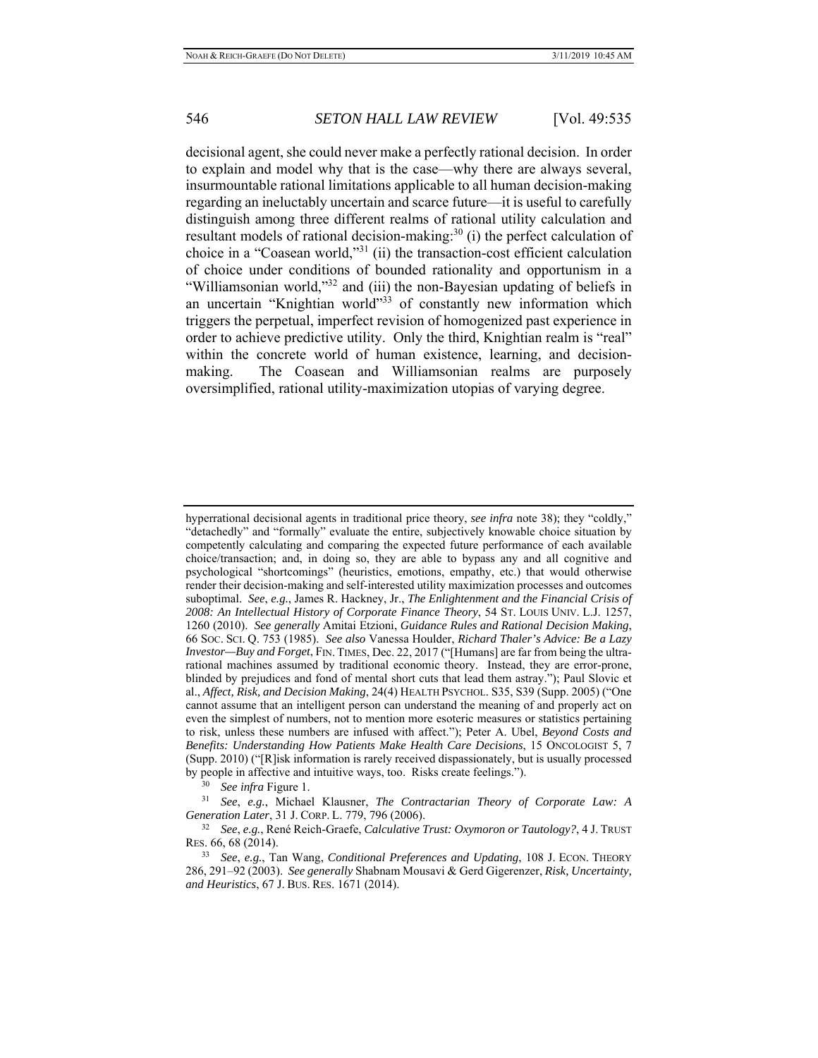decisional agent, she could never make a perfectly rational decision. In order to explain and model why that is the case—why there are always several, insurmountable rational limitations applicable to all human decision-making regarding an ineluctably uncertain and scarce future—it is useful to carefully distinguish among three different realms of rational utility calculation and resultant models of rational decision-making:[30] (i) the perfect calculation of choice in a "Coasean world,"[31] (ii) the transaction-cost efficient calculation of choice under conditions of bounded rationality and opportunism in a "Williamsonian world,"[32] and (iii) the non-Bayesian updating of beliefs in an uncertain "Knightian world"[33] of constantly new information which triggers the perpetual, imperfect revision of homogenized past experience in order to achieve predictive utility. Only the third, Knightian realm is "real" within the concrete world of human existence, learning, and decision-making. The Coasean and Williamsonian realms are purposely oversimplified, rational utility-maximization utopias of varying degree.

---

hyperrational decisional agents in traditional price theory, *see infra* note 38); they "coldly," "detachedly" and "formally" evaluate the entire, subjectively knowable choice situation by competently calculating and comparing the expected future performance of each available choice/transaction; and, in doing so, they are able to bypass any and all cognitive and psychological "shortcomings" (heuristics, emotions, empathy, etc.) that would otherwise render their decision-making and self-interested utility maximization processes and outcomes suboptimal. *See*, *e.g.*, James R. Hackney, Jr., *The Enlightenment and the Financial Crisis of 2008: An Intellectual History of Corporate Finance Theory*, 54 ST. LOUIS UNIV. L.J. 1257, 1260 (2010). *See generally* Amitai Etzioni, *Guidance Rules and Rational Decision Making*, 66 SOC. SCI. Q. 753 (1985). *See also* Vanessa Houlder, *Richard Thaler's Advice: Be a Lazy Investor—Buy and Forget*, FIN. TIMES, Dec. 22, 2017 ("[Humans] are far from being the ultra-rational machines assumed by traditional economic theory. Instead, they are error-prone, blinded by prejudices and fond of mental short cuts that lead them astray."); Paul Slovic et al., *Affect, Risk, and Decision Making*, 24(4) HEALTH PSYCHOL. S35, S39 (Supp. 2005) ("One cannot assume that an intelligent person can understand the meaning of and properly act on even the simplest of numbers, not to mention more esoteric measures or statistics pertaining to risk, unless these numbers are infused with affect."); Peter A. Ubel, *Beyond Costs and Benefits: Understanding How Patients Make Health Care Decisions*, 15 ONCOLOGIST 5, 7 (Supp. 2010) ("[R]isk information is rarely received dispassionately, but is usually processed by people in affective and intuitive ways, too. Risks create feelings.").

[30] *See infra* Figure 1.

[31] *See*, *e.g.*, Michael Klausner, *The Contractarian Theory of Corporate Law: A Generation Later*, 31 J. CORP. L. 779, 796 (2006).

[32] *See*, *e.g.*, René Reich-Graefe, *Calculative Trust: Oxymoron or Tautology?*, 4 J. TRUST RES. 66, 68 (2014).

[33] *See*, *e.g.*, Tan Wang, *Conditional Preferences and Updating*, 108 J. ECON. THEORY 286, 291–92 (2003). *See generally* Shabnam Mousavi & Gerd Gigerenzer, *Risk, Uncertainty, and Heuristics*, 67 J. BUS. RES. 1671 (2014).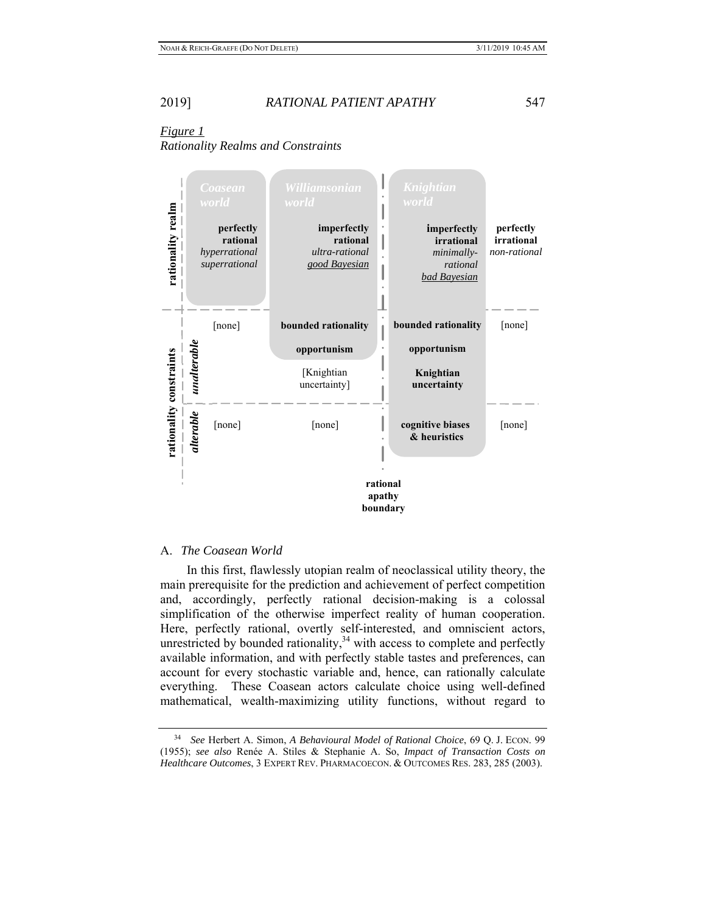*Figure 1*
*Rationality Realms and Constraints*

| | | Coasean world | Williamsonian world | Knightian world | |
|---|---|---|---|---|---|
| rationality realm | | **perfectly rational** *hyperrational* *superrational* | **imperfectly rational** *ultra-rational* *good Bayesian* | **imperfectly irrational** *minimally-rational* *bad Bayesian* | **perfectly irrational** *non-rational* |
| rationality constraints | *unalterable* | [none] | **bounded rationality** | **bounded rationality** | [none] |
| | | | **opportunism** | **opportunism** | |
| | | | [Knightian uncertainty] | **Knightian uncertainty** | |
| | *alterable* | [none] | [none] | **cognitive biases & heuristics** | [none] |

**rational apathy boundary** (between the Williamsonian world and the Knightian world)

## A. *The Coasean World*

In this first, flawlessly utopian realm of neoclassical utility theory, the main prerequisite for the prediction and achievement of perfect competition and, accordingly, perfectly rational decision-making is a colossal simplification of the otherwise imperfect reality of human cooperation. Here, perfectly rational, overtly self-interested, and omniscient actors, unrestricted by bounded rationality,[34] with access to complete and perfectly available information, and with perfectly stable tastes and preferences, can account for every stochastic variable and, hence, can rationally calculate everything. These Coasean actors calculate choice using well-defined mathematical, wealth-maximizing utility functions, without regard to

[34] *See* Herbert A. Simon, *A Behavioural Model of Rational Choice*, 69 Q. J. ECON. 99 (1955); *see also* Renée A. Stiles & Stephanie A. So, *Impact of Transaction Costs on Healthcare Outcomes*, 3 EXPERT REV. PHARMACOECON. & OUTCOMES RES. 283, 285 (2003).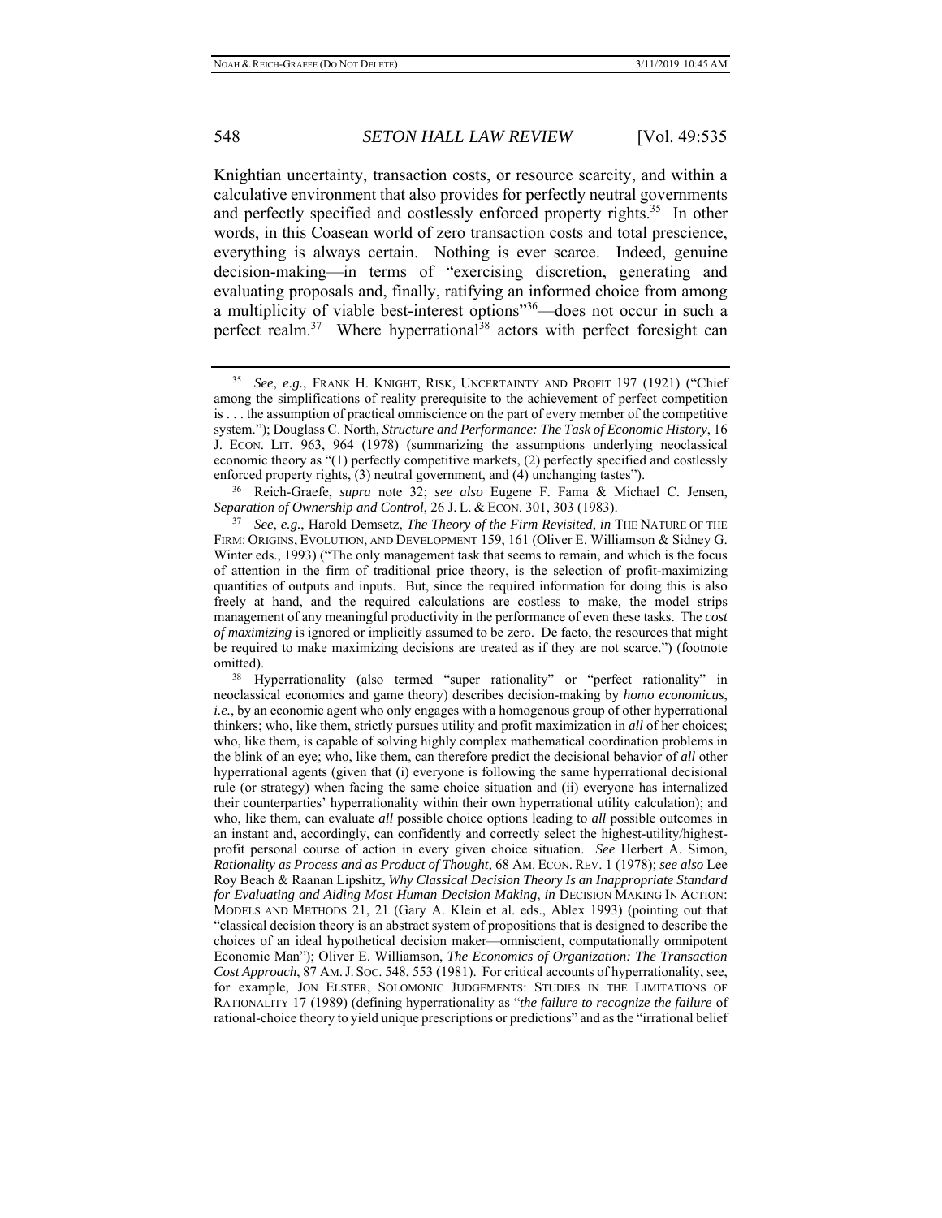Knightian uncertainty, transaction costs, or resource scarcity, and within a calculative environment that also provides for perfectly neutral governments and perfectly specified and costlessly enforced property rights.[35] In other words, in this Coasean world of zero transaction costs and total prescience, everything is always certain. Nothing is ever scarce. Indeed, genuine decision-making—in terms of "exercising discretion, generating and evaluating proposals and, finally, ratifying an informed choice from among a multiplicity of viable best-interest options"[36]—does not occur in such a perfect realm.[37] Where hyperrational[38] actors with perfect foresight can

---

[35] *See*, *e.g.*, FRANK H. KNIGHT, RISK, UNCERTAINTY AND PROFIT 197 (1921) ("Chief among the simplifications of reality prerequisite to the achievement of perfect competition is . . . the assumption of practical omniscience on the part of every member of the competitive system."); Douglass C. North, *Structure and Performance: The Task of Economic History*, 16 J. ECON. LIT. 963, 964 (1978) (summarizing the assumptions underlying neoclassical economic theory as "(1) perfectly competitive markets, (2) perfectly specified and costlessly enforced property rights, (3) neutral government, and (4) unchanging tastes").

[36] Reich-Graefe, *supra* note 32; *see also* Eugene F. Fama & Michael C. Jensen, *Separation of Ownership and Control*, 26 J. L. & ECON. 301, 303 (1983).

[37] *See*, *e.g.*, Harold Demsetz, *The Theory of the Firm Revisited*, *in* THE NATURE OF THE FIRM: ORIGINS, EVOLUTION, AND DEVELOPMENT 159, 161 (Oliver E. Williamson & Sidney G. Winter eds., 1993) ("The only management task that seems to remain, and which is the focus of attention in the firm of traditional price theory, is the selection of profit-maximizing quantities of outputs and inputs. But, since the required information for doing this is also freely at hand, and the required calculations are costless to make, the model strips management of any meaningful productivity in the performance of even these tasks. The *cost of maximizing* is ignored or implicitly assumed to be zero. De facto, the resources that might be required to make maximizing decisions are treated as if they are not scarce.") (footnote omitted).

[38] Hyperrationality (also termed "super rationality" or "perfect rationality" in neoclassical economics and game theory) describes decision-making by *homo economicus*, *i.e.*, by an economic agent who only engages with a homogenous group of other hyperrational thinkers; who, like them, strictly pursues utility and profit maximization in *all* of her choices; who, like them, is capable of solving highly complex mathematical coordination problems in the blink of an eye; who, like them, can therefore predict the decisional behavior of *all* other hyperrational agents (given that (i) everyone is following the same hyperrational decisional rule (or strategy) when facing the same choice situation and (ii) everyone has internalized their counterparties' hyperrationality within their own hyperrational utility calculation); and who, like them, can evaluate *all* possible choice options leading to *all* possible outcomes in an instant and, accordingly, can confidently and correctly select the highest-utility/highest-profit personal course of action in every given choice situation. *See* Herbert A. Simon, *Rationality as Process and as Product of Thought*, 68 AM. ECON. REV. 1 (1978); *see also* Lee Roy Beach & Raanan Lipshitz, *Why Classical Decision Theory Is an Inappropriate Standard for Evaluating and Aiding Most Human Decision Making*, *in* DECISION MAKING IN ACTION: MODELS AND METHODS 21, 21 (Gary A. Klein et al. eds., Ablex 1993) (pointing out that "classical decision theory is an abstract system of propositions that is designed to describe the choices of an ideal hypothetical decision maker—omniscient, computationally omnipotent Economic Man"); Oliver E. Williamson, *The Economics of Organization: The Transaction Cost Approach*, 87 AM. J. SOC. 548, 553 (1981). For critical accounts of hyperrationality, see, for example, JON ELSTER, SOLOMONIC JUDGEMENTS: STUDIES IN THE LIMITATIONS OF RATIONALITY 17 (1989) (defining hyperrationality as "*the failure to recognize the failure* of rational-choice theory to yield unique prescriptions or predictions" and as the "irrational belief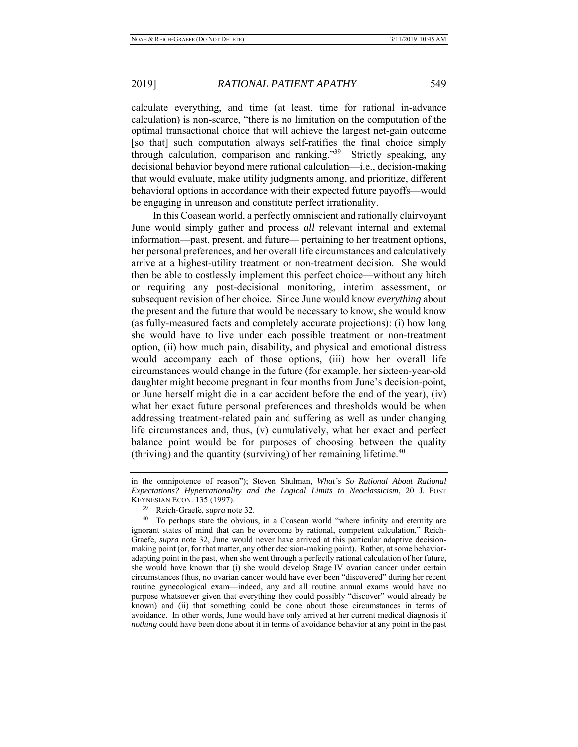calculate everything, and time (at least, time for rational in-advance calculation) is non-scarce, "there is no limitation on the computation of the optimal transactional choice that will achieve the largest net-gain outcome [so that] such computation always self-ratifies the final choice simply through calculation, comparison and ranking."[39] Strictly speaking, any decisional behavior beyond mere rational calculation—i.e., decision-making that would evaluate, make utility judgments among, and prioritize, different behavioral options in accordance with their expected future payoffs—would be engaging in unreason and constitute perfect irrationality.

In this Coasean world, a perfectly omniscient and rationally clairvoyant June would simply gather and process *all* relevant internal and external information—past, present, and future— pertaining to her treatment options, her personal preferences, and her overall life circumstances and calculatively arrive at a highest-utility treatment or non-treatment decision. She would then be able to costlessly implement this perfect choice—without any hitch or requiring any post-decisional monitoring, interim assessment, or subsequent revision of her choice. Since June would know *everything* about the present and the future that would be necessary to know, she would know (as fully-measured facts and completely accurate projections): (i) how long she would have to live under each possible treatment or non-treatment option, (ii) how much pain, disability, and physical and emotional distress would accompany each of those options, (iii) how her overall life circumstances would change in the future (for example, her sixteen-year-old daughter might become pregnant in four months from June's decision-point, or June herself might die in a car accident before the end of the year), (iv) what her exact future personal preferences and thresholds would be when addressing treatment-related pain and suffering as well as under changing life circumstances and, thus, (v) cumulatively, what her exact and perfect balance point would be for purposes of choosing between the quality (thriving) and the quantity (surviving) of her remaining lifetime.[40]

---

in the omnipotence of reason"); Steven Shulman, *What's So Rational About Rational Expectations? Hyperrationality and the Logical Limits to Neoclassicism*, 20 J. POST KEYNESIAN ECON. 135 (1997).

[39] Reich-Graefe, *supra* note 32.

[40] To perhaps state the obvious, in a Coasean world "where infinity and eternity are ignorant states of mind that can be overcome by rational, competent calculation," Reich-Graefe, *supra* note 32, June would never have arrived at this particular adaptive decision-making point (or, for that matter, any other decision-making point). Rather, at some behavior-adapting point in the past, when she went through a perfectly rational calculation of her future, she would have known that (i) she would develop Stage IV ovarian cancer under certain circumstances (thus, no ovarian cancer would have ever been "discovered" during her recent routine gynecological exam—indeed, any and all routine annual exams would have no purpose whatsoever given that everything they could possibly "discover" would already be known) and (ii) that something could be done about those circumstances in terms of avoidance. In other words, June would have only arrived at her current medical diagnosis if *nothing* could have been done about it in terms of avoidance behavior at any point in the past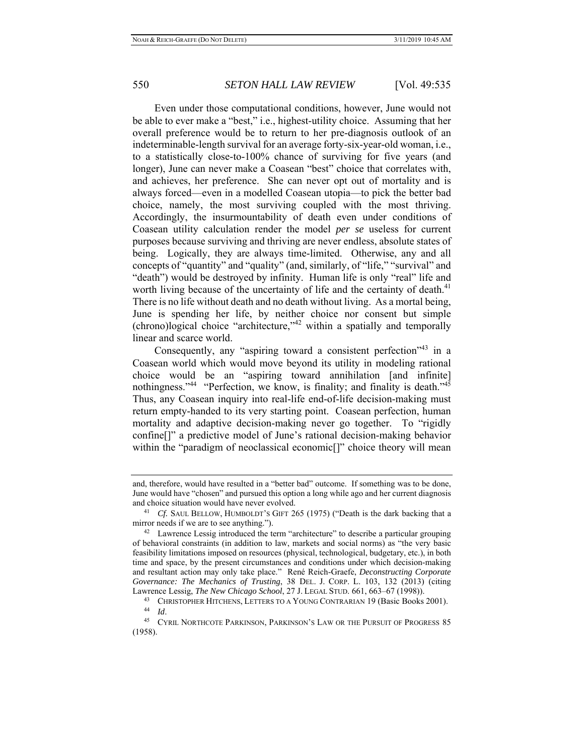Even under those computational conditions, however, June would not be able to ever make a "best," i.e., highest-utility choice. Assuming that her overall preference would be to return to her pre-diagnosis outlook of an indeterminable-length survival for an average forty-six-year-old woman, i.e., to a statistically close-to-100% chance of surviving for five years (and longer), June can never make a Coasean "best" choice that correlates with, and achieves, her preference. She can never opt out of mortality and is always forced—even in a modelled Coasean utopia—to pick the better bad choice, namely, the most surviving coupled with the most thriving. Accordingly, the insurmountability of death even under conditions of Coasean utility calculation render the model *per se* useless for current purposes because surviving and thriving are never endless, absolute states of being. Logically, they are always time-limited. Otherwise, any and all concepts of "quantity" and "quality" (and, similarly, of "life," "survival" and "death") would be destroyed by infinity. Human life is only "real" life and worth living because of the uncertainty of life and the certainty of death.[41] There is no life without death and no death without living. As a mortal being, June is spending her life, by neither choice nor consent but simple (chrono)logical choice "architecture,"[42] within a spatially and temporally linear and scarce world.

Consequently, any "aspiring toward a consistent perfection"[43] in a Coasean world which would move beyond its utility in modeling rational choice would be an "aspiring toward annihilation [and infinite] nothingness."[44] "Perfection, we know, is finality; and finality is death."[45] Thus, any Coasean inquiry into real-life end-of-life decision-making must return empty-handed to its very starting point. Coasean perfection, human mortality and adaptive decision-making never go together. To "rigidly confine[]" a predictive model of June's rational decision-making behavior within the "paradigm of neoclassical economic[]" choice theory will mean

---

and, therefore, would have resulted in a "better bad" outcome. If something was to be done, June would have "chosen" and pursued this option a long while ago and her current diagnosis and choice situation would have never evolved.

[41] *Cf.* SAUL BELLOW, HUMBOLDT'S GIFT 265 (1975) ("Death is the dark backing that a mirror needs if we are to see anything.").

[42] Lawrence Lessig introduced the term "architecture" to describe a particular grouping of behavioral constraints (in addition to law, markets and social norms) as "the very basic feasibility limitations imposed on resources (physical, technological, budgetary, etc.), in both time and space, by the present circumstances and conditions under which decision-making and resultant action may only take place." René Reich-Graefe, *Deconstructing Corporate Governance: The Mechanics of Trusting*, 38 DEL. J. CORP. L. 103, 132 (2013) (citing Lawrence Lessig, *The New Chicago School*, 27 J. LEGAL STUD. 661, 663–67 (1998)).

[43] CHRISTOPHER HITCHENS, LETTERS TO A YOUNG CONTRARIAN 19 (Basic Books 2001).

[44] *Id*.

[45] CYRIL NORTHCOTE PARKINSON, PARKINSON'S LAW OR THE PURSUIT OF PROGRESS 85 (1958).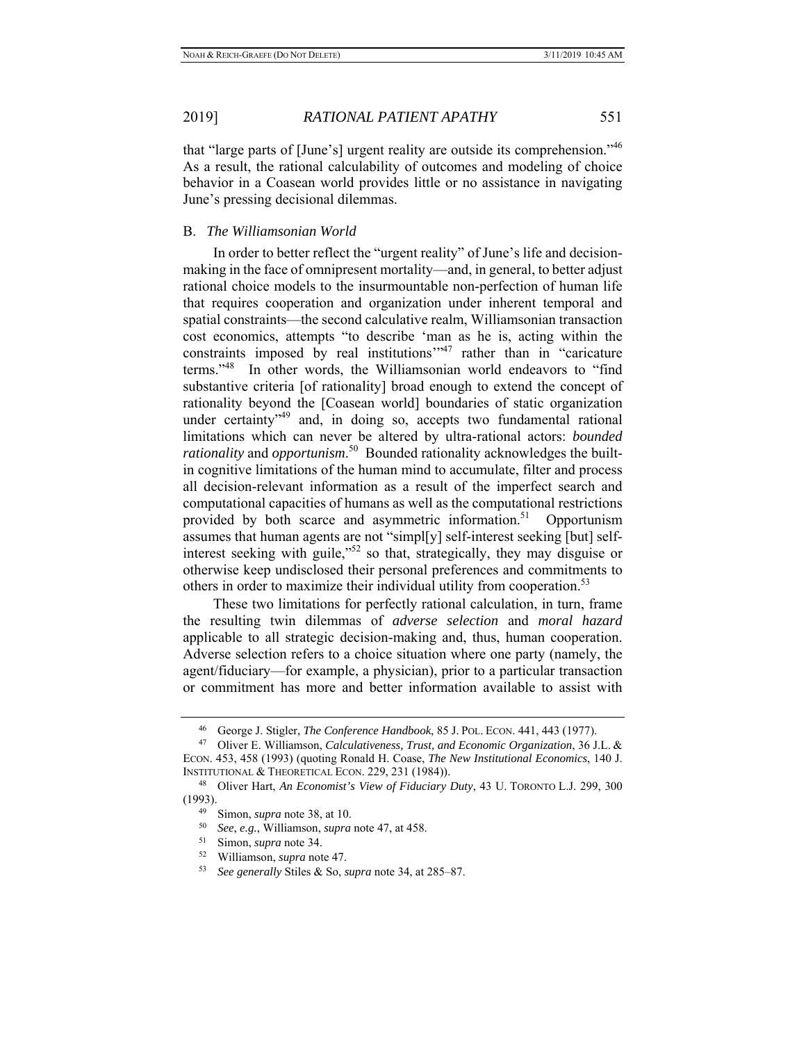that "large parts of [June's] urgent reality are outside its comprehension."[46] As a result, the rational calculability of outcomes and modeling of choice behavior in a Coasean world provides little or no assistance in navigating June's pressing decisional dilemmas.

### B. *The Williamsonian World*

In order to better reflect the "urgent reality" of June's life and decision-making in the face of omnipresent mortality—and, in general, to better adjust rational choice models to the insurmountable non-perfection of human life that requires cooperation and organization under inherent temporal and spatial constraints—the second calculative realm, Williamsonian transaction cost economics, attempts "to describe 'man as he is, acting within the constraints imposed by real institutions'"[47] rather than in "caricature terms."[48] In other words, the Williamsonian world endeavors to "find substantive criteria [of rationality] broad enough to extend the concept of rationality beyond the [Coasean world] boundaries of static organization under certainty"[49] and, in doing so, accepts two fundamental rational limitations which can never be altered by ultra-rational actors: *bounded rationality* and *opportunism*.[50] Bounded rationality acknowledges the built-in cognitive limitations of the human mind to accumulate, filter and process all decision-relevant information as a result of the imperfect search and computational capacities of humans as well as the computational restrictions provided by both scarce and asymmetric information.[51] Opportunism assumes that human agents are not "simpl[y] self-interest seeking [but] self-interest seeking with guile,"[52] so that, strategically, they may disguise or otherwise keep undisclosed their personal preferences and commitments to others in order to maximize their individual utility from cooperation.[53]

These two limitations for perfectly rational calculation, in turn, frame the resulting twin dilemmas of *adverse selection* and *moral hazard* applicable to all strategic decision-making and, thus, human cooperation. Adverse selection refers to a choice situation where one party (namely, the agent/fiduciary—for example, a physician), prior to a particular transaction or commitment has more and better information available to assist with

---

[46] George J. Stigler, *The Conference Handbook*, 85 J. POL. ECON. 441, 443 (1977).

[47] Oliver E. Williamson, *Calculativeness, Trust, and Economic Organization*, 36 J.L. & ECON. 453, 458 (1993) (quoting Ronald H. Coase, *The New Institutional Economics*, 140 J. INSTITUTIONAL & THEORETICAL ECON. 229, 231 (1984)).

[48] Oliver Hart, *An Economist's View of Fiduciary Duty*, 43 U. TORONTO L.J. 299, 300 (1993).

[49] Simon, *supra* note 38, at 10.

[50] *See*, *e.g.*, Williamson, *supra* note 47, at 458.

[51] Simon, *supra* note 34.

[52] Williamson, *supra* note 47.

[53] *See generally* Stiles & So, *supra* note 34, at 285–87.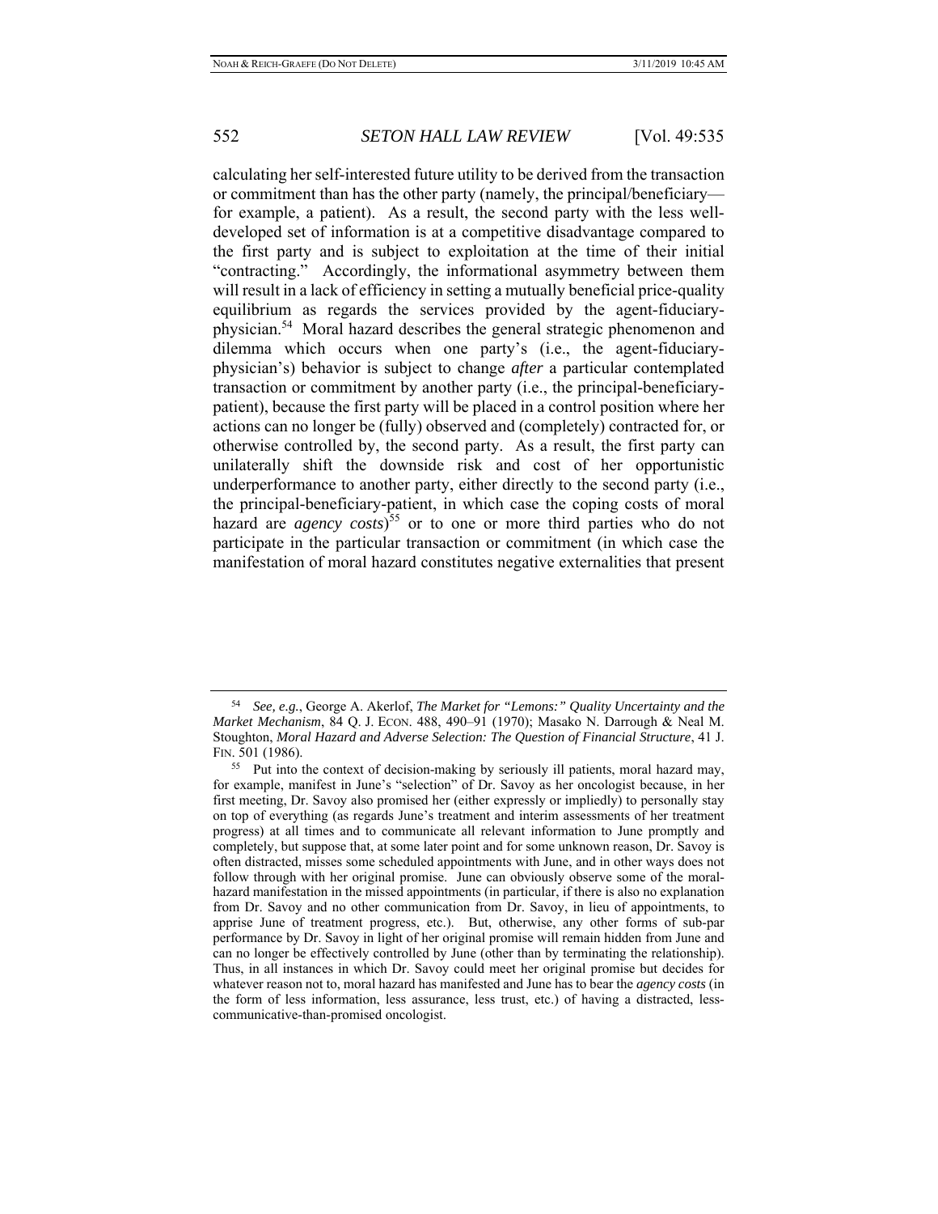calculating her self-interested future utility to be derived from the transaction or commitment than has the other party (namely, the principal/beneficiary—for example, a patient). As a result, the second party with the less well-developed set of information is at a competitive disadvantage compared to the first party and is subject to exploitation at the time of their initial "contracting." Accordingly, the informational asymmetry between them will result in a lack of efficiency in setting a mutually beneficial price-quality equilibrium as regards the services provided by the agent-fiduciary-physician.[54] Moral hazard describes the general strategic phenomenon and dilemma which occurs when one party's (i.e., the agent-fiduciary-physician's) behavior is subject to change *after* a particular contemplated transaction or commitment by another party (i.e., the principal-beneficiary-patient), because the first party will be placed in a control position where her actions can no longer be (fully) observed and (completely) contracted for, or otherwise controlled by, the second party. As a result, the first party can unilaterally shift the downside risk and cost of her opportunistic underperformance to another party, either directly to the second party (i.e., the principal-beneficiary-patient, in which case the coping costs of moral hazard are *agency costs*)[55] or to one or more third parties who do not participate in the particular transaction or commitment (in which case the manifestation of moral hazard constitutes negative externalities that present

---

[54] *See, e.g.*, George A. Akerlof, *The Market for "Lemons:" Quality Uncertainty and the Market Mechanism*, 84 Q. J. ECON. 488, 490–91 (1970); Masako N. Darrough & Neal M. Stoughton, *Moral Hazard and Adverse Selection: The Question of Financial Structure*, 41 J. FIN. 501 (1986).

[55] Put into the context of decision-making by seriously ill patients, moral hazard may, for example, manifest in June's "selection" of Dr. Savoy as her oncologist because, in her first meeting, Dr. Savoy also promised her (either expressly or impliedly) to personally stay on top of everything (as regards June's treatment and interim assessments of her treatment progress) at all times and to communicate all relevant information to June promptly and completely, but suppose that, at some later point and for some unknown reason, Dr. Savoy is often distracted, misses some scheduled appointments with June, and in other ways does not follow through with her original promise. June can obviously observe some of the moral-hazard manifestation in the missed appointments (in particular, if there is also no explanation from Dr. Savoy and no other communication from Dr. Savoy, in lieu of appointments, to apprise June of treatment progress, etc.). But, otherwise, any other forms of sub-par performance by Dr. Savoy in light of her original promise will remain hidden from June and can no longer be effectively controlled by June (other than by terminating the relationship). Thus, in all instances in which Dr. Savoy could meet her original promise but decides for whatever reason not to, moral hazard has manifested and June has to bear the *agency costs* (in the form of less information, less assurance, less trust, etc.) of having a distracted, less-communicative-than-promised oncologist.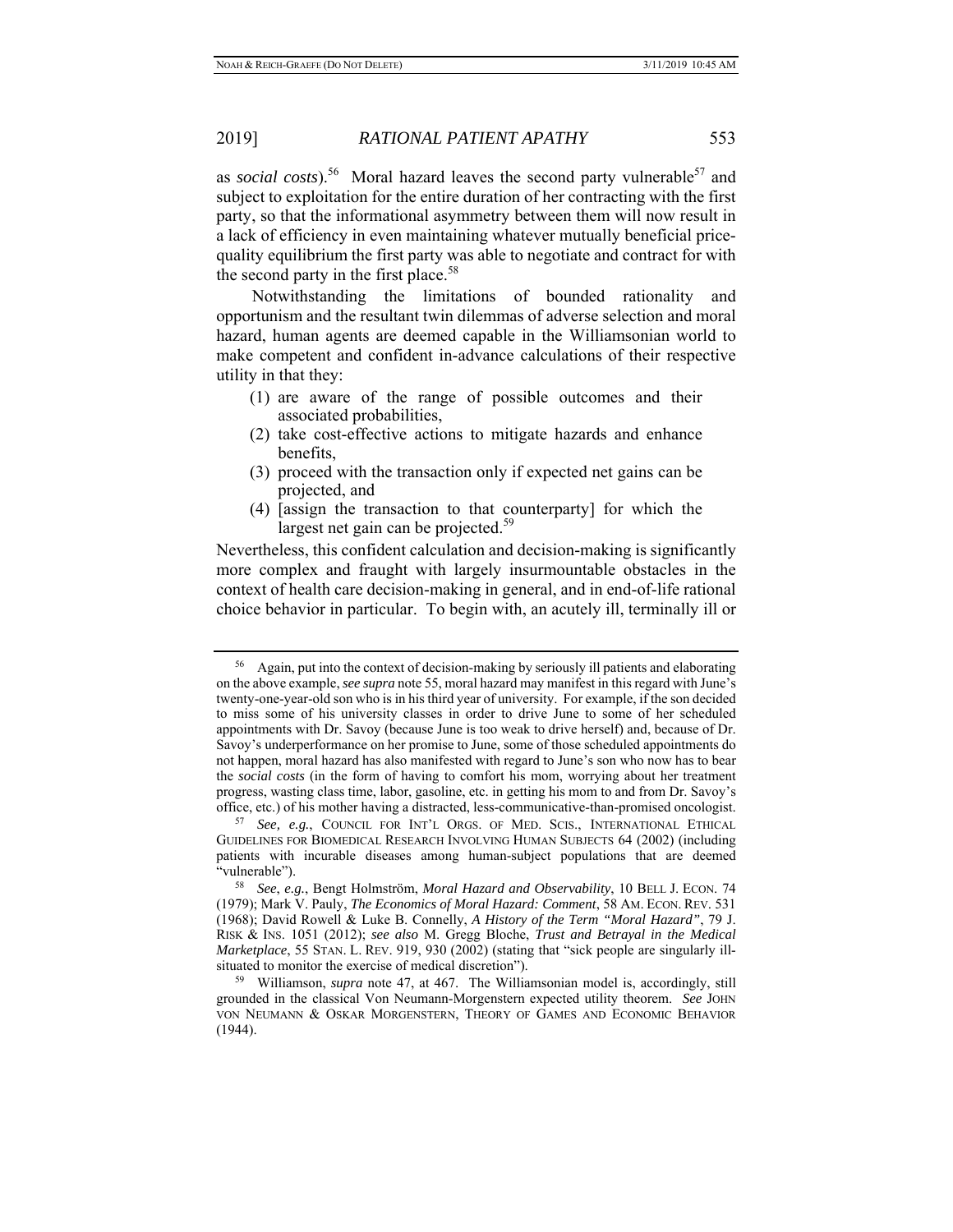as *social costs*).[56] Moral hazard leaves the second party vulnerable[57] and subject to exploitation for the entire duration of her contracting with the first party, so that the informational asymmetry between them will now result in a lack of efficiency in even maintaining whatever mutually beneficial price-quality equilibrium the first party was able to negotiate and contract for with the second party in the first place.[58]

Notwithstanding the limitations of bounded rationality and opportunism and the resultant twin dilemmas of adverse selection and moral hazard, human agents are deemed capable in the Williamsonian world to make competent and confident in-advance calculations of their respective utility in that they:

(1) are aware of the range of possible outcomes and their associated probabilities,
(2) take cost-effective actions to mitigate hazards and enhance benefits,
(3) proceed with the transaction only if expected net gains can be projected, and
(4) [assign the transaction to that counterparty] for which the largest net gain can be projected.[59]

Nevertheless, this confident calculation and decision-making is significantly more complex and fraught with largely insurmountable obstacles in the context of health care decision-making in general, and in end-of-life rational choice behavior in particular. To begin with, an acutely ill, terminally ill or

---

[56] Again, put into the context of decision-making by seriously ill patients and elaborating on the above example, *see supra* note 55, moral hazard may manifest in this regard with June's twenty-one-year-old son who is in his third year of university. For example, if the son decided to miss some of his university classes in order to drive June to some of her scheduled appointments with Dr. Savoy (because June is too weak to drive herself) and, because of Dr. Savoy's underperformance on her promise to June, some of those scheduled appointments do not happen, moral hazard has also manifested with regard to June's son who now has to bear the *social costs* (in the form of having to comfort his mom, worrying about her treatment progress, wasting class time, labor, gasoline, etc. in getting his mom to and from Dr. Savoy's office, etc.) of his mother having a distracted, less-communicative-than-promised oncologist.

[57] *See, e.g.*, COUNCIL FOR INT'L ORGS. OF MED. SCIS., INTERNATIONAL ETHICAL GUIDELINES FOR BIOMEDICAL RESEARCH INVOLVING HUMAN SUBJECTS 64 (2002) (including patients with incurable diseases among human-subject populations that are deemed "vulnerable").

[58] *See, e.g.*, Bengt Holmström, *Moral Hazard and Observability*, 10 BELL J. ECON. 74 (1979); Mark V. Pauly, *The Economics of Moral Hazard: Comment*, 58 AM. ECON. REV. 531 (1968); David Rowell & Luke B. Connelly, *A History of the Term "Moral Hazard"*, 79 J. RISK & INS. 1051 (2012); *see also* M. Gregg Bloche, *Trust and Betrayal in the Medical Marketplace*, 55 STAN. L. REV. 919, 930 (2002) (stating that "sick people are singularly ill-situated to monitor the exercise of medical discretion").

[59] Williamson, *supra* note 47, at 467. The Williamsonian model is, accordingly, still grounded in the classical Von Neumann-Morgenstern expected utility theorem. *See* JOHN VON NEUMANN & OSKAR MORGENSTERN, THEORY OF GAMES AND ECONOMIC BEHAVIOR (1944).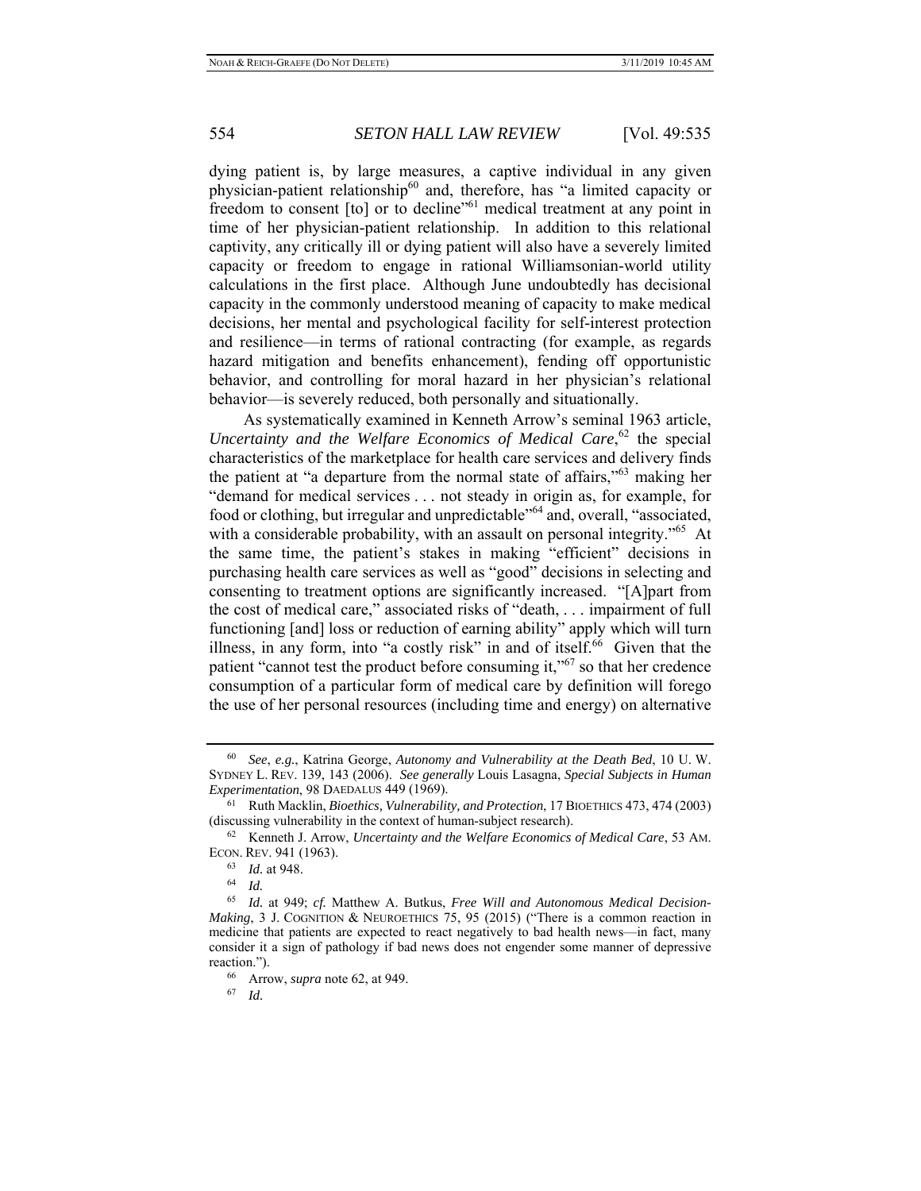dying patient is, by large measures, a captive individual in any given physician-patient relationship[60] and, therefore, has "a limited capacity or freedom to consent [to] or to decline"[61] medical treatment at any point in time of her physician-patient relationship. In addition to this relational captivity, any critically ill or dying patient will also have a severely limited capacity or freedom to engage in rational Williamsonian-world utility calculations in the first place. Although June undoubtedly has decisional capacity in the commonly understood meaning of capacity to make medical decisions, her mental and psychological facility for self-interest protection and resilience—in terms of rational contracting (for example, as regards hazard mitigation and benefits enhancement), fending off opportunistic behavior, and controlling for moral hazard in her physician's relational behavior—is severely reduced, both personally and situationally.

As systematically examined in Kenneth Arrow's seminal 1963 article, *Uncertainty and the Welfare Economics of Medical Care*,[62] the special characteristics of the marketplace for health care services and delivery finds the patient at "a departure from the normal state of affairs,"[63] making her "demand for medical services . . . not steady in origin as, for example, for food or clothing, but irregular and unpredictable"[64] and, overall, "associated, with a considerable probability, with an assault on personal integrity."[65] At the same time, the patient's stakes in making "efficient" decisions in purchasing health care services as well as "good" decisions in selecting and consenting to treatment options are significantly increased. "[A]part from the cost of medical care," associated risks of "death, . . . impairment of full functioning [and] loss or reduction of earning ability" apply which will turn illness, in any form, into "a costly risk" in and of itself.[66] Given that the patient "cannot test the product before consuming it,"[67] so that her credence consumption of a particular form of medical care by definition will forego the use of her personal resources (including time and energy) on alternative

---

[60] *See*, *e.g.*, Katrina George, *Autonomy and Vulnerability at the Death Bed*, 10 U. W. SYDNEY L. REV. 139, 143 (2006). *See generally* Louis Lasagna, *Special Subjects in Human Experimentation*, 98 DAEDALUS 449 (1969).

[61] Ruth Macklin, *Bioethics, Vulnerability, and Protection*, 17 BIOETHICS 473, 474 (2003) (discussing vulnerability in the context of human-subject research).

[62] Kenneth J. Arrow, *Uncertainty and the Welfare Economics of Medical Care*, 53 AM. ECON. REV. 941 (1963).

[63] *Id.* at 948.

[64] *Id.*

[65] *Id.* at 949; *cf.* Matthew A. Butkus, *Free Will and Autonomous Medical Decision-Making*, 3 J. COGNITION & NEUROETHICS 75, 95 (2015) ("There is a common reaction in medicine that patients are expected to react negatively to bad health news—in fact, many consider it a sign of pathology if bad news does not engender some manner of depressive reaction.").

[66] Arrow, *supra* note 62, at 949.

[67] *Id.*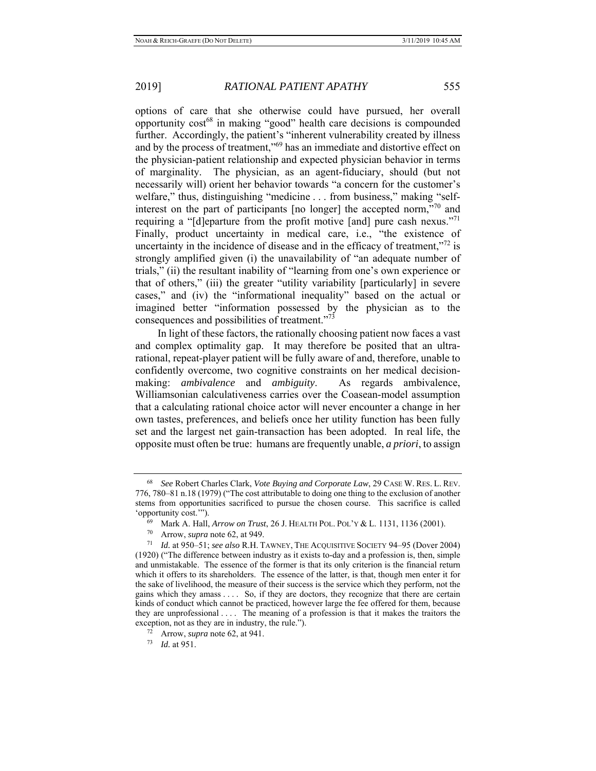options of care that she otherwise could have pursued, her overall opportunity cost[68] in making "good" health care decisions is compounded further. Accordingly, the patient's "inherent vulnerability created by illness and by the process of treatment,"[69] has an immediate and distortive effect on the physician-patient relationship and expected physician behavior in terms of marginality. The physician, as an agent-fiduciary, should (but not necessarily will) orient her behavior towards "a concern for the customer's welfare," thus, distinguishing "medicine . . . from business," making "self-interest on the part of participants [no longer] the accepted norm,"[70] and requiring a "[d]eparture from the profit motive [and] pure cash nexus."[71] Finally, product uncertainty in medical care, i.e., "the existence of uncertainty in the incidence of disease and in the efficacy of treatment,"[72] is strongly amplified given (i) the unavailability of "an adequate number of trials," (ii) the resultant inability of "learning from one's own experience or that of others," (iii) the greater "utility variability [particularly] in severe cases," and (iv) the "informational inequality" based on the actual or imagined better "information possessed by the physician as to the consequences and possibilities of treatment."[73]

In light of these factors, the rationally choosing patient now faces a vast and complex optimality gap. It may therefore be posited that an ultra-rational, repeat-player patient will be fully aware of and, therefore, unable to confidently overcome, two cognitive constraints on her medical decision-making: *ambivalence* and *ambiguity*. As regards ambivalence, Williamsonian calculativeness carries over the Coasean-model assumption that a calculating rational choice actor will never encounter a change in her own tastes, preferences, and beliefs once her utility function has been fully set and the largest net gain-transaction has been adopted. In real life, the opposite must often be true: humans are frequently unable, *a priori*, to assign

---

[68] *See* Robert Charles Clark, *Vote Buying and Corporate Law*, 29 CASE W. RES. L. REV. 776, 780–81 n.18 (1979) ("The cost attributable to doing one thing to the exclusion of another stems from opportunities sacrificed to pursue the chosen course. This sacrifice is called 'opportunity cost.'").

[69] Mark A. Hall, *Arrow on Trust*, 26 J. HEALTH POL. POL'Y & L. 1131, 1136 (2001).

[70] Arrow, *supra* note 62, at 949.

[71] *Id.* at 950–51; *see also* R.H. TAWNEY, THE ACQUISITIVE SOCIETY 94–95 (Dover 2004) (1920) ("The difference between industry as it exists to-day and a profession is, then, simple and unmistakable. The essence of the former is that its only criterion is the financial return which it offers to its shareholders. The essence of the latter, is that, though men enter it for the sake of livelihood, the measure of their success is the service which they perform, not the gains which they amass . . . . So, if they are doctors, they recognize that there are certain kinds of conduct which cannot be practiced, however large the fee offered for them, because they are unprofessional . . . . The meaning of a profession is that it makes the traitors the exception, not as they are in industry, the rule.").

[72] Arrow, *supra* note 62, at 941.

[73] *Id.* at 951.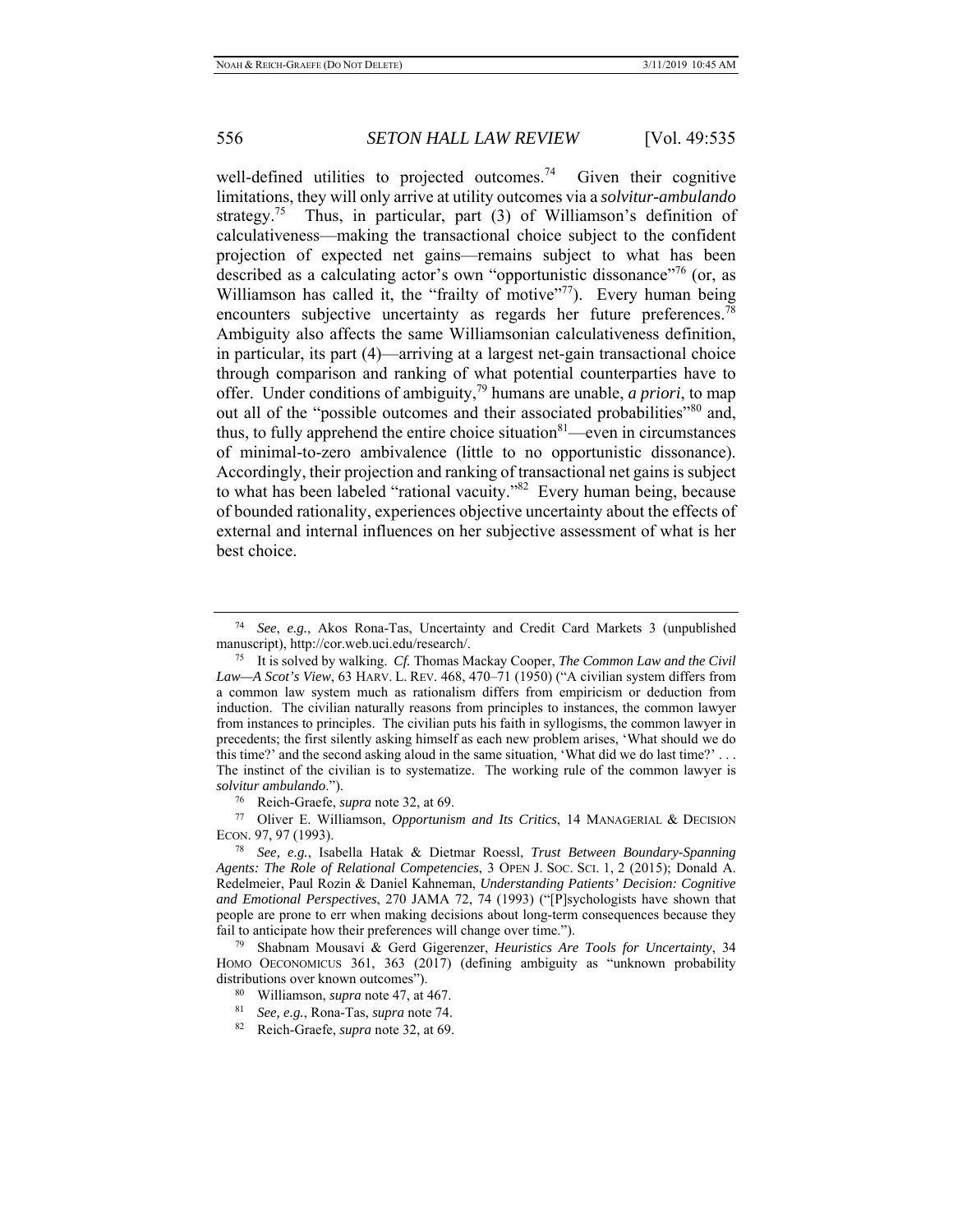well-defined utilities to projected outcomes.[74] Given their cognitive limitations, they will only arrive at utility outcomes via a *solvitur-ambulando* strategy.[75] Thus, in particular, part (3) of Williamson's definition of calculativeness—making the transactional choice subject to the confident projection of expected net gains—remains subject to what has been described as a calculating actor's own "opportunistic dissonance"[76] (or, as Williamson has called it, the "frailty of motive"[77]). Every human being encounters subjective uncertainty as regards her future preferences.[78] Ambiguity also affects the same Williamsonian calculativeness definition, in particular, its part (4)—arriving at a largest net-gain transactional choice through comparison and ranking of what potential counterparties have to offer. Under conditions of ambiguity,[79] humans are unable, *a priori*, to map out all of the "possible outcomes and their associated probabilities"[80] and, thus, to fully apprehend the entire choice situation[81]—even in circumstances of minimal-to-zero ambivalence (little to no opportunistic dissonance). Accordingly, their projection and ranking of transactional net gains is subject to what has been labeled "rational vacuity."[82] Every human being, because of bounded rationality, experiences objective uncertainty about the effects of external and internal influences on her subjective assessment of what is her best choice.

---

[74] *See*, *e.g.*, Akos Rona-Tas, Uncertainty and Credit Card Markets 3 (unpublished manuscript), http://cor.web.uci.edu/research/.

[75] It is solved by walking. *Cf.* Thomas Mackay Cooper, *The Common Law and the Civil Law—A Scot's View*, 63 HARV. L. REV. 468, 470–71 (1950) ("A civilian system differs from a common law system much as rationalism differs from empiricism or deduction from induction. The civilian naturally reasons from principles to instances, the common lawyer from instances to principles. The civilian puts his faith in syllogisms, the common lawyer in precedents; the first silently asking himself as each new problem arises, 'What should we do this time?' and the second asking aloud in the same situation, 'What did we do last time?' . . . The instinct of the civilian is to systematize. The working rule of the common lawyer is *solvitur ambulando*.").

[76] Reich-Graefe, *supra* note 32, at 69.

[77] Oliver E. Williamson, *Opportunism and Its Critics*, 14 MANAGERIAL & DECISION ECON. 97, 97 (1993).

[78] *See, e.g.*, Isabella Hatak & Dietmar Roessl, *Trust Between Boundary-Spanning Agents: The Role of Relational Competencies*, 3 OPEN J. SOC. SCI. 1, 2 (2015); Donald A. Redelmeier, Paul Rozin & Daniel Kahneman, *Understanding Patients' Decision: Cognitive and Emotional Perspectives*, 270 JAMA 72, 74 (1993) ("[P]sychologists have shown that people are prone to err when making decisions about long-term consequences because they fail to anticipate how their preferences will change over time.").

[79] Shabnam Mousavi & Gerd Gigerenzer, *Heuristics Are Tools for Uncertainty*, 34 HOMO OECONOMICUS 361, 363 (2017) (defining ambiguity as "unknown probability distributions over known outcomes").

[80] Williamson, *supra* note 47, at 467.

[81] *See, e.g.*, Rona-Tas, *supra* note 74.

[82] Reich-Graefe, *supra* note 32, at 69.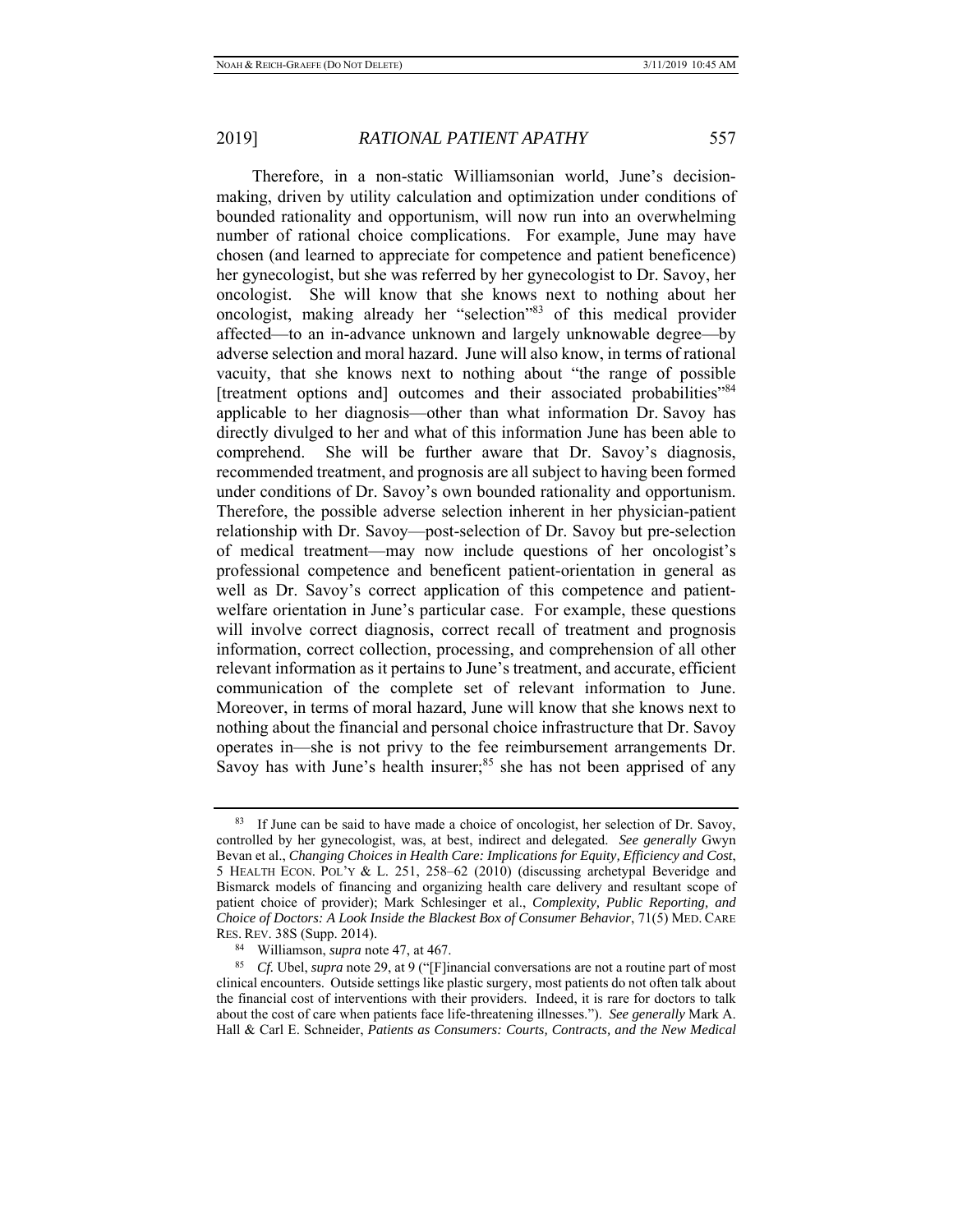Therefore, in a non-static Williamsonian world, June's decision-making, driven by utility calculation and optimization under conditions of bounded rationality and opportunism, will now run into an overwhelming number of rational choice complications. For example, June may have chosen (and learned to appreciate for competence and patient beneficence) her gynecologist, but she was referred by her gynecologist to Dr. Savoy, her oncologist. She will know that she knows next to nothing about her oncologist, making already her "selection"[83] of this medical provider affected—to an in-advance unknown and largely unknowable degree—by adverse selection and moral hazard. June will also know, in terms of rational vacuity, that she knows next to nothing about "the range of possible [treatment options and] outcomes and their associated probabilities"[84] applicable to her diagnosis—other than what information Dr. Savoy has directly divulged to her and what of this information June has been able to comprehend. She will be further aware that Dr. Savoy's diagnosis, recommended treatment, and prognosis are all subject to having been formed under conditions of Dr. Savoy's own bounded rationality and opportunism. Therefore, the possible adverse selection inherent in her physician-patient relationship with Dr. Savoy—post-selection of Dr. Savoy but pre-selection of medical treatment—may now include questions of her oncologist's professional competence and beneficent patient-orientation in general as well as Dr. Savoy's correct application of this competence and patient-welfare orientation in June's particular case. For example, these questions will involve correct diagnosis, correct recall of treatment and prognosis information, correct collection, processing, and comprehension of all other relevant information as it pertains to June's treatment, and accurate, efficient communication of the complete set of relevant information to June. Moreover, in terms of moral hazard, June will know that she knows next to nothing about the financial and personal choice infrastructure that Dr. Savoy operates in—she is not privy to the fee reimbursement arrangements Dr. Savoy has with June's health insurer;[85] she has not been apprised of any

---

[83] If June can be said to have made a choice of oncologist, her selection of Dr. Savoy, controlled by her gynecologist, was, at best, indirect and delegated. *See generally* Gwyn Bevan et al., *Changing Choices in Health Care: Implications for Equity, Efficiency and Cost*, 5 HEALTH ECON. POL'Y & L. 251, 258–62 (2010) (discussing archetypal Beveridge and Bismarck models of financing and organizing health care delivery and resultant scope of patient choice of provider); Mark Schlesinger et al., *Complexity, Public Reporting, and Choice of Doctors: A Look Inside the Blackest Box of Consumer Behavior*, 71(5) MED. CARE RES. REV. 38S (Supp. 2014).

[84] Williamson, *supra* note 47, at 467.

[85] *Cf.* Ubel, *supra* note 29, at 9 ("[F]inancial conversations are not a routine part of most clinical encounters. Outside settings like plastic surgery, most patients do not often talk about the financial cost of interventions with their providers. Indeed, it is rare for doctors to talk about the cost of care when patients face life-threatening illnesses."). *See generally* Mark A. Hall & Carl E. Schneider, *Patients as Consumers: Courts, Contracts, and the New Medical*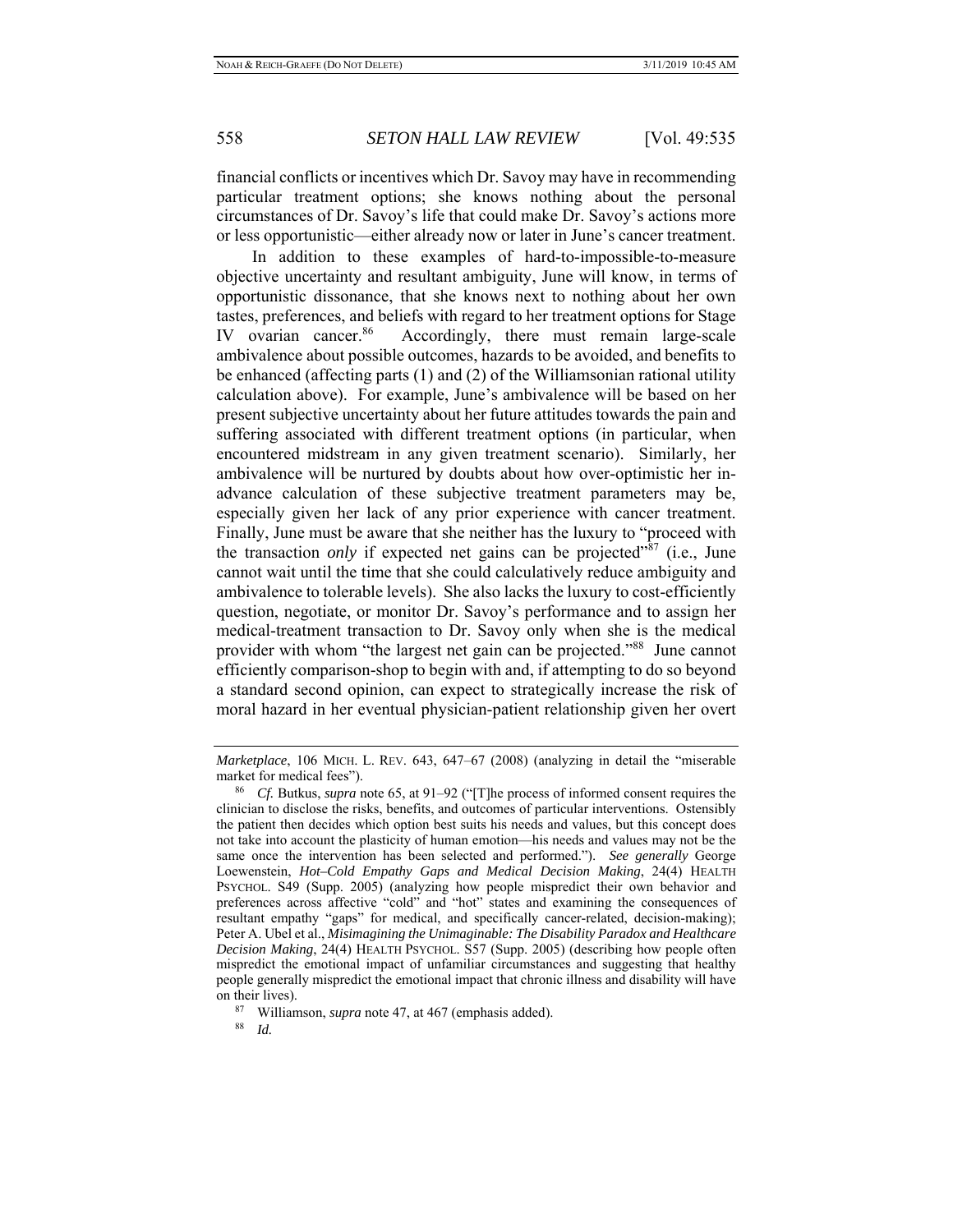financial conflicts or incentives which Dr. Savoy may have in recommending particular treatment options; she knows nothing about the personal circumstances of Dr. Savoy's life that could make Dr. Savoy's actions more or less opportunistic—either already now or later in June's cancer treatment.

In addition to these examples of hard-to-impossible-to-measure objective uncertainty and resultant ambiguity, June will know, in terms of opportunistic dissonance, that she knows next to nothing about her own tastes, preferences, and beliefs with regard to her treatment options for Stage IV ovarian cancer.[86] Accordingly, there must remain large-scale ambivalence about possible outcomes, hazards to be avoided, and benefits to be enhanced (affecting parts (1) and (2) of the Williamsonian rational utility calculation above). For example, June's ambivalence will be based on her present subjective uncertainty about her future attitudes towards the pain and suffering associated with different treatment options (in particular, when encountered midstream in any given treatment scenario). Similarly, her ambivalence will be nurtured by doubts about how over-optimistic her in-advance calculation of these subjective treatment parameters may be, especially given her lack of any prior experience with cancer treatment. Finally, June must be aware that she neither has the luxury to "proceed with the transaction *only* if expected net gains can be projected"[87] (i.e., June cannot wait until the time that she could calculatively reduce ambiguity and ambivalence to tolerable levels). She also lacks the luxury to cost-efficiently question, negotiate, or monitor Dr. Savoy's performance and to assign her medical-treatment transaction to Dr. Savoy only when she is the medical provider with whom "the largest net gain can be projected."[88] June cannot efficiently comparison-shop to begin with and, if attempting to do so beyond a standard second opinion, can expect to strategically increase the risk of moral hazard in her eventual physician-patient relationship given her overt

---

*Marketplace*, 106 MICH. L. REV. 643, 647–67 (2008) (analyzing in detail the "miserable market for medical fees").

[86] *Cf.* Butkus, *supra* note 65, at 91–92 ("[T]he process of informed consent requires the clinician to disclose the risks, benefits, and outcomes of particular interventions. Ostensibly the patient then decides which option best suits his needs and values, but this concept does not take into account the plasticity of human emotion—his needs and values may not be the same once the intervention has been selected and performed."). *See generally* George Loewenstein, *Hot–Cold Empathy Gaps and Medical Decision Making*, 24(4) HEALTH PSYCHOL. S49 (Supp. 2005) (analyzing how people mispredict their own behavior and preferences across affective "cold" and "hot" states and examining the consequences of resultant empathy "gaps" for medical, and specifically cancer-related, decision-making); Peter A. Ubel et al., *Misimagining the Unimaginable: The Disability Paradox and Healthcare Decision Making*, 24(4) HEALTH PSYCHOL. S57 (Supp. 2005) (describing how people often mispredict the emotional impact of unfamiliar circumstances and suggesting that healthy people generally mispredict the emotional impact that chronic illness and disability will have on their lives).

[87] Williamson, *supra* note 47, at 467 (emphasis added).

[88] *Id.*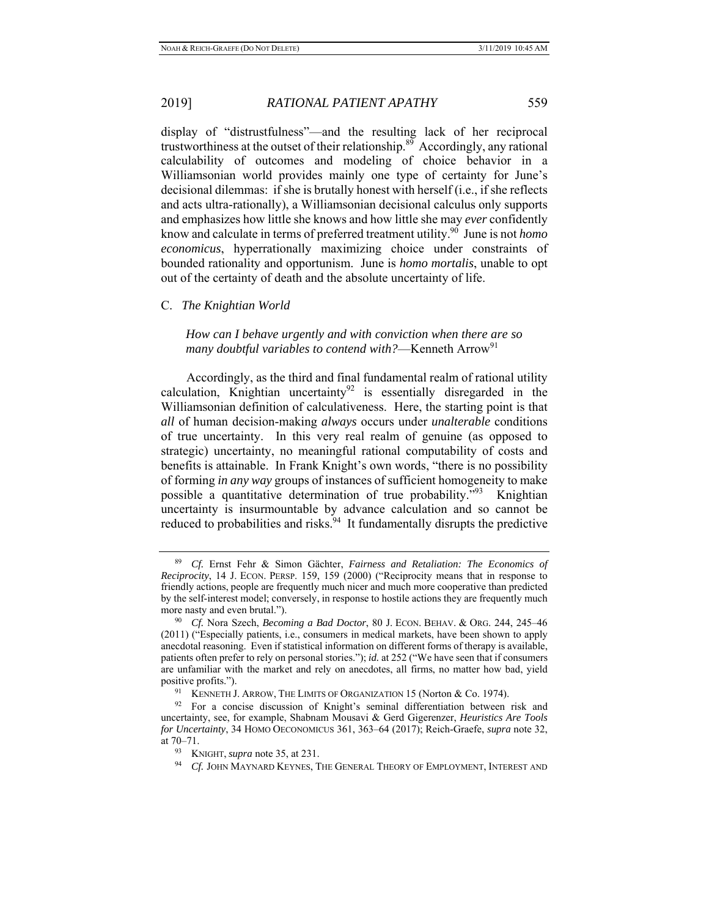display of "distrustfulness"—and the resulting lack of her reciprocal trustworthiness at the outset of their relationship.[89] Accordingly, any rational calculability of outcomes and modeling of choice behavior in a Williamsonian world provides mainly one type of certainty for June's decisional dilemmas: if she is brutally honest with herself (i.e., if she reflects and acts ultra-rationally), a Williamsonian decisional calculus only supports and emphasizes how little she knows and how little she may *ever* confidently know and calculate in terms of preferred treatment utility.[90] June is not *homo economicus*, hyperrationally maximizing choice under constraints of bounded rationality and opportunism. June is *homo mortalis*, unable to opt out of the certainty of death and the absolute uncertainty of life.

### C. *The Knightian World*

> *How can I behave urgently and with conviction when there are so many doubtful variables to contend with?*—Kenneth Arrow[91]

Accordingly, as the third and final fundamental realm of rational utility calculation, Knightian uncertainty[92] is essentially disregarded in the Williamsonian definition of calculativeness. Here, the starting point is that *all* of human decision-making *always* occurs under *unalterable* conditions of true uncertainty. In this very real realm of genuine (as opposed to strategic) uncertainty, no meaningful rational computability of costs and benefits is attainable. In Frank Knight's own words, "there is no possibility of forming *in any way* groups of instances of sufficient homogeneity to make possible a quantitative determination of true probability."[93] Knightian uncertainty is insurmountable by advance calculation and so cannot be reduced to probabilities and risks.[94] It fundamentally disrupts the predictive

---

[89] *Cf.* Ernst Fehr & Simon Gächter, *Fairness and Retaliation: The Economics of Reciprocity*, 14 J. ECON. PERSP. 159, 159 (2000) ("Reciprocity means that in response to friendly actions, people are frequently much nicer and much more cooperative than predicted by the self-interest model; conversely, in response to hostile actions they are frequently much more nasty and even brutal.").

[90] *Cf.* Nora Szech, *Becoming a Bad Doctor*, 80 J. ECON. BEHAV. & ORG. 244, 245–46 (2011) ("Especially patients, i.e., consumers in medical markets, have been shown to apply anecdotal reasoning. Even if statistical information on different forms of therapy is available, patients often prefer to rely on personal stories."); *id.* at 252 ("We have seen that if consumers are unfamiliar with the market and rely on anecdotes, all firms, no matter how bad, yield positive profits.").

[91] KENNETH J. ARROW, THE LIMITS OF ORGANIZATION 15 (Norton & Co. 1974).

[92] For a concise discussion of Knight's seminal differentiation between risk and uncertainty, see, for example, Shabnam Mousavi & Gerd Gigerenzer, *Heuristics Are Tools for Uncertainty*, 34 HOMO OECONOMICUS 361, 363–64 (2017); Reich-Graefe, *supra* note 32, at 70–71.

[93] KNIGHT, *supra* note 35, at 231.

[94] *Cf.* JOHN MAYNARD KEYNES, THE GENERAL THEORY OF EMPLOYMENT, INTEREST AND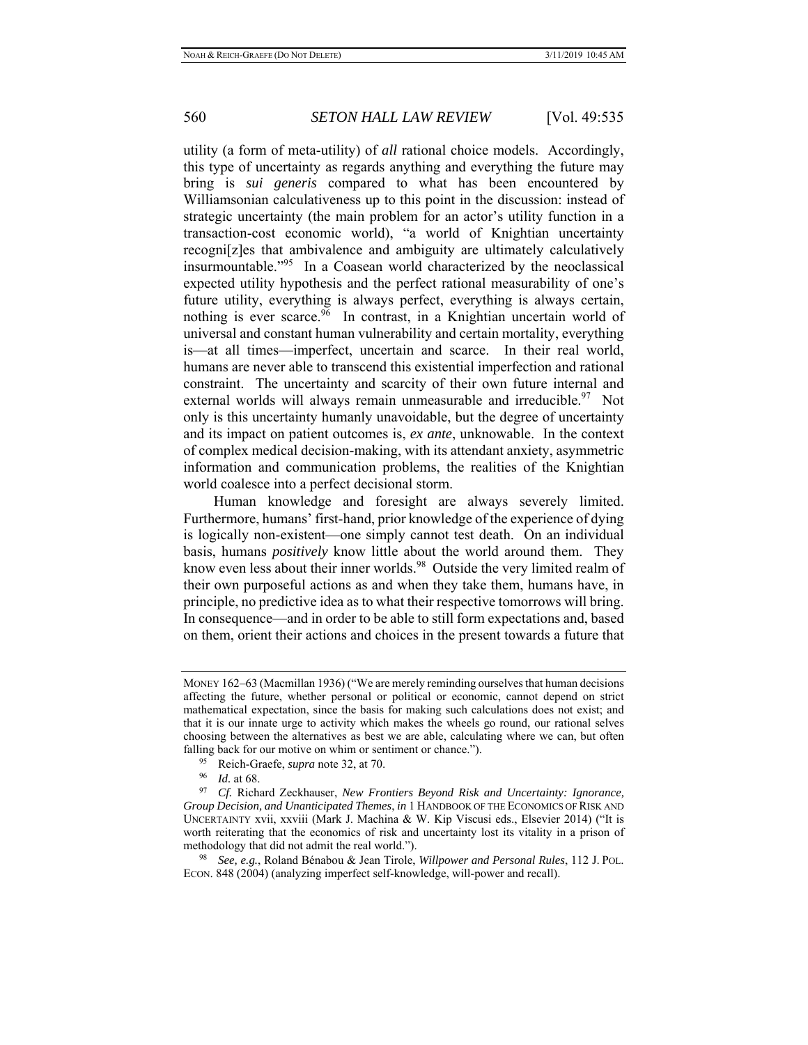utility (a form of meta-utility) of *all* rational choice models. Accordingly, this type of uncertainty as regards anything and everything the future may bring is *sui generis* compared to what has been encountered by Williamsonian calculativeness up to this point in the discussion: instead of strategic uncertainty (the main problem for an actor's utility function in a transaction-cost economic world), "a world of Knightian uncertainty recogni[z]es that ambivalence and ambiguity are ultimately calculatively insurmountable."[95] In a Coasean world characterized by the neoclassical expected utility hypothesis and the perfect rational measurability of one's future utility, everything is always perfect, everything is always certain, nothing is ever scarce.[96] In contrast, in a Knightian uncertain world of universal and constant human vulnerability and certain mortality, everything is—at all times—imperfect, uncertain and scarce. In their real world, humans are never able to transcend this existential imperfection and rational constraint. The uncertainty and scarcity of their own future internal and external worlds will always remain unmeasurable and irreducible.[97] Not only is this uncertainty humanly unavoidable, but the degree of uncertainty and its impact on patient outcomes is, *ex ante*, unknowable. In the context of complex medical decision-making, with its attendant anxiety, asymmetric information and communication problems, the realities of the Knightian world coalesce into a perfect decisional storm.

Human knowledge and foresight are always severely limited. Furthermore, humans' first-hand, prior knowledge of the experience of dying is logically non-existent—one simply cannot test death. On an individual basis, humans *positively* know little about the world around them. They know even less about their inner worlds.[98] Outside the very limited realm of their own purposeful actions as and when they take them, humans have, in principle, no predictive idea as to what their respective tomorrows will bring. In consequence—and in order to be able to still form expectations and, based on them, orient their actions and choices in the present towards a future that

---

MONEY 162–63 (Macmillan 1936) ("We are merely reminding ourselves that human decisions affecting the future, whether personal or political or economic, cannot depend on strict mathematical expectation, since the basis for making such calculations does not exist; and that it is our innate urge to activity which makes the wheels go round, our rational selves choosing between the alternatives as best we are able, calculating where we can, but often falling back for our motive on whim or sentiment or chance.").

[95] Reich-Graefe, *supra* note 32, at 70.

[96] *Id.* at 68.

[97] *Cf.* Richard Zeckhauser, *New Frontiers Beyond Risk and Uncertainty: Ignorance, Group Decision, and Unanticipated Themes*, *in* 1 HANDBOOK OF THE ECONOMICS OF RISK AND UNCERTAINTY xvii, xxviii (Mark J. Machina & W. Kip Viscusi eds., Elsevier 2014) ("It is worth reiterating that the economics of risk and uncertainty lost its vitality in a prison of methodology that did not admit the real world.").

[98] *See, e.g.*, Roland Bénabou & Jean Tirole, *Willpower and Personal Rules*, 112 J. POL. ECON. 848 (2004) (analyzing imperfect self-knowledge, will-power and recall).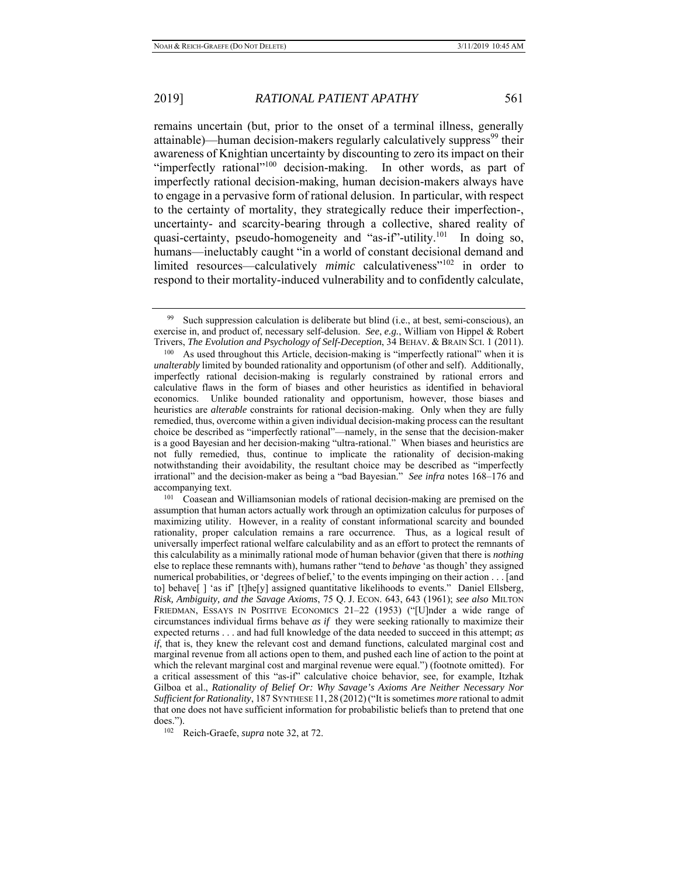remains uncertain (but, prior to the onset of a terminal illness, generally attainable)—human decision-makers regularly calculatively suppress[99] their awareness of Knightian uncertainty by discounting to zero its impact on their "imperfectly rational"[100] decision-making. In other words, as part of imperfectly rational decision-making, human decision-makers always have to engage in a pervasive form of rational delusion. In particular, with respect to the certainty of mortality, they strategically reduce their imperfection-, uncertainty- and scarcity-bearing through a collective, shared reality of quasi-certainty, pseudo-homogeneity and "as-if"-utility.[101] In doing so, humans—ineluctably caught "in a world of constant decisional demand and limited resources—calculatively *mimic* calculativeness"[102] in order to respond to their mortality-induced vulnerability and to confidently calculate,

---

[99] Such suppression calculation is deliberate but blind (i.e., at best, semi-conscious), an exercise in, and product of, necessary self-delusion. *See*, *e.g.*, William von Hippel & Robert Trivers, *The Evolution and Psychology of Self-Deception*, 34 BEHAV. & BRAIN SCI. 1 (2011).

[100] As used throughout this Article, decision-making is "imperfectly rational" when it is *unalterably* limited by bounded rationality and opportunism (of other and self). Additionally, imperfectly rational decision-making is regularly constrained by rational errors and calculative flaws in the form of biases and other heuristics as identified in behavioral economics. Unlike bounded rationality and opportunism, however, those biases and heuristics are *alterable* constraints for rational decision-making. Only when they are fully remedied, thus, overcome within a given individual decision-making process can the resultant choice be described as "imperfectly rational"—namely, in the sense that the decision-maker is a good Bayesian and her decision-making "ultra-rational." When biases and heuristics are not fully remedied, thus, continue to implicate the rationality of decision-making notwithstanding their avoidability, the resultant choice may be described as "imperfectly irrational" and the decision-maker as being a "bad Bayesian." *See infra* notes 168–176 and accompanying text.

[101] Coasean and Williamsonian models of rational decision-making are premised on the assumption that human actors actually work through an optimization calculus for purposes of maximizing utility. However, in a reality of constant informational scarcity and bounded rationality, proper calculation remains a rare occurrence. Thus, as a logical result of universally imperfect rational welfare calculability and as an effort to protect the remnants of this calculability as a minimally rational mode of human behavior (given that there is *nothing* else to replace these remnants with), humans rather "tend to *behave* 'as though' they assigned numerical probabilities, or 'degrees of belief,' to the events impinging on their action . . . [and to] behave[ ] 'as if' [t]he[y] assigned quantitative likelihoods to events." Daniel Ellsberg, *Risk, Ambiguity, and the Savage Axioms*, 75 Q. J. ECON. 643, 643 (1961); *see also* MILTON FRIEDMAN, ESSAYS IN POSITIVE ECONOMICS 21–22 (1953) ("[U]nder a wide range of circumstances individual firms behave *as if* they were seeking rationally to maximize their expected returns . . . and had full knowledge of the data needed to succeed in this attempt; *as if*, that is, they knew the relevant cost and demand functions, calculated marginal cost and marginal revenue from all actions open to them, and pushed each line of action to the point at which the relevant marginal cost and marginal revenue were equal.") (footnote omitted). For a critical assessment of this "as-if" calculative choice behavior, see, for example, Itzhak Gilboa et al., *Rationality of Belief Or: Why Savage's Axioms Are Neither Necessary Nor Sufficient for Rationality*, 187 SYNTHESE 11, 28 (2012) ("It is sometimes *more* rational to admit that one does not have sufficient information for probabilistic beliefs than to pretend that one does.").

[102] Reich-Graefe, *supra* note 32, at 72.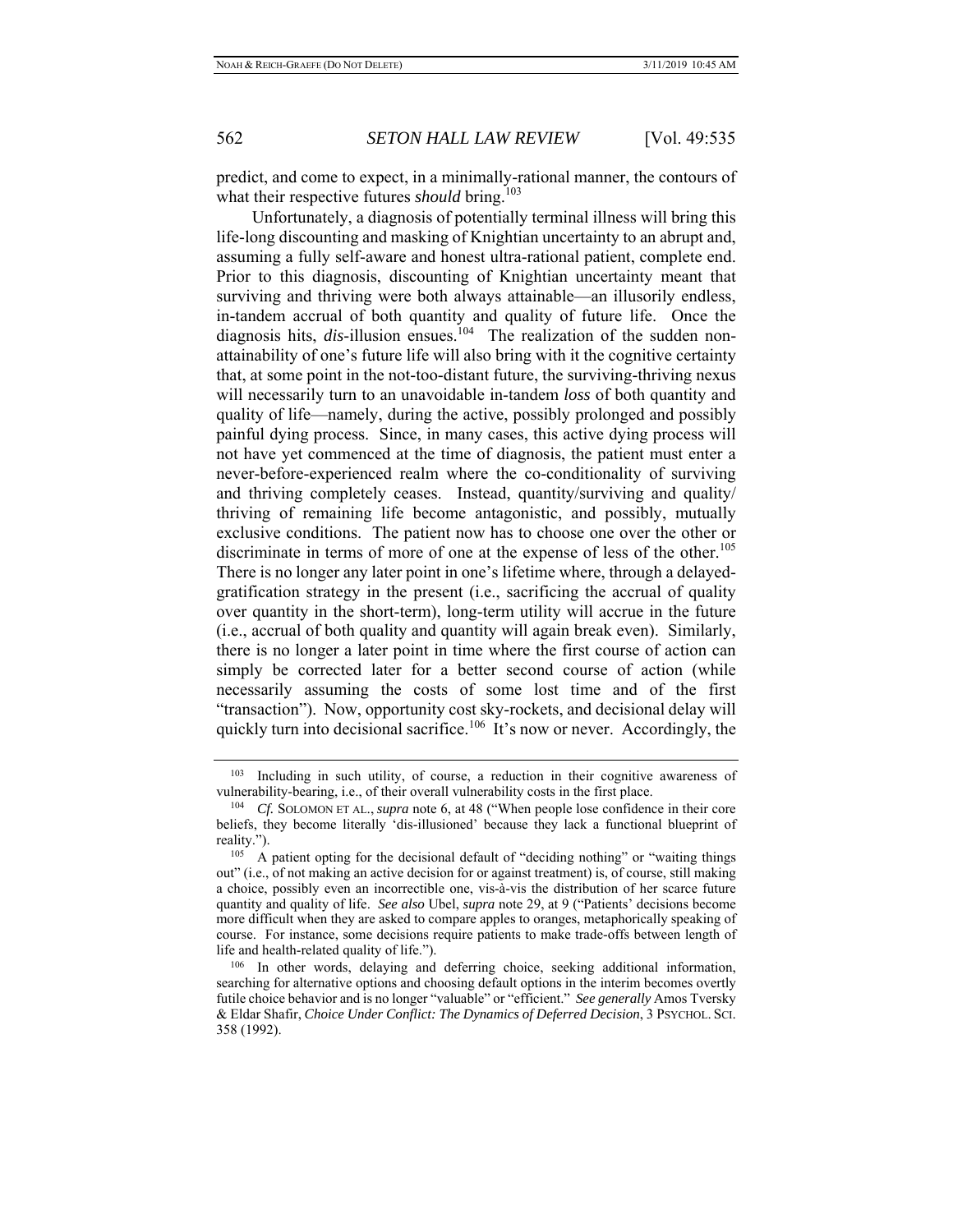predict, and come to expect, in a minimally-rational manner, the contours of what their respective futures *should* bring.[103]

Unfortunately, a diagnosis of potentially terminal illness will bring this life-long discounting and masking of Knightian uncertainty to an abrupt and, assuming a fully self-aware and honest ultra-rational patient, complete end. Prior to this diagnosis, discounting of Knightian uncertainty meant that surviving and thriving were both always attainable—an illusorily endless, in-tandem accrual of both quantity and quality of future life. Once the diagnosis hits, *dis*-illusion ensues.[104] The realization of the sudden non-attainability of one's future life will also bring with it the cognitive certainty that, at some point in the not-too-distant future, the surviving-thriving nexus will necessarily turn to an unavoidable in-tandem *loss* of both quantity and quality of life—namely, during the active, possibly prolonged and possibly painful dying process. Since, in many cases, this active dying process will not have yet commenced at the time of diagnosis, the patient must enter a never-before-experienced realm where the co-conditionality of surviving and thriving completely ceases. Instead, quantity/surviving and quality/ thriving of remaining life become antagonistic, and possibly, mutually exclusive conditions. The patient now has to choose one over the other or discriminate in terms of more of one at the expense of less of the other.[105] There is no longer any later point in one's lifetime where, through a delayed-gratification strategy in the present (i.e., sacrificing the accrual of quality over quantity in the short-term), long-term utility will accrue in the future (i.e., accrual of both quality and quantity will again break even). Similarly, there is no longer a later point in time where the first course of action can simply be corrected later for a better second course of action (while necessarily assuming the costs of some lost time and of the first "transaction"). Now, opportunity cost sky-rockets, and decisional delay will quickly turn into decisional sacrifice.[106] It's now or never. Accordingly, the

---

[103] Including in such utility, of course, a reduction in their cognitive awareness of vulnerability-bearing, i.e., of their overall vulnerability costs in the first place.

[104] *Cf.* SOLOMON ET AL., *supra* note 6, at 48 ("When people lose confidence in their core beliefs, they become literally 'dis-illusioned' because they lack a functional blueprint of reality.").

[105] A patient opting for the decisional default of "deciding nothing" or "waiting things out" (i.e., of not making an active decision for or against treatment) is, of course, still making a choice, possibly even an incorrectible one, vis-à-vis the distribution of her scarce future quantity and quality of life. *See also* Ubel, *supra* note 29, at 9 ("Patients' decisions become more difficult when they are asked to compare apples to oranges, metaphorically speaking of course. For instance, some decisions require patients to make trade-offs between length of life and health-related quality of life.").

[106] In other words, delaying and deferring choice, seeking additional information, searching for alternative options and choosing default options in the interim becomes overtly futile choice behavior and is no longer "valuable" or "efficient." *See generally* Amos Tversky & Eldar Shafir, *Choice Under Conflict: The Dynamics of Deferred Decision*, 3 PSYCHOL. SCI. 358 (1992).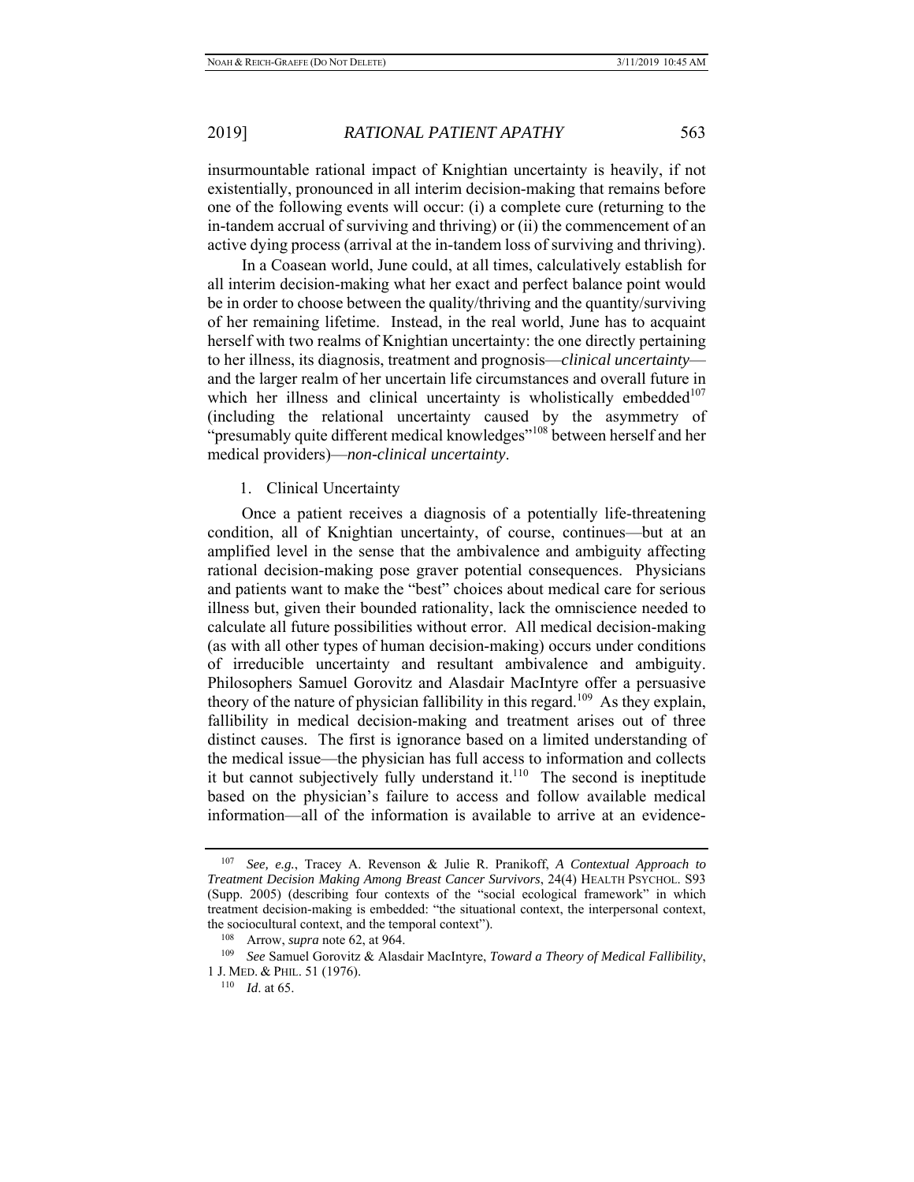insurmountable rational impact of Knightian uncertainty is heavily, if not existentially, pronounced in all interim decision-making that remains before one of the following events will occur: (i) a complete cure (returning to the in-tandem accrual of surviving and thriving) or (ii) the commencement of an active dying process (arrival at the in-tandem loss of surviving and thriving).

In a Coasean world, June could, at all times, calculatively establish for all interim decision-making what her exact and perfect balance point would be in order to choose between the quality/thriving and the quantity/surviving of her remaining lifetime. Instead, in the real world, June has to acquaint herself with two realms of Knightian uncertainty: the one directly pertaining to her illness, its diagnosis, treatment and prognosis—*clinical uncertainty*—and the larger realm of her uncertain life circumstances and overall future in which her illness and clinical uncertainty is wholistically embedded[107] (including the relational uncertainty caused by the asymmetry of "presumably quite different medical knowledges"[108] between herself and her medical providers)—*non-clinical uncertainty*.

1. Clinical Uncertainty

Once a patient receives a diagnosis of a potentially life-threatening condition, all of Knightian uncertainty, of course, continues—but at an amplified level in the sense that the ambivalence and ambiguity affecting rational decision-making pose graver potential consequences. Physicians and patients want to make the "best" choices about medical care for serious illness but, given their bounded rationality, lack the omniscience needed to calculate all future possibilities without error. All medical decision-making (as with all other types of human decision-making) occurs under conditions of irreducible uncertainty and resultant ambivalence and ambiguity. Philosophers Samuel Gorovitz and Alasdair MacIntyre offer a persuasive theory of the nature of physician fallibility in this regard.[109] As they explain, fallibility in medical decision-making and treatment arises out of three distinct causes. The first is ignorance based on a limited understanding of the medical issue—the physician has full access to information and collects it but cannot subjectively fully understand it.[110] The second is ineptitude based on the physician's failure to access and follow available medical information—all of the information is available to arrive at an evidence-

---

[107] *See, e.g.*, Tracey A. Revenson & Julie R. Pranikoff, *A Contextual Approach to Treatment Decision Making Among Breast Cancer Survivors*, 24(4) HEALTH PSYCHOL. S93 (Supp. 2005) (describing four contexts of the "social ecological framework" in which treatment decision-making is embedded: "the situational context, the interpersonal context, the sociocultural context, and the temporal context").

[108] Arrow, *supra* note 62, at 964.

[109] *See* Samuel Gorovitz & Alasdair MacIntyre, *Toward a Theory of Medical Fallibility*, 1 J. MED. & PHIL. 51 (1976).

[110] *Id*. at 65.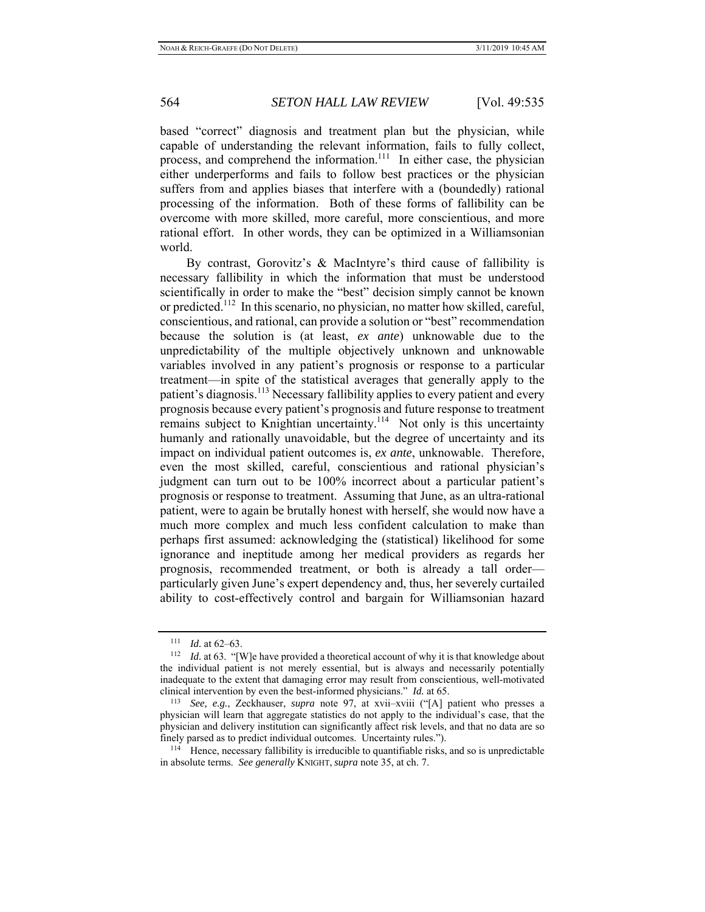based "correct" diagnosis and treatment plan but the physician, while capable of understanding the relevant information, fails to fully collect, process, and comprehend the information.[111] In either case, the physician either underperforms and fails to follow best practices or the physician suffers from and applies biases that interfere with a (boundedly) rational processing of the information. Both of these forms of fallibility can be overcome with more skilled, more careful, more conscientious, and more rational effort. In other words, they can be optimized in a Williamsonian world.

By contrast, Gorovitz's & MacIntyre's third cause of fallibility is necessary fallibility in which the information that must be understood scientifically in order to make the "best" decision simply cannot be known or predicted.[112] In this scenario, no physician, no matter how skilled, careful, conscientious, and rational, can provide a solution or "best" recommendation because the solution is (at least, *ex ante*) unknowable due to the unpredictability of the multiple objectively unknown and unknowable variables involved in any patient's prognosis or response to a particular treatment—in spite of the statistical averages that generally apply to the patient's diagnosis.[113] Necessary fallibility applies to every patient and every prognosis because every patient's prognosis and future response to treatment remains subject to Knightian uncertainty.[114] Not only is this uncertainty humanly and rationally unavoidable, but the degree of uncertainty and its impact on individual patient outcomes is, *ex ante*, unknowable. Therefore, even the most skilled, careful, conscientious and rational physician's judgment can turn out to be 100% incorrect about a particular patient's prognosis or response to treatment. Assuming that June, as an ultra-rational patient, were to again be brutally honest with herself, she would now have a much more complex and much less confident calculation to make than perhaps first assumed: acknowledging the (statistical) likelihood for some ignorance and ineptitude among her medical providers as regards her prognosis, recommended treatment, or both is already a tall order—particularly given June's expert dependency and, thus, her severely curtailed ability to cost-effectively control and bargain for Williamsonian hazard

---

[111] *Id.* at 62–63.

[112] *Id.* at 63. "[W]e have provided a theoretical account of why it is that knowledge about the individual patient is not merely essential, but is always and necessarily potentially inadequate to the extent that damaging error may result from conscientious, well-motivated clinical intervention by even the best-informed physicians." *Id.* at 65.

[113] *See, e.g.*, Zeckhauser, *supra* note 97, at xvii–xviii ("[A] patient who presses a physician will learn that aggregate statistics do not apply to the individual's case, that the physician and delivery institution can significantly affect risk levels, and that no data are so finely parsed as to predict individual outcomes. Uncertainty rules.").

[114] Hence, necessary fallibility is irreducible to quantifiable risks, and so is unpredictable in absolute terms. *See generally* KNIGHT, *supra* note 35, at ch. 7.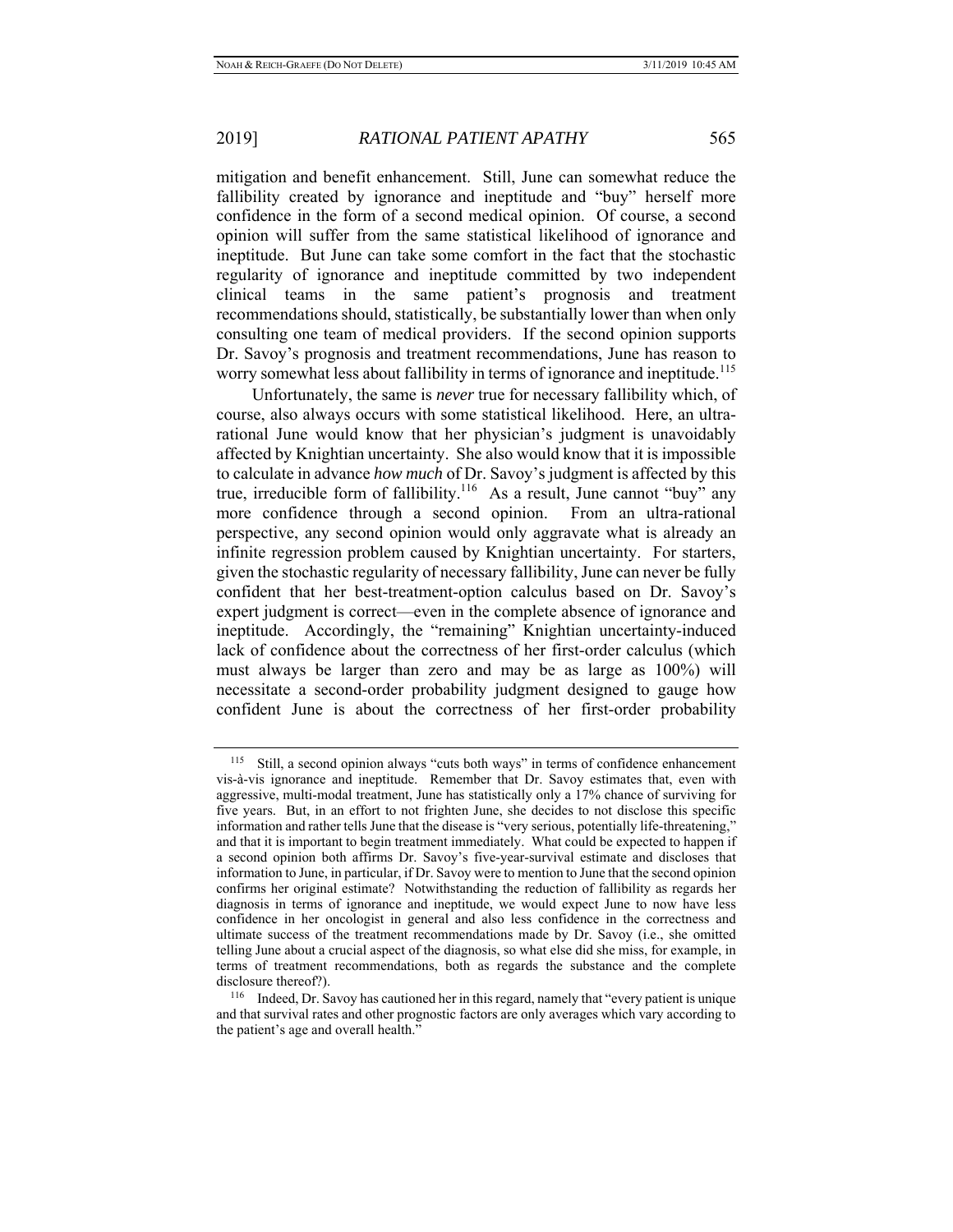mitigation and benefit enhancement. Still, June can somewhat reduce the fallibility created by ignorance and ineptitude and "buy" herself more confidence in the form of a second medical opinion. Of course, a second opinion will suffer from the same statistical likelihood of ignorance and ineptitude. But June can take some comfort in the fact that the stochastic regularity of ignorance and ineptitude committed by two independent clinical teams in the same patient's prognosis and treatment recommendations should, statistically, be substantially lower than when only consulting one team of medical providers. If the second opinion supports Dr. Savoy's prognosis and treatment recommendations, June has reason to worry somewhat less about fallibility in terms of ignorance and ineptitude.[115]

Unfortunately, the same is *never* true for necessary fallibility which, of course, also always occurs with some statistical likelihood. Here, an ultra-rational June would know that her physician's judgment is unavoidably affected by Knightian uncertainty. She also would know that it is impossible to calculate in advance *how much* of Dr. Savoy's judgment is affected by this true, irreducible form of fallibility.[116] As a result, June cannot "buy" any more confidence through a second opinion. From an ultra-rational perspective, any second opinion would only aggravate what is already an infinite regression problem caused by Knightian uncertainty. For starters, given the stochastic regularity of necessary fallibility, June can never be fully confident that her best-treatment-option calculus based on Dr. Savoy's expert judgment is correct—even in the complete absence of ignorance and ineptitude. Accordingly, the "remaining" Knightian uncertainty-induced lack of confidence about the correctness of her first-order calculus (which must always be larger than zero and may be as large as 100%) will necessitate a second-order probability judgment designed to gauge how confident June is about the correctness of her first-order probability

---

[115] Still, a second opinion always "cuts both ways" in terms of confidence enhancement vis-à-vis ignorance and ineptitude. Remember that Dr. Savoy estimates that, even with aggressive, multi-modal treatment, June has statistically only a 17% chance of surviving for five years. But, in an effort to not frighten June, she decides to not disclose this specific information and rather tells June that the disease is "very serious, potentially life-threatening," and that it is important to begin treatment immediately. What could be expected to happen if a second opinion both affirms Dr. Savoy's five-year-survival estimate and discloses that information to June, in particular, if Dr. Savoy were to mention to June that the second opinion confirms her original estimate? Notwithstanding the reduction of fallibility as regards her diagnosis in terms of ignorance and ineptitude, we would expect June to now have less confidence in her oncologist in general and also less confidence in the correctness and ultimate success of the treatment recommendations made by Dr. Savoy (i.e., she omitted telling June about a crucial aspect of the diagnosis, so what else did she miss, for example, in terms of treatment recommendations, both as regards the substance and the complete disclosure thereof?).

[116] Indeed, Dr. Savoy has cautioned her in this regard, namely that "every patient is unique and that survival rates and other prognostic factors are only averages which vary according to the patient's age and overall health."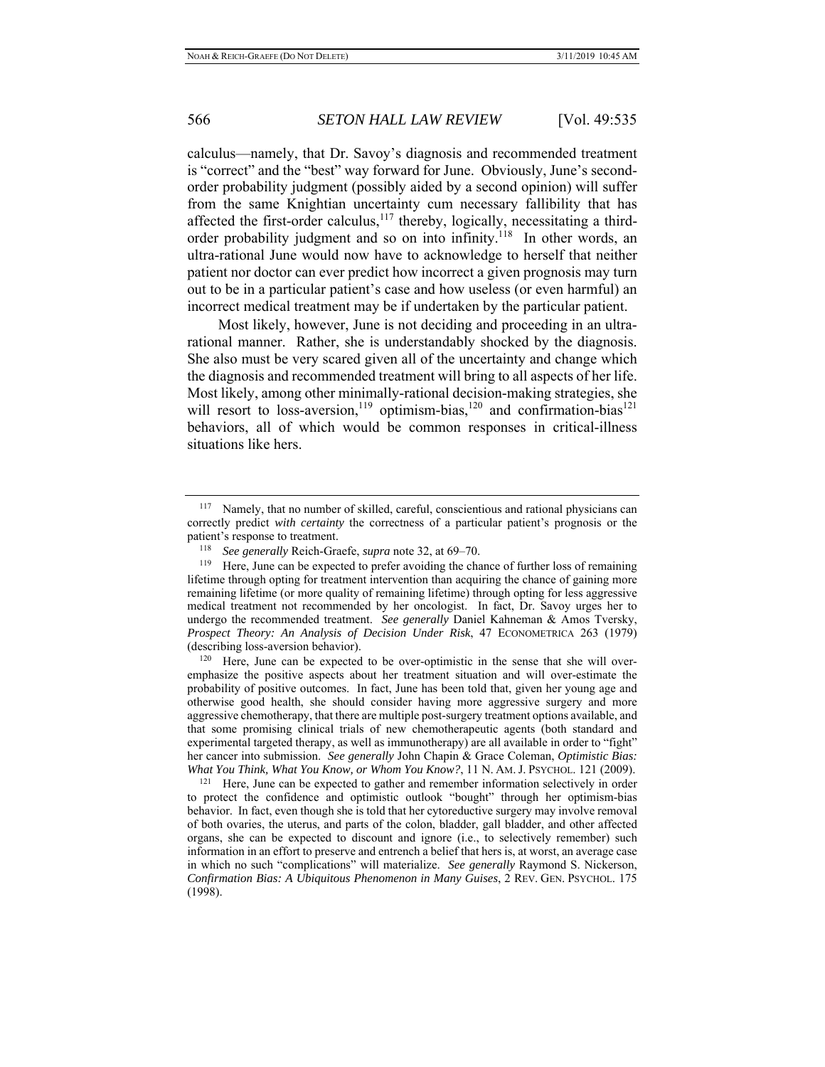calculus—namely, that Dr. Savoy's diagnosis and recommended treatment is "correct" and the "best" way forward for June. Obviously, June's second-order probability judgment (possibly aided by a second opinion) will suffer from the same Knightian uncertainty cum necessary fallibility that has affected the first-order calculus,[117] thereby, logically, necessitating a third-order probability judgment and so on into infinity.[118] In other words, an ultra-rational June would now have to acknowledge to herself that neither patient nor doctor can ever predict how incorrect a given prognosis may turn out to be in a particular patient's case and how useless (or even harmful) an incorrect medical treatment may be if undertaken by the particular patient.

Most likely, however, June is not deciding and proceeding in an ultra-rational manner. Rather, she is understandably shocked by the diagnosis. She also must be very scared given all of the uncertainty and change which the diagnosis and recommended treatment will bring to all aspects of her life. Most likely, among other minimally-rational decision-making strategies, she will resort to loss-aversion,[119] optimism-bias,[120] and confirmation-bias[121] behaviors, all of which would be common responses in critical-illness situations like hers.

---

[117] Namely, that no number of skilled, careful, conscientious and rational physicians can correctly predict *with certainty* the correctness of a particular patient's prognosis or the patient's response to treatment.

[118] *See generally* Reich-Graefe, *supra* note 32, at 69–70.

[119] Here, June can be expected to prefer avoiding the chance of further loss of remaining lifetime through opting for treatment intervention than acquiring the chance of gaining more remaining lifetime (or more quality of remaining lifetime) through opting for less aggressive medical treatment not recommended by her oncologist. In fact, Dr. Savoy urges her to undergo the recommended treatment. *See generally* Daniel Kahneman & Amos Tversky, *Prospect Theory: An Analysis of Decision Under Risk*, 47 ECONOMETRICA 263 (1979) (describing loss-aversion behavior).

[120] Here, June can be expected to be over-optimistic in the sense that she will over-emphasize the positive aspects about her treatment situation and will over-estimate the probability of positive outcomes. In fact, June has been told that, given her young age and otherwise good health, she should consider having more aggressive surgery and more aggressive chemotherapy, that there are multiple post-surgery treatment options available, and that some promising clinical trials of new chemotherapeutic agents (both standard and experimental targeted therapy, as well as immunotherapy) are all available in order to "fight" her cancer into submission. *See generally* John Chapin & Grace Coleman, *Optimistic Bias: What You Think, What You Know, or Whom You Know?*, 11 N. AM. J. PSYCHOL. 121 (2009).

[121] Here, June can be expected to gather and remember information selectively in order to protect the confidence and optimistic outlook "bought" through her optimism-bias behavior. In fact, even though she is told that her cytoreductive surgery may involve removal of both ovaries, the uterus, and parts of the colon, bladder, gall bladder, and other affected organs, she can be expected to discount and ignore (i.e., to selectively remember) such information in an effort to preserve and entrench a belief that hers is, at worst, an average case in which no such "complications" will materialize. *See generally* Raymond S. Nickerson, *Confirmation Bias: A Ubiquitous Phenomenon in Many Guises*, 2 REV. GEN. PSYCHOL. 175 (1998).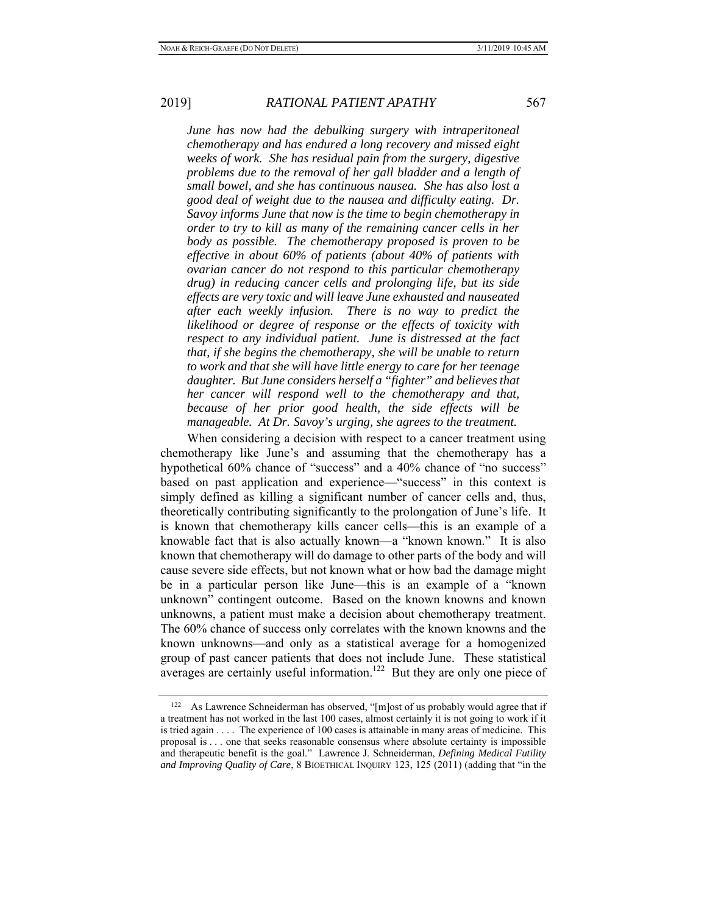*June has now had the debulking surgery with intraperitoneal chemotherapy and has endured a long recovery and missed eight weeks of work. She has residual pain from the surgery, digestive problems due to the removal of her gall bladder and a length of small bowel, and she has continuous nausea. She has also lost a good deal of weight due to the nausea and difficulty eating. Dr. Savoy informs June that now is the time to begin chemotherapy in order to try to kill as many of the remaining cancer cells in her body as possible. The chemotherapy proposed is proven to be effective in about 60% of patients (about 40% of patients with ovarian cancer do not respond to this particular chemotherapy drug) in reducing cancer cells and prolonging life, but its side effects are very toxic and will leave June exhausted and nauseated after each weekly infusion. There is no way to predict the likelihood or degree of response or the effects of toxicity with respect to any individual patient. June is distressed at the fact that, if she begins the chemotherapy, she will be unable to return to work and that she will have little energy to care for her teenage daughter. But June considers herself a "fighter" and believes that her cancer will respond well to the chemotherapy and that, because of her prior good health, the side effects will be manageable. At Dr. Savoy's urging, she agrees to the treatment.*

When considering a decision with respect to a cancer treatment using chemotherapy like June's and assuming that the chemotherapy has a hypothetical 60% chance of "success" and a 40% chance of "no success" based on past application and experience—"success" in this context is simply defined as killing a significant number of cancer cells and, thus, theoretically contributing significantly to the prolongation of June's life. It is known that chemotherapy kills cancer cells—this is an example of a knowable fact that is also actually known—a "known known." It is also known that chemotherapy will do damage to other parts of the body and will cause severe side effects, but not known what or how bad the damage might be in a particular person like June—this is an example of a "known unknown" contingent outcome. Based on the known knowns and known unknowns, a patient must make a decision about chemotherapy treatment. The 60% chance of success only correlates with the known knowns and the known unknowns—and only as a statistical average for a homogenized group of past cancer patients that does not include June. These statistical averages are certainly useful information.[122] But they are only one piece of

---

[122] As Lawrence Schneiderman has observed, "[m]ost of us probably would agree that if a treatment has not worked in the last 100 cases, almost certainly it is not going to work if it is tried again . . . . The experience of 100 cases is attainable in many areas of medicine. This proposal is . . . one that seeks reasonable consensus where absolute certainty is impossible and therapeutic benefit is the goal." Lawrence J. Schneiderman, *Defining Medical Futility and Improving Quality of Care*, 8 BIOETHICAL INQUIRY 123, 125 (2011) (adding that "in the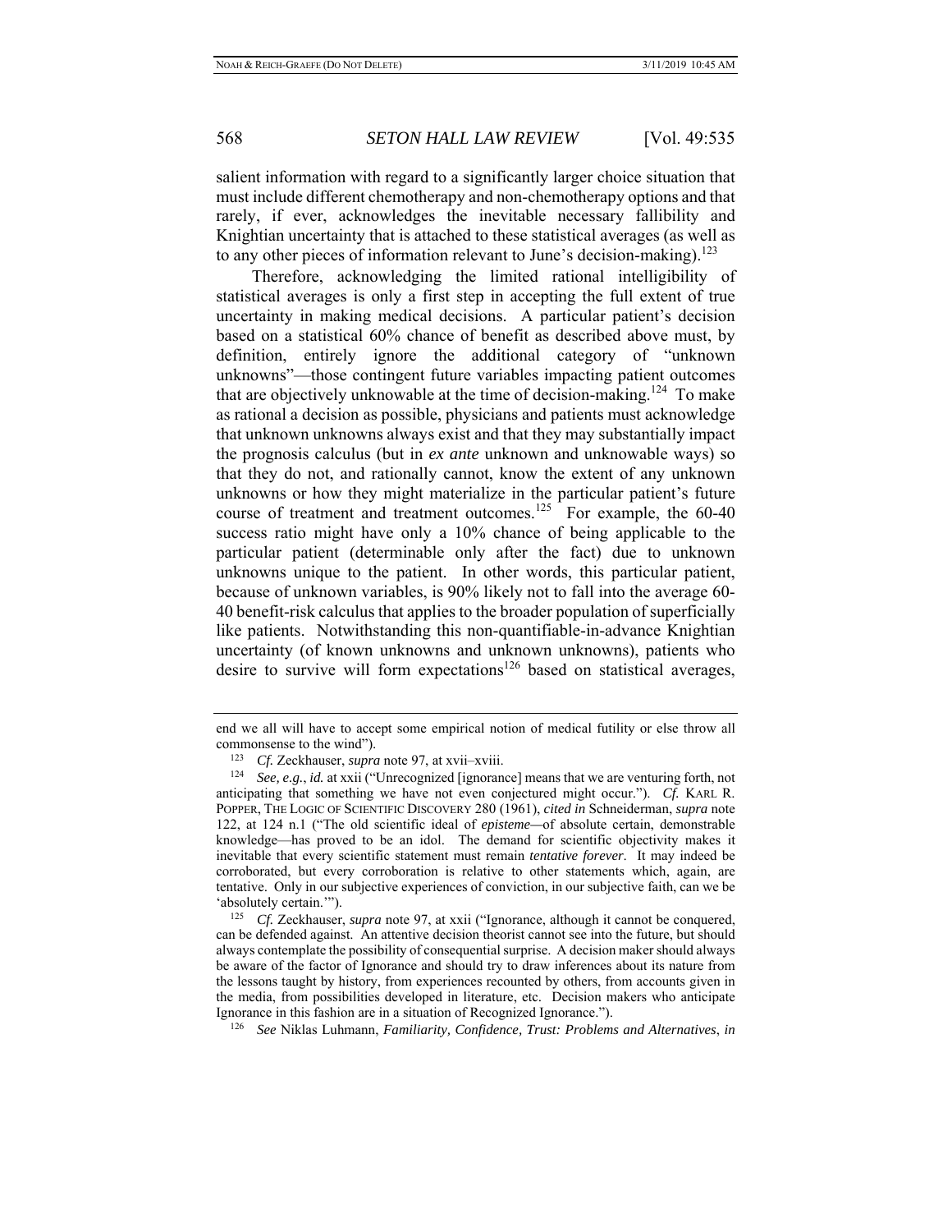salient information with regard to a significantly larger choice situation that must include different chemotherapy and non-chemotherapy options and that rarely, if ever, acknowledges the inevitable necessary fallibility and Knightian uncertainty that is attached to these statistical averages (as well as to any other pieces of information relevant to June's decision-making).[123]

Therefore, acknowledging the limited rational intelligibility of statistical averages is only a first step in accepting the full extent of true uncertainty in making medical decisions. A particular patient's decision based on a statistical 60% chance of benefit as described above must, by definition, entirely ignore the additional category of "unknown unknowns"—those contingent future variables impacting patient outcomes that are objectively unknowable at the time of decision-making.[124] To make as rational a decision as possible, physicians and patients must acknowledge that unknown unknowns always exist and that they may substantially impact the prognosis calculus (but in *ex ante* unknown and unknowable ways) so that they do not, and rationally cannot, know the extent of any unknown unknowns or how they might materialize in the particular patient's future course of treatment and treatment outcomes.[125] For example, the 60-40 success ratio might have only a 10% chance of being applicable to the particular patient (determinable only after the fact) due to unknown unknowns unique to the patient. In other words, this particular patient, because of unknown variables, is 90% likely not to fall into the average 60-40 benefit-risk calculus that applies to the broader population of superficially like patients. Notwithstanding this non-quantifiable-in-advance Knightian uncertainty (of known unknowns and unknown unknowns), patients who desire to survive will form expectations[126] based on statistical averages,

---

end we all will have to accept some empirical notion of medical futility or else throw all commonsense to the wind").

[123] *Cf.* Zeckhauser, *supra* note 97, at xvii–xviii.

[124] *See, e.g.*, *id.* at xxii ("Unrecognized [ignorance] means that we are venturing forth, not anticipating that something we have not even conjectured might occur."). *Cf.* KARL R. POPPER, THE LOGIC OF SCIENTIFIC DISCOVERY 280 (1961), *cited in* Schneiderman, *supra* note 122, at 124 n.1 ("The old scientific ideal of *episteme*—of absolute certain, demonstrable knowledge—has proved to be an idol. The demand for scientific objectivity makes it inevitable that every scientific statement must remain *tentative forever*. It may indeed be corroborated, but every corroboration is relative to other statements which, again, are tentative. Only in our subjective experiences of conviction, in our subjective faith, can we be 'absolutely certain.'").

[125] *Cf.* Zeckhauser, *supra* note 97, at xxii ("Ignorance, although it cannot be conquered, can be defended against. An attentive decision theorist cannot see into the future, but should always contemplate the possibility of consequential surprise. A decision maker should always be aware of the factor of Ignorance and should try to draw inferences about its nature from the lessons taught by history, from experiences recounted by others, from accounts given in the media, from possibilities developed in literature, etc. Decision makers who anticipate Ignorance in this fashion are in a situation of Recognized Ignorance.").

[126] *See* Niklas Luhmann, *Familiarity, Confidence, Trust: Problems and Alternatives*, *in*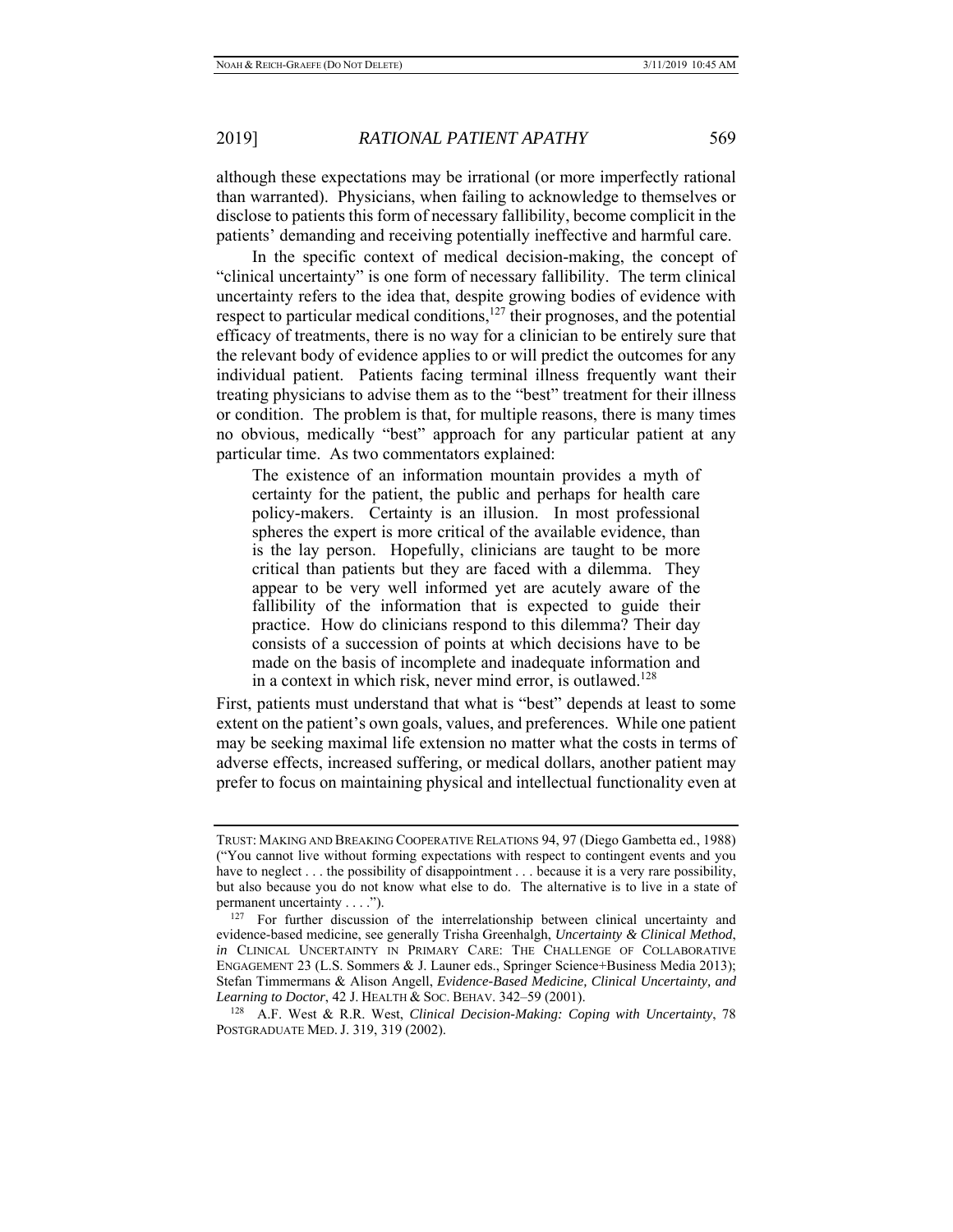although these expectations may be irrational (or more imperfectly rational than warranted). Physicians, when failing to acknowledge to themselves or disclose to patients this form of necessary fallibility, become complicit in the patients' demanding and receiving potentially ineffective and harmful care.

In the specific context of medical decision-making, the concept of "clinical uncertainty" is one form of necessary fallibility. The term clinical uncertainty refers to the idea that, despite growing bodies of evidence with respect to particular medical conditions,[127] their prognoses, and the potential efficacy of treatments, there is no way for a clinician to be entirely sure that the relevant body of evidence applies to or will predict the outcomes for any individual patient. Patients facing terminal illness frequently want their treating physicians to advise them as to the "best" treatment for their illness or condition. The problem is that, for multiple reasons, there is many times no obvious, medically "best" approach for any particular patient at any particular time. As two commentators explained:

> The existence of an information mountain provides a myth of certainty for the patient, the public and perhaps for health care policy-makers. Certainty is an illusion. In most professional spheres the expert is more critical of the available evidence, than is the lay person. Hopefully, clinicians are taught to be more critical than patients but they are faced with a dilemma. They appear to be very well informed yet are acutely aware of the fallibility of the information that is expected to guide their practice. How do clinicians respond to this dilemma? Their day consists of a succession of points at which decisions have to be made on the basis of incomplete and inadequate information and in a context in which risk, never mind error, is outlawed.[128]

First, patients must understand that what is "best" depends at least to some extent on the patient's own goals, values, and preferences. While one patient may be seeking maximal life extension no matter what the costs in terms of adverse effects, increased suffering, or medical dollars, another patient may prefer to focus on maintaining physical and intellectual functionality even at

---

TRUST: MAKING AND BREAKING COOPERATIVE RELATIONS 94, 97 (Diego Gambetta ed., 1988) ("You cannot live without forming expectations with respect to contingent events and you have to neglect . . . the possibility of disappointment . . . because it is a very rare possibility, but also because you do not know what else to do. The alternative is to live in a state of permanent uncertainty . . . .").

[127] For further discussion of the interrelationship between clinical uncertainty and evidence-based medicine, see generally Trisha Greenhalgh, *Uncertainty & Clinical Method*, *in* CLINICAL UNCERTAINTY IN PRIMARY CARE: THE CHALLENGE OF COLLABORATIVE ENGAGEMENT 23 (L.S. Sommers & J. Launer eds., Springer Science+Business Media 2013); Stefan Timmermans & Alison Angell, *Evidence-Based Medicine, Clinical Uncertainty, and Learning to Doctor*, 42 J. HEALTH & SOC. BEHAV. 342–59 (2001).

[128] A.F. West & R.R. West, *Clinical Decision-Making: Coping with Uncertainty*, 78 POSTGRADUATE MED. J. 319, 319 (2002).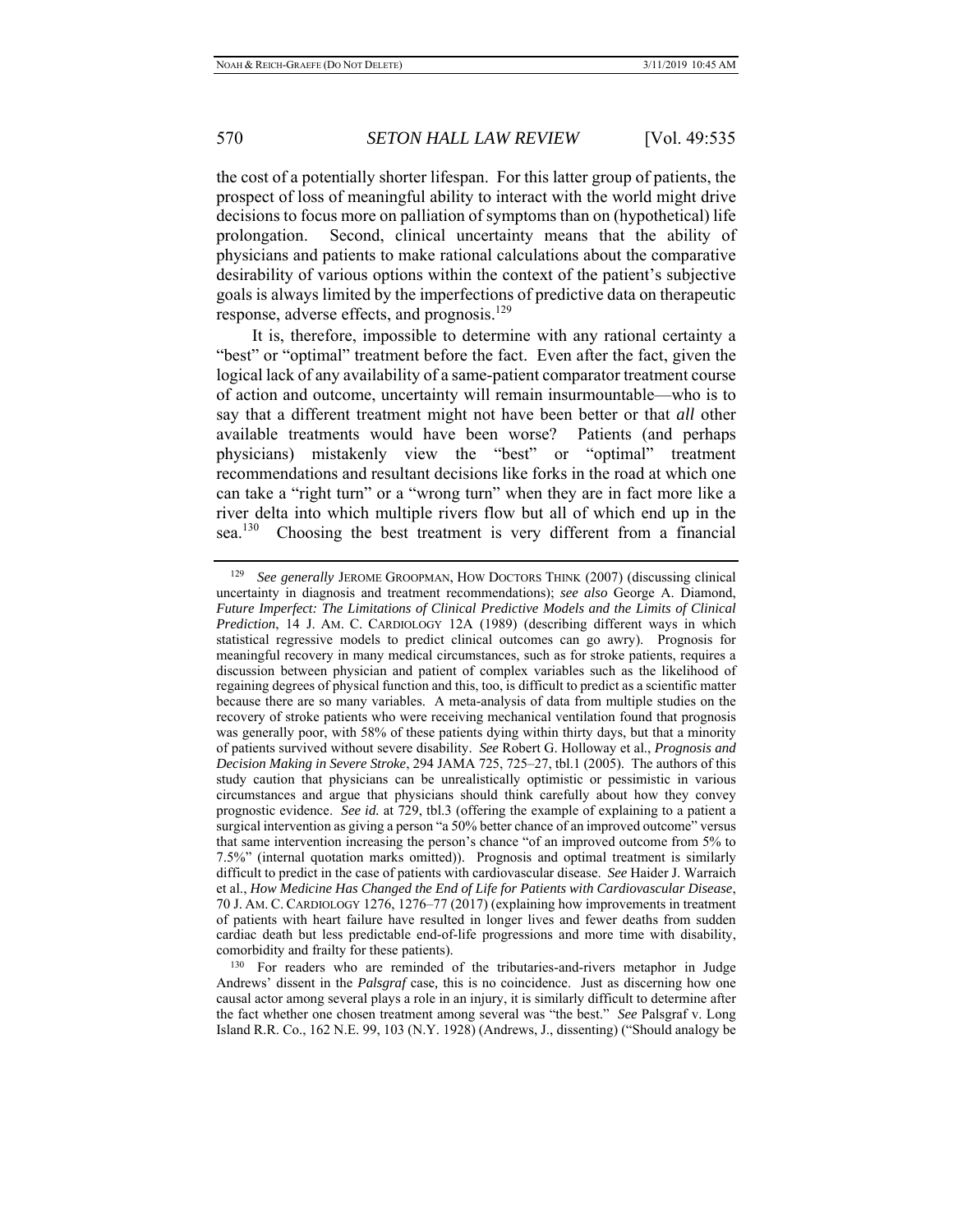the cost of a potentially shorter lifespan. For this latter group of patients, the prospect of loss of meaningful ability to interact with the world might drive decisions to focus more on palliation of symptoms than on (hypothetical) life prolongation. Second, clinical uncertainty means that the ability of physicians and patients to make rational calculations about the comparative desirability of various options within the context of the patient's subjective goals is always limited by the imperfections of predictive data on therapeutic response, adverse effects, and prognosis.[129]

It is, therefore, impossible to determine with any rational certainty a "best" or "optimal" treatment before the fact. Even after the fact, given the logical lack of any availability of a same-patient comparator treatment course of action and outcome, uncertainty will remain insurmountable—who is to say that a different treatment might not have been better or that *all* other available treatments would have been worse? Patients (and perhaps physicians) mistakenly view the "best" or "optimal" treatment recommendations and resultant decisions like forks in the road at which one can take a "right turn" or a "wrong turn" when they are in fact more like a river delta into which multiple rivers flow but all of which end up in the sea.[130] Choosing the best treatment is very different from a financial

---

[129] *See generally* JEROME GROOPMAN, HOW DOCTORS THINK (2007) (discussing clinical uncertainty in diagnosis and treatment recommendations); *see also* George A. Diamond, *Future Imperfect: The Limitations of Clinical Predictive Models and the Limits of Clinical Prediction*, 14 J. AM. C. CARDIOLOGY 12A (1989) (describing different ways in which statistical regressive models to predict clinical outcomes can go awry). Prognosis for meaningful recovery in many medical circumstances, such as for stroke patients, requires a discussion between physician and patient of complex variables such as the likelihood of regaining degrees of physical function and this, too, is difficult to predict as a scientific matter because there are so many variables. A meta-analysis of data from multiple studies on the recovery of stroke patients who were receiving mechanical ventilation found that prognosis was generally poor, with 58% of these patients dying within thirty days, but that a minority of patients survived without severe disability. *See* Robert G. Holloway et al., *Prognosis and Decision Making in Severe Stroke*, 294 JAMA 725, 725–27, tbl.1 (2005). The authors of this study caution that physicians can be unrealistically optimistic or pessimistic in various circumstances and argue that physicians should think carefully about how they convey prognostic evidence. *See id.* at 729, tbl.3 (offering the example of explaining to a patient a surgical intervention as giving a person "a 50% better chance of an improved outcome" versus that same intervention increasing the person's chance "of an improved outcome from 5% to 7.5%" (internal quotation marks omitted)). Prognosis and optimal treatment is similarly difficult to predict in the case of patients with cardiovascular disease. *See* Haider J. Warraich et al., *How Medicine Has Changed the End of Life for Patients with Cardiovascular Disease*, 70 J. AM. C. CARDIOLOGY 1276, 1276–77 (2017) (explaining how improvements in treatment of patients with heart failure have resulted in longer lives and fewer deaths from sudden cardiac death but less predictable end-of-life progressions and more time with disability, comorbidity and frailty for these patients).

[130] For readers who are reminded of the tributaries-and-rivers metaphor in Judge Andrews' dissent in the *Palsgraf* case, this is no coincidence. Just as discerning how one causal actor among several plays a role in an injury, it is similarly difficult to determine after the fact whether one chosen treatment among several was "the best." *See* Palsgraf v. Long Island R.R. Co., 162 N.E. 99, 103 (N.Y. 1928) (Andrews, J., dissenting) ("Should analogy be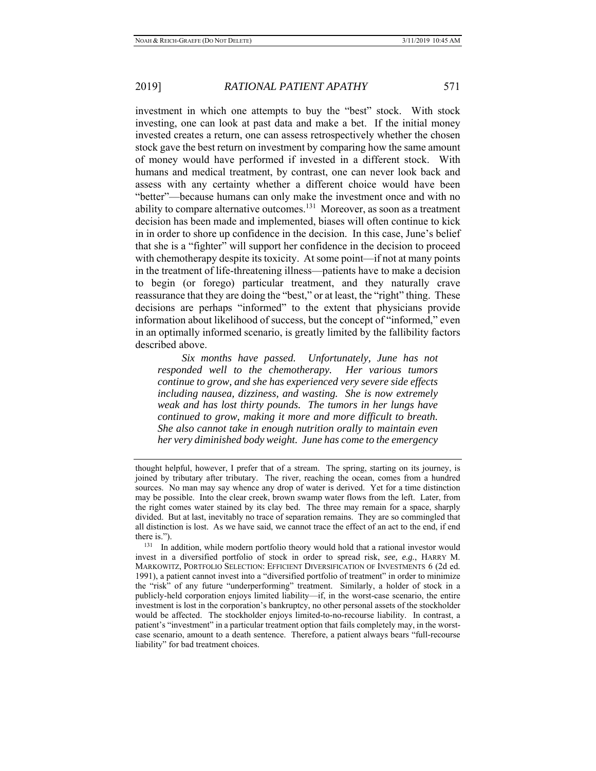investment in which one attempts to buy the "best" stock. With stock investing, one can look at past data and make a bet. If the initial money invested creates a return, one can assess retrospectively whether the chosen stock gave the best return on investment by comparing how the same amount of money would have performed if invested in a different stock. With humans and medical treatment, by contrast, one can never look back and assess with any certainty whether a different choice would have been "better"—because humans can only make the investment once and with no ability to compare alternative outcomes.[131] Moreover, as soon as a treatment decision has been made and implemented, biases will often continue to kick in in order to shore up confidence in the decision. In this case, June's belief that she is a "fighter" will support her confidence in the decision to proceed with chemotherapy despite its toxicity. At some point—if not at many points in the treatment of life-threatening illness—patients have to make a decision to begin (or forego) particular treatment, and they naturally crave reassurance that they are doing the "best," or at least, the "right" thing. These decisions are perhaps "informed" to the extent that physicians provide information about likelihood of success, but the concept of "informed," even in an optimally informed scenario, is greatly limited by the fallibility factors described above.

> *Six months have passed. Unfortunately, June has not responded well to the chemotherapy. Her various tumors continue to grow, and she has experienced very severe side effects including nausea, dizziness, and wasting. She is now extremely weak and has lost thirty pounds. The tumors in her lungs have continued to grow, making it more and more difficult to breath. She also cannot take in enough nutrition orally to maintain even her very diminished body weight. June has come to the emergency*

---

thought helpful, however, I prefer that of a stream. The spring, starting on its journey, is joined by tributary after tributary. The river, reaching the ocean, comes from a hundred sources. No man may say whence any drop of water is derived. Yet for a time distinction may be possible. Into the clear creek, brown swamp water flows from the left. Later, from the right comes water stained by its clay bed. The three may remain for a space, sharply divided. But at last, inevitably no trace of separation remains. They are so commingled that all distinction is lost. As we have said, we cannot trace the effect of an act to the end, if end there is.").

[131] In addition, while modern portfolio theory would hold that a rational investor would invest in a diversified portfolio of stock in order to spread risk, *see, e.g.*, HARRY M. MARKOWITZ, PORTFOLIO SELECTION: EFFICIENT DIVERSIFICATION OF INVESTMENTS 6 (2d ed. 1991), a patient cannot invest into a "diversified portfolio of treatment" in order to minimize the "risk" of any future "underperforming" treatment. Similarly, a holder of stock in a publicly-held corporation enjoys limited liability—if, in the worst-case scenario, the entire investment is lost in the corporation's bankruptcy, no other personal assets of the stockholder would be affected. The stockholder enjoys limited-to-no-recourse liability. In contrast, a patient's "investment" in a particular treatment option that fails completely may, in the worst-case scenario, amount to a death sentence. Therefore, a patient always bears "full-recourse liability" for bad treatment choices.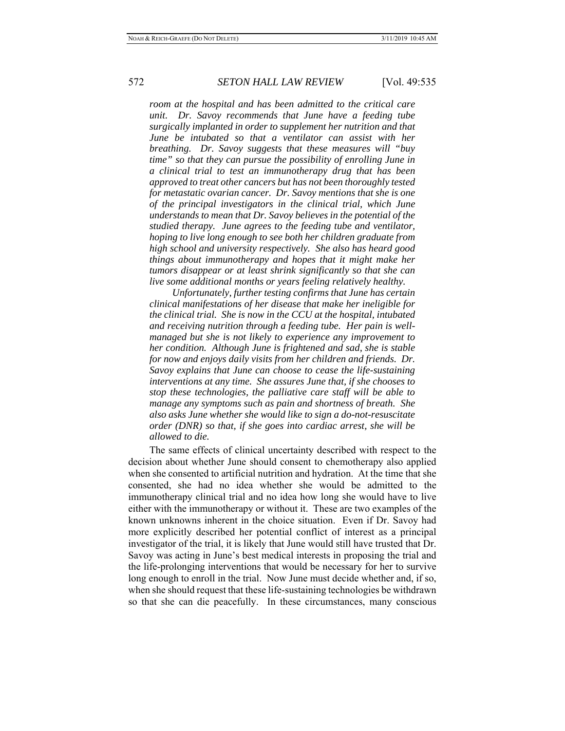*room at the hospital and has been admitted to the critical care unit. Dr. Savoy recommends that June have a feeding tube surgically implanted in order to supplement her nutrition and that June be intubated so that a ventilator can assist with her breathing. Dr. Savoy suggests that these measures will "buy time" so that they can pursue the possibility of enrolling June in a clinical trial to test an immunotherapy drug that has been approved to treat other cancers but has not been thoroughly tested for metastatic ovarian cancer. Dr. Savoy mentions that she is one of the principal investigators in the clinical trial, which June understands to mean that Dr. Savoy believes in the potential of the studied therapy. June agrees to the feeding tube and ventilator, hoping to live long enough to see both her children graduate from high school and university respectively. She also has heard good things about immunotherapy and hopes that it might make her tumors disappear or at least shrink significantly so that she can live some additional months or years feeling relatively healthy.*

*Unfortunately, further testing confirms that June has certain clinical manifestations of her disease that make her ineligible for the clinical trial. She is now in the CCU at the hospital, intubated and receiving nutrition through a feeding tube. Her pain is well-managed but she is not likely to experience any improvement to her condition. Although June is frightened and sad, she is stable for now and enjoys daily visits from her children and friends. Dr. Savoy explains that June can choose to cease the life-sustaining interventions at any time. She assures June that, if she chooses to stop these technologies, the palliative care staff will be able to manage any symptoms such as pain and shortness of breath. She also asks June whether she would like to sign a do-not-resuscitate order (DNR) so that, if she goes into cardiac arrest, she will be allowed to die.*

The same effects of clinical uncertainty described with respect to the decision about whether June should consent to chemotherapy also applied when she consented to artificial nutrition and hydration. At the time that she consented, she had no idea whether she would be admitted to the immunotherapy clinical trial and no idea how long she would have to live either with the immunotherapy or without it. These are two examples of the known unknowns inherent in the choice situation. Even if Dr. Savoy had more explicitly described her potential conflict of interest as a principal investigator of the trial, it is likely that June would still have trusted that Dr. Savoy was acting in June's best medical interests in proposing the trial and the life-prolonging interventions that would be necessary for her to survive long enough to enroll in the trial. Now June must decide whether and, if so, when she should request that these life-sustaining technologies be withdrawn so that she can die peacefully. In these circumstances, many conscious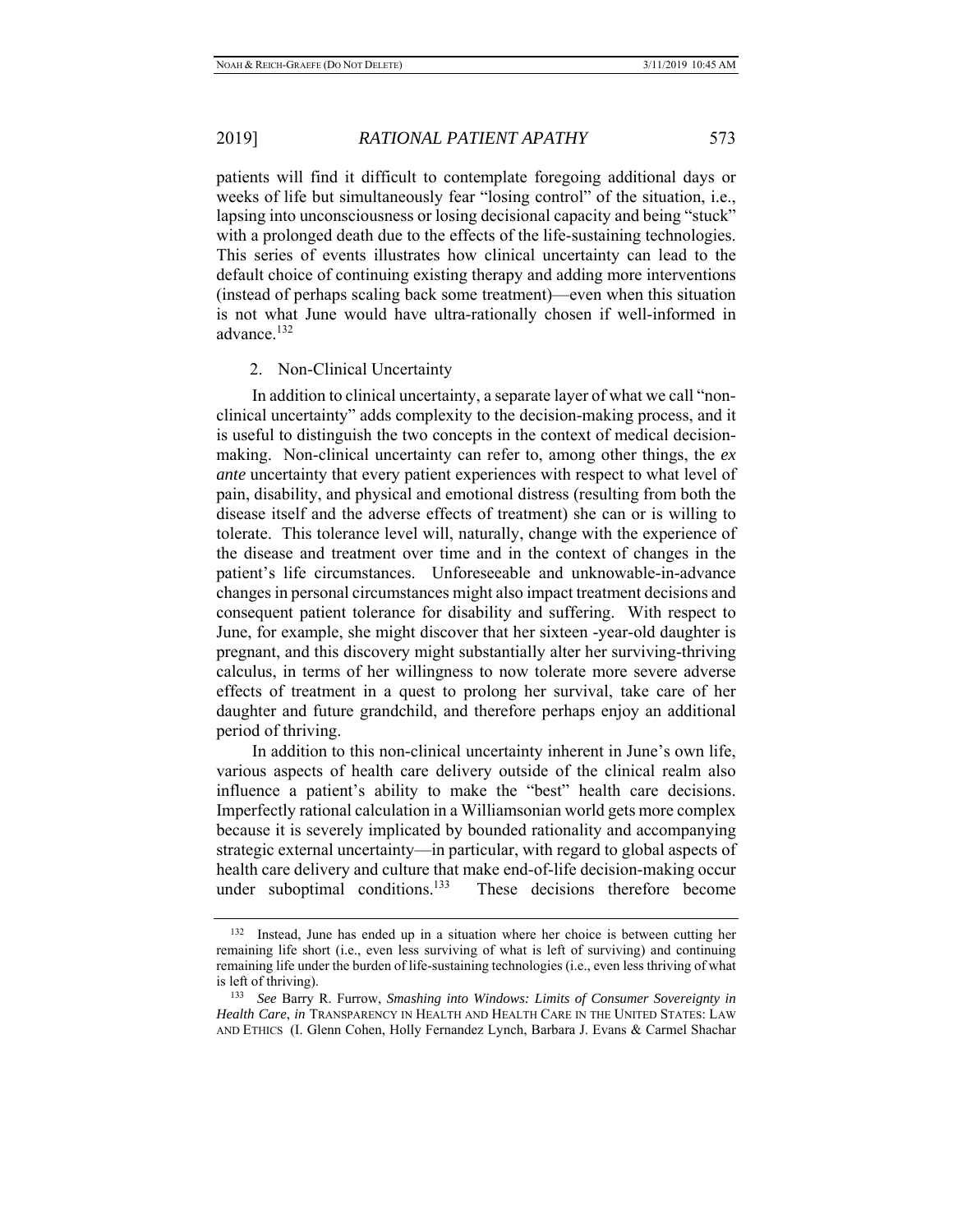patients will find it difficult to contemplate foregoing additional days or weeks of life but simultaneously fear "losing control" of the situation, i.e., lapsing into unconsciousness or losing decisional capacity and being "stuck" with a prolonged death due to the effects of the life-sustaining technologies. This series of events illustrates how clinical uncertainty can lead to the default choice of continuing existing therapy and adding more interventions (instead of perhaps scaling back some treatment)—even when this situation is not what June would have ultra-rationally chosen if well-informed in advance.[132]

2. Non-Clinical Uncertainty

In addition to clinical uncertainty, a separate layer of what we call "non-clinical uncertainty" adds complexity to the decision-making process, and it is useful to distinguish the two concepts in the context of medical decision-making. Non-clinical uncertainty can refer to, among other things, the *ex ante* uncertainty that every patient experiences with respect to what level of pain, disability, and physical and emotional distress (resulting from both the disease itself and the adverse effects of treatment) she can or is willing to tolerate. This tolerance level will, naturally, change with the experience of the disease and treatment over time and in the context of changes in the patient's life circumstances. Unforeseeable and unknowable-in-advance changes in personal circumstances might also impact treatment decisions and consequent patient tolerance for disability and suffering. With respect to June, for example, she might discover that her sixteen -year-old daughter is pregnant, and this discovery might substantially alter her surviving-thriving calculus, in terms of her willingness to now tolerate more severe adverse effects of treatment in a quest to prolong her survival, take care of her daughter and future grandchild, and therefore perhaps enjoy an additional period of thriving.

In addition to this non-clinical uncertainty inherent in June's own life, various aspects of health care delivery outside of the clinical realm also influence a patient's ability to make the "best" health care decisions. Imperfectly rational calculation in a Williamsonian world gets more complex because it is severely implicated by bounded rationality and accompanying strategic external uncertainty—in particular, with regard to global aspects of health care delivery and culture that make end-of-life decision-making occur under suboptimal conditions.[133] These decisions therefore become

[132] Instead, June has ended up in a situation where her choice is between cutting her remaining life short (i.e., even less surviving of what is left of surviving) and continuing remaining life under the burden of life-sustaining technologies (i.e., even less thriving of what is left of thriving).

[133] *See* Barry R. Furrow, *Smashing into Windows: Limits of Consumer Sovereignty in Health Care*, *in* TRANSPARENCY IN HEALTH AND HEALTH CARE IN THE UNITED STATES: LAW AND ETHICS (I. Glenn Cohen, Holly Fernandez Lynch, Barbara J. Evans & Carmel Shachar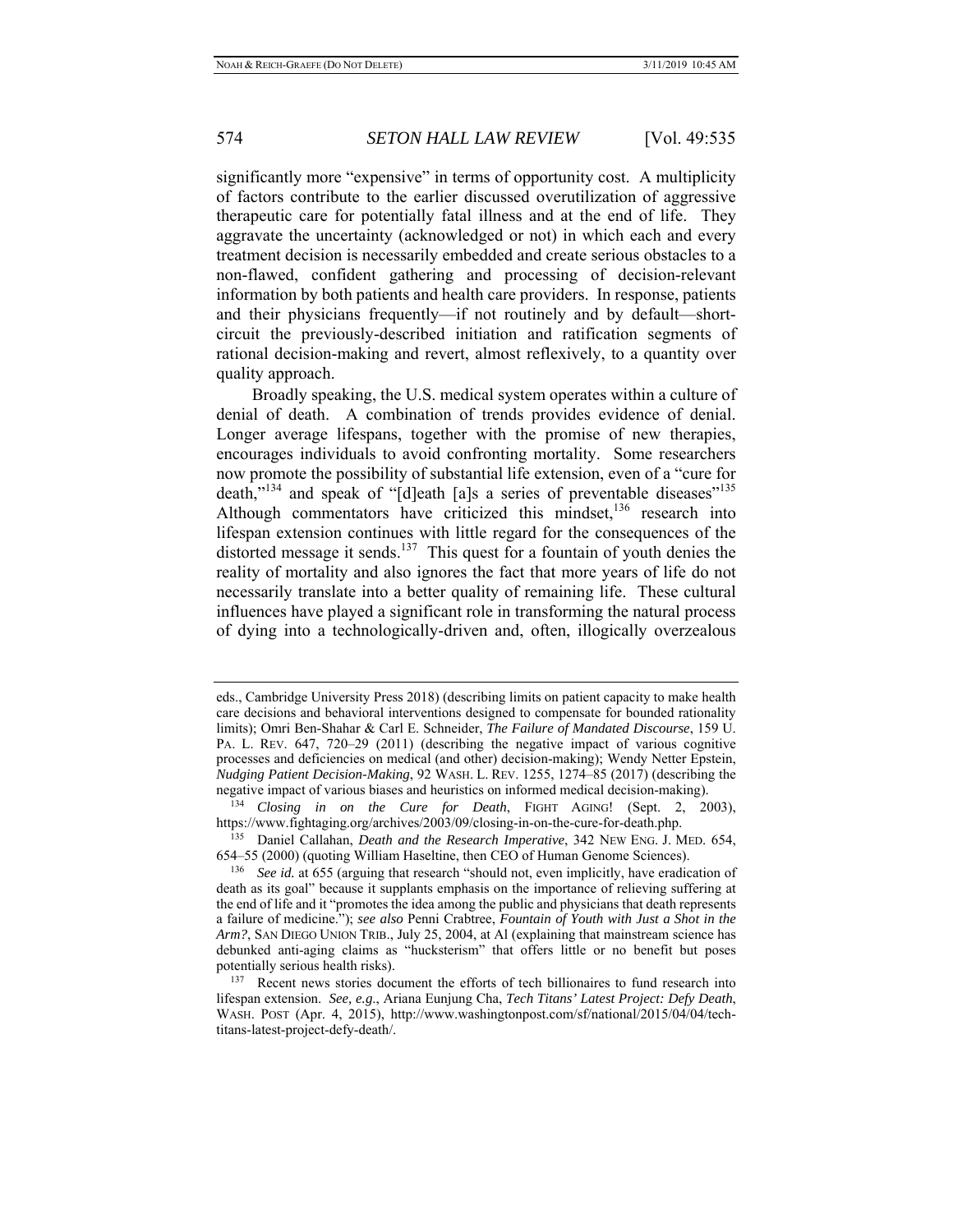significantly more "expensive" in terms of opportunity cost. A multiplicity of factors contribute to the earlier discussed overutilization of aggressive therapeutic care for potentially fatal illness and at the end of life. They aggravate the uncertainty (acknowledged or not) in which each and every treatment decision is necessarily embedded and create serious obstacles to a non-flawed, confident gathering and processing of decision-relevant information by both patients and health care providers. In response, patients and their physicians frequently—if not routinely and by default—short-circuit the previously-described initiation and ratification segments of rational decision-making and revert, almost reflexively, to a quantity over quality approach.

Broadly speaking, the U.S. medical system operates within a culture of denial of death. A combination of trends provides evidence of denial. Longer average lifespans, together with the promise of new therapies, encourages individuals to avoid confronting mortality. Some researchers now promote the possibility of substantial life extension, even of a "cure for death,"[134] and speak of "[d]eath [a]s a series of preventable diseases"[135] Although commentators have criticized this mindset,[136] research into lifespan extension continues with little regard for the consequences of the distorted message it sends.[137] This quest for a fountain of youth denies the reality of mortality and also ignores the fact that more years of life do not necessarily translate into a better quality of remaining life. These cultural influences have played a significant role in transforming the natural process of dying into a technologically-driven and, often, illogically overzealous

---

eds., Cambridge University Press 2018) (describing limits on patient capacity to make health care decisions and behavioral interventions designed to compensate for bounded rationality limits); Omri Ben-Shahar & Carl E. Schneider, *The Failure of Mandated Discourse*, 159 U. PA. L. REV. 647, 720–29 (2011) (describing the negative impact of various cognitive processes and deficiencies on medical (and other) decision-making); Wendy Netter Epstein, *Nudging Patient Decision-Making*, 92 WASH. L. REV. 1255, 1274–85 (2017) (describing the negative impact of various biases and heuristics on informed medical decision-making).

[134] *Closing in on the Cure for Death*, FIGHT AGING! (Sept. 2, 2003), https://www.fightaging.org/archives/2003/09/closing-in-on-the-cure-for-death.php.

[135] Daniel Callahan, *Death and the Research Imperative*, 342 NEW ENG. J. MED. 654, 654–55 (2000) (quoting William Haseltine, then CEO of Human Genome Sciences).

[136] *See id.* at 655 (arguing that research "should not, even implicitly, have eradication of death as its goal" because it supplants emphasis on the importance of relieving suffering at the end of life and it "promotes the idea among the public and physicians that death represents a failure of medicine."); *see also* Penni Crabtree, *Fountain of Youth with Just a Shot in the Arm?*, SAN DIEGO UNION TRIB., July 25, 2004, at Al (explaining that mainstream science has debunked anti-aging claims as "hucksterism" that offers little or no benefit but poses potentially serious health risks).

[137] Recent news stories document the efforts of tech billionaires to fund research into lifespan extension. *See, e.g.*, Ariana Eunjung Cha, *Tech Titans' Latest Project: Defy Death*, WASH. POST (Apr. 4, 2015), http://www.washingtonpost.com/sf/national/2015/04/04/tech-titans-latest-project-defy-death/.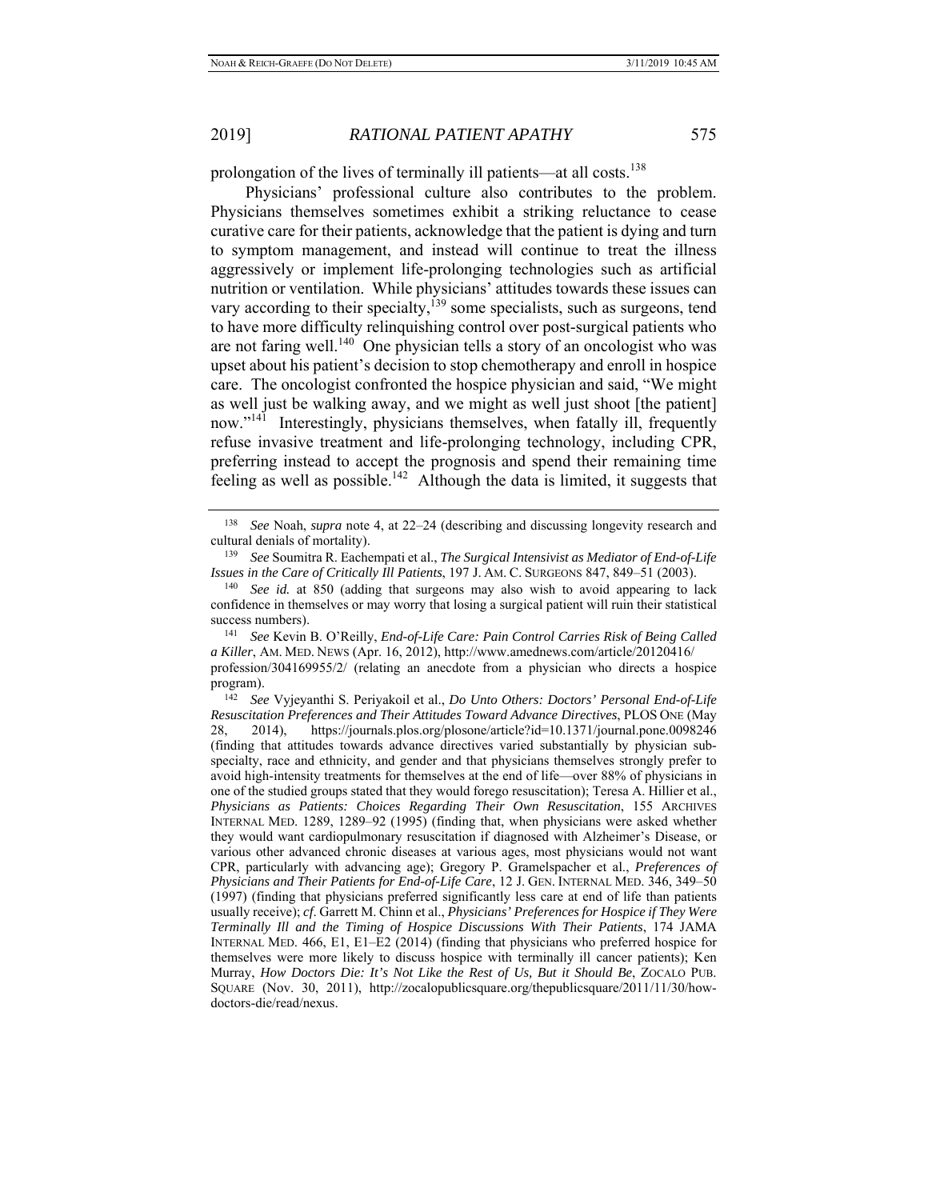prolongation of the lives of terminally ill patients—at all costs.[138]

Physicians' professional culture also contributes to the problem. Physicians themselves sometimes exhibit a striking reluctance to cease curative care for their patients, acknowledge that the patient is dying and turn to symptom management, and instead will continue to treat the illness aggressively or implement life-prolonging technologies such as artificial nutrition or ventilation. While physicians' attitudes towards these issues can vary according to their specialty,[139] some specialists, such as surgeons, tend to have more difficulty relinquishing control over post-surgical patients who are not faring well.[140] One physician tells a story of an oncologist who was upset about his patient's decision to stop chemotherapy and enroll in hospice care. The oncologist confronted the hospice physician and said, "We might as well just be walking away, and we might as well just shoot [the patient] now."[141] Interestingly, physicians themselves, when fatally ill, frequently refuse invasive treatment and life-prolonging technology, including CPR, preferring instead to accept the prognosis and spend their remaining time feeling as well as possible.[142] Although the data is limited, it suggests that

---

[138] *See* Noah, *supra* note 4, at 22–24 (describing and discussing longevity research and cultural denials of mortality).

[139] *See* Soumitra R. Eachempati et al., *The Surgical Intensivist as Mediator of End-of-Life Issues in the Care of Critically Ill Patients*, 197 J. AM. C. SURGEONS 847, 849–51 (2003).

[140] *See id.* at 850 (adding that surgeons may also wish to avoid appearing to lack confidence in themselves or may worry that losing a surgical patient will ruin their statistical success numbers).

[141] *See* Kevin B. O'Reilly, *End-of-Life Care: Pain Control Carries Risk of Being Called a Killer*, AM. MED. NEWS (Apr. 16, 2012), http://www.amednews.com/article/20120416/profession/304169955/2/ (relating an anecdote from a physician who directs a hospice program).

[142] *See* Vyjeyanthi S. Periyakoil et al., *Do Unto Others: Doctors' Personal End-of-Life Resuscitation Preferences and Their Attitudes Toward Advance Directives*, PLOS ONE (May 28, 2014), https://journals.plos.org/plosone/article?id=10.1371/journal.pone.0098246 (finding that attitudes towards advance directives varied substantially by physician sub-specialty, race and ethnicity, and gender and that physicians themselves strongly prefer to avoid high-intensity treatments for themselves at the end of life—over 88% of physicians in one of the studied groups stated that they would forego resuscitation); Teresa A. Hillier et al., *Physicians as Patients: Choices Regarding Their Own Resuscitation*, 155 ARCHIVES INTERNAL MED. 1289, 1289–92 (1995) (finding that, when physicians were asked whether they would want cardiopulmonary resuscitation if diagnosed with Alzheimer's Disease, or various other advanced chronic diseases at various ages, most physicians would not want CPR, particularly with advancing age); Gregory P. Gramelspacher et al., *Preferences of Physicians and Their Patients for End-of-Life Care*, 12 J. GEN. INTERNAL MED. 346, 349–50 (1997) (finding that physicians preferred significantly less care at end of life than patients usually receive); *cf*. Garrett M. Chinn et al., *Physicians' Preferences for Hospice if They Were Terminally Ill and the Timing of Hospice Discussions With Their Patients*, 174 JAMA INTERNAL MED. 466, E1, E1–E2 (2014) (finding that physicians who preferred hospice for themselves were more likely to discuss hospice with terminally ill cancer patients); Ken Murray, *How Doctors Die: It's Not Like the Rest of Us, But it Should Be*, ZOCALO PUB. SQUARE (Nov. 30, 2011), http://zocalopublicsquare.org/thepublicsquare/2011/11/30/how-doctors-die/read/nexus.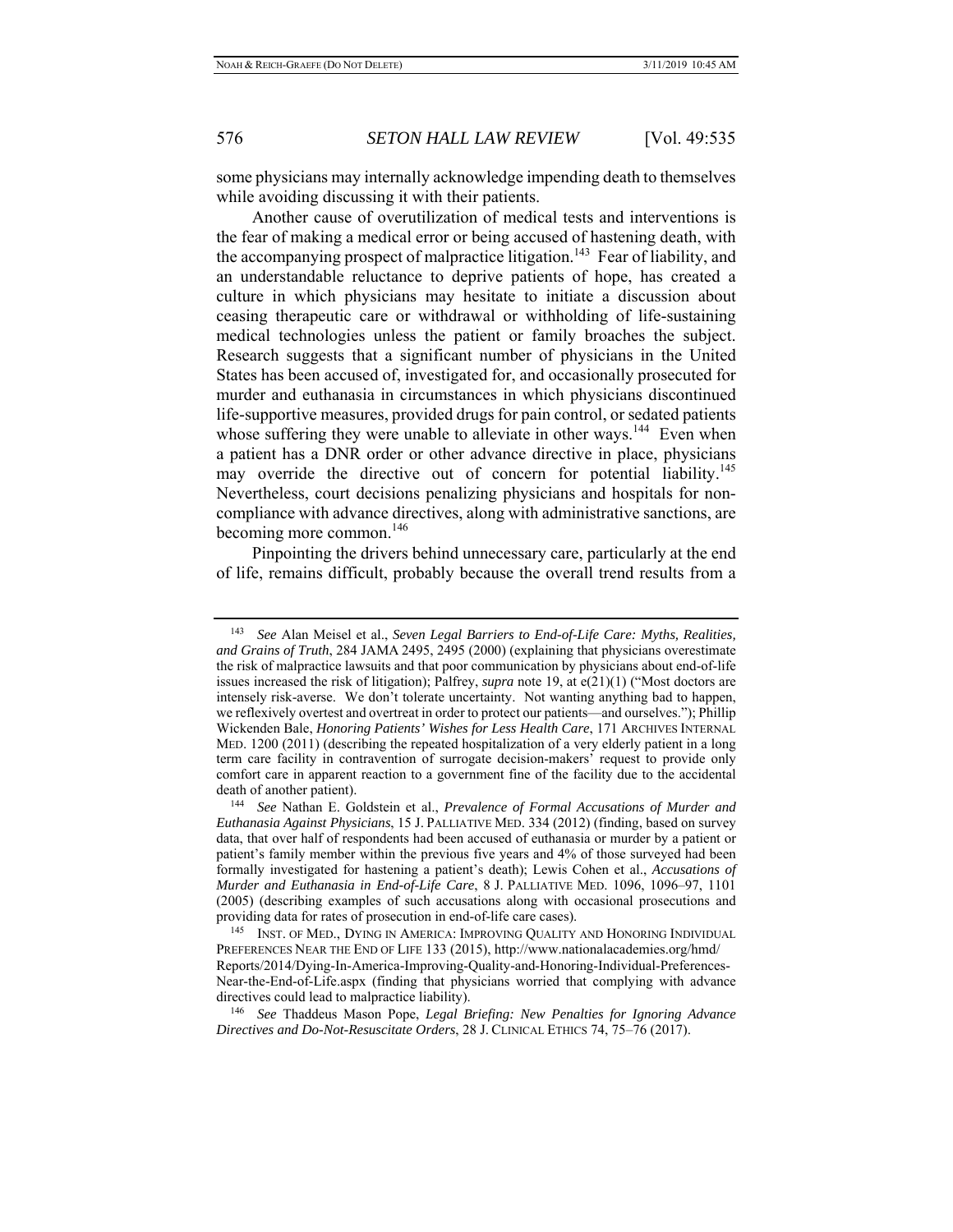some physicians may internally acknowledge impending death to themselves while avoiding discussing it with their patients.

Another cause of overutilization of medical tests and interventions is the fear of making a medical error or being accused of hastening death, with the accompanying prospect of malpractice litigation.[143] Fear of liability, and an understandable reluctance to deprive patients of hope, has created a culture in which physicians may hesitate to initiate a discussion about ceasing therapeutic care or withdrawal or withholding of life-sustaining medical technologies unless the patient or family broaches the subject. Research suggests that a significant number of physicians in the United States has been accused of, investigated for, and occasionally prosecuted for murder and euthanasia in circumstances in which physicians discontinued life-supportive measures, provided drugs for pain control, or sedated patients whose suffering they were unable to alleviate in other ways.[144] Even when a patient has a DNR order or other advance directive in place, physicians may override the directive out of concern for potential liability.[145] Nevertheless, court decisions penalizing physicians and hospitals for non-compliance with advance directives, along with administrative sanctions, are becoming more common.[146]

Pinpointing the drivers behind unnecessary care, particularly at the end of life, remains difficult, probably because the overall trend results from a

---

[143] *See* Alan Meisel et al., *Seven Legal Barriers to End-of-Life Care: Myths, Realities, and Grains of Truth*, 284 JAMA 2495, 2495 (2000) (explaining that physicians overestimate the risk of malpractice lawsuits and that poor communication by physicians about end-of-life issues increased the risk of litigation); Palfrey, *supra* note 19, at e(21)(1) ("Most doctors are intensely risk-averse. We don't tolerate uncertainty. Not wanting anything bad to happen, we reflexively overtest and overtreat in order to protect our patients—and ourselves."); Phillip Wickenden Bale, *Honoring Patients' Wishes for Less Health Care*, 171 ARCHIVES INTERNAL MED. 1200 (2011) (describing the repeated hospitalization of a very elderly patient in a long term care facility in contravention of surrogate decision-makers' request to provide only comfort care in apparent reaction to a government fine of the facility due to the accidental death of another patient).

[144] *See* Nathan E. Goldstein et al., *Prevalence of Formal Accusations of Murder and Euthanasia Against Physicians*, 15 J. PALLIATIVE MED. 334 (2012) (finding, based on survey data, that over half of respondents had been accused of euthanasia or murder by a patient or patient's family member within the previous five years and 4% of those surveyed had been formally investigated for hastening a patient's death); Lewis Cohen et al., *Accusations of Murder and Euthanasia in End-of-Life Care*, 8 J. PALLIATIVE MED. 1096, 1096–97, 1101 (2005) (describing examples of such accusations along with occasional prosecutions and providing data for rates of prosecution in end-of-life care cases).

[145] INST. OF MED., DYING IN AMERICA: IMPROVING QUALITY AND HONORING INDIVIDUAL PREFERENCES NEAR THE END OF LIFE 133 (2015), http://www.nationalacademies.org/hmd/Reports/2014/Dying-In-America-Improving-Quality-and-Honoring-Individual-Preferences-Near-the-End-of-Life.aspx (finding that physicians worried that complying with advance directives could lead to malpractice liability).

[146] *See* Thaddeus Mason Pope, *Legal Briefing: New Penalties for Ignoring Advance Directives and Do-Not-Resuscitate Orders*, 28 J. CLINICAL ETHICS 74, 75–76 (2017).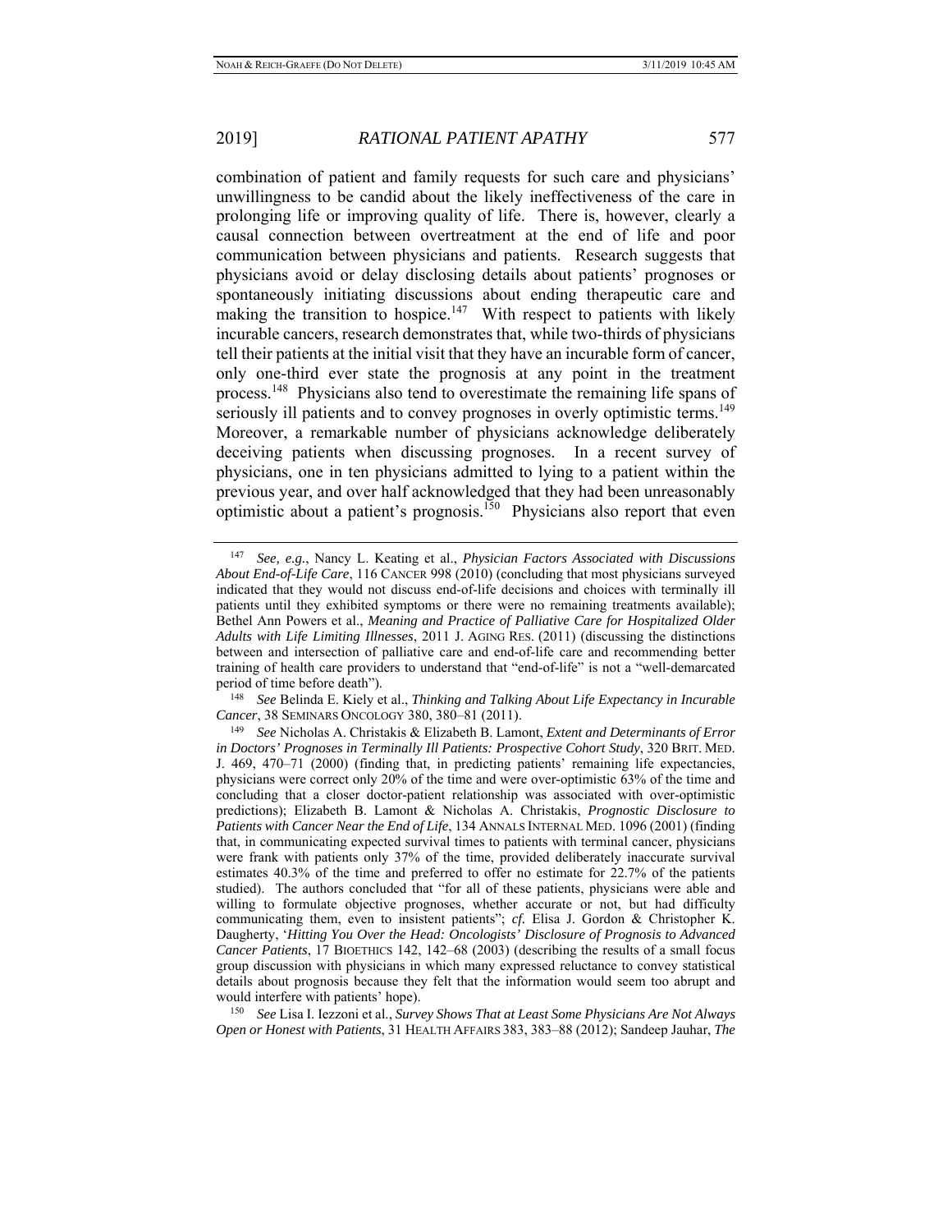combination of patient and family requests for such care and physicians' unwillingness to be candid about the likely ineffectiveness of the care in prolonging life or improving quality of life. There is, however, clearly a causal connection between overtreatment at the end of life and poor communication between physicians and patients. Research suggests that physicians avoid or delay disclosing details about patients' prognoses or spontaneously initiating discussions about ending therapeutic care and making the transition to hospice.[147] With respect to patients with likely incurable cancers, research demonstrates that, while two-thirds of physicians tell their patients at the initial visit that they have an incurable form of cancer, only one-third ever state the prognosis at any point in the treatment process.[148] Physicians also tend to overestimate the remaining life spans of seriously ill patients and to convey prognoses in overly optimistic terms.[149] Moreover, a remarkable number of physicians acknowledge deliberately deceiving patients when discussing prognoses. In a recent survey of physicians, one in ten physicians admitted to lying to a patient within the previous year, and over half acknowledged that they had been unreasonably optimistic about a patient's prognosis.[150] Physicians also report that even

---

[147] *See, e.g.*, Nancy L. Keating et al., *Physician Factors Associated with Discussions About End-of-Life Care*, 116 CANCER 998 (2010) (concluding that most physicians surveyed indicated that they would not discuss end-of-life decisions and choices with terminally ill patients until they exhibited symptoms or there were no remaining treatments available); Bethel Ann Powers et al., *Meaning and Practice of Palliative Care for Hospitalized Older Adults with Life Limiting Illnesses*, 2011 J. AGING RES. (2011) (discussing the distinctions between and intersection of palliative care and end-of-life care and recommending better training of health care providers to understand that "end-of-life" is not a "well-demarcated period of time before death").

[148] *See* Belinda E. Kiely et al., *Thinking and Talking About Life Expectancy in Incurable Cancer*, 38 SEMINARS ONCOLOGY 380, 380–81 (2011).

[149] *See* Nicholas A. Christakis & Elizabeth B. Lamont, *Extent and Determinants of Error in Doctors' Prognoses in Terminally Ill Patients: Prospective Cohort Study*, 320 BRIT. MED. J. 469, 470–71 (2000) (finding that, in predicting patients' remaining life expectancies, physicians were correct only 20% of the time and were over-optimistic 63% of the time and concluding that a closer doctor-patient relationship was associated with over-optimistic predictions); Elizabeth B. Lamont & Nicholas A. Christakis, *Prognostic Disclosure to Patients with Cancer Near the End of Life*, 134 ANNALS INTERNAL MED. 1096 (2001) (finding that, in communicating expected survival times to patients with terminal cancer, physicians were frank with patients only 37% of the time, provided deliberately inaccurate survival estimates 40.3% of the time and preferred to offer no estimate for 22.7% of the patients studied). The authors concluded that "for all of these patients, physicians were able and willing to formulate objective prognoses, whether accurate or not, but had difficulty communicating them, even to insistent patients"; *cf.* Elisa J. Gordon & Christopher K. Daugherty, '*Hitting You Over the Head: Oncologists' Disclosure of Prognosis to Advanced Cancer Patients*, 17 BIOETHICS 142, 142–68 (2003) (describing the results of a small focus group discussion with physicians in which many expressed reluctance to convey statistical details about prognosis because they felt that the information would seem too abrupt and would interfere with patients' hope).

[150] *See* Lisa I. Iezzoni et al., *Survey Shows That at Least Some Physicians Are Not Always Open or Honest with Patients*, 31 HEALTH AFFAIRS 383, 383–88 (2012); Sandeep Jauhar, *The*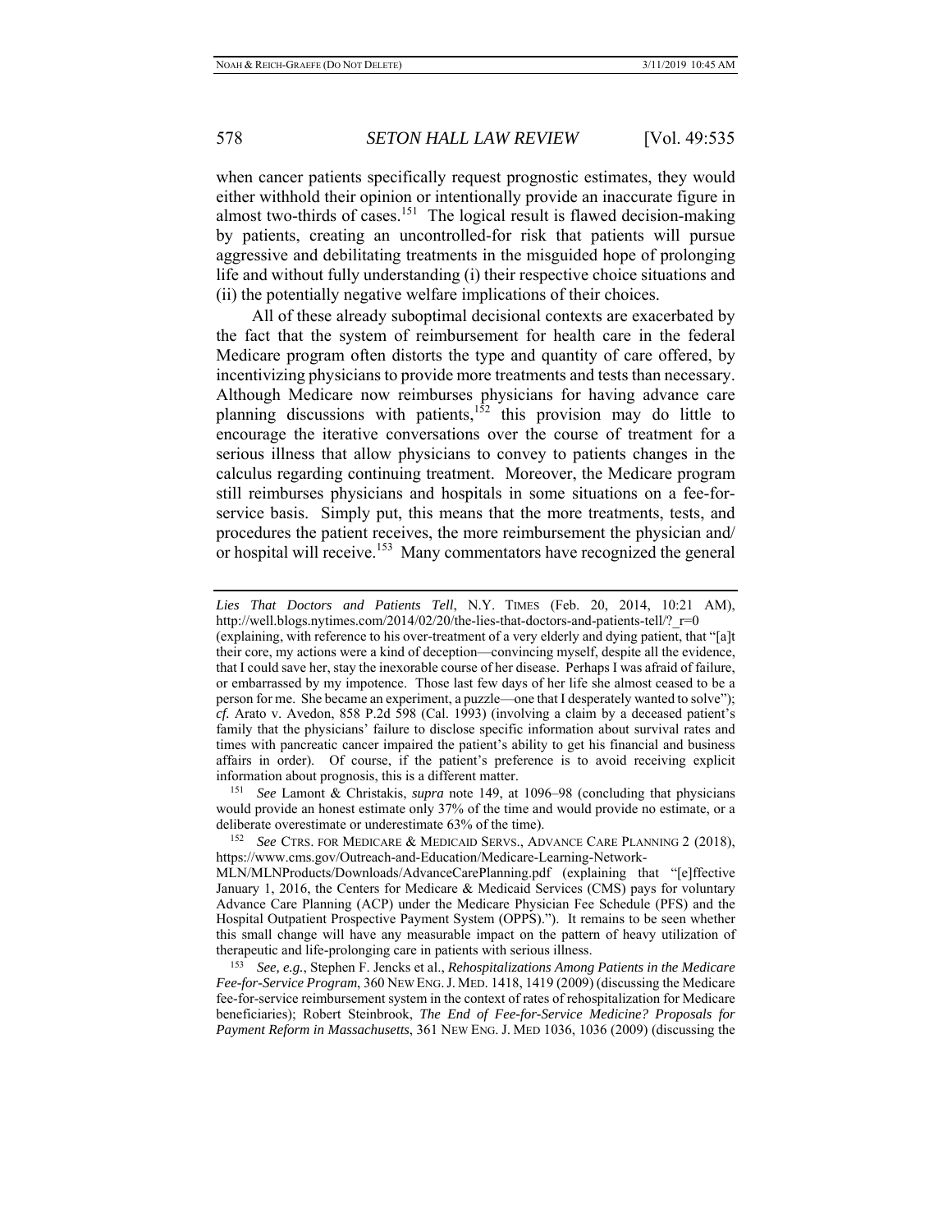when cancer patients specifically request prognostic estimates, they would either withhold their opinion or intentionally provide an inaccurate figure in almost two-thirds of cases.[151] The logical result is flawed decision-making by patients, creating an uncontrolled-for risk that patients will pursue aggressive and debilitating treatments in the misguided hope of prolonging life and without fully understanding (i) their respective choice situations and (ii) the potentially negative welfare implications of their choices.

All of these already suboptimal decisional contexts are exacerbated by the fact that the system of reimbursement for health care in the federal Medicare program often distorts the type and quantity of care offered, by incentivizing physicians to provide more treatments and tests than necessary. Although Medicare now reimburses physicians for having advance care planning discussions with patients,[152] this provision may do little to encourage the iterative conversations over the course of treatment for a serious illness that allow physicians to convey to patients changes in the calculus regarding continuing treatment. Moreover, the Medicare program still reimburses physicians and hospitals in some situations on a fee-for-service basis. Simply put, this means that the more treatments, tests, and procedures the patient receives, the more reimbursement the physician and/ or hospital will receive.[153] Many commentators have recognized the general

---

*Lies That Doctors and Patients Tell*, N.Y. TIMES (Feb. 20, 2014, 10:21 AM), http://well.blogs.nytimes.com/2014/02/20/the-lies-that-doctors-and-patients-tell/?_r=0 (explaining, with reference to his over-treatment of a very elderly and dying patient, that "[a]t their core, my actions were a kind of deception—convincing myself, despite all the evidence, that I could save her, stay the inexorable course of her disease. Perhaps I was afraid of failure, or embarrassed by my impotence. Those last few days of her life she almost ceased to be a person for me. She became an experiment, a puzzle—one that I desperately wanted to solve"); *cf.* Arato v. Avedon, 858 P.2d 598 (Cal. 1993) (involving a claim by a deceased patient's family that the physicians' failure to disclose specific information about survival rates and times with pancreatic cancer impaired the patient's ability to get his financial and business affairs in order). Of course, if the patient's preference is to avoid receiving explicit information about prognosis, this is a different matter.

[151] *See* Lamont & Christakis, *supra* note 149, at 1096–98 (concluding that physicians would provide an honest estimate only 37% of the time and would provide no estimate, or a deliberate overestimate or underestimate 63% of the time).

[152] *See* CTRS. FOR MEDICARE & MEDICAID SERVS., ADVANCE CARE PLANNING 2 (2018), https://www.cms.gov/Outreach-and-Education/Medicare-Learning-Network-MLN/MLNProducts/Downloads/AdvanceCarePlanning.pdf (explaining that "[e]ffective January 1, 2016, the Centers for Medicare & Medicaid Services (CMS) pays for voluntary Advance Care Planning (ACP) under the Medicare Physician Fee Schedule (PFS) and the Hospital Outpatient Prospective Payment System (OPPS)."). It remains to be seen whether this small change will have any measurable impact on the pattern of heavy utilization of therapeutic and life-prolonging care in patients with serious illness.

[153] *See, e.g.*, Stephen F. Jencks et al., *Rehospitalizations Among Patients in the Medicare Fee-for-Service Program*, 360 NEW ENG. J. MED. 1418, 1419 (2009) (discussing the Medicare fee-for-service reimbursement system in the context of rates of rehospitalization for Medicare beneficiaries); Robert Steinbrook, *The End of Fee-for-Service Medicine? Proposals for Payment Reform in Massachusetts*, 361 NEW ENG. J. MED 1036, 1036 (2009) (discussing the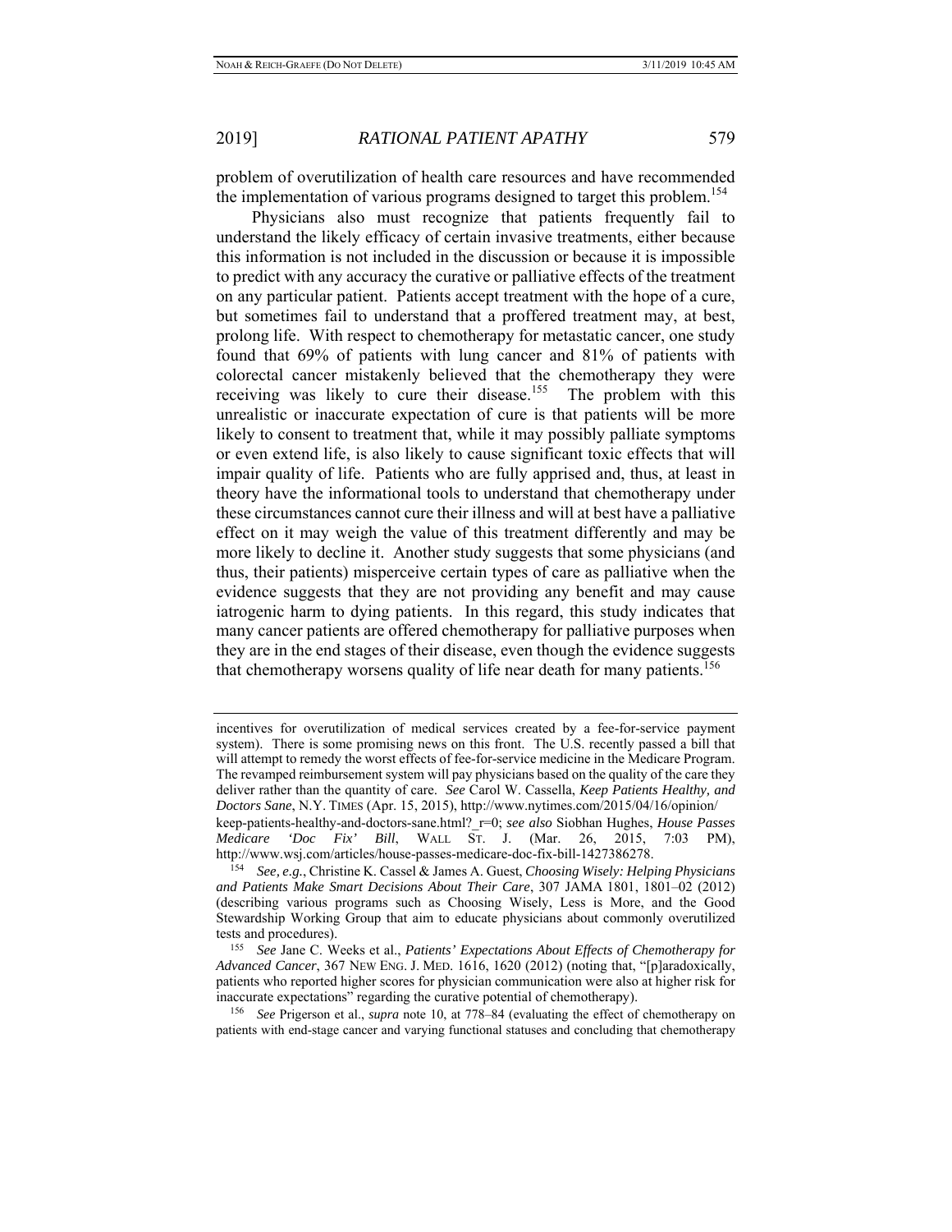problem of overutilization of health care resources and have recommended the implementation of various programs designed to target this problem.[154]

Physicians also must recognize that patients frequently fail to understand the likely efficacy of certain invasive treatments, either because this information is not included in the discussion or because it is impossible to predict with any accuracy the curative or palliative effects of the treatment on any particular patient. Patients accept treatment with the hope of a cure, but sometimes fail to understand that a proffered treatment may, at best, prolong life. With respect to chemotherapy for metastatic cancer, one study found that 69% of patients with lung cancer and 81% of patients with colorectal cancer mistakenly believed that the chemotherapy they were receiving was likely to cure their disease.[155] The problem with this unrealistic or inaccurate expectation of cure is that patients will be more likely to consent to treatment that, while it may possibly palliate symptoms or even extend life, is also likely to cause significant toxic effects that will impair quality of life. Patients who are fully apprised and, thus, at least in theory have the informational tools to understand that chemotherapy under these circumstances cannot cure their illness and will at best have a palliative effect on it may weigh the value of this treatment differently and may be more likely to decline it. Another study suggests that some physicians (and thus, their patients) misperceive certain types of care as palliative when the evidence suggests that they are not providing any benefit and may cause iatrogenic harm to dying patients. In this regard, this study indicates that many cancer patients are offered chemotherapy for palliative purposes when they are in the end stages of their disease, even though the evidence suggests that chemotherapy worsens quality of life near death for many patients.[156]

---

incentives for overutilization of medical services created by a fee-for-service payment system). There is some promising news on this front. The U.S. recently passed a bill that will attempt to remedy the worst effects of fee-for-service medicine in the Medicare Program. The revamped reimbursement system will pay physicians based on the quality of the care they deliver rather than the quantity of care. *See* Carol W. Cassella, *Keep Patients Healthy, and Doctors Sane*, N.Y. TIMES (Apr. 15, 2015), http://www.nytimes.com/2015/04/16/opinion/keep-patients-healthy-and-doctors-sane.html?_r=0; *see also* Siobhan Hughes, *House Passes Medicare 'Doc Fix' Bill*, WALL ST. J. (Mar. 26, 2015, 7:03 PM), http://www.wsj.com/articles/house-passes-medicare-doc-fix-bill-1427386278.

[154] *See, e.g.*, Christine K. Cassel & James A. Guest, *Choosing Wisely: Helping Physicians and Patients Make Smart Decisions About Their Care*, 307 JAMA 1801, 1801–02 (2012) (describing various programs such as Choosing Wisely, Less is More, and the Good Stewardship Working Group that aim to educate physicians about commonly overutilized tests and procedures).

[155] *See* Jane C. Weeks et al., *Patients' Expectations About Effects of Chemotherapy for Advanced Cancer*, 367 NEW ENG. J. MED. 1616, 1620 (2012) (noting that, "[p]aradoxically, patients who reported higher scores for physician communication were also at higher risk for inaccurate expectations" regarding the curative potential of chemotherapy).

[156] *See* Prigerson et al., *supra* note 10, at 778–84 (evaluating the effect of chemotherapy on patients with end-stage cancer and varying functional statuses and concluding that chemotherapy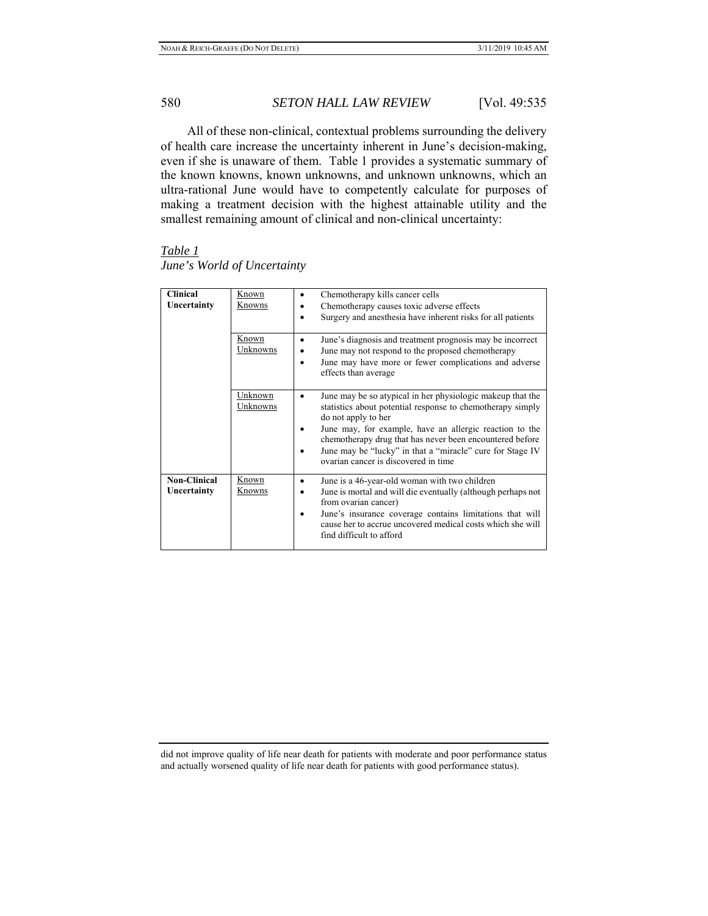All of these non-clinical, contextual problems surrounding the delivery of health care increase the uncertainty inherent in June's decision-making, even if she is unaware of them. Table 1 provides a systematic summary of the known knowns, known unknowns, and unknown unknowns, which an ultra-rational June would have to competently calculate for purposes of making a treatment decision with the highest attainable utility and the smallest remaining amount of clinical and non-clinical uncertainty:

*Table 1*
*June's World of Uncertainty*

| | | |
|---|---|---|
| **Clinical Uncertainty** | Known Knowns | • Chemotherapy kills cancer cells<br>• Chemotherapy causes toxic adverse effects<br>• Surgery and anesthesia have inherent risks for all patients |
| | Known Unknowns | • June's diagnosis and treatment prognosis may be incorrect<br>• June may not respond to the proposed chemotherapy<br>• June may have more or fewer complications and adverse effects than average |
| | Unknown Unknowns | • June may be so atypical in her physiologic makeup that the statistics about potential response to chemotherapy simply do not apply to her<br>• June may, for example, have an allergic reaction to the chemotherapy drug that has never been encountered before<br>• June may be "lucky" in that a "miracle" cure for Stage IV ovarian cancer is discovered in time |
| **Non-Clinical Uncertainty** | Known Knowns | • June is a 46-year-old woman with two children<br>• June is mortal and will die eventually (although perhaps not from ovarian cancer)<br>• June's insurance coverage contains limitations that will cause her to accrue uncovered medical costs which she will find difficult to afford |

did not improve quality of life near death for patients with moderate and poor performance status and actually worsened quality of life near death for patients with good performance status).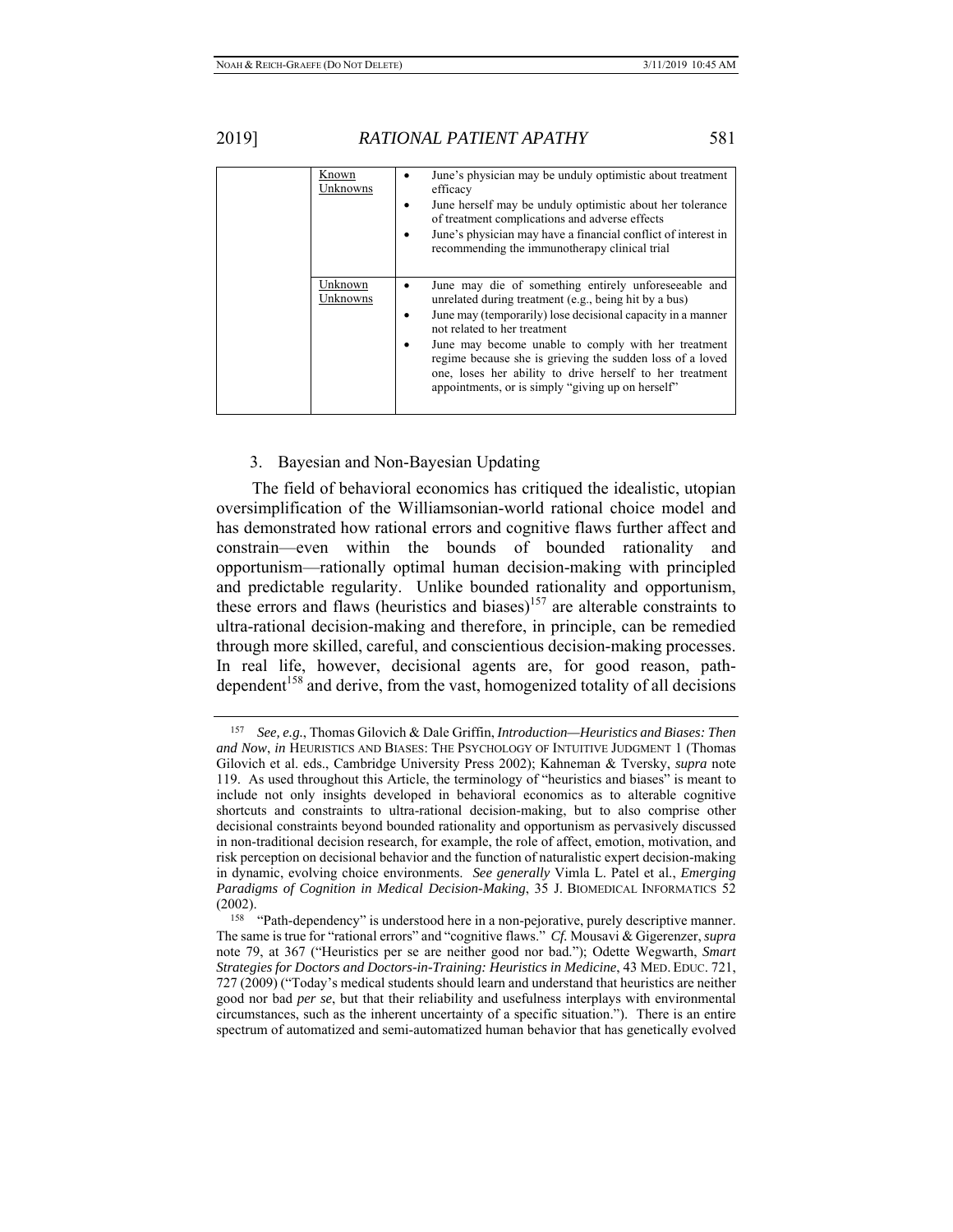| | | |
|---|---|---|
| | Known Unknowns | • June's physician may be unduly optimistic about treatment efficacy<br>• June herself may be unduly optimistic about her tolerance of treatment complications and adverse effects<br>• June's physician may have a financial conflict of interest in recommending the immunotherapy clinical trial |
| | Unknown Unknowns | • June may die of something entirely unforeseeable and unrelated during treatment (e.g., being hit by a bus)<br>• June may (temporarily) lose decisional capacity in a manner not related to her treatment<br>• June may become unable to comply with her treatment regime because she is grieving the sudden loss of a loved one, loses her ability to drive herself to her treatment appointments, or is simply "giving up on herself" |

3. Bayesian and Non-Bayesian Updating

The field of behavioral economics has critiqued the idealistic, utopian oversimplification of the Williamsonian-world rational choice model and has demonstrated how rational errors and cognitive flaws further affect and constrain—even within the bounds of bounded rationality and opportunism—rationally optimal human decision-making with principled and predictable regularity. Unlike bounded rationality and opportunism, these errors and flaws (heuristics and biases)[157] are alterable constraints to ultra-rational decision-making and therefore, in principle, can be remedied through more skilled, careful, and conscientious decision-making processes. In real life, however, decisional agents are, for good reason, path-dependent[158] and derive, from the vast, homogenized totality of all decisions

[157] *See, e.g.*, Thomas Gilovich & Dale Griffin, *Introduction—Heuristics and Biases: Then and Now*, *in* HEURISTICS AND BIASES: THE PSYCHOLOGY OF INTUITIVE JUDGMENT 1 (Thomas Gilovich et al. eds., Cambridge University Press 2002); Kahneman & Tversky, *supra* note 119. As used throughout this Article, the terminology of "heuristics and biases" is meant to include not only insights developed in behavioral economics as to alterable cognitive shortcuts and constraints to ultra-rational decision-making, but to also comprise other decisional constraints beyond bounded rationality and opportunism as pervasively discussed in non-traditional decision research, for example, the role of affect, emotion, motivation, and risk perception on decisional behavior and the function of naturalistic expert decision-making in dynamic, evolving choice environments. *See generally* Vimla L. Patel et al., *Emerging Paradigms of Cognition in Medical Decision-Making*, 35 J. BIOMEDICAL INFORMATICS 52 (2002).

[158] "Path-dependency" is understood here in a non-pejorative, purely descriptive manner. The same is true for "rational errors" and "cognitive flaws." *Cf.* Mousavi & Gigerenzer, *supra* note 79, at 367 ("Heuristics per se are neither good nor bad."); Odette Wegwarth, *Smart Strategies for Doctors and Doctors-in-Training: Heuristics in Medicine*, 43 MED. EDUC. 721, 727 (2009) ("Today's medical students should learn and understand that heuristics are neither good nor bad *per se*, but that their reliability and usefulness interplays with environmental circumstances, such as the inherent uncertainty of a specific situation."). There is an entire spectrum of automatized and semi-automatized human behavior that has genetically evolved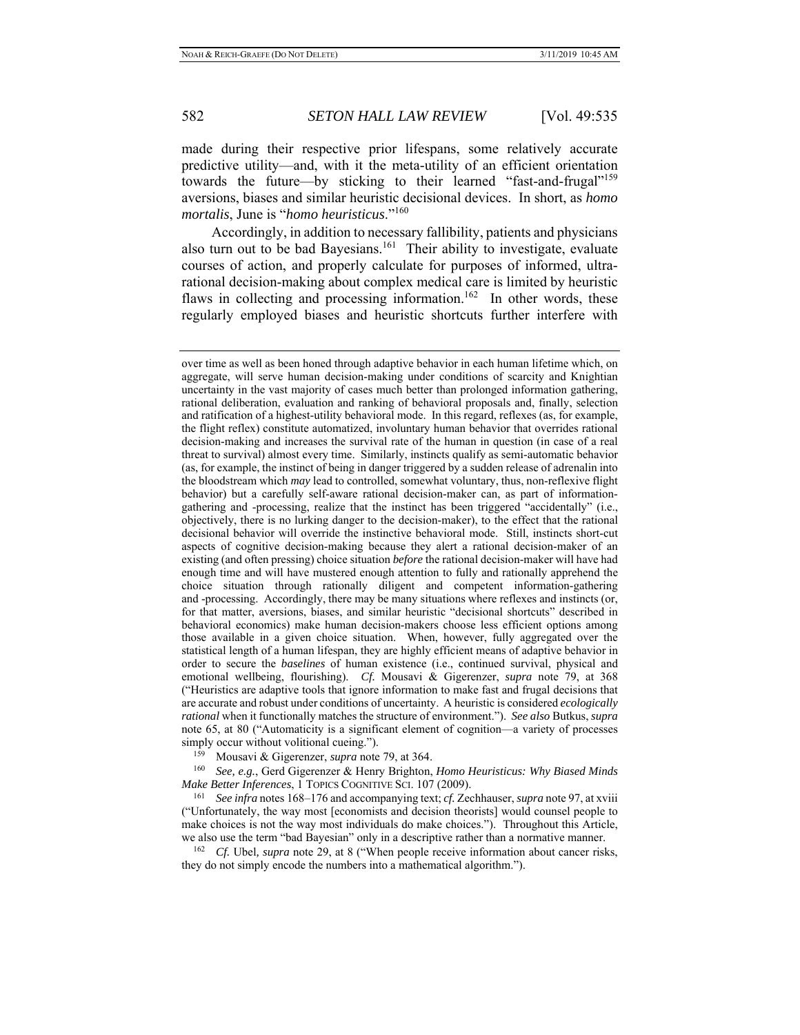made during their respective prior lifespans, some relatively accurate predictive utility—and, with it the meta-utility of an efficient orientation towards the future—by sticking to their learned "fast-and-frugal"[159] aversions, biases and similar heuristic decisional devices. In short, as *homo mortalis*, June is "*homo heuristicus*."[160]

Accordingly, in addition to necessary fallibility, patients and physicians also turn out to be bad Bayesians.[161] Their ability to investigate, evaluate courses of action, and properly calculate for purposes of informed, ultra-rational decision-making about complex medical care is limited by heuristic flaws in collecting and processing information.[162] In other words, these regularly employed biases and heuristic shortcuts further interfere with

---

over time as well as been honed through adaptive behavior in each human lifetime which, on aggregate, will serve human decision-making under conditions of scarcity and Knightian uncertainty in the vast majority of cases much better than prolonged information gathering, rational deliberation, evaluation and ranking of behavioral proposals and, finally, selection and ratification of a highest-utility behavioral mode. In this regard, reflexes (as, for example, the flight reflex) constitute automatized, involuntary human behavior that overrides rational decision-making and increases the survival rate of the human in question (in case of a real threat to survival) almost every time. Similarly, instincts qualify as semi-automatic behavior (as, for example, the instinct of being in danger triggered by a sudden release of adrenalin into the bloodstream which *may* lead to controlled, somewhat voluntary, thus, non-reflexive flight behavior) but a carefully self-aware rational decision-maker can, as part of information-gathering and -processing, realize that the instinct has been triggered "accidentally" (i.e., objectively, there is no lurking danger to the decision-maker), to the effect that the rational decisional behavior will override the instinctive behavioral mode. Still, instincts short-cut aspects of cognitive decision-making because they alert a rational decision-maker of an existing (and often pressing) choice situation *before* the rational decision-maker will have had enough time and will have mustered enough attention to fully and rationally apprehend the choice situation through rationally diligent and competent information-gathering and -processing. Accordingly, there may be many situations where reflexes and instincts (or, for that matter, aversions, biases, and similar heuristic "decisional shortcuts" described in behavioral economics) make human decision-makers choose less efficient options among those available in a given choice situation. When, however, fully aggregated over the statistical length of a human lifespan, they are highly efficient means of adaptive behavior in order to secure the *baselines* of human existence (i.e., continued survival, physical and emotional wellbeing, flourishing). *Cf.* Mousavi & Gigerenzer, *supra* note 79, at 368 ("Heuristics are adaptive tools that ignore information to make fast and frugal decisions that are accurate and robust under conditions of uncertainty. A heuristic is considered *ecologically rational* when it functionally matches the structure of environment."). *See also* Butkus, *supra* note 65, at 80 ("Automaticity is a significant element of cognition—a variety of processes simply occur without volitional cueing.").

[159] Mousavi & Gigerenzer, *supra* note 79, at 364.

[160] *See, e.g.*, Gerd Gigerenzer & Henry Brighton, *Homo Heuristicus: Why Biased Minds Make Better Inferences*, 1 TOPICS COGNITIVE SCI. 107 (2009).

[161] *See infra* notes 168–176 and accompanying text; *cf.* Zechhauser, *supra* note 97, at xviii ("Unfortunately, the way most [economists and decision theorists] would counsel people to make choices is not the way most individuals do make choices."). Throughout this Article, we also use the term "bad Bayesian" only in a descriptive rather than a normative manner.

[162] *Cf.* Ubel*, supra* note 29, at 8 ("When people receive information about cancer risks, they do not simply encode the numbers into a mathematical algorithm.").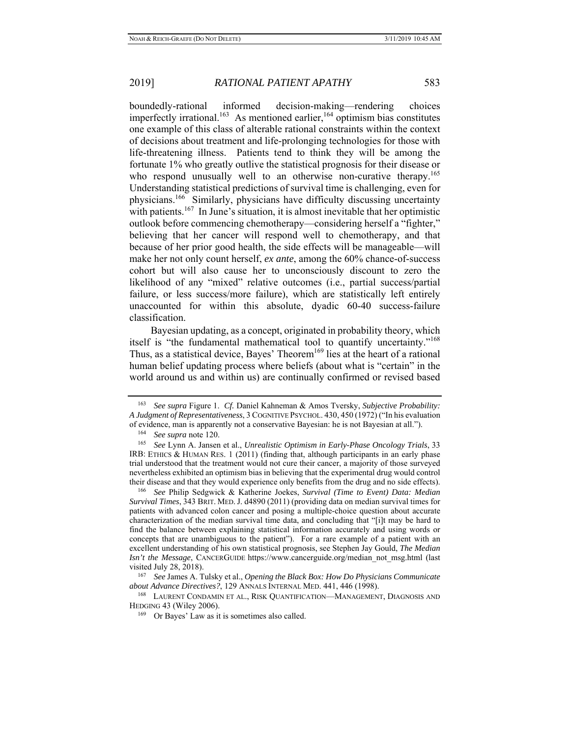boundedly-rational informed decision-making—rendering choices imperfectly irrational.[163] As mentioned earlier,[164] optimism bias constitutes one example of this class of alterable rational constraints within the context of decisions about treatment and life-prolonging technologies for those with life-threatening illness. Patients tend to think they will be among the fortunate 1% who greatly outlive the statistical prognosis for their disease or who respond unusually well to an otherwise non-curative therapy.[165] Understanding statistical predictions of survival time is challenging, even for physicians.[166] Similarly, physicians have difficulty discussing uncertainty with patients.[167] In June's situation, it is almost inevitable that her optimistic outlook before commencing chemotherapy—considering herself a "fighter," believing that her cancer will respond well to chemotherapy, and that because of her prior good health, the side effects will be manageable—will make her not only count herself, *ex ante*, among the 60% chance-of-success cohort but will also cause her to unconsciously discount to zero the likelihood of any "mixed" relative outcomes (i.e., partial success/partial failure, or less success/more failure), which are statistically left entirely unaccounted for within this absolute, dyadic 60-40 success-failure classification.

Bayesian updating, as a concept, originated in probability theory, which itself is "the fundamental mathematical tool to quantify uncertainty."[168] Thus, as a statistical device, Bayes' Theorem[169] lies at the heart of a rational human belief updating process where beliefs (about what is "certain" in the world around us and within us) are continually confirmed or revised based

---

[163] *See supra* Figure 1. *Cf.* Daniel Kahneman & Amos Tversky, *Subjective Probability: A Judgment of Representativeness*, 3 COGNITIVE PSYCHOL. 430, 450 (1972) ("In his evaluation of evidence, man is apparently not a conservative Bayesian: he is not Bayesian at all.").

[164] *See supra* note 120.

[165] *See* Lynn A. Jansen et al., *Unrealistic Optimism in Early-Phase Oncology Trials*, 33 IRB: ETHICS & HUMAN RES. 1 (2011) (finding that, although participants in an early phase trial understood that the treatment would not cure their cancer, a majority of those surveyed nevertheless exhibited an optimism bias in believing that the experimental drug would control their disease and that they would experience only benefits from the drug and no side effects).

[166] *See* Philip Sedgwick & Katherine Joekes, *Survival (Time to Event) Data: Median Survival Times*, 343 BRIT. MED. J. d4890 (2011) (providing data on median survival times for patients with advanced colon cancer and posing a multiple-choice question about accurate characterization of the median survival time data, and concluding that "[i]t may be hard to find the balance between explaining statistical information accurately and using words or concepts that are unambiguous to the patient"). For a rare example of a patient with an excellent understanding of his own statistical prognosis, see Stephen Jay Gould, *The Median Isn't the Message*, CANCERGUIDE https://www.cancerguide.org/median_not_msg.html (last visited July 28, 2018).

[167] *See* James A. Tulsky et al., *Opening the Black Box: How Do Physicians Communicate about Advance Directives?*, 129 ANNALS INTERNAL MED. 441, 446 (1998).

[168] LAURENT CONDAMIN ET AL., RISK QUANTIFICATION—MANAGEMENT, DIAGNOSIS AND HEDGING 43 (Wiley 2006).

[169] Or Bayes' Law as it is sometimes also called.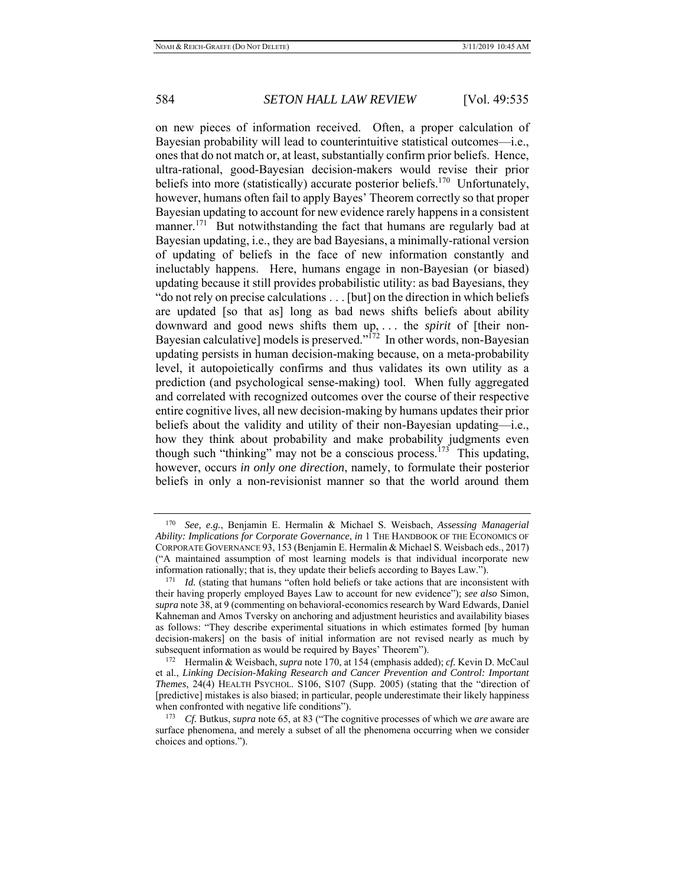on new pieces of information received. Often, a proper calculation of Bayesian probability will lead to counterintuitive statistical outcomes—i.e., ones that do not match or, at least, substantially confirm prior beliefs. Hence, ultra-rational, good-Bayesian decision-makers would revise their prior beliefs into more (statistically) accurate posterior beliefs.[170] Unfortunately, however, humans often fail to apply Bayes' Theorem correctly so that proper Bayesian updating to account for new evidence rarely happens in a consistent manner.[171] But notwithstanding the fact that humans are regularly bad at Bayesian updating, i.e., they are bad Bayesians, a minimally-rational version of updating of beliefs in the face of new information constantly and ineluctably happens. Here, humans engage in non-Bayesian (or biased) updating because it still provides probabilistic utility: as bad Bayesians, they "do not rely on precise calculations . . . [but] on the direction in which beliefs are updated [so that as] long as bad news shifts beliefs about ability downward and good news shifts them up, . . . the *spirit* of [their non-Bayesian calculative] models is preserved."[172] In other words, non-Bayesian updating persists in human decision-making because, on a meta-probability level, it autopoietically confirms and thus validates its own utility as a prediction (and psychological sense-making) tool. When fully aggregated and correlated with recognized outcomes over the course of their respective entire cognitive lives, all new decision-making by humans updates their prior beliefs about the validity and utility of their non-Bayesian updating—i.e., how they think about probability and make probability judgments even though such "thinking" may not be a conscious process.[173] This updating, however, occurs *in only one direction*, namely, to formulate their posterior beliefs in only a non-revisionist manner so that the world around them

---

[170] *See, e.g.*, Benjamin E. Hermalin & Michael S. Weisbach, *Assessing Managerial Ability: Implications for Corporate Governance*, *in* 1 THE HANDBOOK OF THE ECONOMICS OF CORPORATE GOVERNANCE 93, 153 (Benjamin E. Hermalin & Michael S. Weisbach eds., 2017) ("A maintained assumption of most learning models is that individual incorporate new information rationally; that is, they update their beliefs according to Bayes Law.").

[171] *Id.* (stating that humans "often hold beliefs or take actions that are inconsistent with their having properly employed Bayes Law to account for new evidence"); *see also* Simon, *supra* note 38, at 9 (commenting on behavioral-economics research by Ward Edwards, Daniel Kahneman and Amos Tversky on anchoring and adjustment heuristics and availability biases as follows: "They describe experimental situations in which estimates formed [by human decision-makers] on the basis of initial information are not revised nearly as much by subsequent information as would be required by Bayes' Theorem").

[172] Hermalin & Weisbach, *supra* note 170, at 154 (emphasis added); *cf.* Kevin D. McCaul et al., *Linking Decision-Making Research and Cancer Prevention and Control: Important Themes*, 24(4) HEALTH PSYCHOL. S106, S107 (Supp. 2005) (stating that the "direction of [predictive] mistakes is also biased; in particular, people underestimate their likely happiness when confronted with negative life conditions").

[173] *Cf.* Butkus, *supra* note 65, at 83 ("The cognitive processes of which we *are* aware are surface phenomena, and merely a subset of all the phenomena occurring when we consider choices and options.").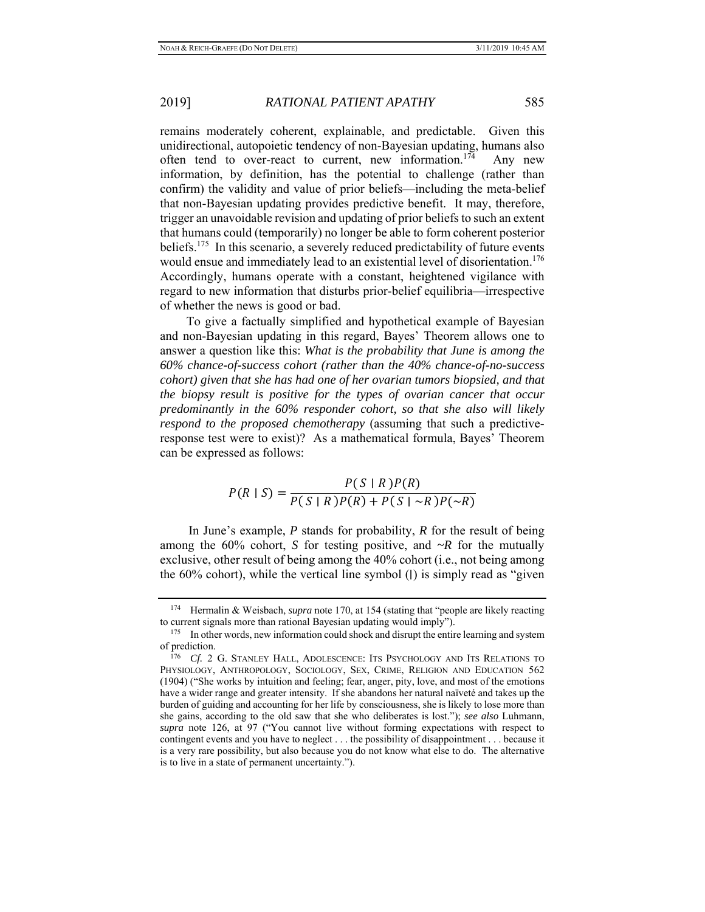remains moderately coherent, explainable, and predictable. Given this unidirectional, autopoietic tendency of non-Bayesian updating, humans also often tend to over-react to current, new information.[174] Any new information, by definition, has the potential to challenge (rather than confirm) the validity and value of prior beliefs—including the meta-belief that non-Bayesian updating provides predictive benefit. It may, therefore, trigger an unavoidable revision and updating of prior beliefs to such an extent that humans could (temporarily) no longer be able to form coherent posterior beliefs.[175] In this scenario, a severely reduced predictability of future events would ensue and immediately lead to an existential level of disorientation.[176] Accordingly, humans operate with a constant, heightened vigilance with regard to new information that disturbs prior-belief equilibria—irrespective of whether the news is good or bad.

To give a factually simplified and hypothetical example of Bayesian and non-Bayesian updating in this regard, Bayes' Theorem allows one to answer a question like this: *What is the probability that June is among the 60% chance-of-success cohort (rather than the 40% chance-of-no-success cohort) given that she has had one of her ovarian tumors biopsied, and that the biopsy result is positive for the types of ovarian cancer that occur predominantly in the 60% responder cohort, so that she also will likely respond to the proposed chemotherapy* (assuming that such a predictive-response test were to exist)? As a mathematical formula, Bayes' Theorem can be expressed as follows:

$$P(R \mid S) = \frac{P(S \mid R)P(R)}{P(S \mid R)P(R) + P(S \mid {\sim}R)P({\sim}R)}$$

In June's example, *P* stands for probability, *R* for the result of being among the 60% cohort, *S* for testing positive, and *~R* for the mutually exclusive, other result of being among the 40% cohort (i.e., not being among the 60% cohort), while the vertical line symbol (|) is simply read as "given

---

[174] Hermalin & Weisbach, *supra* note 170, at 154 (stating that "people are likely reacting to current signals more than rational Bayesian updating would imply").

[175] In other words, new information could shock and disrupt the entire learning and system of prediction.

[176] *Cf.* 2 G. STANLEY HALL, ADOLESCENCE: ITS PSYCHOLOGY AND ITS RELATIONS TO PHYSIOLOGY, ANTHROPOLOGY, SOCIOLOGY, SEX, CRIME, RELIGION AND EDUCATION 562 (1904) ("She works by intuition and feeling; fear, anger, pity, love, and most of the emotions have a wider range and greater intensity. If she abandons her natural naïveté and takes up the burden of guiding and accounting for her life by consciousness, she is likely to lose more than she gains, according to the old saw that she who deliberates is lost."); *see also* Luhmann, *supra* note 126, at 97 ("You cannot live without forming expectations with respect to contingent events and you have to neglect . . . the possibility of disappointment . . . because it is a very rare possibility, but also because you do not know what else to do. The alternative is to live in a state of permanent uncertainty.").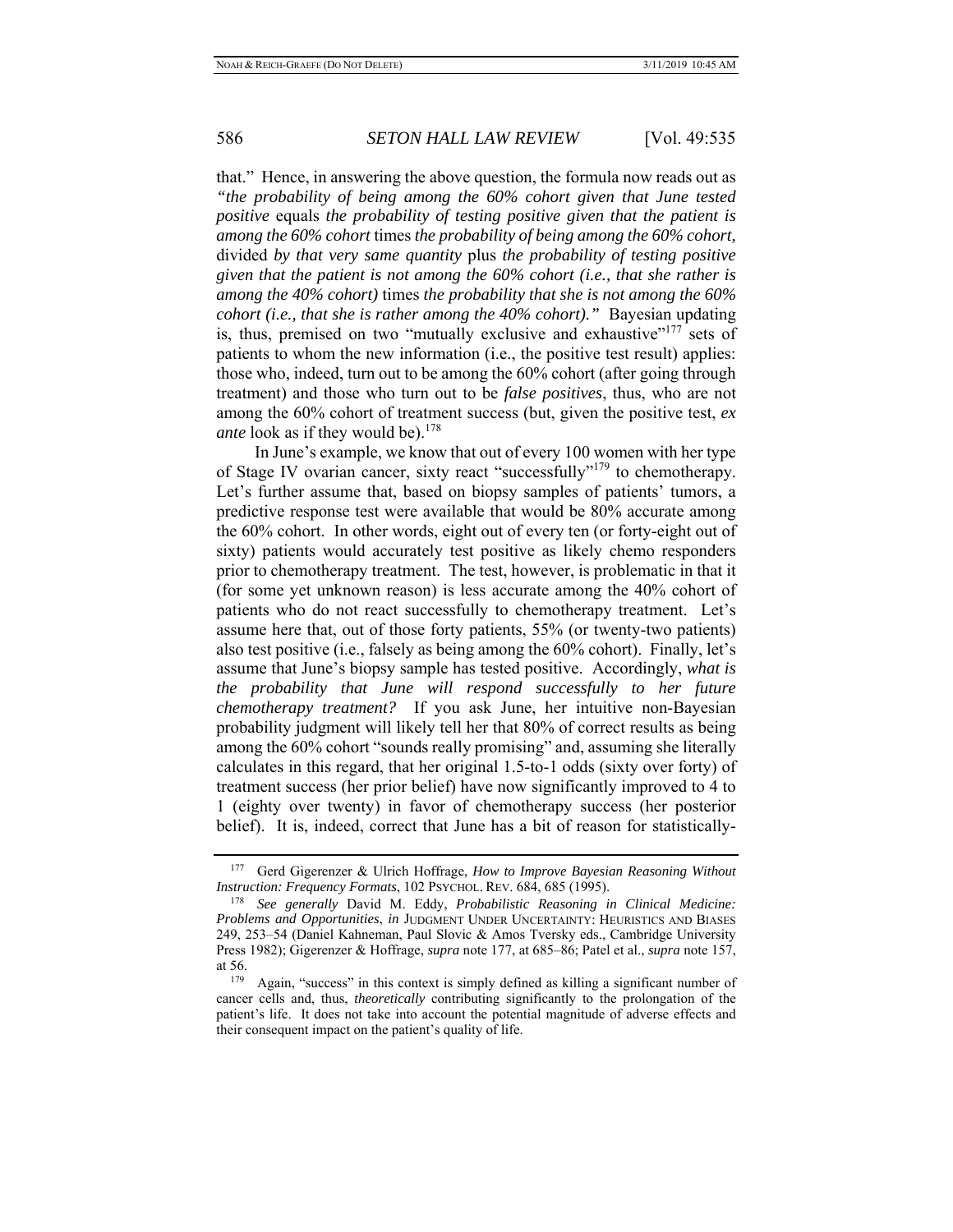that." Hence, in answering the above question, the formula now reads out as *"the probability of being among the 60% cohort given that June tested positive* equals *the probability of testing positive given that the patient is among the 60% cohort* times *the probability of being among the 60% cohort,* divided *by that very same quantity* plus *the probability of testing positive given that the patient is not among the 60% cohort (i.e., that she rather is among the 40% cohort)* times *the probability that she is not among the 60% cohort (i.e., that she is rather among the 40% cohort)."* Bayesian updating is, thus, premised on two "mutually exclusive and exhaustive"[177] sets of patients to whom the new information (i.e., the positive test result) applies: those who, indeed, turn out to be among the 60% cohort (after going through treatment) and those who turn out to be *false positives*, thus, who are not among the 60% cohort of treatment success (but, given the positive test, *ex ante* look as if they would be).[178]

In June's example, we know that out of every 100 women with her type of Stage IV ovarian cancer, sixty react "successfully"[179] to chemotherapy. Let's further assume that, based on biopsy samples of patients' tumors, a predictive response test were available that would be 80% accurate among the 60% cohort. In other words, eight out of every ten (or forty-eight out of sixty) patients would accurately test positive as likely chemo responders prior to chemotherapy treatment. The test, however, is problematic in that it (for some yet unknown reason) is less accurate among the 40% cohort of patients who do not react successfully to chemotherapy treatment. Let's assume here that, out of those forty patients, 55% (or twenty-two patients) also test positive (i.e., falsely as being among the 60% cohort). Finally, let's assume that June's biopsy sample has tested positive. Accordingly, *what is the probability that June will respond successfully to her future chemotherapy treatment?* If you ask June, her intuitive non-Bayesian probability judgment will likely tell her that 80% of correct results as being among the 60% cohort "sounds really promising" and, assuming she literally calculates in this regard, that her original 1.5-to-1 odds (sixty over forty) of treatment success (her prior belief) have now significantly improved to 4 to 1 (eighty over twenty) in favor of chemotherapy success (her posterior belief). It is, indeed, correct that June has a bit of reason for statistically-

---

177 Gerd Gigerenzer & Ulrich Hoffrage, *How to Improve Bayesian Reasoning Without Instruction: Frequency Formats*, 102 PSYCHOL. REV. 684, 685 (1995).

178 *See generally* David M. Eddy, *Probabilistic Reasoning in Clinical Medicine: Problems and Opportunities*, *in* JUDGMENT UNDER UNCERTAINTY: HEURISTICS AND BIASES 249, 253–54 (Daniel Kahneman, Paul Slovic & Amos Tversky eds., Cambridge University Press 1982); Gigerenzer & Hoffrage, *supra* note 177, at 685–86; Patel et al., *supra* note 157, at 56.

179 Again, "success" in this context is simply defined as killing a significant number of cancer cells and, thus, *theoretically* contributing significantly to the prolongation of the patient's life. It does not take into account the potential magnitude of adverse effects and their consequent impact on the patient's quality of life.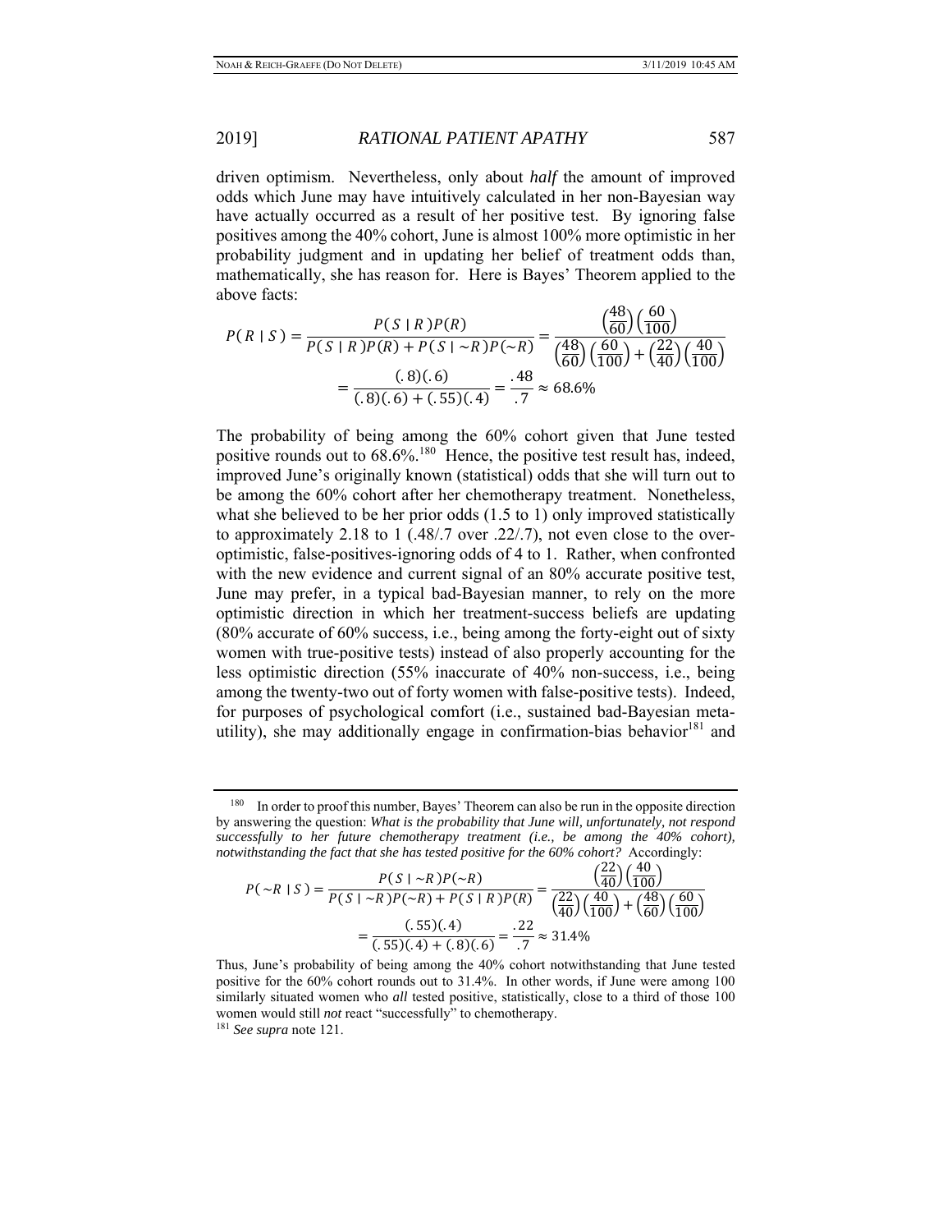driven optimism. Nevertheless, only about *half* the amount of improved odds which June may have intuitively calculated in her non-Bayesian way have actually occurred as a result of her positive test. By ignoring false positives among the 40% cohort, June is almost 100% more optimistic in her probability judgment and in updating her belief of treatment odds than, mathematically, she has reason for. Here is Bayes' Theorem applied to the above facts:

$$P(R \mid S) = \frac{P(S \mid R)P(R)}{P(S \mid R)P(R) + P(S \mid \sim R)P(\sim R)} = \frac{\left(\frac{48}{60}\right)\left(\frac{60}{100}\right)}{\left(\frac{48}{60}\right)\left(\frac{60}{100}\right) + \left(\frac{22}{40}\right)\left(\frac{40}{100}\right)}$$

$$= \frac{(.8)(.6)}{(.8)(.6) + (.55)(.4)} = \frac{.48}{.7} \approx 68.6\%$$

The probability of being among the 60% cohort given that June tested positive rounds out to 68.6%.[180] Hence, the positive test result has, indeed, improved June's originally known (statistical) odds that she will turn out to be among the 60% cohort after her chemotherapy treatment. Nonetheless, what she believed to be her prior odds (1.5 to 1) only improved statistically to approximately 2.18 to 1 (.48/.7 over .22/.7), not even close to the over-optimistic, false-positives-ignoring odds of 4 to 1. Rather, when confronted with the new evidence and current signal of an 80% accurate positive test, June may prefer, in a typical bad-Bayesian manner, to rely on the more optimistic direction in which her treatment-success beliefs are updating (80% accurate of 60% success, i.e., being among the forty-eight out of sixty women with true-positive tests) instead of also properly accounting for the less optimistic direction (55% inaccurate of 40% non-success, i.e., being among the twenty-two out of forty women with false-positive tests). Indeed, for purposes of psychological comfort (i.e., sustained bad-Bayesian meta-utility), she may additionally engage in confirmation-bias behavior[181] and

---

[180] In order to proof this number, Bayes' Theorem can also be run in the opposite direction by answering the question: ***What is the probability that June will, unfortunately, not respond successfully to her future chemotherapy treatment (i.e., be among the 40% cohort), notwithstanding the fact that she has tested positive for the 60% cohort?*** Accordingly:

$$P(\sim R \mid S) = \frac{P(S \mid \sim R)P(\sim R)}{P(S \mid \sim R)P(\sim R) + P(S \mid R)P(R)} = \frac{\left(\frac{22}{40}\right)\left(\frac{40}{100}\right)}{\left(\frac{22}{40}\right)\left(\frac{40}{100}\right) + \left(\frac{48}{60}\right)\left(\frac{60}{100}\right)}$$

$$= \frac{(.55)(.4)}{(.55)(.4) + (.8)(.6)} = \frac{.22}{.7} \approx 31.4\%$$

Thus, June's probability of being among the 40% cohort notwithstanding that June tested positive for the 60% cohort rounds out to 31.4%. In other words, if June were among 100 similarly situated women who *all* tested positive, statistically, close to a third of those 100 women would still *not* react "successfully" to chemotherapy.

[181] *See supra* note 121.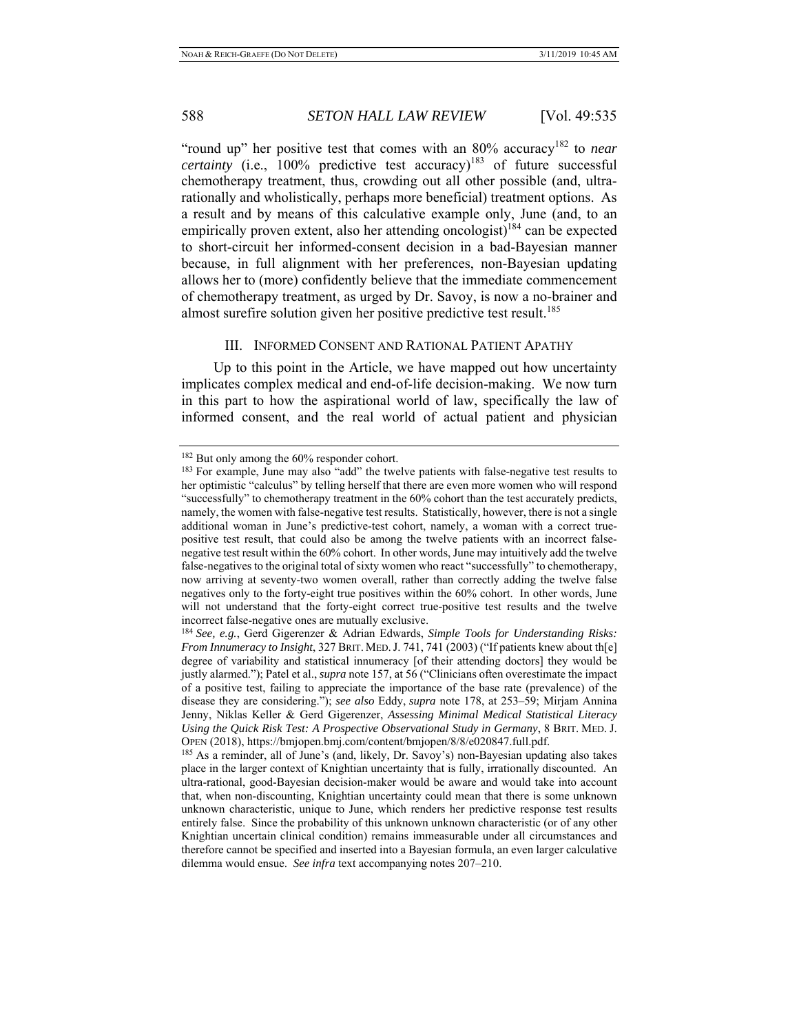"round up" her positive test that comes with an 80% accuracy[182] to *near certainty* (i.e., 100% predictive test accuracy)[183] of future successful chemotherapy treatment, thus, crowding out all other possible (and, ultra-rationally and wholistically, perhaps more beneficial) treatment options. As a result and by means of this calculative example only, June (and, to an empirically proven extent, also her attending oncologist)[184] can be expected to short-circuit her informed-consent decision in a bad-Bayesian manner because, in full alignment with her preferences, non-Bayesian updating allows her to (more) confidently believe that the immediate commencement of chemotherapy treatment, as urged by Dr. Savoy, is now a no-brainer and almost surefire solution given her positive predictive test result.[185]

## III. Informed Consent and Rational Patient Apathy

Up to this point in the Article, we have mapped out how uncertainty implicates complex medical and end-of-life decision-making. We now turn in this part to how the aspirational world of law, specifically the law of informed consent, and the real world of actual patient and physician

---

[182] But only among the 60% responder cohort.

[183] For example, June may also "add" the twelve patients with false-negative test results to her optimistic "calculus" by telling herself that there are even more women who will respond "successfully" to chemotherapy treatment in the 60% cohort than the test accurately predicts, namely, the women with false-negative test results. Statistically, however, there is not a single additional woman in June's predictive-test cohort, namely, a woman with a correct true-positive test result, that could also be among the twelve patients with an incorrect false-negative test result within the 60% cohort. In other words, June may intuitively add the twelve false-negatives to the original total of sixty women who react "successfully" to chemotherapy, now arriving at seventy-two women overall, rather than correctly adding the twelve false negatives only to the forty-eight true positives within the 60% cohort. In other words, June will not understand that the forty-eight correct true-positive test results and the twelve incorrect false-negative ones are mutually exclusive.

[184] *See, e.g.*, Gerd Gigerenzer & Adrian Edwards, *Simple Tools for Understanding Risks: From Innumeracy to Insight*, 327 Brit. Med. J. 741, 741 (2003) ("If patients knew about th[e] degree of variability and statistical innumeracy [of their attending doctors] they would be justly alarmed."); Patel et al., *supra* note 157, at 56 ("Clinicians often overestimate the impact of a positive test, failing to appreciate the importance of the base rate (prevalence) of the disease they are considering."); *see also* Eddy, *supra* note 178, at 253–59; Mirjam Annina Jenny, Niklas Keller & Gerd Gigerenzer, *Assessing Minimal Medical Statistical Literacy Using the Quick Risk Test: A Prospective Observational Study in Germany*, 8 Brit. Med. J. Open (2018), https://bmjopen.bmj.com/content/bmjopen/8/8/e020847.full.pdf.

[185] As a reminder, all of June's (and, likely, Dr. Savoy's) non-Bayesian updating also takes place in the larger context of Knightian uncertainty that is fully, irrationally discounted. An ultra-rational, good-Bayesian decision-maker would be aware and would take into account that, when non-discounting, Knightian uncertainty could mean that there is some unknown unknown characteristic, unique to June, which renders her predictive response test results entirely false. Since the probability of this unknown unknown characteristic (or of any other Knightian uncertain clinical condition) remains immeasurable under all circumstances and therefore cannot be specified and inserted into a Bayesian formula, an even larger calculative dilemma would ensue. *See infra* text accompanying notes 207–210.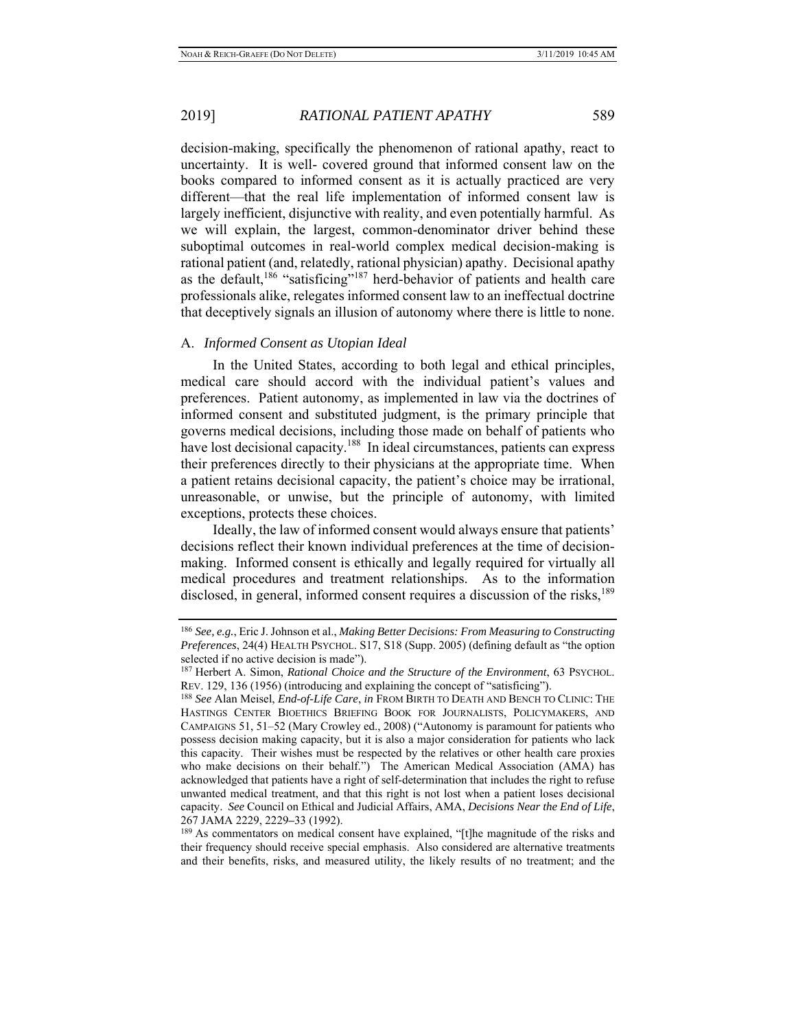decision-making, specifically the phenomenon of rational apathy, react to uncertainty. It is well- covered ground that informed consent law on the books compared to informed consent as it is actually practiced are very different—that the real life implementation of informed consent law is largely inefficient, disjunctive with reality, and even potentially harmful. As we will explain, the largest, common-denominator driver behind these suboptimal outcomes in real-world complex medical decision-making is rational patient (and, relatedly, rational physician) apathy. Decisional apathy as the default,[186] "satisficing"[187] herd-behavior of patients and health care professionals alike, relegates informed consent law to an ineffectual doctrine that deceptively signals an illusion of autonomy where there is little to none.

### A. *Informed Consent as Utopian Ideal*

In the United States, according to both legal and ethical principles, medical care should accord with the individual patient's values and preferences. Patient autonomy, as implemented in law via the doctrines of informed consent and substituted judgment, is the primary principle that governs medical decisions, including those made on behalf of patients who have lost decisional capacity.[188] In ideal circumstances, patients can express their preferences directly to their physicians at the appropriate time. When a patient retains decisional capacity, the patient's choice may be irrational, unreasonable, or unwise, but the principle of autonomy, with limited exceptions, protects these choices.

Ideally, the law of informed consent would always ensure that patients' decisions reflect their known individual preferences at the time of decision-making. Informed consent is ethically and legally required for virtually all medical procedures and treatment relationships. As to the information disclosed, in general, informed consent requires a discussion of the risks,[189]

---

[186] *See, e.g.*, Eric J. Johnson et al., *Making Better Decisions: From Measuring to Constructing Preferences*, 24(4) HEALTH PSYCHOL. S17, S18 (Supp. 2005) (defining default as "the option selected if no active decision is made").

[187] Herbert A. Simon, *Rational Choice and the Structure of the Environment*, 63 PSYCHOL. REV. 129, 136 (1956) (introducing and explaining the concept of "satisficing").

[188] *See* Alan Meisel, *End-of-Life Care*, *in* FROM BIRTH TO DEATH AND BENCH TO CLINIC: THE HASTINGS CENTER BIOETHICS BRIEFING BOOK FOR JOURNALISTS, POLICYMAKERS, AND CAMPAIGNS 51, 51–52 (Mary Crowley ed., 2008) ("Autonomy is paramount for patients who possess decision making capacity, but it is also a major consideration for patients who lack this capacity. Their wishes must be respected by the relatives or other health care proxies who make decisions on their behalf.") The American Medical Association (AMA) has acknowledged that patients have a right of self-determination that includes the right to refuse unwanted medical treatment, and that this right is not lost when a patient loses decisional capacity. *See* Council on Ethical and Judicial Affairs, AMA, *Decisions Near the End of Life*, 267 JAMA 2229, 2229–33 (1992).

[189] As commentators on medical consent have explained, "[t]he magnitude of the risks and their frequency should receive special emphasis. Also considered are alternative treatments and their benefits, risks, and measured utility, the likely results of no treatment; and the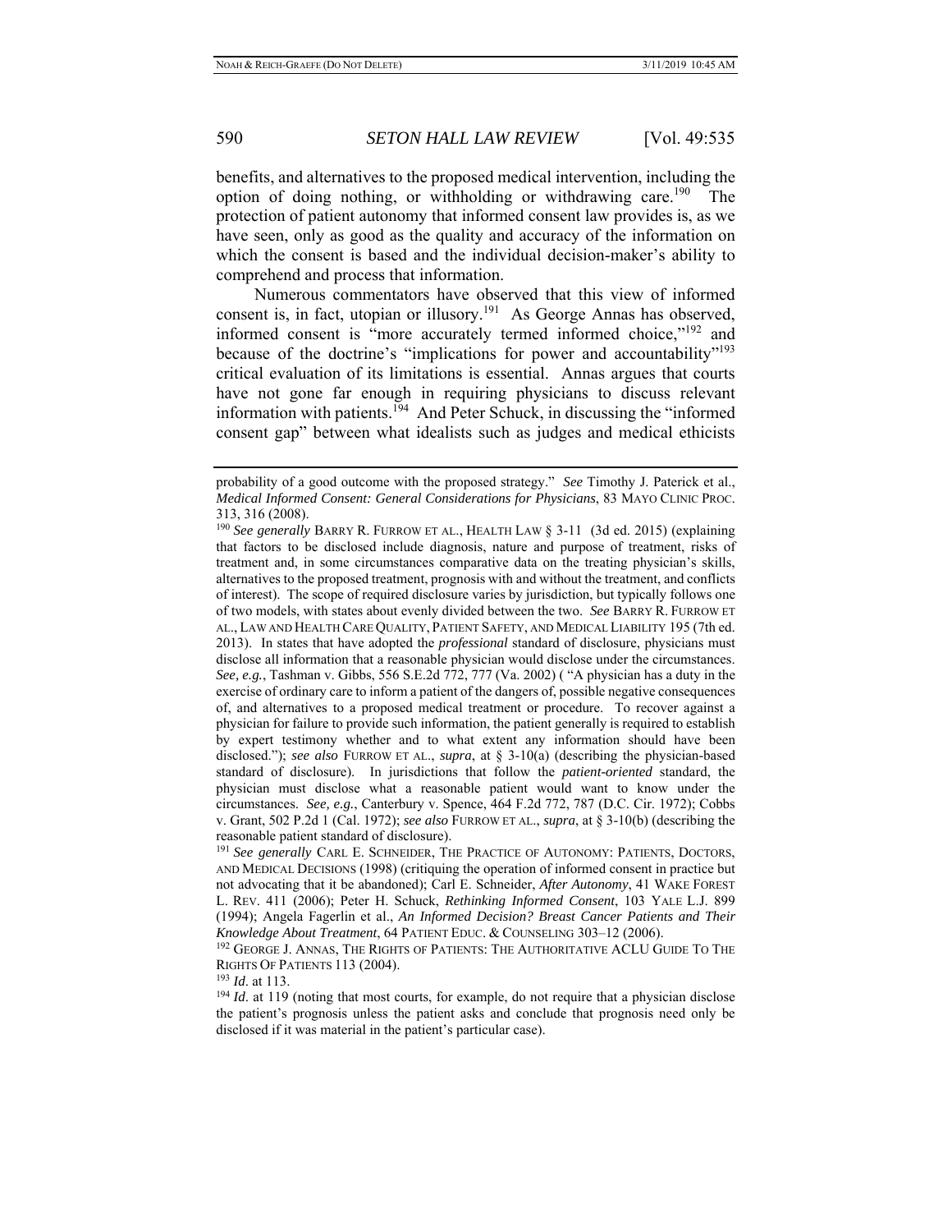benefits, and alternatives to the proposed medical intervention, including the option of doing nothing, or withholding or withdrawing care.[190] The protection of patient autonomy that informed consent law provides is, as we have seen, only as good as the quality and accuracy of the information on which the consent is based and the individual decision-maker's ability to comprehend and process that information.

Numerous commentators have observed that this view of informed consent is, in fact, utopian or illusory.[191] As George Annas has observed, informed consent is "more accurately termed informed choice,"[192] and because of the doctrine's "implications for power and accountability"[193] critical evaluation of its limitations is essential. Annas argues that courts have not gone far enough in requiring physicians to discuss relevant information with patients.[194] And Peter Schuck, in discussing the "informed consent gap" between what idealists such as judges and medical ethicists

---

probability of a good outcome with the proposed strategy." *See* Timothy J. Paterick et al., *Medical Informed Consent: General Considerations for Physicians*, 83 MAYO CLINIC PROC. 313, 316 (2008).

[190] *See generally* BARRY R. FURROW ET AL., HEALTH LAW § 3-11 (3d ed. 2015) (explaining that factors to be disclosed include diagnosis, nature and purpose of treatment, risks of treatment and, in some circumstances comparative data on the treating physician's skills, alternatives to the proposed treatment, prognosis with and without the treatment, and conflicts of interest). The scope of required disclosure varies by jurisdiction, but typically follows one of two models, with states about evenly divided between the two. *See* BARRY R. FURROW ET AL., LAW AND HEALTH CARE QUALITY, PATIENT SAFETY, AND MEDICAL LIABILITY 195 (7th ed. 2013). In states that have adopted the *professional* standard of disclosure, physicians must disclose all information that a reasonable physician would disclose under the circumstances. *See, e.g.*, Tashman v. Gibbs, 556 S.E.2d 772, 777 (Va. 2002) ( "A physician has a duty in the exercise of ordinary care to inform a patient of the dangers of, possible negative consequences of, and alternatives to a proposed medical treatment or procedure. To recover against a physician for failure to provide such information, the patient generally is required to establish by expert testimony whether and to what extent any information should have been disclosed."); *see also* FURROW ET AL., *supra*, at § 3-10(a) (describing the physician-based standard of disclosure). In jurisdictions that follow the *patient-oriented* standard, the physician must disclose what a reasonable patient would want to know under the circumstances. *See, e.g.*, Canterbury v. Spence, 464 F.2d 772, 787 (D.C. Cir. 1972); Cobbs v. Grant, 502 P.2d 1 (Cal. 1972); *see also* FURROW ET AL., *supra*, at § 3-10(b) (describing the reasonable patient standard of disclosure).

[191] *See generally* CARL E. SCHNEIDER, THE PRACTICE OF AUTONOMY: PATIENTS, DOCTORS, AND MEDICAL DECISIONS (1998) (critiquing the operation of informed consent in practice but not advocating that it be abandoned); Carl E. Schneider, *After Autonomy*, 41 WAKE FOREST L. REV. 411 (2006); Peter H. Schuck, *Rethinking Informed Consent*, 103 YALE L.J. 899 (1994); Angela Fagerlin et al., *An Informed Decision? Breast Cancer Patients and Their Knowledge About Treatment*, 64 PATIENT EDUC. & COUNSELING 303–12 (2006).

[192] GEORGE J. ANNAS, THE RIGHTS OF PATIENTS: THE AUTHORITATIVE ACLU GUIDE TO THE RIGHTS OF PATIENTS 113 (2004).

[193] *Id*. at 113.

[194] *Id*. at 119 (noting that most courts, for example, do not require that a physician disclose the patient's prognosis unless the patient asks and conclude that prognosis need only be disclosed if it was material in the patient's particular case).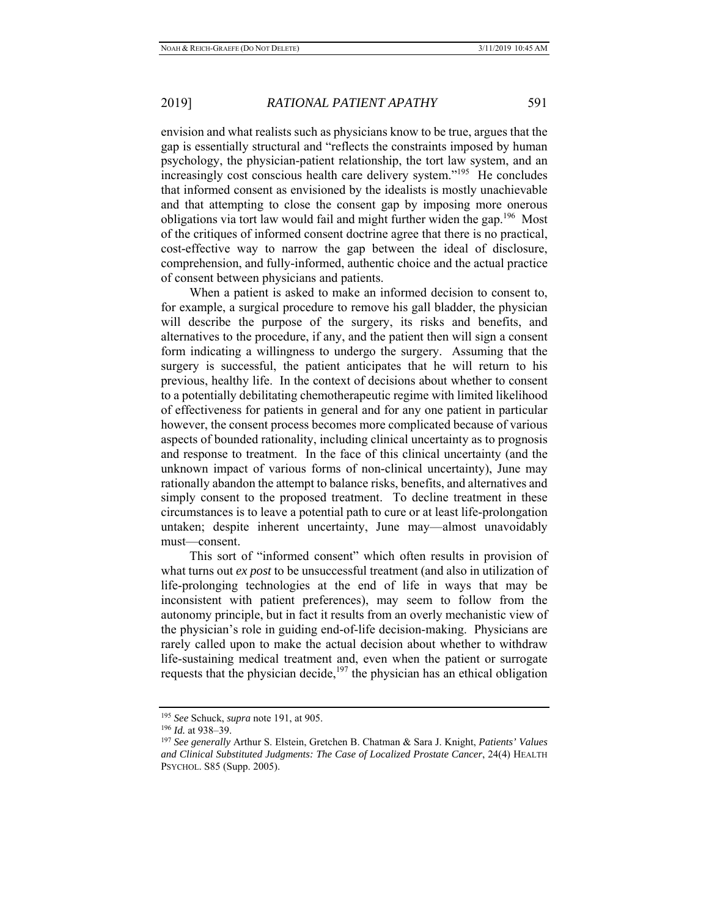envision and what realists such as physicians know to be true, argues that the gap is essentially structural and "reflects the constraints imposed by human psychology, the physician-patient relationship, the tort law system, and an increasingly cost conscious health care delivery system."[195] He concludes that informed consent as envisioned by the idealists is mostly unachievable and that attempting to close the consent gap by imposing more onerous obligations via tort law would fail and might further widen the gap.[196] Most of the critiques of informed consent doctrine agree that there is no practical, cost-effective way to narrow the gap between the ideal of disclosure, comprehension, and fully-informed, authentic choice and the actual practice of consent between physicians and patients.

When a patient is asked to make an informed decision to consent to, for example, a surgical procedure to remove his gall bladder, the physician will describe the purpose of the surgery, its risks and benefits, and alternatives to the procedure, if any, and the patient then will sign a consent form indicating a willingness to undergo the surgery. Assuming that the surgery is successful, the patient anticipates that he will return to his previous, healthy life. In the context of decisions about whether to consent to a potentially debilitating chemotherapeutic regime with limited likelihood of effectiveness for patients in general and for any one patient in particular however, the consent process becomes more complicated because of various aspects of bounded rationality, including clinical uncertainty as to prognosis and response to treatment. In the face of this clinical uncertainty (and the unknown impact of various forms of non-clinical uncertainty), June may rationally abandon the attempt to balance risks, benefits, and alternatives and simply consent to the proposed treatment. To decline treatment in these circumstances is to leave a potential path to cure or at least life-prolongation untaken; despite inherent uncertainty, June may—almost unavoidably must—consent.

This sort of "informed consent" which often results in provision of what turns out *ex post* to be unsuccessful treatment (and also in utilization of life-prolonging technologies at the end of life in ways that may be inconsistent with patient preferences), may seem to follow from the autonomy principle, but in fact it results from an overly mechanistic view of the physician's role in guiding end-of-life decision-making. Physicians are rarely called upon to make the actual decision about whether to withdraw life-sustaining medical treatment and, even when the patient or surrogate requests that the physician decide,[197] the physician has an ethical obligation

---

[195] *See* Schuck, *supra* note 191, at 905.

[196] *Id.* at 938–39.

[197] *See generally* Arthur S. Elstein, Gretchen B. Chatman & Sara J. Knight, *Patients' Values and Clinical Substituted Judgments: The Case of Localized Prostate Cancer*, 24(4) HEALTH PSYCHOL. S85 (Supp. 2005).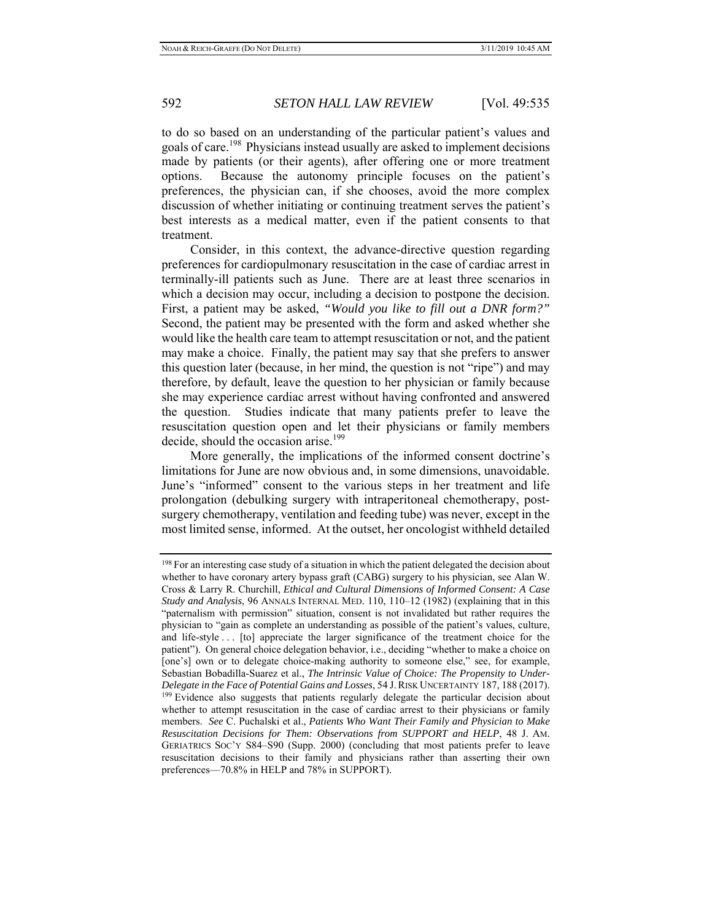to do so based on an understanding of the particular patient's values and goals of care.[198] Physicians instead usually are asked to implement decisions made by patients (or their agents), after offering one or more treatment options. Because the autonomy principle focuses on the patient's preferences, the physician can, if she chooses, avoid the more complex discussion of whether initiating or continuing treatment serves the patient's best interests as a medical matter, even if the patient consents to that treatment.

Consider, in this context, the advance-directive question regarding preferences for cardiopulmonary resuscitation in the case of cardiac arrest in terminally-ill patients such as June. There are at least three scenarios in which a decision may occur, including a decision to postpone the decision. First, a patient may be asked, *"Would you like to fill out a DNR form?"* Second, the patient may be presented with the form and asked whether she would like the health care team to attempt resuscitation or not, and the patient may make a choice. Finally, the patient may say that she prefers to answer this question later (because, in her mind, the question is not "ripe") and may therefore, by default, leave the question to her physician or family because she may experience cardiac arrest without having confronted and answered the question. Studies indicate that many patients prefer to leave the resuscitation question open and let their physicians or family members decide, should the occasion arise.[199]

More generally, the implications of the informed consent doctrine's limitations for June are now obvious and, in some dimensions, unavoidable. June's "informed" consent to the various steps in her treatment and life prolongation (debulking surgery with intraperitoneal chemotherapy, post-surgery chemotherapy, ventilation and feeding tube) was never, except in the most limited sense, informed. At the outset, her oncologist withheld detailed

---

[198] For an interesting case study of a situation in which the patient delegated the decision about whether to have coronary artery bypass graft (CABG) surgery to his physician, see Alan W. Cross & Larry R. Churchill, *Ethical and Cultural Dimensions of Informed Consent: A Case Study and Analysis*, 96 ANNALS INTERNAL MED. 110, 110–12 (1982) (explaining that in this "paternalism with permission" situation, consent is not invalidated but rather requires the physician to "gain as complete an understanding as possible of the patient's values, culture, and life-style . . . [to] appreciate the larger significance of the treatment choice for the patient"). On general choice delegation behavior, i.e., deciding "whether to make a choice on [one's] own or to delegate choice-making authority to someone else," see, for example, Sebastian Bobadilla-Suarez et al., *The Intrinsic Value of Choice: The Propensity to Under-Delegate in the Face of Potential Gains and Losses*, 54 J. RISK UNCERTAINTY 187, 188 (2017).

[199] Evidence also suggests that patients regularly delegate the particular decision about whether to attempt resuscitation in the case of cardiac arrest to their physicians or family members. *See* C. Puchalski et al., *Patients Who Want Their Family and Physician to Make Resuscitation Decisions for Them: Observations from SUPPORT and HELP*, 48 J. AM. GERIATRICS SOC'Y S84–S90 (Supp. 2000) (concluding that most patients prefer to leave resuscitation decisions to their family and physicians rather than asserting their own preferences—70.8% in HELP and 78% in SUPPORT).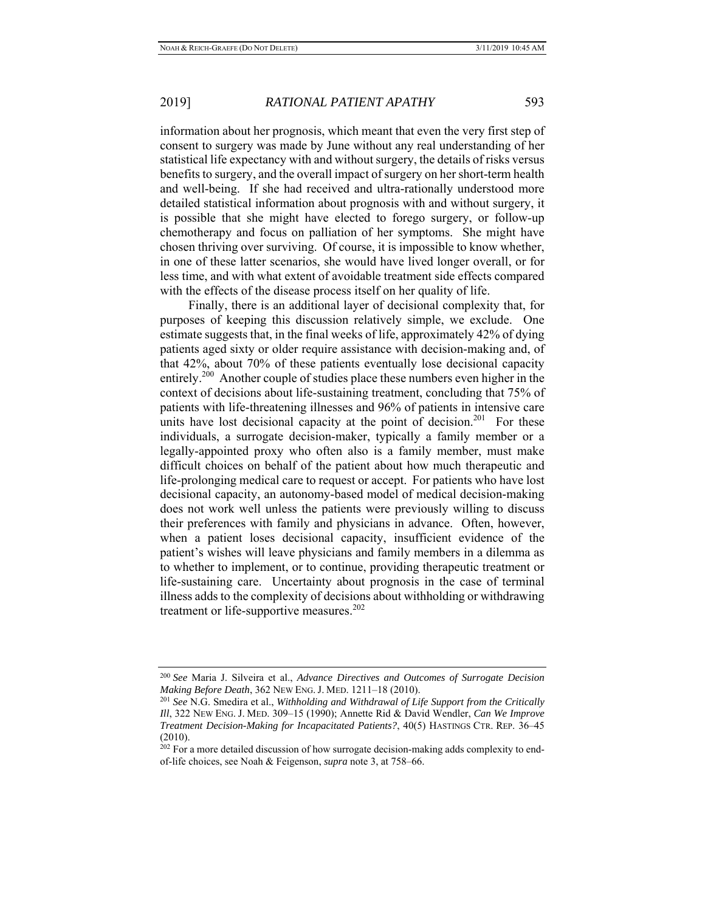information about her prognosis, which meant that even the very first step of consent to surgery was made by June without any real understanding of her statistical life expectancy with and without surgery, the details of risks versus benefits to surgery, and the overall impact of surgery on her short-term health and well-being. If she had received and ultra-rationally understood more detailed statistical information about prognosis with and without surgery, it is possible that she might have elected to forego surgery, or follow-up chemotherapy and focus on palliation of her symptoms. She might have chosen thriving over surviving. Of course, it is impossible to know whether, in one of these latter scenarios, she would have lived longer overall, or for less time, and with what extent of avoidable treatment side effects compared with the effects of the disease process itself on her quality of life.

Finally, there is an additional layer of decisional complexity that, for purposes of keeping this discussion relatively simple, we exclude. One estimate suggests that, in the final weeks of life, approximately 42% of dying patients aged sixty or older require assistance with decision-making and, of that 42%, about 70% of these patients eventually lose decisional capacity entirely.[200] Another couple of studies place these numbers even higher in the context of decisions about life-sustaining treatment, concluding that 75% of patients with life-threatening illnesses and 96% of patients in intensive care units have lost decisional capacity at the point of decision.[201] For these individuals, a surrogate decision-maker, typically a family member or a legally-appointed proxy who often also is a family member, must make difficult choices on behalf of the patient about how much therapeutic and life-prolonging medical care to request or accept. For patients who have lost decisional capacity, an autonomy-based model of medical decision-making does not work well unless the patients were previously willing to discuss their preferences with family and physicians in advance. Often, however, when a patient loses decisional capacity, insufficient evidence of the patient's wishes will leave physicians and family members in a dilemma as to whether to implement, or to continue, providing therapeutic treatment or life-sustaining care. Uncertainty about prognosis in the case of terminal illness adds to the complexity of decisions about withholding or withdrawing treatment or life-supportive measures.[202]

---

[200] *See* Maria J. Silveira et al., *Advance Directives and Outcomes of Surrogate Decision Making Before Death*, 362 NEW ENG. J. MED. 1211–18 (2010).

[201] *See* N.G. Smedira et al., *Withholding and Withdrawal of Life Support from the Critically Ill*, 322 NEW ENG. J. MED. 309–15 (1990); Annette Rid & David Wendler, *Can We Improve Treatment Decision-Making for Incapacitated Patients?*, 40(5) HASTINGS CTR. REP. 36–45 (2010).

[202] For a more detailed discussion of how surrogate decision-making adds complexity to end-of-life choices, see Noah & Feigenson, *supra* note 3, at 758–66.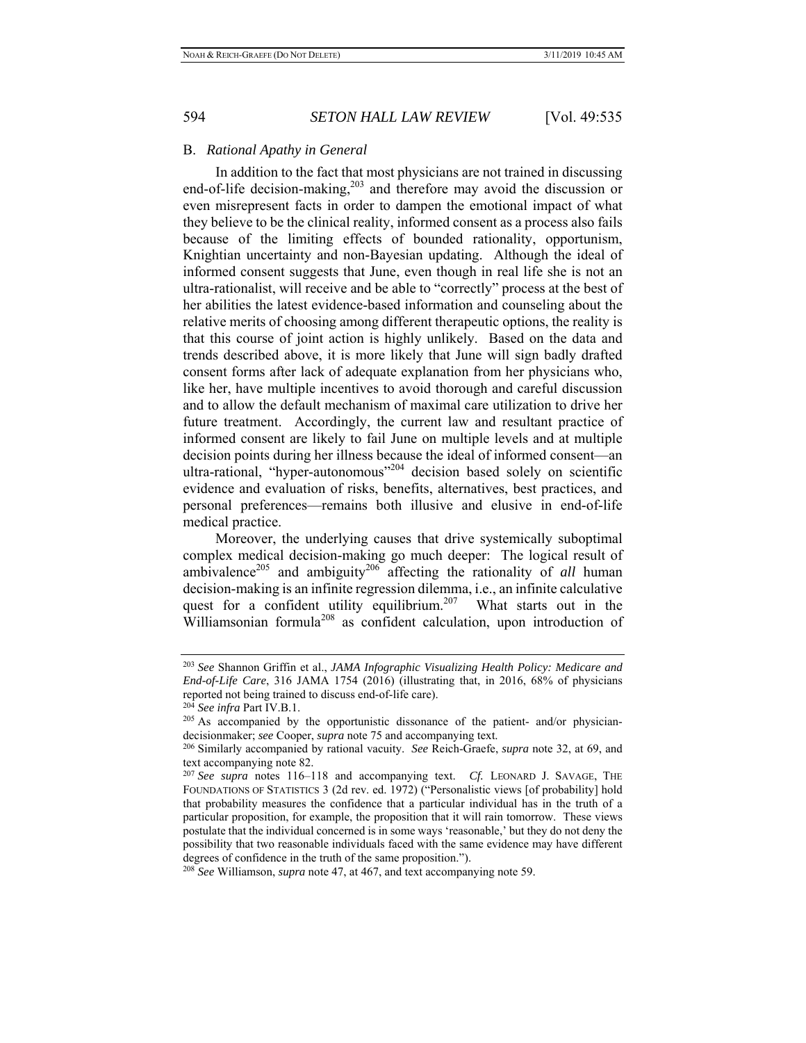## B. *Rational Apathy in General*

In addition to the fact that most physicians are not trained in discussing end-of-life decision-making,[203] and therefore may avoid the discussion or even misrepresent facts in order to dampen the emotional impact of what they believe to be the clinical reality, informed consent as a process also fails because of the limiting effects of bounded rationality, opportunism, Knightian uncertainty and non-Bayesian updating. Although the ideal of informed consent suggests that June, even though in real life she is not an ultra-rationalist, will receive and be able to "correctly" process at the best of her abilities the latest evidence-based information and counseling about the relative merits of choosing among different therapeutic options, the reality is that this course of joint action is highly unlikely. Based on the data and trends described above, it is more likely that June will sign badly drafted consent forms after lack of adequate explanation from her physicians who, like her, have multiple incentives to avoid thorough and careful discussion and to allow the default mechanism of maximal care utilization to drive her future treatment. Accordingly, the current law and resultant practice of informed consent are likely to fail June on multiple levels and at multiple decision points during her illness because the ideal of informed consent—an ultra-rational, "hyper-autonomous"[204] decision based solely on scientific evidence and evaluation of risks, benefits, alternatives, best practices, and personal preferences—remains both illusive and elusive in end-of-life medical practice.

Moreover, the underlying causes that drive systemically suboptimal complex medical decision-making go much deeper: The logical result of ambivalence[205] and ambiguity[206] affecting the rationality of *all* human decision-making is an infinite regression dilemma, i.e., an infinite calculative quest for a confident utility equilibrium.[207] What starts out in the Williamsonian formula[208] as confident calculation, upon introduction of

---

[203] *See* Shannon Griffin et al., *JAMA Infographic Visualizing Health Policy: Medicare and End-of-Life Care*, 316 JAMA 1754 (2016) (illustrating that, in 2016, 68% of physicians reported not being trained to discuss end-of-life care).

[204] *See infra* Part IV.B.1.

[205] As accompanied by the opportunistic dissonance of the patient- and/or physician-decisionmaker; *see* Cooper, *supra* note 75 and accompanying text.

[206] Similarly accompanied by rational vacuity. *See* Reich-Graefe, *supra* note 32, at 69, and text accompanying note 82.

[207] *See supra* notes 116–118 and accompanying text. *Cf.* LEONARD J. SAVAGE, THE FOUNDATIONS OF STATISTICS 3 (2d rev. ed. 1972) ("Personalistic views [of probability] hold that probability measures the confidence that a particular individual has in the truth of a particular proposition, for example, the proposition that it will rain tomorrow. These views postulate that the individual concerned is in some ways 'reasonable,' but they do not deny the possibility that two reasonable individuals faced with the same evidence may have different degrees of confidence in the truth of the same proposition.").

[208] *See* Williamson, *supra* note 47, at 467, and text accompanying note 59.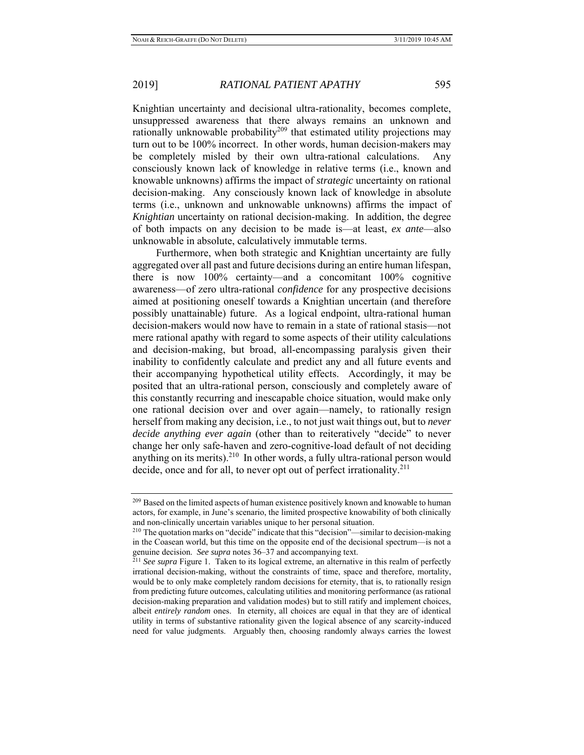Knightian uncertainty and decisional ultra-rationality, becomes complete, unsuppressed awareness that there always remains an unknown and rationally unknowable probability[209] that estimated utility projections may turn out to be 100% incorrect. In other words, human decision-makers may be completely misled by their own ultra-rational calculations. Any consciously known lack of knowledge in relative terms (i.e., known and knowable unknowns) affirms the impact of *strategic* uncertainty on rational decision-making. Any consciously known lack of knowledge in absolute terms (i.e., unknown and unknowable unknowns) affirms the impact of *Knightian* uncertainty on rational decision-making. In addition, the degree of both impacts on any decision to be made is—at least, *ex ante*—also unknowable in absolute, calculatively immutable terms.

Furthermore, when both strategic and Knightian uncertainty are fully aggregated over all past and future decisions during an entire human lifespan, there is now 100% certainty—and a concomitant 100% cognitive awareness—of zero ultra-rational *confidence* for any prospective decisions aimed at positioning oneself towards a Knightian uncertain (and therefore possibly unattainable) future. As a logical endpoint, ultra-rational human decision-makers would now have to remain in a state of rational stasis—not mere rational apathy with regard to some aspects of their utility calculations and decision-making, but broad, all-encompassing paralysis given their inability to confidently calculate and predict any and all future events and their accompanying hypothetical utility effects. Accordingly, it may be posited that an ultra-rational person, consciously and completely aware of this constantly recurring and inescapable choice situation, would make only one rational decision over and over again—namely, to rationally resign herself from making any decision, i.e., to not just wait things out, but to *never decide anything ever again* (other than to reiteratively "decide" to never change her only safe-haven and zero-cognitive-load default of not deciding anything on its merits).[210] In other words, a fully ultra-rational person would decide, once and for all, to never opt out of perfect irrationality.[211]

---

[209] Based on the limited aspects of human existence positively known and knowable to human actors, for example, in June's scenario, the limited prospective knowability of both clinically and non-clinically uncertain variables unique to her personal situation.

[210] The quotation marks on "decide" indicate that this "decision"—similar to decision-making in the Coasean world, but this time on the opposite end of the decisional spectrum—is not a genuine decision. *See supra* notes 36–37 and accompanying text.

[211] *See supra* Figure 1. Taken to its logical extreme, an alternative in this realm of perfectly irrational decision-making, without the constraints of time, space and therefore, mortality, would be to only make completely random decisions for eternity, that is, to rationally resign from predicting future outcomes, calculating utilities and monitoring performance (as rational decision-making preparation and validation modes) but to still ratify and implement choices, albeit *entirely random* ones. In eternity, all choices are equal in that they are of identical utility in terms of substantive rationality given the logical absence of any scarcity-induced need for value judgments. Arguably then, choosing randomly always carries the lowest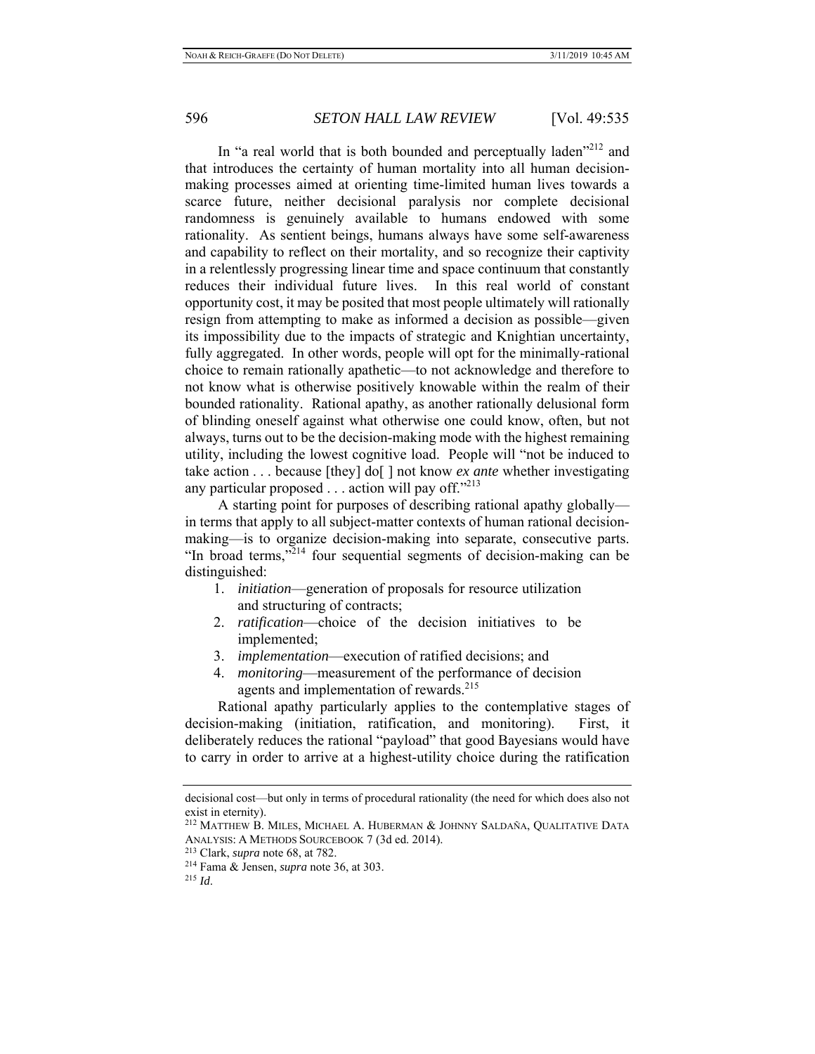In "a real world that is both bounded and perceptually laden"[212] and that introduces the certainty of human mortality into all human decision-making processes aimed at orienting time-limited human lives towards a scarce future, neither decisional paralysis nor complete decisional randomness is genuinely available to humans endowed with some rationality. As sentient beings, humans always have some self-awareness and capability to reflect on their mortality, and so recognize their captivity in a relentlessly progressing linear time and space continuum that constantly reduces their individual future lives. In this real world of constant opportunity cost, it may be posited that most people ultimately will rationally resign from attempting to make as informed a decision as possible—given its impossibility due to the impacts of strategic and Knightian uncertainty, fully aggregated. In other words, people will opt for the minimally-rational choice to remain rationally apathetic—to not acknowledge and therefore to not know what is otherwise positively knowable within the realm of their bounded rationality. Rational apathy, as another rationally delusional form of blinding oneself against what otherwise one could know, often, but not always, turns out to be the decision-making mode with the highest remaining utility, including the lowest cognitive load. People will "not be induced to take action . . . because [they] do[ ] not know *ex ante* whether investigating any particular proposed . . . action will pay off."[213]

A starting point for purposes of describing rational apathy globally—in terms that apply to all subject-matter contexts of human rational decision-making—is to organize decision-making into separate, consecutive parts. "In broad terms,"[214] four sequential segments of decision-making can be distinguished:

1. *initiation*—generation of proposals for resource utilization and structuring of contracts;
2. *ratification*—choice of the decision initiatives to be implemented;
3. *implementation*—execution of ratified decisions; and
4. *monitoring*—measurement of the performance of decision agents and implementation of rewards.[215]

Rational apathy particularly applies to the contemplative stages of decision-making (initiation, ratification, and monitoring). First, it deliberately reduces the rational "payload" that good Bayesians would have to carry in order to arrive at a highest-utility choice during the ratification

---

decisional cost—but only in terms of procedural rationality (the need for which does also not exist in eternity).

[212] MATTHEW B. MILES, MICHAEL A. HUBERMAN & JOHNNY SALDAÑA, QUALITATIVE DATA ANALYSIS: A METHODS SOURCEBOOK 7 (3d ed. 2014).

[213] Clark, *supra* note 68, at 782.

[214] Fama & Jensen, *supra* note 36, at 303.

[215] *Id*.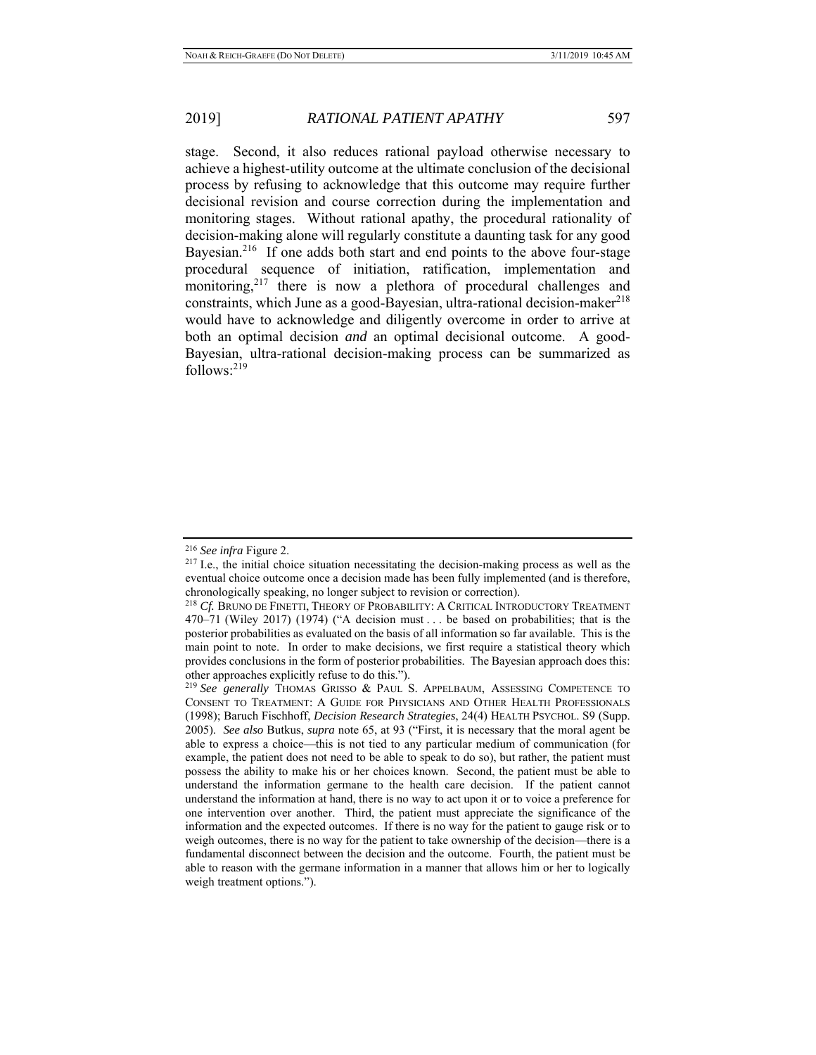stage. Second, it also reduces rational payload otherwise necessary to achieve a highest-utility outcome at the ultimate conclusion of the decisional process by refusing to acknowledge that this outcome may require further decisional revision and course correction during the implementation and monitoring stages. Without rational apathy, the procedural rationality of decision-making alone will regularly constitute a daunting task for any good Bayesian.[216] If one adds both start and end points to the above four-stage procedural sequence of initiation, ratification, implementation and monitoring,[217] there is now a plethora of procedural challenges and constraints, which June as a good-Bayesian, ultra-rational decision-maker[218] would have to acknowledge and diligently overcome in order to arrive at both an optimal decision *and* an optimal decisional outcome. A good-Bayesian, ultra-rational decision-making process can be summarized as follows:[219]

---

[216] *See infra* Figure 2.

[217] I.e., the initial choice situation necessitating the decision-making process as well as the eventual choice outcome once a decision made has been fully implemented (and is therefore, chronologically speaking, no longer subject to revision or correction).

[218] *Cf.* BRUNO DE FINETTI, THEORY OF PROBABILITY: A CRITICAL INTRODUCTORY TREATMENT 470–71 (Wiley 2017) (1974) ("A decision must . . . be based on probabilities; that is the posterior probabilities as evaluated on the basis of all information so far available. This is the main point to note. In order to make decisions, we first require a statistical theory which provides conclusions in the form of posterior probabilities. The Bayesian approach does this: other approaches explicitly refuse to do this.").

[219] *See generally* THOMAS GRISSO & PAUL S. APPELBAUM, ASSESSING COMPETENCE TO CONSENT TO TREATMENT: A GUIDE FOR PHYSICIANS AND OTHER HEALTH PROFESSIONALS (1998); Baruch Fischhoff, *Decision Research Strategies*, 24(4) HEALTH PSYCHOL. S9 (Supp. 2005). *See also* Butkus, *supra* note 65, at 93 ("First, it is necessary that the moral agent be able to express a choice—this is not tied to any particular medium of communication (for example, the patient does not need to be able to speak to do so), but rather, the patient must possess the ability to make his or her choices known. Second, the patient must be able to understand the information germane to the health care decision. If the patient cannot understand the information at hand, there is no way to act upon it or to voice a preference for one intervention over another. Third, the patient must appreciate the significance of the information and the expected outcomes. If there is no way for the patient to gauge risk or to weigh outcomes, there is no way for the patient to take ownership of the decision—there is a fundamental disconnect between the decision and the outcome. Fourth, the patient must be able to reason with the germane information in a manner that allows him or her to logically weigh treatment options.").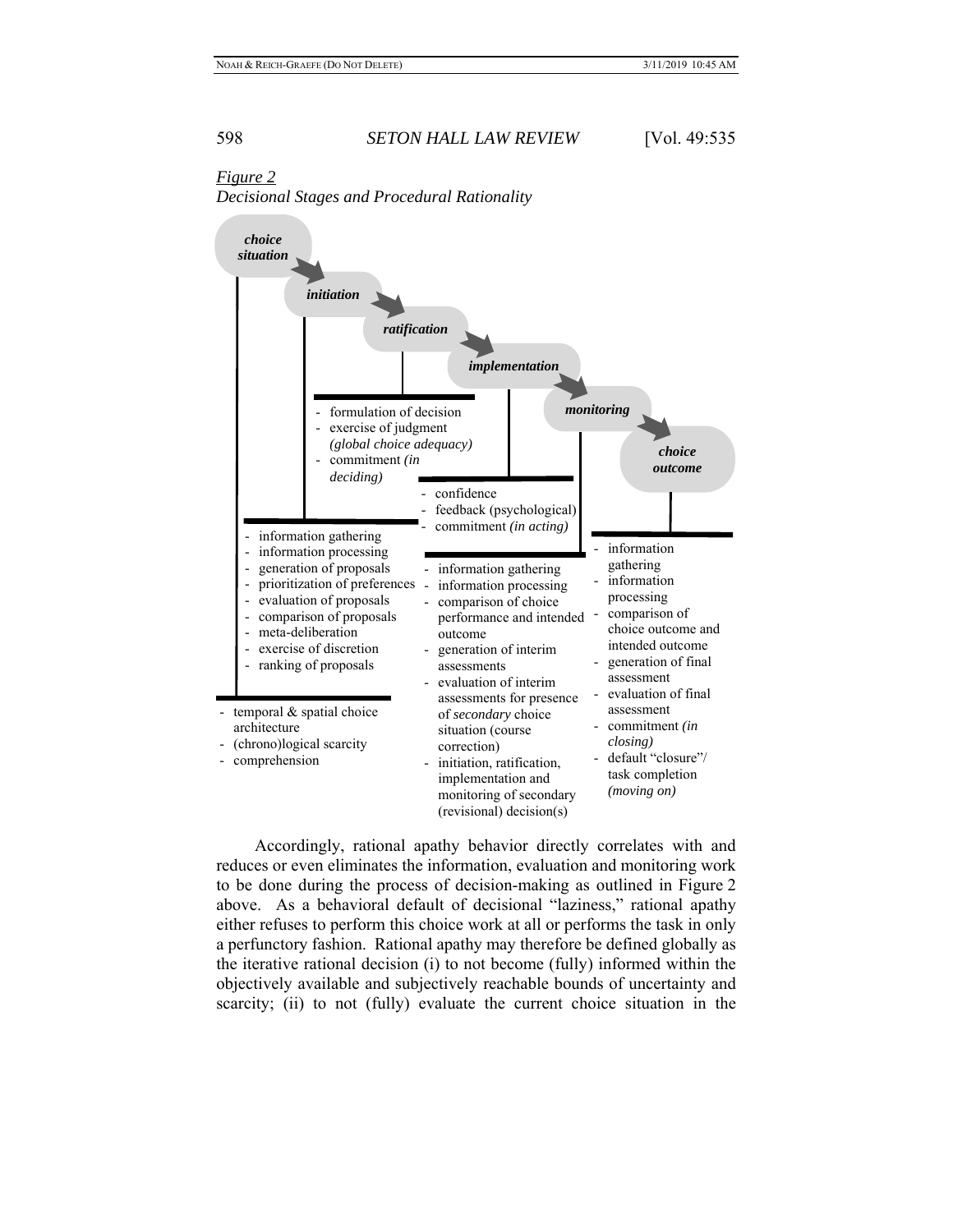*Figure 2*

*Decisional Stages and Procedural Rationality*

***choice situation*** → ***initiation*** → ***ratification*** → ***implementation*** → ***monitoring*** → ***choice outcome***

**choice situation:**

- temporal & spatial choice architecture
- (chrono)logical scarcity
- comprehension

**initiation:**

- information gathering
- information processing
- generation of proposals
- prioritization of preferences
- evaluation of proposals
- comparison of proposals
- meta-deliberation
- exercise of discretion
- ranking of proposals

**ratification:**

- formulation of decision
- exercise of judgment *(global choice adequacy)*
- commitment *(in deciding)*

**implementation:**

- confidence
- feedback (psychological)
- commitment *(in acting)*

**monitoring:**

- information gathering
- information processing
- comparison of choice performance and intended outcome
- generation of interim assessments
- evaluation of interim assessments for presence of *secondary* choice situation (course correction)
- initiation, ratification, implementation and monitoring of secondary (revisional) decision(s)

**choice outcome:**

- information gathering
- information processing
- comparison of choice outcome and intended outcome
- generation of final assessment
- evaluation of final assessment
- commitment *(in closing)*
- default "closure"/ task completion *(moving on)*

Accordingly, rational apathy behavior directly correlates with and reduces or even eliminates the information, evaluation and monitoring work to be done during the process of decision-making as outlined in Figure 2 above. As a behavioral default of decisional "laziness," rational apathy either refuses to perform this choice work at all or performs the task in only a perfunctory fashion. Rational apathy may therefore be defined globally as the iterative rational decision (i) to not become (fully) informed within the objectively available and subjectively reachable bounds of uncertainty and scarcity; (ii) to not (fully) evaluate the current choice situation in the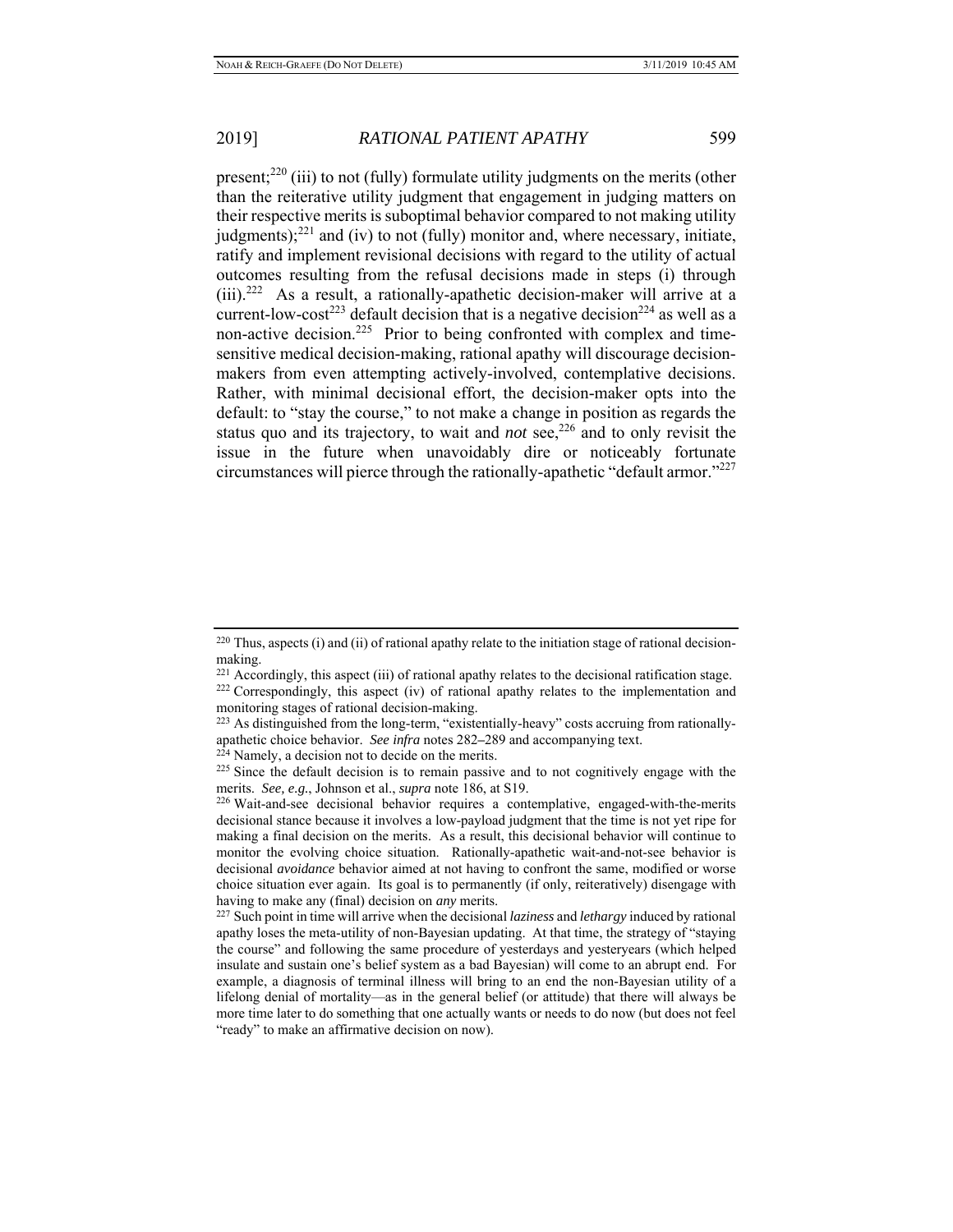present;[220] (iii) to not (fully) formulate utility judgments on the merits (other than the reiterative utility judgment that engagement in judging matters on their respective merits is suboptimal behavior compared to not making utility judgments);[221] and (iv) to not (fully) monitor and, where necessary, initiate, ratify and implement revisional decisions with regard to the utility of actual outcomes resulting from the refusal decisions made in steps (i) through (iii).[222] As a result, a rationally-apathetic decision-maker will arrive at a current-low-cost[223] default decision that is a negative decision[224] as well as a non-active decision.[225] Prior to being confronted with complex and time-sensitive medical decision-making, rational apathy will discourage decision-makers from even attempting actively-involved, contemplative decisions. Rather, with minimal decisional effort, the decision-maker opts into the default: to "stay the course," to not make a change in position as regards the status quo and its trajectory, to wait and *not* see,[226] and to only revisit the issue in the future when unavoidably dire or noticeably fortunate circumstances will pierce through the rationally-apathetic "default armor."[227]

---

[220] Thus, aspects (i) and (ii) of rational apathy relate to the initiation stage of rational decision-making.

[221] Accordingly, this aspect (iii) of rational apathy relates to the decisional ratification stage.

[222] Correspondingly, this aspect (iv) of rational apathy relates to the implementation and monitoring stages of rational decision-making.

[223] As distinguished from the long-term, "existentially-heavy" costs accruing from rationally-apathetic choice behavior. *See infra* notes 282–289 and accompanying text.

[224] Namely, a decision not to decide on the merits.

[225] Since the default decision is to remain passive and to not cognitively engage with the merits. *See, e.g.*, Johnson et al., *supra* note 186, at S19.

[226] Wait-and-see decisional behavior requires a contemplative, engaged-with-the-merits decisional stance because it involves a low-payload judgment that the time is not yet ripe for making a final decision on the merits. As a result, this decisional behavior will continue to monitor the evolving choice situation. Rationally-apathetic wait-and-not-see behavior is decisional *avoidance* behavior aimed at not having to confront the same, modified or worse choice situation ever again. Its goal is to permanently (if only, reiteratively) disengage with having to make any (final) decision on *any* merits.

[227] Such point in time will arrive when the decisional *laziness* and *lethargy* induced by rational apathy loses the meta-utility of non-Bayesian updating. At that time, the strategy of "staying the course" and following the same procedure of yesterdays and yesteryears (which helped insulate and sustain one's belief system as a bad Bayesian) will come to an abrupt end. For example, a diagnosis of terminal illness will bring to an end the non-Bayesian utility of a lifelong denial of mortality—as in the general belief (or attitude) that there will always be more time later to do something that one actually wants or needs to do now (but does not feel "ready" to make an affirmative decision on now).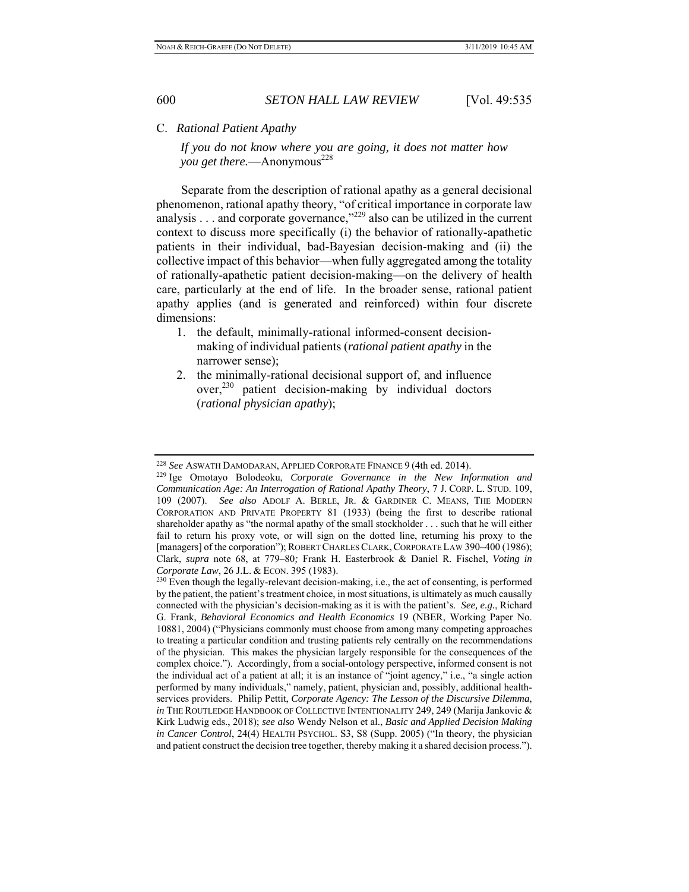### C. *Rational Patient Apathy*

> *If you do not know where you are going, it does not matter how you get there.*—Anonymous[228]

Separate from the description of rational apathy as a general decisional phenomenon, rational apathy theory, "of critical importance in corporate law analysis . . . and corporate governance,"[229] also can be utilized in the current context to discuss more specifically (i) the behavior of rationally-apathetic patients in their individual, bad-Bayesian decision-making and (ii) the collective impact of this behavior—when fully aggregated among the totality of rationally-apathetic patient decision-making—on the delivery of health care, particularly at the end of life. In the broader sense, rational patient apathy applies (and is generated and reinforced) within four discrete dimensions:

1. the default, minimally-rational informed-consent decision-making of individual patients (*rational patient apathy* in the narrower sense);
2. the minimally-rational decisional support of, and influence over,[230] patient decision-making by individual doctors (*rational physician apathy*);

---

[228] *See* ASWATH DAMODARAN, APPLIED CORPORATE FINANCE 9 (4th ed. 2014).

[229] Ige Omotayo Bolodeoku, *Corporate Governance in the New Information and Communication Age: An Interrogation of Rational Apathy Theory*, 7 J. CORP. L. STUD. 109, 109 (2007). *See also* ADOLF A. BERLE, JR. & GARDINER C. MEANS, THE MODERN CORPORATION AND PRIVATE PROPERTY 81 (1933) (being the first to describe rational shareholder apathy as "the normal apathy of the small stockholder . . . such that he will either fail to return his proxy vote, or will sign on the dotted line, returning his proxy to the [managers] of the corporation"); ROBERT CHARLES CLARK, CORPORATE LAW 390–400 (1986); Clark, *supra* note 68, at 779–80*;* Frank H. Easterbrook & Daniel R. Fischel, *Voting in Corporate Law*, 26 J.L. & ECON. 395 (1983).

[230] Even though the legally-relevant decision-making, i.e., the act of consenting, is performed by the patient, the patient's treatment choice, in most situations, is ultimately as much causally connected with the physician's decision-making as it is with the patient's. *See, e.g.*, Richard G. Frank, *Behavioral Economics and Health Economics* 19 (NBER, Working Paper No. 10881, 2004) ("Physicians commonly must choose from among many competing approaches to treating a particular condition and trusting patients rely centrally on the recommendations of the physician. This makes the physician largely responsible for the consequences of the complex choice."). Accordingly, from a social-ontology perspective, informed consent is not the individual act of a patient at all; it is an instance of "joint agency," i.e., "a single action performed by many individuals," namely, patient, physician and, possibly, additional health-services providers. Philip Pettit, *Corporate Agency: The Lesson of the Discursive Dilemma*, *in* THE ROUTLEDGE HANDBOOK OF COLLECTIVE INTENTIONALITY 249, 249 (Marija Jankovic & Kirk Ludwig eds., 2018); *see also* Wendy Nelson et al., *Basic and Applied Decision Making in Cancer Control*, 24(4) HEALTH PSYCHOL. S3, S8 (Supp. 2005) ("In theory, the physician and patient construct the decision tree together, thereby making it a shared decision process.").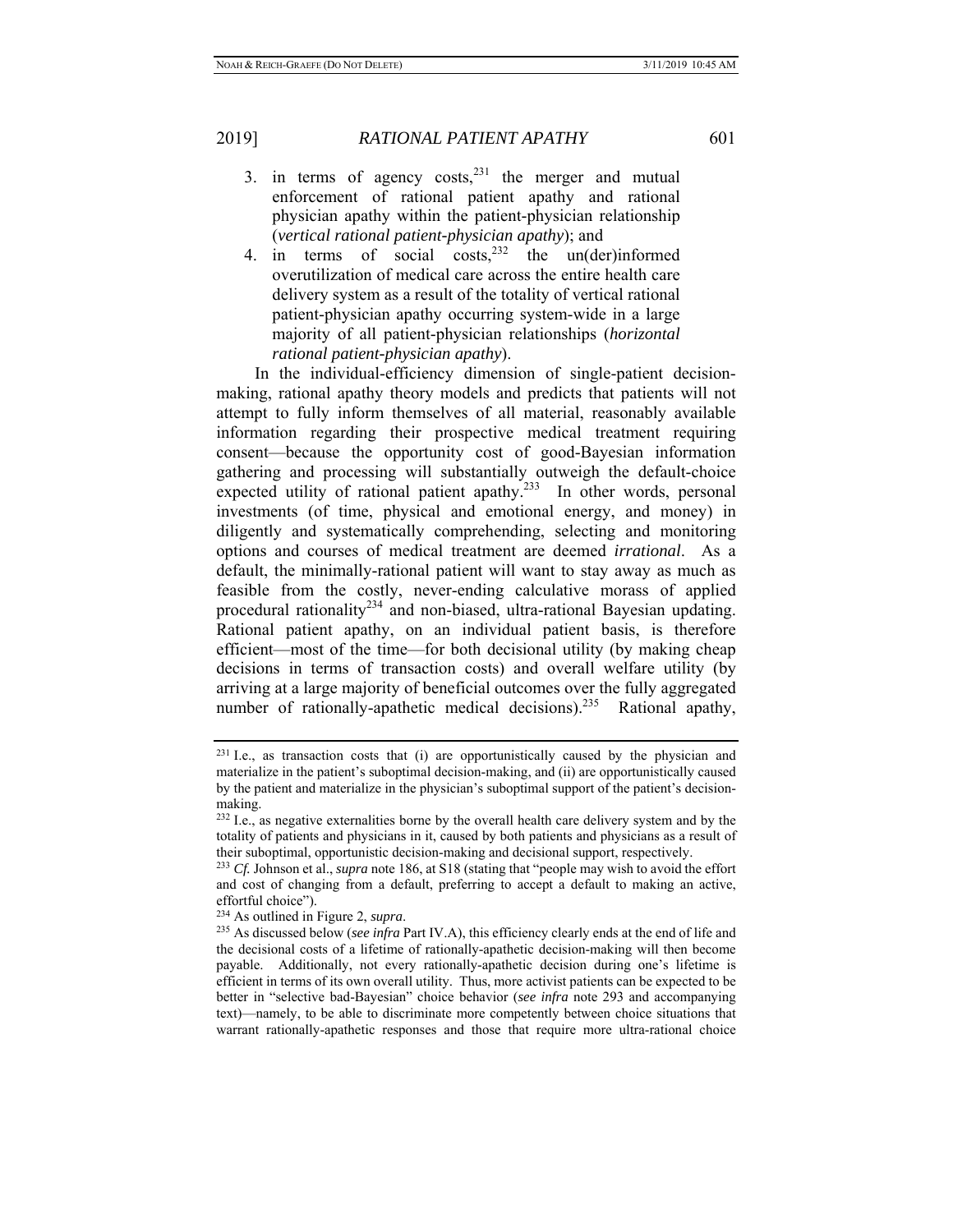3. in terms of agency costs,[231] the merger and mutual enforcement of rational patient apathy and rational physician apathy within the patient-physician relationship (*vertical rational patient-physician apathy*); and
4. in terms of social costs,[232] the un(der)informed overutilization of medical care across the entire health care delivery system as a result of the totality of vertical rational patient-physician apathy occurring system-wide in a large majority of all patient-physician relationships (*horizontal rational patient-physician apathy*).

In the individual-efficiency dimension of single-patient decision-making, rational apathy theory models and predicts that patients will not attempt to fully inform themselves of all material, reasonably available information regarding their prospective medical treatment requiring consent—because the opportunity cost of good-Bayesian information gathering and processing will substantially outweigh the default-choice expected utility of rational patient apathy.[233] In other words, personal investments (of time, physical and emotional energy, and money) in diligently and systematically comprehending, selecting and monitoring options and courses of medical treatment are deemed *irrational*. As a default, the minimally-rational patient will want to stay away as much as feasible from the costly, never-ending calculative morass of applied procedural rationality[234] and non-biased, ultra-rational Bayesian updating. Rational patient apathy, on an individual patient basis, is therefore efficient—most of the time—for both decisional utility (by making cheap decisions in terms of transaction costs) and overall welfare utility (by arriving at a large majority of beneficial outcomes over the fully aggregated number of rationally-apathetic medical decisions).[235] Rational apathy,

---

[231] I.e., as transaction costs that (i) are opportunistically caused by the physician and materialize in the patient's suboptimal decision-making, and (ii) are opportunistically caused by the patient and materialize in the physician's suboptimal support of the patient's decision-making.

[232] I.e., as negative externalities borne by the overall health care delivery system and by the totality of patients and physicians in it, caused by both patients and physicians as a result of their suboptimal, opportunistic decision-making and decisional support, respectively.

[233] *Cf.* Johnson et al., *supra* note 186, at S18 (stating that "people may wish to avoid the effort and cost of changing from a default, preferring to accept a default to making an active, effortful choice").

[234] As outlined in Figure 2, *supra*.

[235] As discussed below (*see infra* Part IV.A), this efficiency clearly ends at the end of life and the decisional costs of a lifetime of rationally-apathetic decision-making will then become payable. Additionally, not every rationally-apathetic decision during one's lifetime is efficient in terms of its own overall utility. Thus, more activist patients can be expected to be better in "selective bad-Bayesian" choice behavior (*see infra* note 293 and accompanying text)—namely, to be able to discriminate more competently between choice situations that warrant rationally-apathetic responses and those that require more ultra-rational choice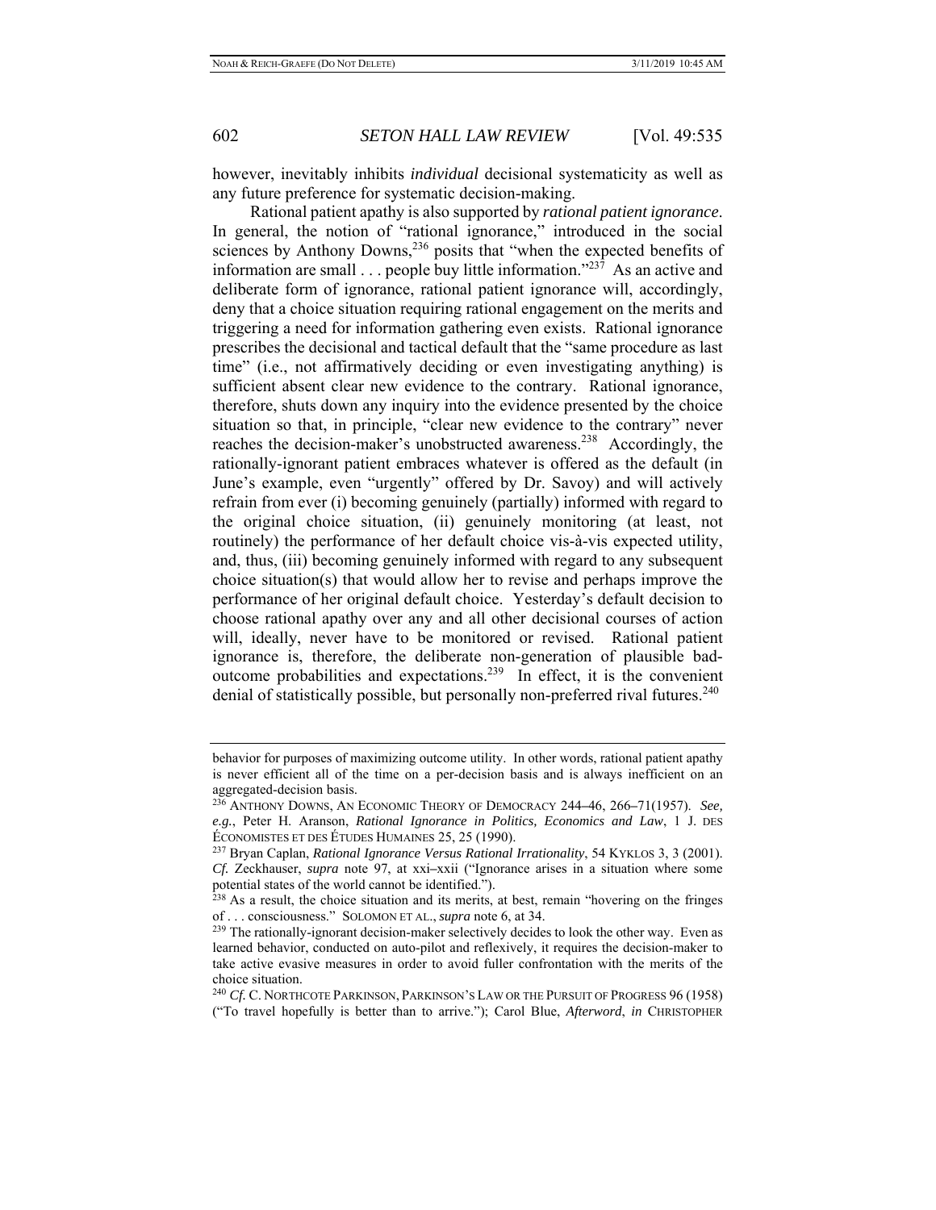however, inevitably inhibits *individual* decisional systematicity as well as any future preference for systematic decision-making.

Rational patient apathy is also supported by *rational patient ignorance*. In general, the notion of "rational ignorance," introduced in the social sciences by Anthony Downs,[236] posits that "when the expected benefits of information are small . . . people buy little information."[237] As an active and deliberate form of ignorance, rational patient ignorance will, accordingly, deny that a choice situation requiring rational engagement on the merits and triggering a need for information gathering even exists. Rational ignorance prescribes the decisional and tactical default that the "same procedure as last time" (i.e., not affirmatively deciding or even investigating anything) is sufficient absent clear new evidence to the contrary. Rational ignorance, therefore, shuts down any inquiry into the evidence presented by the choice situation so that, in principle, "clear new evidence to the contrary" never reaches the decision-maker's unobstructed awareness.[238] Accordingly, the rationally-ignorant patient embraces whatever is offered as the default (in June's example, even "urgently" offered by Dr. Savoy) and will actively refrain from ever (i) becoming genuinely (partially) informed with regard to the original choice situation, (ii) genuinely monitoring (at least, not routinely) the performance of her default choice vis-à-vis expected utility, and, thus, (iii) becoming genuinely informed with regard to any subsequent choice situation(s) that would allow her to revise and perhaps improve the performance of her original default choice. Yesterday's default decision to choose rational apathy over any and all other decisional courses of action will, ideally, never have to be monitored or revised. Rational patient ignorance is, therefore, the deliberate non-generation of plausible bad-outcome probabilities and expectations.[239] In effect, it is the convenient denial of statistically possible, but personally non-preferred rival futures.[240]

---

behavior for purposes of maximizing outcome utility. In other words, rational patient apathy is never efficient all of the time on a per-decision basis and is always inefficient on an aggregated-decision basis.

[236] ANTHONY DOWNS, AN ECONOMIC THEORY OF DEMOCRACY 244–46, 266–71(1957). *See, e.g.*, Peter H. Aranson, *Rational Ignorance in Politics, Economics and Law*, 1 J. DES ÉCONOMISTES ET DES ÉTUDES HUMAINES 25, 25 (1990).

[237] Bryan Caplan, *Rational Ignorance Versus Rational Irrationality*, 54 KYKLOS 3, 3 (2001). *Cf.* Zeckhauser, *supra* note 97, at xxi–xxii ("Ignorance arises in a situation where some potential states of the world cannot be identified.").

[238] As a result, the choice situation and its merits, at best, remain "hovering on the fringes of . . . consciousness." SOLOMON ET AL., *supra* note 6, at 34.

[239] The rationally-ignorant decision-maker selectively decides to look the other way. Even as learned behavior, conducted on auto-pilot and reflexively, it requires the decision-maker to take active evasive measures in order to avoid fuller confrontation with the merits of the choice situation.

[240] *Cf.* C. NORTHCOTE PARKINSON, PARKINSON'S LAW OR THE PURSUIT OF PROGRESS 96 (1958) ("To travel hopefully is better than to arrive."); Carol Blue, *Afterword*, *in* CHRISTOPHER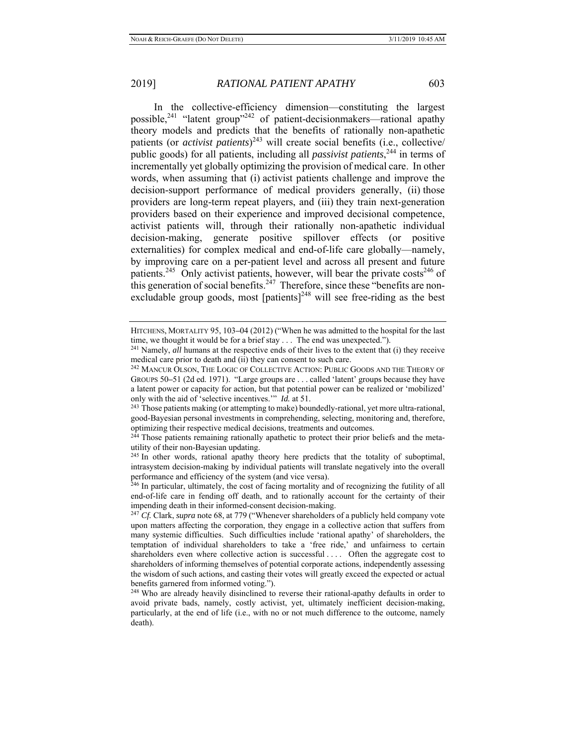In the collective-efficiency dimension—constituting the largest possible,[241] "latent group"[242] of patient-decisionmakers—rational apathy theory models and predicts that the benefits of rationally non-apathetic patients (or *activist patients*)[243] will create social benefits (i.e., collective/ public goods) for all patients, including all *passivist patients*,[244] in terms of incrementally yet globally optimizing the provision of medical care. In other words, when assuming that (i) activist patients challenge and improve the decision-support performance of medical providers generally, (ii) those providers are long-term repeat players, and (iii) they train next-generation providers based on their experience and improved decisional competence, activist patients will, through their rationally non-apathetic individual decision-making, generate positive spillover effects (or positive externalities) for complex medical and end-of-life care globally—namely, by improving care on a per-patient level and across all present and future patients.[245] Only activist patients, however, will bear the private costs[246] of this generation of social benefits.[247] Therefore, since these "benefits are non-excludable group goods, most [patients][248] will see free-riding as the best

---

HITCHENS, MORTALITY 95, 103–04 (2012) ("When he was admitted to the hospital for the last time, we thought it would be for a brief stay . . . The end was unexpected.").

[241] Namely, *all* humans at the respective ends of their lives to the extent that (i) they receive medical care prior to death and (ii) they can consent to such care.

[242] MANCUR OLSON, THE LOGIC OF COLLECTIVE ACTION: PUBLIC GOODS AND THE THEORY OF GROUPS 50–51 (2d ed. 1971). "Large groups are . . . called 'latent' groups because they have a latent power or capacity for action, but that potential power can be realized or 'mobilized' only with the aid of 'selective incentives.'" *Id.* at 51.

[243] Those patients making (or attempting to make) boundedly-rational, yet more ultra-rational, good-Bayesian personal investments in comprehending, selecting, monitoring and, therefore, optimizing their respective medical decisions, treatments and outcomes.

[244] Those patients remaining rationally apathetic to protect their prior beliefs and the meta-utility of their non-Bayesian updating.

[245] In other words, rational apathy theory here predicts that the totality of suboptimal, intrasystem decision-making by individual patients will translate negatively into the overall performance and efficiency of the system (and vice versa).

[246] In particular, ultimately, the cost of facing mortality and of recognizing the futility of all end-of-life care in fending off death, and to rationally account for the certainty of their impending death in their informed-consent decision-making.

[247] *Cf.* Clark, *supra* note 68, at 779 ("Whenever shareholders of a publicly held company vote upon matters affecting the corporation, they engage in a collective action that suffers from many systemic difficulties. Such difficulties include 'rational apathy' of shareholders, the temptation of individual shareholders to take a 'free ride,' and unfairness to certain shareholders even where collective action is successful . . . . Often the aggregate cost to shareholders of informing themselves of potential corporate actions, independently assessing the wisdom of such actions, and casting their votes will greatly exceed the expected or actual benefits garnered from informed voting.").

[248] Who are already heavily disinclined to reverse their rational-apathy defaults in order to avoid private bads, namely, costly activist, yet, ultimately inefficient decision-making, particularly, at the end of life (i.e., with no or not much difference to the outcome, namely death).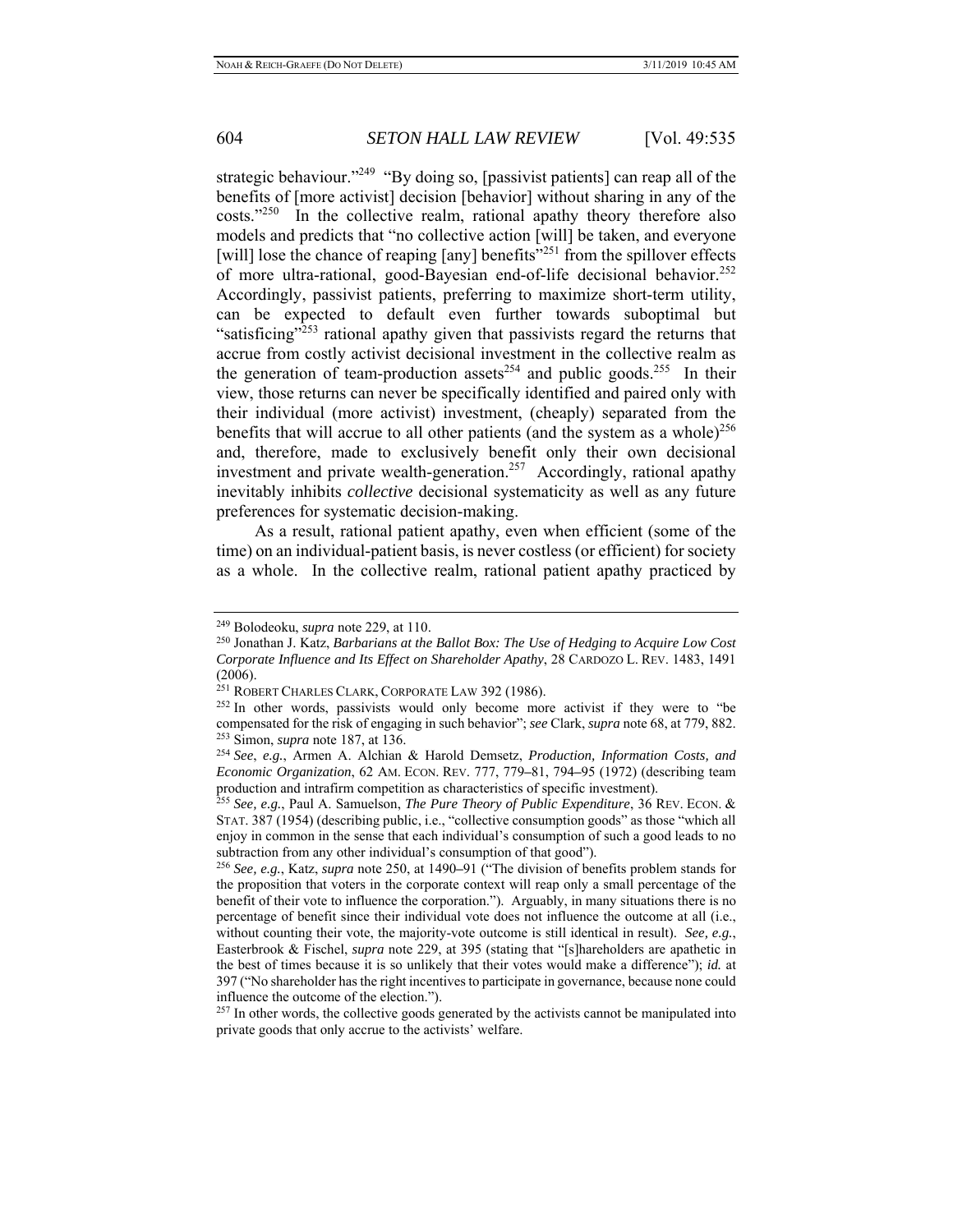strategic behaviour."[249] "By doing so, [passivist patients] can reap all of the benefits of [more activist] decision [behavior] without sharing in any of the costs."[250] In the collective realm, rational apathy theory therefore also models and predicts that "no collective action [will] be taken, and everyone [will] lose the chance of reaping [any] benefits"[251] from the spillover effects of more ultra-rational, good-Bayesian end-of-life decisional behavior.[252] Accordingly, passivist patients, preferring to maximize short-term utility, can be expected to default even further towards suboptimal but "satisficing"[253] rational apathy given that passivists regard the returns that accrue from costly activist decisional investment in the collective realm as the generation of team-production assets[254] and public goods.[255] In their view, those returns can never be specifically identified and paired only with their individual (more activist) investment, (cheaply) separated from the benefits that will accrue to all other patients (and the system as a whole)[256] and, therefore, made to exclusively benefit only their own decisional investment and private wealth-generation.[257] Accordingly, rational apathy inevitably inhibits *collective* decisional systematicity as well as any future preferences for systematic decision-making.

As a result, rational patient apathy, even when efficient (some of the time) on an individual-patient basis, is never costless (or efficient) for society as a whole. In the collective realm, rational patient apathy practiced by

---

[249] Bolodeoku, *supra* note 229, at 110.

[250] Jonathan J. Katz, *Barbarians at the Ballot Box: The Use of Hedging to Acquire Low Cost Corporate Influence and Its Effect on Shareholder Apathy*, 28 CARDOZO L. REV. 1483, 1491 (2006).

[251] ROBERT CHARLES CLARK, CORPORATE LAW 392 (1986).

[252] In other words, passivists would only become more activist if they were to "be compensated for the risk of engaging in such behavior"; *see* Clark, *supra* note 68, at 779, 882.

[253] Simon, *supra* note 187, at 136.

[254] *See*, *e.g.*, Armen A. Alchian & Harold Demsetz, *Production, Information Costs, and Economic Organization*, 62 AM. ECON. REV. 777, 779–81, 794–95 (1972) (describing team production and intrafirm competition as characteristics of specific investment).

[255] *See, e.g.*, Paul A. Samuelson, *The Pure Theory of Public Expenditure*, 36 REV. ECON. & STAT. 387 (1954) (describing public, i.e., "collective consumption goods" as those "which all enjoy in common in the sense that each individual's consumption of such a good leads to no subtraction from any other individual's consumption of that good").

[256] *See, e.g.*, Katz, *supra* note 250, at 1490–91 ("The division of benefits problem stands for the proposition that voters in the corporate context will reap only a small percentage of the benefit of their vote to influence the corporation."). Arguably, in many situations there is no percentage of benefit since their individual vote does not influence the outcome at all (i.e., without counting their vote, the majority-vote outcome is still identical in result). *See, e.g.*, Easterbrook & Fischel, *supra* note 229, at 395 (stating that "[s]hareholders are apathetic in the best of times because it is so unlikely that their votes would make a difference"); *id.* at 397 ("No shareholder has the right incentives to participate in governance, because none could influence the outcome of the election.").

[257] In other words, the collective goods generated by the activists cannot be manipulated into private goods that only accrue to the activists' welfare.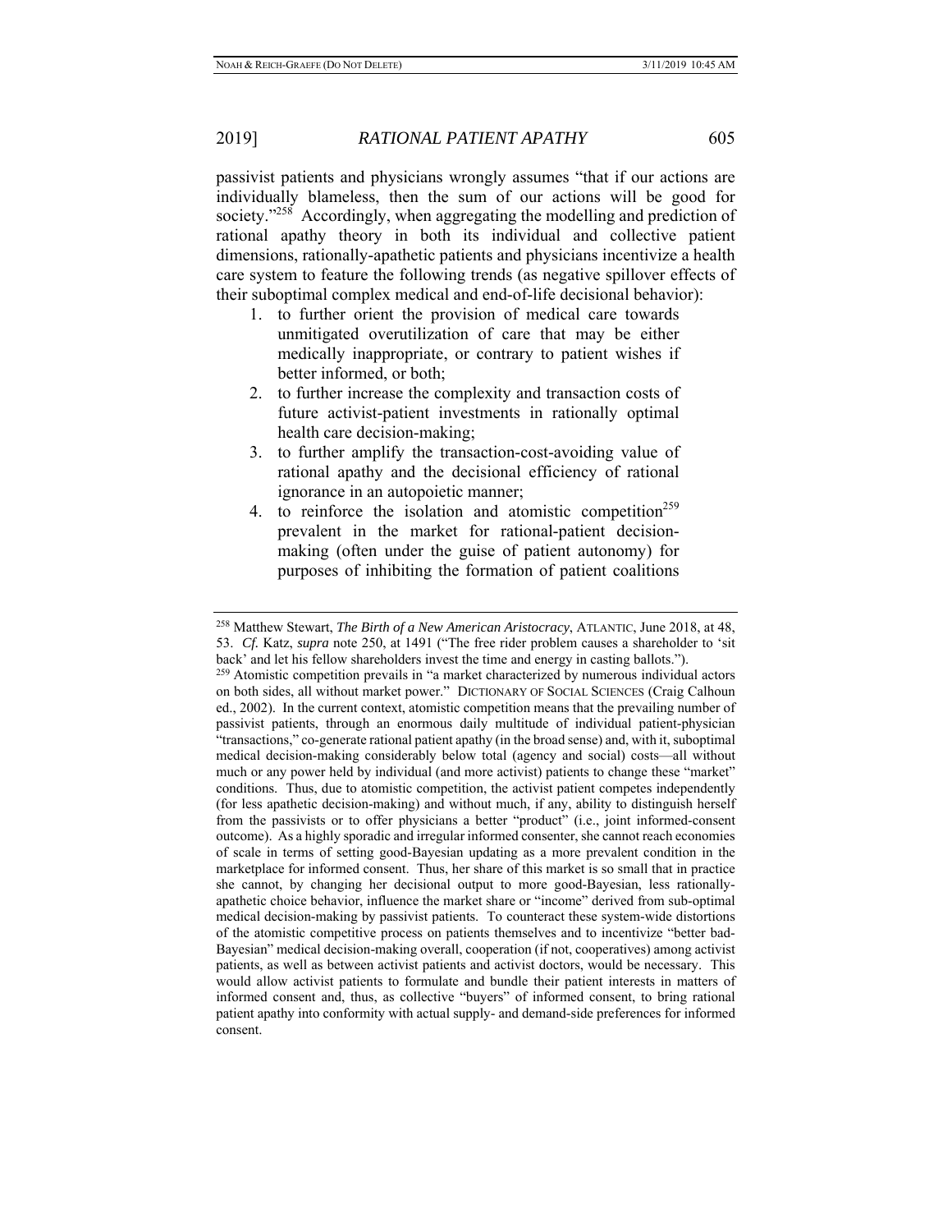passivist patients and physicians wrongly assumes "that if our actions are individually blameless, then the sum of our actions will be good for society."[258] Accordingly, when aggregating the modelling and prediction of rational apathy theory in both its individual and collective patient dimensions, rationally-apathetic patients and physicians incentivize a health care system to feature the following trends (as negative spillover effects of their suboptimal complex medical and end-of-life decisional behavior):

1. to further orient the provision of medical care towards unmitigated overutilization of care that may be either medically inappropriate, or contrary to patient wishes if better informed, or both;
2. to further increase the complexity and transaction costs of future activist-patient investments in rationally optimal health care decision-making;
3. to further amplify the transaction-cost-avoiding value of rational apathy and the decisional efficiency of rational ignorance in an autopoietic manner;
4. to reinforce the isolation and atomistic competition[259] prevalent in the market for rational-patient decision-making (often under the guise of patient autonomy) for purposes of inhibiting the formation of patient coalitions

---

[258] Matthew Stewart, *The Birth of a New American Aristocracy*, ATLANTIC, June 2018, at 48, 53. *Cf.* Katz, *supra* note 250, at 1491 ("The free rider problem causes a shareholder to 'sit back' and let his fellow shareholders invest the time and energy in casting ballots.").

[259] Atomistic competition prevails in "a market characterized by numerous individual actors on both sides, all without market power." DICTIONARY OF SOCIAL SCIENCES (Craig Calhoun ed., 2002). In the current context, atomistic competition means that the prevailing number of passivist patients, through an enormous daily multitude of individual patient-physician "transactions," co-generate rational patient apathy (in the broad sense) and, with it, suboptimal medical decision-making considerably below total (agency and social) costs—all without much or any power held by individual (and more activist) patients to change these "market" conditions. Thus, due to atomistic competition, the activist patient competes independently (for less apathetic decision-making) and without much, if any, ability to distinguish herself from the passivists or to offer physicians a better "product" (i.e., joint informed-consent outcome). As a highly sporadic and irregular informed consenter, she cannot reach economies of scale in terms of setting good-Bayesian updating as a more prevalent condition in the marketplace for informed consent. Thus, her share of this market is so small that in practice she cannot, by changing her decisional output to more good-Bayesian, less rationally-apathetic choice behavior, influence the market share or "income" derived from sub-optimal medical decision-making by passivist patients. To counteract these system-wide distortions of the atomistic competitive process on patients themselves and to incentivize "better bad-Bayesian" medical decision-making overall, cooperation (if not, cooperatives) among activist patients, as well as between activist patients and activist doctors, would be necessary. This would allow activist patients to formulate and bundle their patient interests in matters of informed consent and, thus, as collective "buyers" of informed consent, to bring rational patient apathy into conformity with actual supply- and demand-side preferences for informed consent.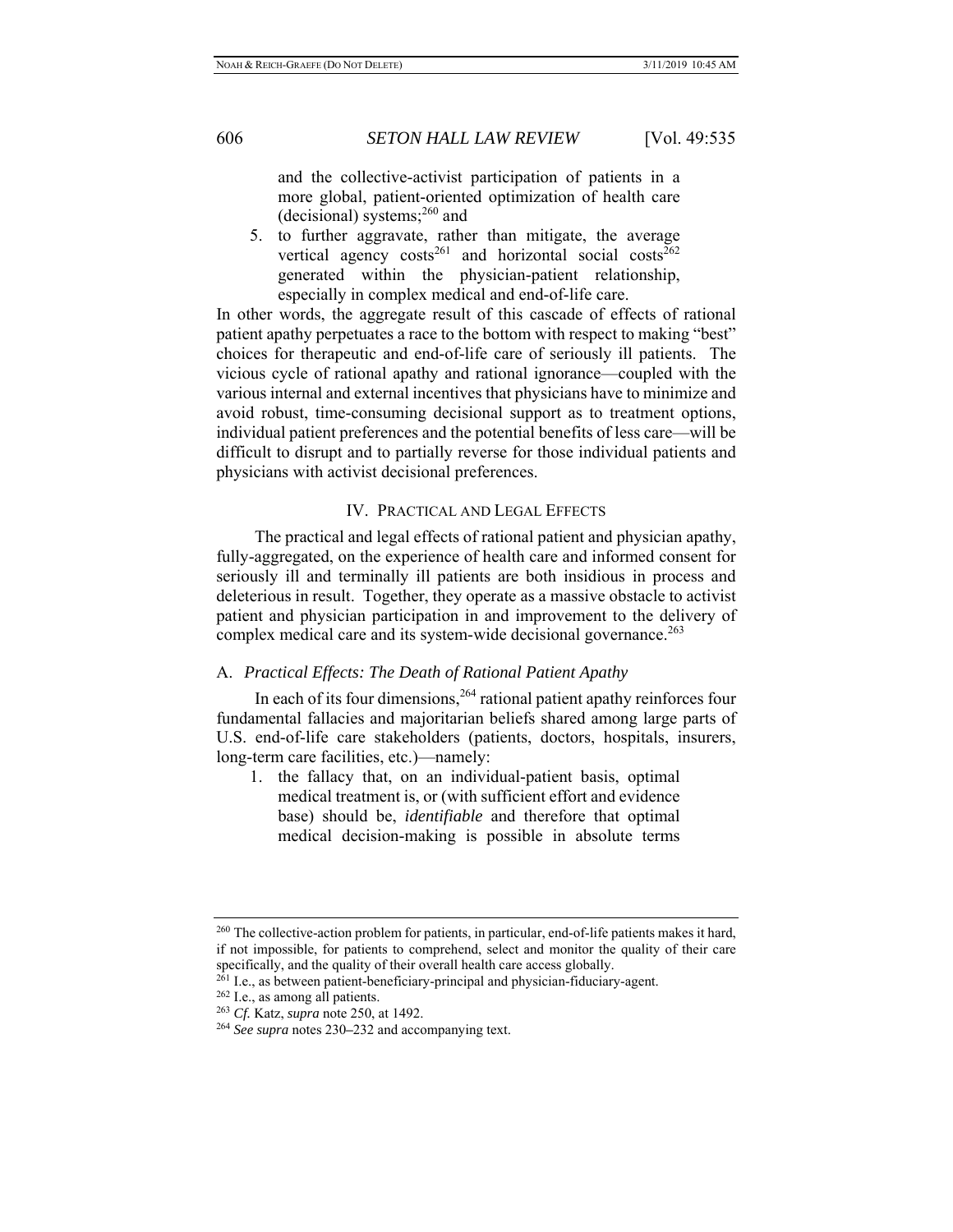and the collective-activist participation of patients in a more global, patient-oriented optimization of health care (decisional) systems;[260] and

5. to further aggravate, rather than mitigate, the average vertical agency costs[261] and horizontal social costs[262] generated within the physician-patient relationship, especially in complex medical and end-of-life care.

In other words, the aggregate result of this cascade of effects of rational patient apathy perpetuates a race to the bottom with respect to making "best" choices for therapeutic and end-of-life care of seriously ill patients. The vicious cycle of rational apathy and rational ignorance—coupled with the various internal and external incentives that physicians have to minimize and avoid robust, time-consuming decisional support as to treatment options, individual patient preferences and the potential benefits of less care—will be difficult to disrupt and to partially reverse for those individual patients and physicians with activist decisional preferences.

## IV. PRACTICAL AND LEGAL EFFECTS

The practical and legal effects of rational patient and physician apathy, fully-aggregated, on the experience of health care and informed consent for seriously ill and terminally ill patients are both insidious in process and deleterious in result. Together, they operate as a massive obstacle to activist patient and physician participation in and improvement to the delivery of complex medical care and its system-wide decisional governance.[263]

### A. *Practical Effects: The Death of Rational Patient Apathy*

In each of its four dimensions,[264] rational patient apathy reinforces four fundamental fallacies and majoritarian beliefs shared among large parts of U.S. end-of-life care stakeholders (patients, doctors, hospitals, insurers, long-term care facilities, etc.)—namely:

1. the fallacy that, on an individual-patient basis, optimal medical treatment is, or (with sufficient effort and evidence base) should be, *identifiable* and therefore that optimal medical decision-making is possible in absolute terms

---

[260] The collective-action problem for patients, in particular, end-of-life patients makes it hard, if not impossible, for patients to comprehend, select and monitor the quality of their care specifically, and the quality of their overall health care access globally.

[261] I.e., as between patient-beneficiary-principal and physician-fiduciary-agent.

[262] I.e., as among all patients.

[263] *Cf.* Katz, *supra* note 250, at 1492.

[264] *See supra* notes 230–232 and accompanying text.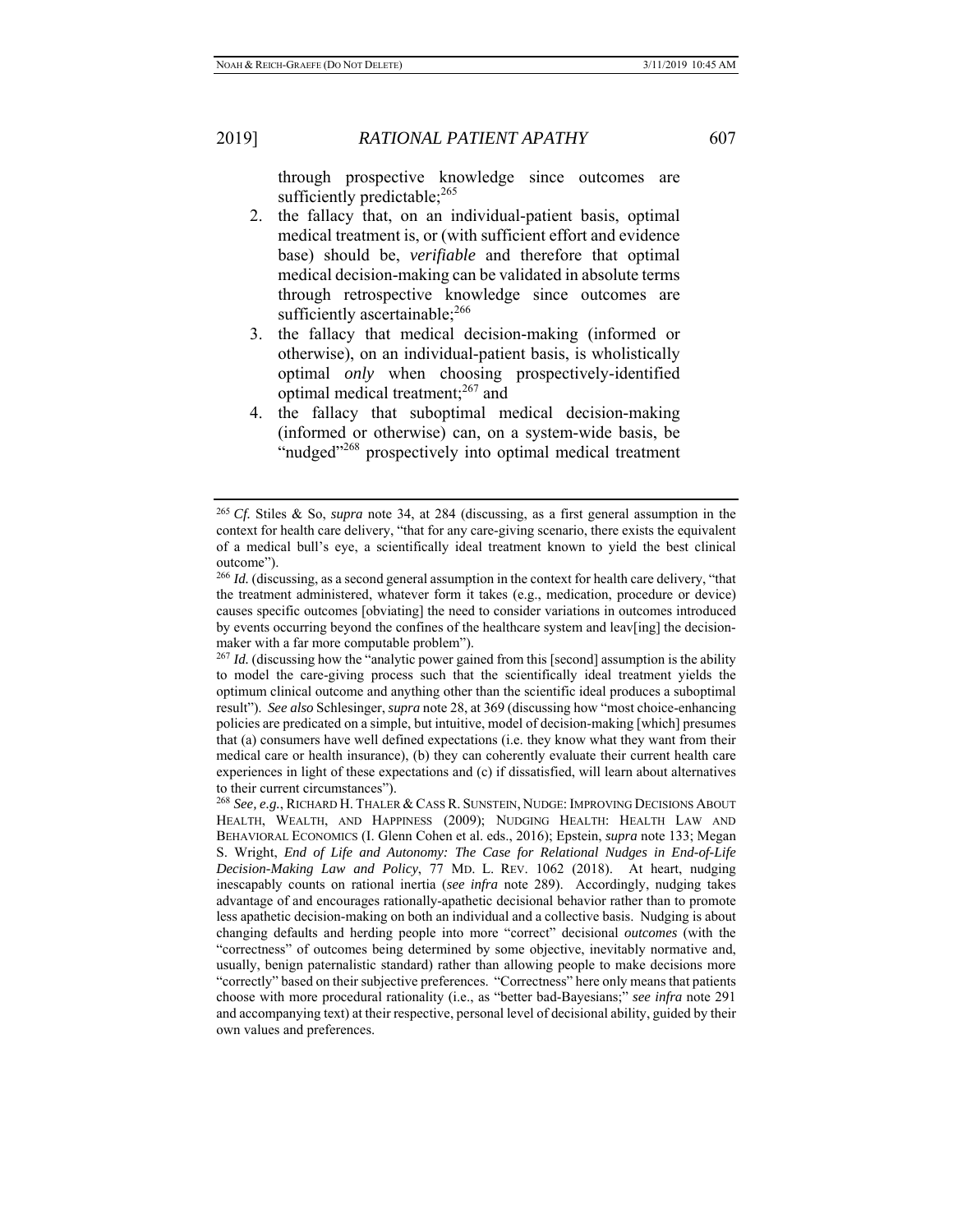through prospective knowledge since outcomes are sufficiently predictable;[265]

2. the fallacy that, on an individual-patient basis, optimal medical treatment is, or (with sufficient effort and evidence base) should be, *verifiable* and therefore that optimal medical decision-making can be validated in absolute terms through retrospective knowledge since outcomes are sufficiently ascertainable;[266]
3. the fallacy that medical decision-making (informed or otherwise), on an individual-patient basis, is wholistically optimal *only* when choosing prospectively-identified optimal medical treatment;[267] and
4. the fallacy that suboptimal medical decision-making (informed or otherwise) can, on a system-wide basis, be "nudged"[268] prospectively into optimal medical treatment

---

[265] *Cf.* Stiles & So, *supra* note 34, at 284 (discussing, as a first general assumption in the context for health care delivery, "that for any care-giving scenario, there exists the equivalent of a medical bull's eye, a scientifically ideal treatment known to yield the best clinical outcome").

[266] *Id.* (discussing, as a second general assumption in the context for health care delivery, "that the treatment administered, whatever form it takes (e.g., medication, procedure or device) causes specific outcomes [obviating] the need to consider variations in outcomes introduced by events occurring beyond the confines of the healthcare system and leav[ing] the decision-maker with a far more computable problem").

[267] *Id.* (discussing how the "analytic power gained from this [second] assumption is the ability to model the care-giving process such that the scientifically ideal treatment yields the optimum clinical outcome and anything other than the scientific ideal produces a suboptimal result"). *See also* Schlesinger, *supra* note 28, at 369 (discussing how "most choice-enhancing policies are predicated on a simple, but intuitive, model of decision-making [which] presumes that (a) consumers have well defined expectations (i.e. they know what they want from their medical care or health insurance), (b) they can coherently evaluate their current health care experiences in light of these expectations and (c) if dissatisfied, will learn about alternatives to their current circumstances").

[268] *See, e.g.*, RICHARD H. THALER & CASS R. SUNSTEIN, NUDGE: IMPROVING DECISIONS ABOUT HEALTH, WEALTH, AND HAPPINESS (2009); NUDGING HEALTH: HEALTH LAW AND BEHAVIORAL ECONOMICS (I. Glenn Cohen et al. eds., 2016); Epstein, *supra* note 133; Megan S. Wright, *End of Life and Autonomy: The Case for Relational Nudges in End-of-Life Decision-Making Law and Policy*, 77 MD. L. REV. 1062 (2018). At heart, nudging inescapably counts on rational inertia (*see infra* note 289). Accordingly, nudging takes advantage of and encourages rationally-apathetic decisional behavior rather than to promote less apathetic decision-making on both an individual and a collective basis. Nudging is about changing defaults and herding people into more "correct" decisional *outcomes* (with the "correctness" of outcomes being determined by some objective, inevitably normative and, usually, benign paternalistic standard) rather than allowing people to make decisions more "correctly" based on their subjective preferences. "Correctness" here only means that patients choose with more procedural rationality (i.e., as "better bad-Bayesians;" *see infra* note 291 and accompanying text) at their respective, personal level of decisional ability, guided by their own values and preferences.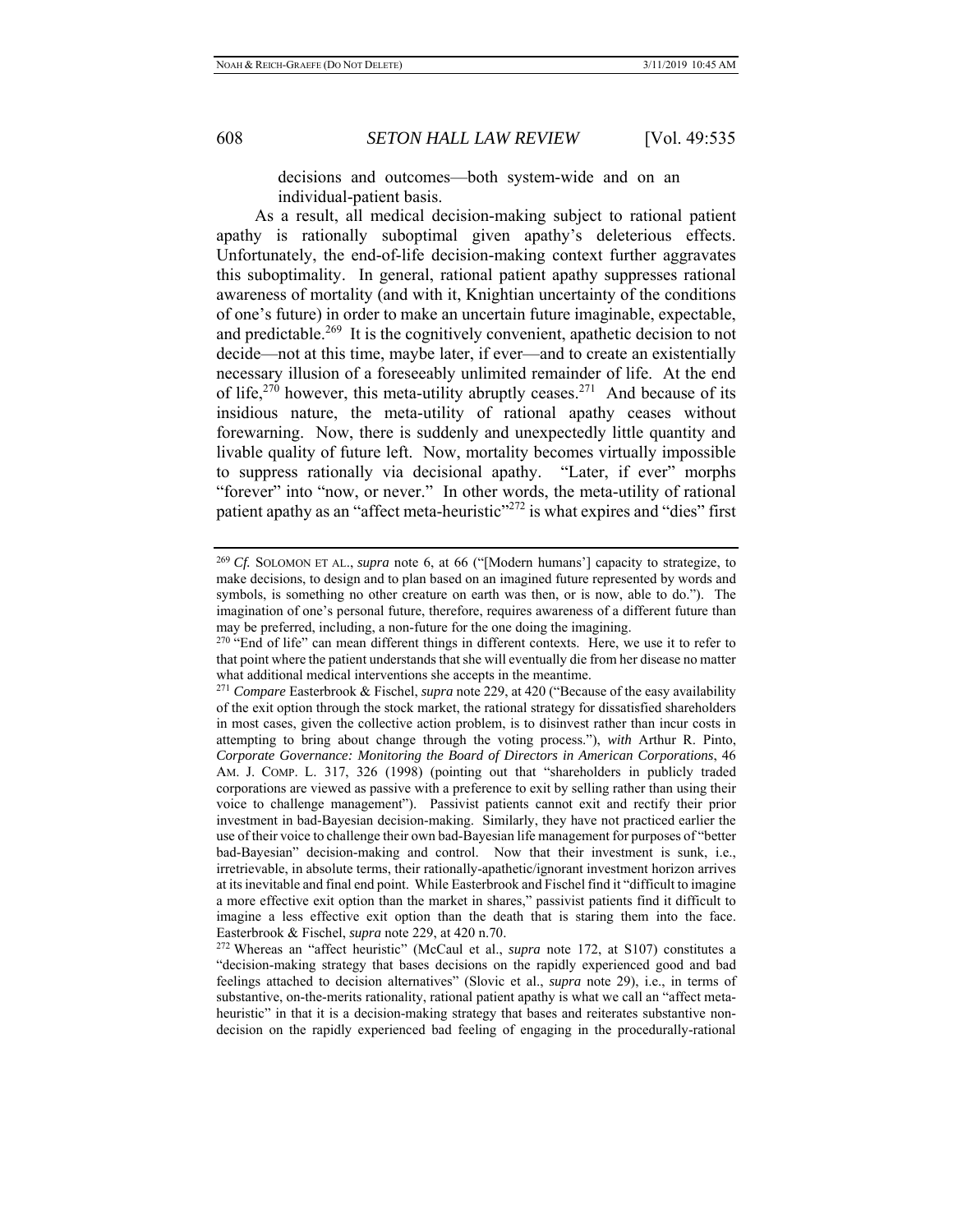decisions and outcomes—both system-wide and on an individual-patient basis.

As a result, all medical decision-making subject to rational patient apathy is rationally suboptimal given apathy's deleterious effects. Unfortunately, the end-of-life decision-making context further aggravates this suboptimality. In general, rational patient apathy suppresses rational awareness of mortality (and with it, Knightian uncertainty of the conditions of one's future) in order to make an uncertain future imaginable, expectable, and predictable.[269] It is the cognitively convenient, apathetic decision to not decide—not at this time, maybe later, if ever—and to create an existentially necessary illusion of a foreseeably unlimited remainder of life. At the end of life,[270] however, this meta-utility abruptly ceases.[271] And because of its insidious nature, the meta-utility of rational apathy ceases without forewarning. Now, there is suddenly and unexpectedly little quantity and livable quality of future left. Now, mortality becomes virtually impossible to suppress rationally via decisional apathy. "Later, if ever" morphs "forever" into "now, or never." In other words, the meta-utility of rational patient apathy as an "affect meta-heuristic"[272] is what expires and "dies" first

---

[269] *Cf.* SOLOMON ET AL., *supra* note 6, at 66 ("[Modern humans'] capacity to strategize, to make decisions, to design and to plan based on an imagined future represented by words and symbols, is something no other creature on earth was then, or is now, able to do."). The imagination of one's personal future, therefore, requires awareness of a different future than may be preferred, including, a non-future for the one doing the imagining.

[270] "End of life" can mean different things in different contexts. Here, we use it to refer to that point where the patient understands that she will eventually die from her disease no matter what additional medical interventions she accepts in the meantime.

[271] *Compare* Easterbrook & Fischel, *supra* note 229, at 420 ("Because of the easy availability of the exit option through the stock market, the rational strategy for dissatisfied shareholders in most cases, given the collective action problem, is to disinvest rather than incur costs in attempting to bring about change through the voting process."), *with* Arthur R. Pinto, *Corporate Governance: Monitoring the Board of Directors in American Corporations*, 46 AM. J. COMP. L. 317, 326 (1998) (pointing out that "shareholders in publicly traded corporations are viewed as passive with a preference to exit by selling rather than using their voice to challenge management"). Passivist patients cannot exit and rectify their prior investment in bad-Bayesian decision-making. Similarly, they have not practiced earlier the use of their voice to challenge their own bad-Bayesian life management for purposes of "better bad-Bayesian" decision-making and control. Now that their investment is sunk, i.e., irretrievable, in absolute terms, their rationally-apathetic/ignorant investment horizon arrives at its inevitable and final end point. While Easterbrook and Fischel find it "difficult to imagine a more effective exit option than the market in shares," passivist patients find it difficult to imagine a less effective exit option than the death that is staring them into the face. Easterbrook & Fischel, *supra* note 229, at 420 n.70.

[272] Whereas an "affect heuristic" (McCaul et al., *supra* note 172, at S107) constitutes a "decision-making strategy that bases decisions on the rapidly experienced good and bad feelings attached to decision alternatives" (Slovic et al., *supra* note 29), i.e., in terms of substantive, on-the-merits rationality, rational patient apathy is what we call an "affect meta-heuristic" in that it is a decision-making strategy that bases and reiterates substantive non-decision on the rapidly experienced bad feeling of engaging in the procedurally-rational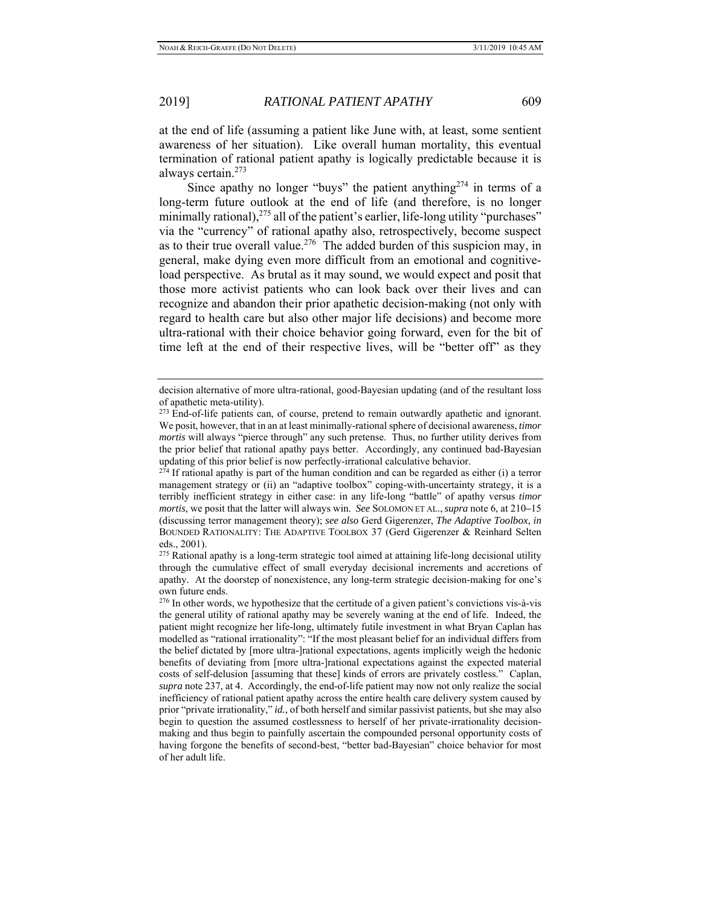at the end of life (assuming a patient like June with, at least, some sentient awareness of her situation). Like overall human mortality, this eventual termination of rational patient apathy is logically predictable because it is always certain.[273]

Since apathy no longer "buys" the patient anything[274] in terms of a long-term future outlook at the end of life (and therefore, is no longer minimally rational),[275] all of the patient's earlier, life-long utility "purchases" via the "currency" of rational apathy also, retrospectively, become suspect as to their true overall value.[276] The added burden of this suspicion may, in general, make dying even more difficult from an emotional and cognitive-load perspective. As brutal as it may sound, we would expect and posit that those more activist patients who can look back over their lives and can recognize and abandon their prior apathetic decision-making (not only with regard to health care but also other major life decisions) and become more ultra-rational with their choice behavior going forward, even for the bit of time left at the end of their respective lives, will be "better off" as they

---

decision alternative of more ultra-rational, good-Bayesian updating (and of the resultant loss of apathetic meta-utility).

[273] End-of-life patients can, of course, pretend to remain outwardly apathetic and ignorant. We posit, however, that in an at least minimally-rational sphere of decisional awareness, *timor mortis* will always "pierce through" any such pretense. Thus, no further utility derives from the prior belief that rational apathy pays better. Accordingly, any continued bad-Bayesian updating of this prior belief is now perfectly-irrational calculative behavior.

[274] If rational apathy is part of the human condition and can be regarded as either (i) a terror management strategy or (ii) an "adaptive toolbox" coping-with-uncertainty strategy, it is a terribly inefficient strategy in either case: in any life-long "battle" of apathy versus *timor mortis*, we posit that the latter will always win. *See* SOLOMON ET AL., *supra* note 6, at 210–15 (discussing terror management theory); *see also* Gerd Gigerenzer, *The Adaptive Toolbox*, *in* BOUNDED RATIONALITY: THE ADAPTIVE TOOLBOX 37 (Gerd Gigerenzer & Reinhard Selten eds., 2001).

[275] Rational apathy is a long-term strategic tool aimed at attaining life-long decisional utility through the cumulative effect of small everyday decisional increments and accretions of apathy. At the doorstep of nonexistence, any long-term strategic decision-making for one's own future ends.

[276] In other words, we hypothesize that the certitude of a given patient's convictions vis-à-vis the general utility of rational apathy may be severely waning at the end of life. Indeed, the patient might recognize her life-long, ultimately futile investment in what Bryan Caplan has modelled as "rational irrationality": "If the most pleasant belief for an individual differs from the belief dictated by [more ultra-]rational expectations, agents implicitly weigh the hedonic benefits of deviating from [more ultra-]rational expectations against the expected material costs of self-delusion [assuming that these] kinds of errors are privately costless." Caplan, *supra* note 237, at 4. Accordingly, the end-of-life patient may now not only realize the social inefficiency of rational patient apathy across the entire health care delivery system caused by prior "private irrationality," *id.*, of both herself and similar passivist patients, but she may also begin to question the assumed costlessness to herself of her private-irrationality decision-making and thus begin to painfully ascertain the compounded personal opportunity costs of having forgone the benefits of second-best, "better bad-Bayesian" choice behavior for most of her adult life.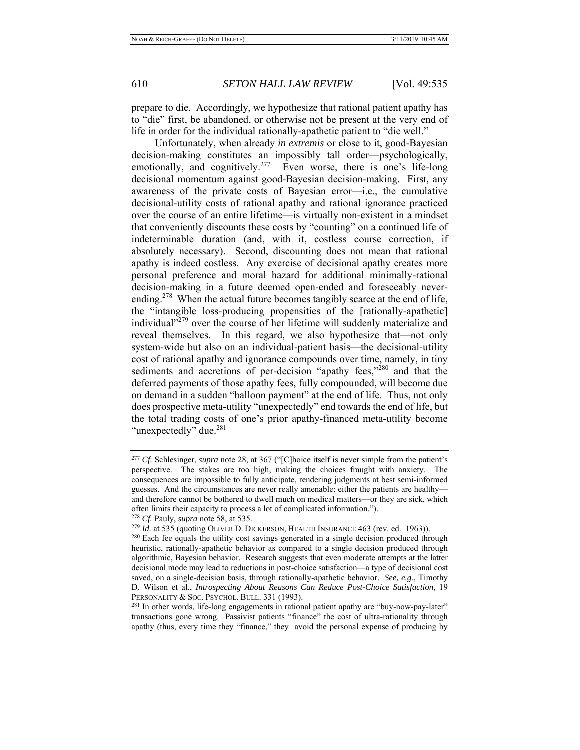prepare to die. Accordingly, we hypothesize that rational patient apathy has to "die" first, be abandoned, or otherwise not be present at the very end of life in order for the individual rationally-apathetic patient to "die well."

Unfortunately, when already *in extremis* or close to it, good-Bayesian decision-making constitutes an impossibly tall order—psychologically, emotionally, and cognitively.[277] Even worse, there is one's life-long decisional momentum against good-Bayesian decision-making. First, any awareness of the private costs of Bayesian error—i.e., the cumulative decisional-utility costs of rational apathy and rational ignorance practiced over the course of an entire lifetime—is virtually non-existent in a mindset that conveniently discounts these costs by "counting" on a continued life of indeterminable duration (and, with it, costless course correction, if absolutely necessary). Second, discounting does not mean that rational apathy is indeed costless. Any exercise of decisional apathy creates more personal preference and moral hazard for additional minimally-rational decision-making in a future deemed open-ended and foreseeably never-ending.[278] When the actual future becomes tangibly scarce at the end of life, the "intangible loss-producing propensities of the [rationally-apathetic] individual"[279] over the course of her lifetime will suddenly materialize and reveal themselves. In this regard, we also hypothesize that—not only system-wide but also on an individual-patient basis—the decisional-utility cost of rational apathy and ignorance compounds over time, namely, in tiny sediments and accretions of per-decision "apathy fees,"[280] and that the deferred payments of those apathy fees, fully compounded, will become due on demand in a sudden "balloon payment" at the end of life. Thus, not only does prospective meta-utility "unexpectedly" end towards the end of life, but the total trading costs of one's prior apathy-financed meta-utility become "unexpectedly" due.[281]

---

[277] *Cf.* Schlesinger, *supra* note 28, at 367 ("[C]hoice itself is never simple from the patient's perspective. The stakes are too high, making the choices fraught with anxiety. The consequences are impossible to fully anticipate, rendering judgments at best semi-informed guesses. And the circumstances are never really amenable: either the patients are healthy—and therefore cannot be bothered to dwell much on medical matters—or they are sick, which often limits their capacity to process a lot of complicated information.").

[278] *Cf.* Pauly, *supra* note 58, at 535.

[279] *Id.* at 535 (quoting OLIVER D. DICKERSON, HEALTH INSURANCE 463 (rev. ed. 1963)).

[280] Each fee equals the utility cost savings generated in a single decision produced through heuristic, rationally-apathetic behavior as compared to a single decision produced through algorithmic, Bayesian behavior. Research suggests that even moderate attempts at the latter decisional mode may lead to reductions in post-choice satisfaction—a type of decisional cost saved, on a single-decision basis, through rationally-apathetic behavior. *See, e.g.*, Timothy D. Wilson et al., *Introspecting About Reasons Can Reduce Post-Choice Satisfaction*, 19 PERSONALITY & SOC. PSYCHOL. BULL. 331 (1993).

[281] In other words, life-long engagements in rational patient apathy are "buy-now-pay-later" transactions gone wrong. Passivist patients "finance" the cost of ultra-rationality through apathy (thus, every time they "finance," they avoid the personal expense of producing by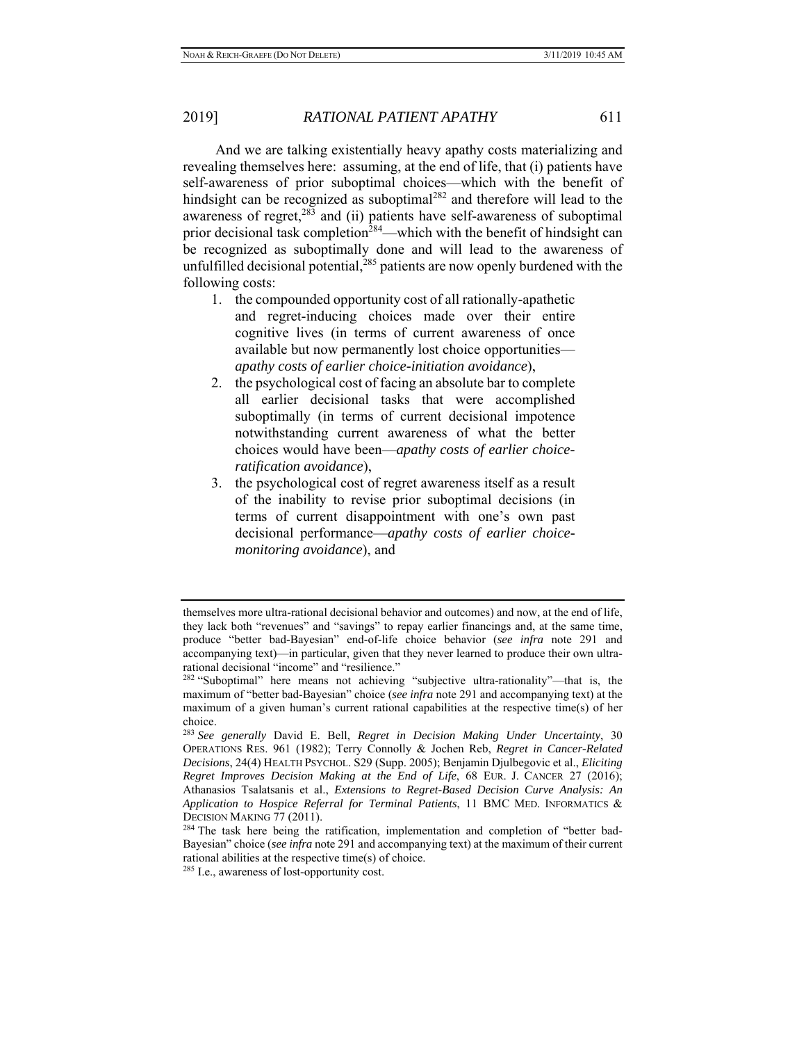And we are talking existentially heavy apathy costs materializing and revealing themselves here: assuming, at the end of life, that (i) patients have self-awareness of prior suboptimal choices—which with the benefit of hindsight can be recognized as suboptimal[282] and therefore will lead to the awareness of regret,[283] and (ii) patients have self-awareness of suboptimal prior decisional task completion[284]—which with the benefit of hindsight can be recognized as suboptimally done and will lead to the awareness of unfulfilled decisional potential,[285] patients are now openly burdened with the following costs:

1. the compounded opportunity cost of all rationally-apathetic and regret-inducing choices made over their entire cognitive lives (in terms of current awareness of once available but now permanently lost choice opportunities—*apathy costs of earlier choice-initiation avoidance*),
2. the psychological cost of facing an absolute bar to complete all earlier decisional tasks that were accomplished suboptimally (in terms of current decisional impotence notwithstanding current awareness of what the better choices would have been—*apathy costs of earlier choice-ratification avoidance*),
3. the psychological cost of regret awareness itself as a result of the inability to revise prior suboptimal decisions (in terms of current disappointment with one's own past decisional performance—*apathy costs of earlier choice-monitoring avoidance*), and

---

themselves more ultra-rational decisional behavior and outcomes) and now, at the end of life, they lack both "revenues" and "savings" to repay earlier financings and, at the same time, produce "better bad-Bayesian" end-of-life choice behavior (*see infra* note 291 and accompanying text)—in particular, given that they never learned to produce their own ultra-rational decisional "income" and "resilience."

[282] "Suboptimal" here means not achieving "subjective ultra-rationality"—that is, the maximum of "better bad-Bayesian" choice (*see infra* note 291 and accompanying text) at the maximum of a given human's current rational capabilities at the respective time(s) of her choice.

[283] *See generally* David E. Bell, *Regret in Decision Making Under Uncertainty*, 30 OPERATIONS RES. 961 (1982); Terry Connolly & Jochen Reb, *Regret in Cancer-Related Decisions*, 24(4) HEALTH PSYCHOL. S29 (Supp. 2005); Benjamin Djulbegovic et al., *Eliciting Regret Improves Decision Making at the End of Life*, 68 EUR. J. CANCER 27 (2016); Athanasios Tsalatsanis et al., *Extensions to Regret-Based Decision Curve Analysis: An Application to Hospice Referral for Terminal Patients*, 11 BMC MED. INFORMATICS & DECISION MAKING 77 (2011).

[284] The task here being the ratification, implementation and completion of "better bad-Bayesian" choice (*see infra* note 291 and accompanying text) at the maximum of their current rational abilities at the respective time(s) of choice.

[285] I.e., awareness of lost-opportunity cost.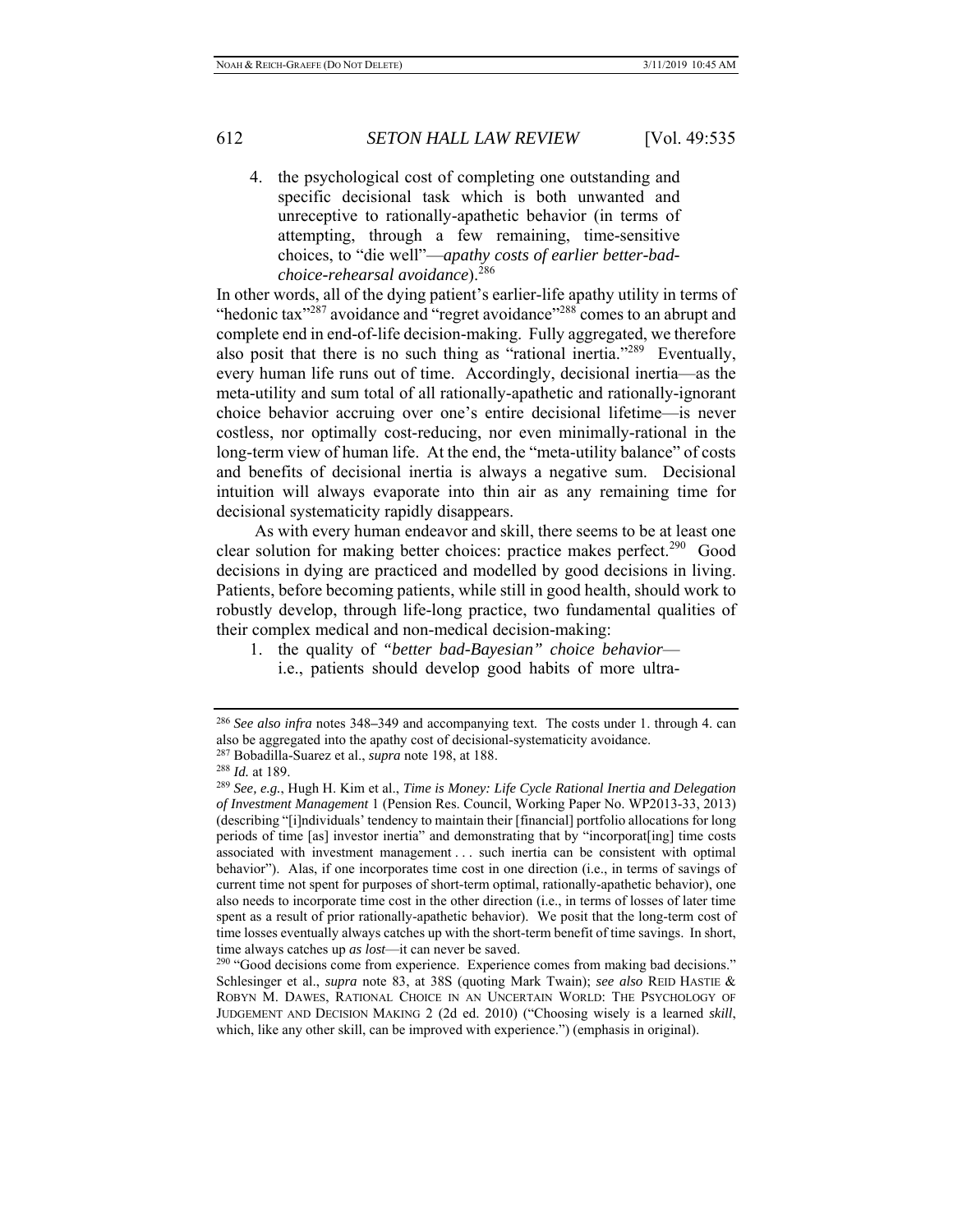4. the psychological cost of completing one outstanding and specific decisional task which is both unwanted and unreceptive to rationally-apathetic behavior (in terms of attempting, through a few remaining, time-sensitive choices, to "die well"—*apathy costs of earlier better-bad-choice-rehearsal avoidance*).[286]

In other words, all of the dying patient's earlier-life apathy utility in terms of "hedonic tax"[287] avoidance and "regret avoidance"[288] comes to an abrupt and complete end in end-of-life decision-making. Fully aggregated, we therefore also posit that there is no such thing as "rational inertia."[289] Eventually, every human life runs out of time. Accordingly, decisional inertia—as the meta-utility and sum total of all rationally-apathetic and rationally-ignorant choice behavior accruing over one's entire decisional lifetime—is never costless, nor optimally cost-reducing, nor even minimally-rational in the long-term view of human life. At the end, the "meta-utility balance" of costs and benefits of decisional inertia is always a negative sum. Decisional intuition will always evaporate into thin air as any remaining time for decisional systematicity rapidly disappears.

As with every human endeavor and skill, there seems to be at least one clear solution for making better choices: practice makes perfect.[290] Good decisions in dying are practiced and modelled by good decisions in living. Patients, before becoming patients, while still in good health, should work to robustly develop, through life-long practice, two fundamental qualities of their complex medical and non-medical decision-making:

1. the quality of *"better bad-Bayesian" choice behavior*—i.e., patients should develop good habits of more ultra-

---

[286] *See also infra* notes 348–349 and accompanying text. The costs under 1. through 4. can also be aggregated into the apathy cost of decisional-systematicity avoidance.

[287] Bobadilla-Suarez et al., *supra* note 198, at 188.

[288] *Id.* at 189.

[289] *See, e.g.*, Hugh H. Kim et al., *Time is Money: Life Cycle Rational Inertia and Delegation of Investment Management* 1 (Pension Res. Council, Working Paper No. WP2013-33, 2013) (describing "[i]ndividuals' tendency to maintain their [financial] portfolio allocations for long periods of time [as] investor inertia" and demonstrating that by "incorporat[ing] time costs associated with investment management . . . such inertia can be consistent with optimal behavior"). Alas, if one incorporates time cost in one direction (i.e., in terms of savings of current time not spent for purposes of short-term optimal, rationally-apathetic behavior), one also needs to incorporate time cost in the other direction (i.e., in terms of losses of later time spent as a result of prior rationally-apathetic behavior). We posit that the long-term cost of time losses eventually always catches up with the short-term benefit of time savings. In short, time always catches up *as lost*—it can never be saved.

[290] "Good decisions come from experience. Experience comes from making bad decisions." Schlesinger et al., *supra* note 83, at 38S (quoting Mark Twain); *see also* REID HASTIE & ROBYN M. DAWES, RATIONAL CHOICE IN AN UNCERTAIN WORLD: THE PSYCHOLOGY OF JUDGEMENT AND DECISION MAKING 2 (2d ed. 2010) ("Choosing wisely is a learned *skill*, which, like any other skill, can be improved with experience.") (emphasis in original).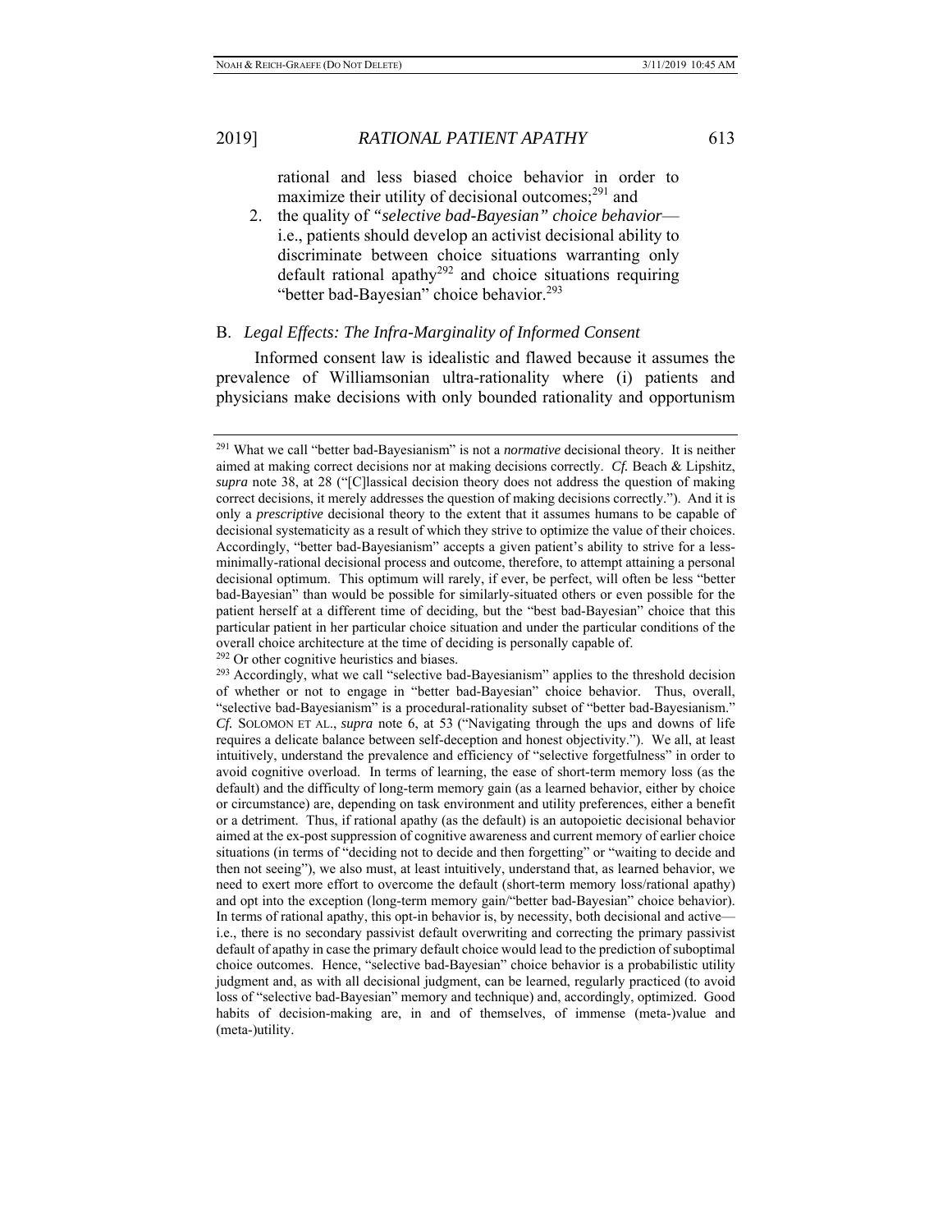rational and less biased choice behavior in order to maximize their utility of decisional outcomes;[291] and

2. the quality of *"selective bad-Bayesian" choice behavior*—i.e., patients should develop an activist decisional ability to discriminate between choice situations warranting only default rational apathy[292] and choice situations requiring "better bad-Bayesian" choice behavior.[293]

## B. *Legal Effects: The Infra-Marginality of Informed Consent*

Informed consent law is idealistic and flawed because it assumes the prevalence of Williamsonian ultra-rationality where (i) patients and physicians make decisions with only bounded rationality and opportunism

---

[291] What we call "better bad-Bayesianism" is not a *normative* decisional theory. It is neither aimed at making correct decisions nor at making decisions correctly. *Cf.* Beach & Lipshitz, *supra* note 38, at 28 ("[C]lassical decision theory does not address the question of making correct decisions, it merely addresses the question of making decisions correctly."). And it is only a *prescriptive* decisional theory to the extent that it assumes humans to be capable of decisional systematicity as a result of which they strive to optimize the value of their choices. Accordingly, "better bad-Bayesianism" accepts a given patient's ability to strive for a less-minimally-rational decisional process and outcome, therefore, to attempt attaining a personal decisional optimum. This optimum will rarely, if ever, be perfect, will often be less "better bad-Bayesian" than would be possible for similarly-situated others or even possible for the patient herself at a different time of deciding, but the "best bad-Bayesian" choice that this particular patient in her particular choice situation and under the particular conditions of the overall choice architecture at the time of deciding is personally capable of.

[292] Or other cognitive heuristics and biases.

[293] Accordingly, what we call "selective bad-Bayesianism" applies to the threshold decision of whether or not to engage in "better bad-Bayesian" choice behavior. Thus, overall, "selective bad-Bayesianism" is a procedural-rationality subset of "better bad-Bayesianism." *Cf.* SOLOMON ET AL., *supra* note 6, at 53 ("Navigating through the ups and downs of life requires a delicate balance between self-deception and honest objectivity."). We all, at least intuitively, understand the prevalence and efficiency of "selective forgetfulness" in order to avoid cognitive overload. In terms of learning, the ease of short-term memory loss (as the default) and the difficulty of long-term memory gain (as a learned behavior, either by choice or circumstance) are, depending on task environment and utility preferences, either a benefit or a detriment. Thus, if rational apathy (as the default) is an autopoietic decisional behavior aimed at the ex-post suppression of cognitive awareness and current memory of earlier choice situations (in terms of "deciding not to decide and then forgetting" or "waiting to decide and then not seeing"), we also must, at least intuitively, understand that, as learned behavior, we need to exert more effort to overcome the default (short-term memory loss/rational apathy) and opt into the exception (long-term memory gain/"better bad-Bayesian" choice behavior). In terms of rational apathy, this opt-in behavior is, by necessity, both decisional and active—i.e., there is no secondary passivist default overwriting and correcting the primary passivist default of apathy in case the primary default choice would lead to the prediction of suboptimal choice outcomes. Hence, "selective bad-Bayesian" choice behavior is a probabilistic utility judgment and, as with all decisional judgment, can be learned, regularly practiced (to avoid loss of "selective bad-Bayesian" memory and technique) and, accordingly, optimized. Good habits of decision-making are, in and of themselves, of immense (meta-)value and (meta-)utility.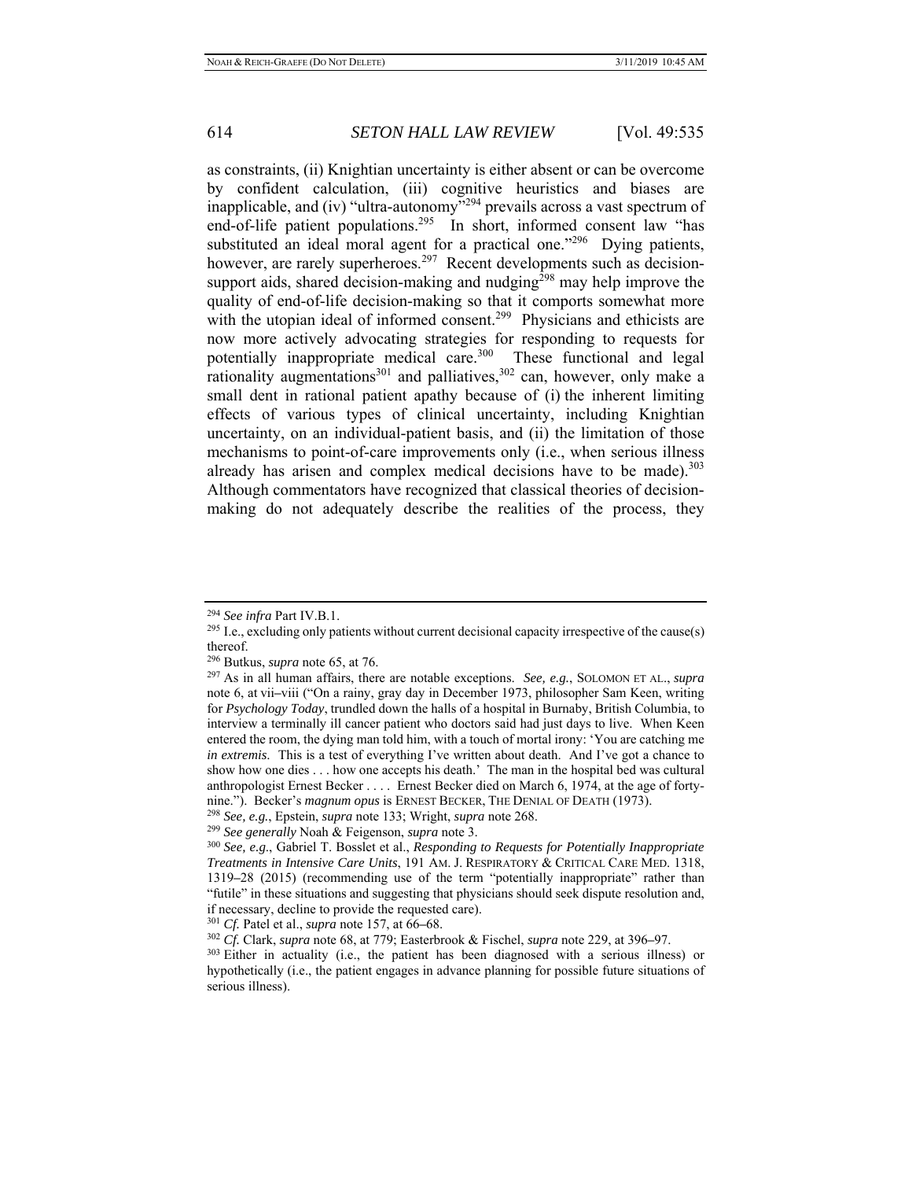as constraints, (ii) Knightian uncertainty is either absent or can be overcome by confident calculation, (iii) cognitive heuristics and biases are inapplicable, and (iv) "ultra-autonomy"[294] prevails across a vast spectrum of end-of-life patient populations.[295] In short, informed consent law "has substituted an ideal moral agent for a practical one."[296] Dying patients, however, are rarely superheroes.[297] Recent developments such as decision-support aids, shared decision-making and nudging[298] may help improve the quality of end-of-life decision-making so that it comports somewhat more with the utopian ideal of informed consent.[299] Physicians and ethicists are now more actively advocating strategies for responding to requests for potentially inappropriate medical care.[300] These functional and legal rationality augmentations[301] and palliatives,[302] can, however, only make a small dent in rational patient apathy because of (i) the inherent limiting effects of various types of clinical uncertainty, including Knightian uncertainty, on an individual-patient basis, and (ii) the limitation of those mechanisms to point-of-care improvements only (i.e., when serious illness already has arisen and complex medical decisions have to be made).[303] Although commentators have recognized that classical theories of decision-making do not adequately describe the realities of the process, they

---

[294] *See infra* Part IV.B.1.

[295] I.e., excluding only patients without current decisional capacity irrespective of the cause(s) thereof.

[296] Butkus, *supra* note 65, at 76.

[297] As in all human affairs, there are notable exceptions. *See, e.g.*, SOLOMON ET AL., *supra* note 6, at vii–viii ("On a rainy, gray day in December 1973, philosopher Sam Keen, writing for *Psychology Today*, trundled down the halls of a hospital in Burnaby, British Columbia, to interview a terminally ill cancer patient who doctors said had just days to live. When Keen entered the room, the dying man told him, with a touch of mortal irony: 'You are catching me *in extremis*. This is a test of everything I've written about death. And I've got a chance to show how one dies . . . how one accepts his death.' The man in the hospital bed was cultural anthropologist Ernest Becker . . . . Ernest Becker died on March 6, 1974, at the age of forty-nine."). Becker's *magnum opus* is ERNEST BECKER, THE DENIAL OF DEATH (1973).

[298] *See, e.g.*, Epstein, *supra* note 133; Wright, *supra* note 268.

[299] *See generally* Noah & Feigenson, *supra* note 3.

[300] *See, e.g.*, Gabriel T. Bosslet et al., *Responding to Requests for Potentially Inappropriate Treatments in Intensive Care Units*, 191 AM. J. RESPIRATORY & CRITICAL CARE MED. 1318, 1319–28 (2015) (recommending use of the term "potentially inappropriate" rather than "futile" in these situations and suggesting that physicians should seek dispute resolution and, if necessary, decline to provide the requested care).

[301] *Cf.* Patel et al., *supra* note 157, at 66–68.

[302] *Cf.* Clark, *supra* note 68, at 779; Easterbrook & Fischel, *supra* note 229, at 396–97.

[303] Either in actuality (i.e., the patient has been diagnosed with a serious illness) or hypothetically (i.e., the patient engages in advance planning for possible future situations of serious illness).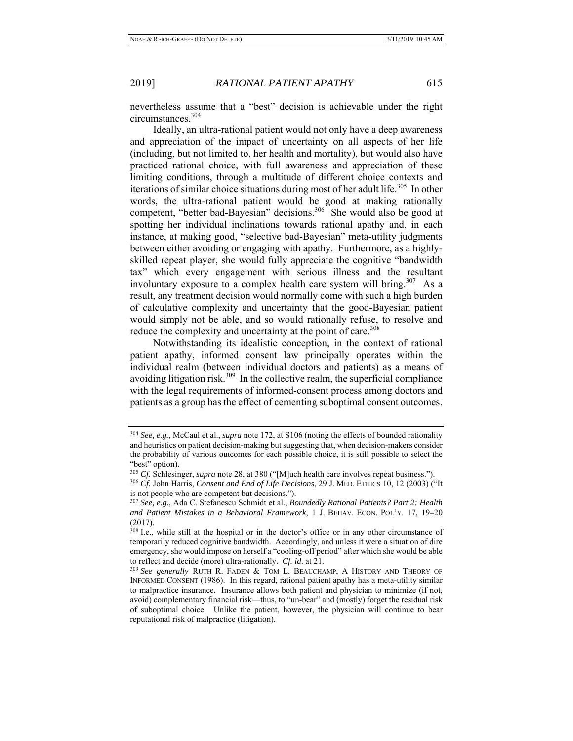nevertheless assume that a "best" decision is achievable under the right circumstances.[304]

Ideally, an ultra-rational patient would not only have a deep awareness and appreciation of the impact of uncertainty on all aspects of her life (including, but not limited to, her health and mortality), but would also have practiced rational choice, with full awareness and appreciation of these limiting conditions, through a multitude of different choice contexts and iterations of similar choice situations during most of her adult life.[305] In other words, the ultra-rational patient would be good at making rationally competent, "better bad-Bayesian" decisions.[306] She would also be good at spotting her individual inclinations towards rational apathy and, in each instance, at making good, "selective bad-Bayesian" meta-utility judgments between either avoiding or engaging with apathy. Furthermore, as a highly-skilled repeat player, she would fully appreciate the cognitive "bandwidth tax" which every engagement with serious illness and the resultant involuntary exposure to a complex health care system will bring.[307] As a result, any treatment decision would normally come with such a high burden of calculative complexity and uncertainty that the good-Bayesian patient would simply not be able, and so would rationally refuse, to resolve and reduce the complexity and uncertainty at the point of care.[308]

Notwithstanding its idealistic conception, in the context of rational patient apathy, informed consent law principally operates within the individual realm (between individual doctors and patients) as a means of avoiding litigation risk.[309] In the collective realm, the superficial compliance with the legal requirements of informed-consent process among doctors and patients as a group has the effect of cementing suboptimal consent outcomes.

---

[304] *See, e.g.*, McCaul et al., *supra* note 172, at S106 (noting the effects of bounded rationality and heuristics on patient decision-making but suggesting that, when decision-makers consider the probability of various outcomes for each possible choice, it is still possible to select the "best" option).

[305] *Cf.* Schlesinger, *supra* note 28, at 380 ("[M]uch health care involves repeat business.").

[306] *Cf.* John Harris, *Consent and End of Life Decisions*, 29 J. MED. ETHICS 10, 12 (2003) ("It is not people who are competent but decisions.").

[307] *See, e.g.*, Ada C. Stefanescu Schmidt et al., *Boundedly Rational Patients? Part 2: Health and Patient Mistakes in a Behavioral Framework*, 1 J. BEHAV. ECON. POL'Y. 17, 19–20 (2017).

[308] I.e., while still at the hospital or in the doctor's office or in any other circumstance of temporarily reduced cognitive bandwidth. Accordingly, and unless it were a situation of dire emergency, she would impose on herself a "cooling-off period" after which she would be able to reflect and decide (more) ultra-rationally. *Cf. id*. at 21.

[309] *See generally* RUTH R. FADEN & TOM L. BEAUCHAMP, A HISTORY AND THEORY OF INFORMED CONSENT (1986). In this regard, rational patient apathy has a meta-utility similar to malpractice insurance. Insurance allows both patient and physician to minimize (if not, avoid) complementary financial risk—thus, to "un-bear" and (mostly) forget the residual risk of suboptimal choice. Unlike the patient, however, the physician will continue to bear reputational risk of malpractice (litigation).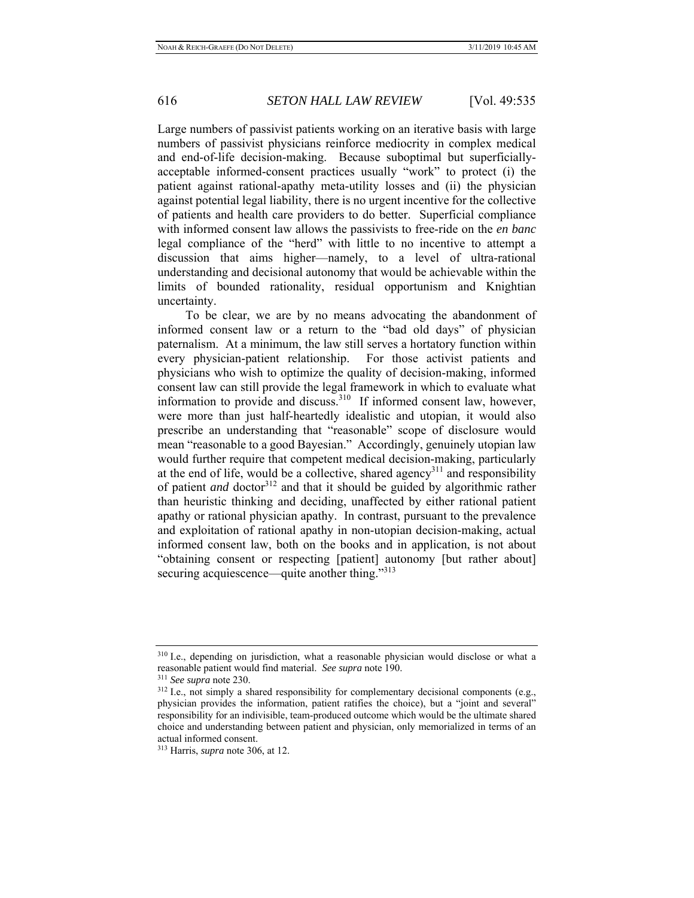Large numbers of passivist patients working on an iterative basis with large numbers of passivist physicians reinforce mediocrity in complex medical and end-of-life decision-making. Because suboptimal but superficially-acceptable informed-consent practices usually "work" to protect (i) the patient against rational-apathy meta-utility losses and (ii) the physician against potential legal liability, there is no urgent incentive for the collective of patients and health care providers to do better. Superficial compliance with informed consent law allows the passivists to free-ride on the *en banc* legal compliance of the "herd" with little to no incentive to attempt a discussion that aims higher—namely, to a level of ultra-rational understanding and decisional autonomy that would be achievable within the limits of bounded rationality, residual opportunism and Knightian uncertainty.

To be clear, we are by no means advocating the abandonment of informed consent law or a return to the "bad old days" of physician paternalism. At a minimum, the law still serves a hortatory function within every physician-patient relationship. For those activist patients and physicians who wish to optimize the quality of decision-making, informed consent law can still provide the legal framework in which to evaluate what information to provide and discuss.[310] If informed consent law, however, were more than just half-heartedly idealistic and utopian, it would also prescribe an understanding that "reasonable" scope of disclosure would mean "reasonable to a good Bayesian." Accordingly, genuinely utopian law would further require that competent medical decision-making, particularly at the end of life, would be a collective, shared agency[311] and responsibility of patient *and* doctor[312] and that it should be guided by algorithmic rather than heuristic thinking and deciding, unaffected by either rational patient apathy or rational physician apathy. In contrast, pursuant to the prevalence and exploitation of rational apathy in non-utopian decision-making, actual informed consent law, both on the books and in application, is not about "obtaining consent or respecting [patient] autonomy [but rather about] securing acquiescence—quite another thing."[313]

---

[310] I.e., depending on jurisdiction, what a reasonable physician would disclose or what a reasonable patient would find material. *See supra* note 190.

[311] *See supra* note 230.

[312] I.e., not simply a shared responsibility for complementary decisional components (e.g., physician provides the information, patient ratifies the choice), but a "joint and several" responsibility for an indivisible, team-produced outcome which would be the ultimate shared choice and understanding between patient and physician, only memorialized in terms of an actual informed consent.

[313] Harris, *supra* note 306, at 12.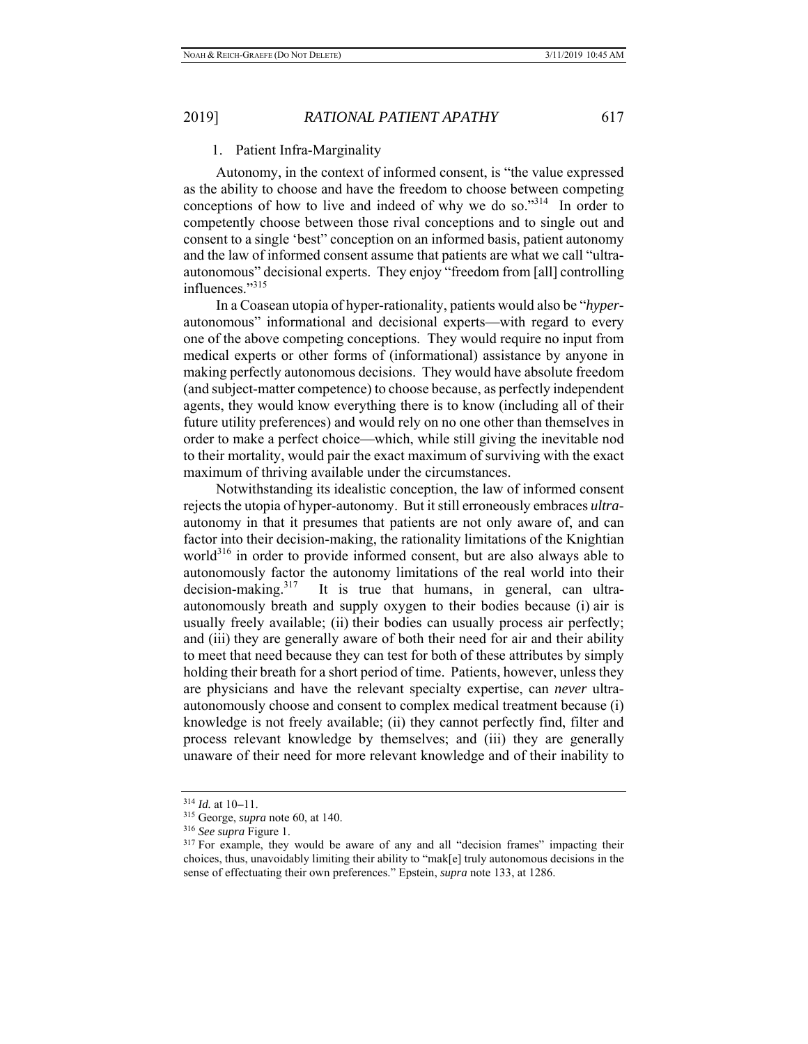### 1. Patient Infra-Marginality

Autonomy, in the context of informed consent, is "the value expressed as the ability to choose and have the freedom to choose between competing conceptions of how to live and indeed of why we do so."[314] In order to competently choose between those rival conceptions and to single out and consent to a single 'best" conception on an informed basis, patient autonomy and the law of informed consent assume that patients are what we call "ultra-autonomous" decisional experts. They enjoy "freedom from [all] controlling influences."[315]

In a Coasean utopia of hyper-rationality, patients would also be "*hyper*-autonomous" informational and decisional experts—with regard to every one of the above competing conceptions. They would require no input from medical experts or other forms of (informational) assistance by anyone in making perfectly autonomous decisions. They would have absolute freedom (and subject-matter competence) to choose because, as perfectly independent agents, they would know everything there is to know (including all of their future utility preferences) and would rely on no one other than themselves in order to make a perfect choice—which, while still giving the inevitable nod to their mortality, would pair the exact maximum of surviving with the exact maximum of thriving available under the circumstances.

Notwithstanding its idealistic conception, the law of informed consent rejects the utopia of hyper-autonomy. But it still erroneously embraces *ultra*-autonomy in that it presumes that patients are not only aware of, and can factor into their decision-making, the rationality limitations of the Knightian world[316] in order to provide informed consent, but are also always able to autonomously factor the autonomy limitations of the real world into their decision-making.[317] It is true that humans, in general, can ultra-autonomously breath and supply oxygen to their bodies because (i) air is usually freely available; (ii) their bodies can usually process air perfectly; and (iii) they are generally aware of both their need for air and their ability to meet that need because they can test for both of these attributes by simply holding their breath for a short period of time. Patients, however, unless they are physicians and have the relevant specialty expertise, can *never* ultra-autonomously choose and consent to complex medical treatment because (i) knowledge is not freely available; (ii) they cannot perfectly find, filter and process relevant knowledge by themselves; and (iii) they are generally unaware of their need for more relevant knowledge and of their inability to

---

[314] *Id.* at 10–11.

[315] George, *supra* note 60, at 140.

[316] *See supra* Figure 1.

[317] For example, they would be aware of any and all "decision frames" impacting their choices, thus, unavoidably limiting their ability to "mak[e] truly autonomous decisions in the sense of effectuating their own preferences." Epstein, *supra* note 133, at 1286.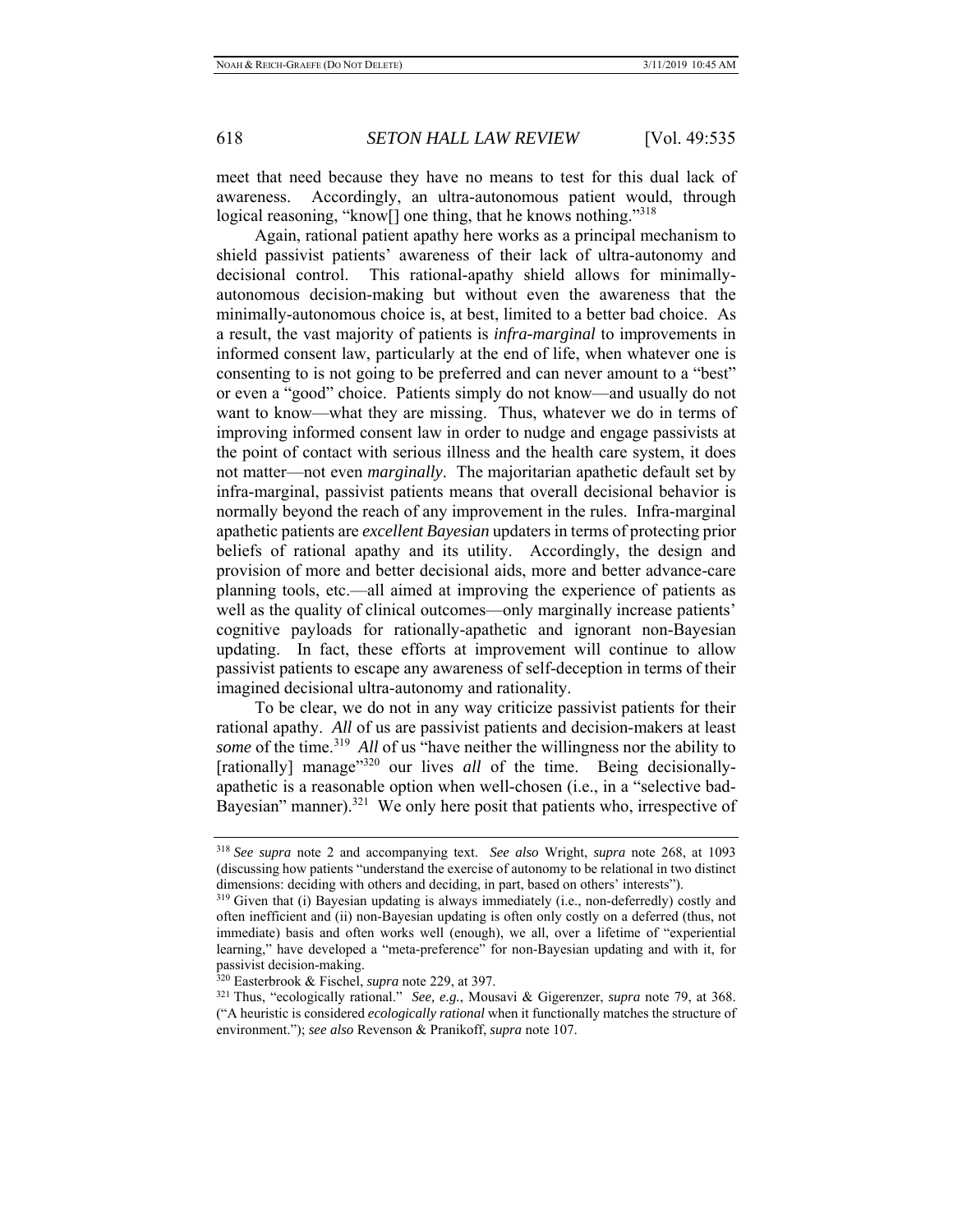meet that need because they have no means to test for this dual lack of awareness. Accordingly, an ultra-autonomous patient would, through logical reasoning, "know[] one thing, that he knows nothing."[318]

Again, rational patient apathy here works as a principal mechanism to shield passivist patients' awareness of their lack of ultra-autonomy and decisional control. This rational-apathy shield allows for minimally-autonomous decision-making but without even the awareness that the minimally-autonomous choice is, at best, limited to a better bad choice. As a result, the vast majority of patients is *infra-marginal* to improvements in informed consent law, particularly at the end of life, when whatever one is consenting to is not going to be preferred and can never amount to a "best" or even a "good" choice. Patients simply do not know—and usually do not want to know—what they are missing. Thus, whatever we do in terms of improving informed consent law in order to nudge and engage passivists at the point of contact with serious illness and the health care system, it does not matter—not even *marginally*. The majoritarian apathetic default set by infra-marginal, passivist patients means that overall decisional behavior is normally beyond the reach of any improvement in the rules. Infra-marginal apathetic patients are *excellent Bayesian* updaters in terms of protecting prior beliefs of rational apathy and its utility. Accordingly, the design and provision of more and better decisional aids, more and better advance-care planning tools, etc.—all aimed at improving the experience of patients as well as the quality of clinical outcomes—only marginally increase patients' cognitive payloads for rationally-apathetic and ignorant non-Bayesian updating. In fact, these efforts at improvement will continue to allow passivist patients to escape any awareness of self-deception in terms of their imagined decisional ultra-autonomy and rationality.

To be clear, we do not in any way criticize passivist patients for their rational apathy. *All* of us are passivist patients and decision-makers at least *some* of the time.[319] *All* of us "have neither the willingness nor the ability to [rationally] manage"[320] our lives *all* of the time. Being decisionally-apathetic is a reasonable option when well-chosen (i.e., in a "selective bad-Bayesian" manner).[321] We only here posit that patients who, irrespective of

---

[318] *See supra* note 2 and accompanying text. *See also* Wright, *supra* note 268, at 1093 (discussing how patients "understand the exercise of autonomy to be relational in two distinct dimensions: deciding with others and deciding, in part, based on others' interests").

[319] Given that (i) Bayesian updating is always immediately (i.e., non-deferredly) costly and often inefficient and (ii) non-Bayesian updating is often only costly on a deferred (thus, not immediate) basis and often works well (enough), we all, over a lifetime of "experiential learning," have developed a "meta-preference" for non-Bayesian updating and with it, for passivist decision-making.

[320] Easterbrook & Fischel, *supra* note 229, at 397.

[321] Thus, "ecologically rational." *See, e.g.*, Mousavi & Gigerenzer, *supra* note 79, at 368. ("A heuristic is considered *ecologically rational* when it functionally matches the structure of environment."); *see also* Revenson & Pranikoff, *supra* note 107.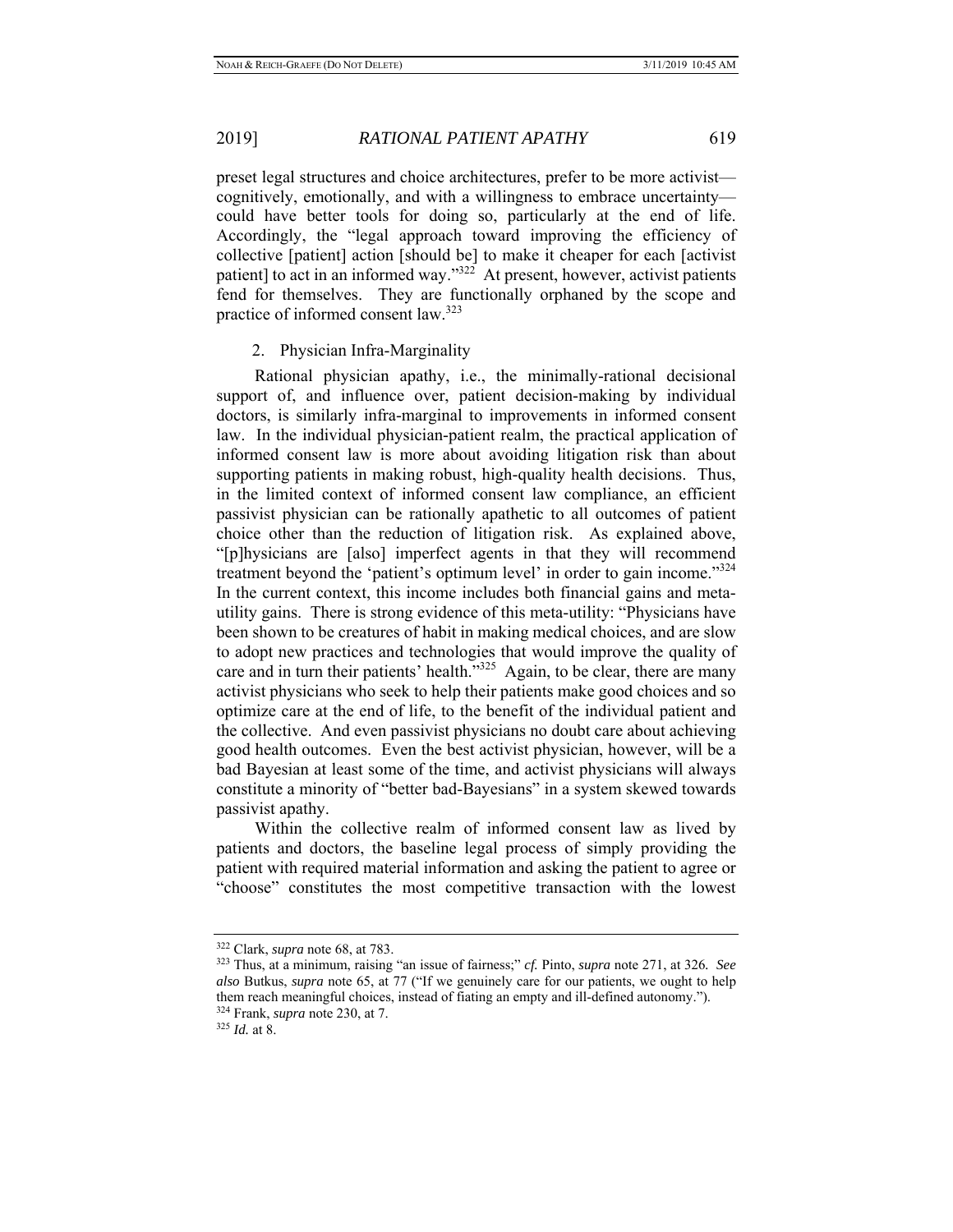preset legal structures and choice architectures, prefer to be more activist—cognitively, emotionally, and with a willingness to embrace uncertainty—could have better tools for doing so, particularly at the end of life. Accordingly, the "legal approach toward improving the efficiency of collective [patient] action [should be] to make it cheaper for each [activist patient] to act in an informed way."[322] At present, however, activist patients fend for themselves. They are functionally orphaned by the scope and practice of informed consent law.[323]

2. Physician Infra-Marginality

Rational physician apathy, i.e., the minimally-rational decisional support of, and influence over, patient decision-making by individual doctors, is similarly infra-marginal to improvements in informed consent law. In the individual physician-patient realm, the practical application of informed consent law is more about avoiding litigation risk than about supporting patients in making robust, high-quality health decisions. Thus, in the limited context of informed consent law compliance, an efficient passivist physician can be rationally apathetic to all outcomes of patient choice other than the reduction of litigation risk. As explained above, "[p]hysicians are [also] imperfect agents in that they will recommend treatment beyond the 'patient's optimum level' in order to gain income."[324] In the current context, this income includes both financial gains and meta-utility gains. There is strong evidence of this meta-utility: "Physicians have been shown to be creatures of habit in making medical choices, and are slow to adopt new practices and technologies that would improve the quality of care and in turn their patients' health."[325] Again, to be clear, there are many activist physicians who seek to help their patients make good choices and so optimize care at the end of life, to the benefit of the individual patient and the collective. And even passivist physicians no doubt care about achieving good health outcomes. Even the best activist physician, however, will be a bad Bayesian at least some of the time, and activist physicians will always constitute a minority of "better bad-Bayesians" in a system skewed towards passivist apathy.

Within the collective realm of informed consent law as lived by patients and doctors, the baseline legal process of simply providing the patient with required material information and asking the patient to agree or "choose" constitutes the most competitive transaction with the lowest

---

[322] Clark, *supra* note 68, at 783.

[323] Thus, at a minimum, raising "an issue of fairness;" *cf.* Pinto, *supra* note 271, at 326. *See also* Butkus, *supra* note 65, at 77 ("If we genuinely care for our patients, we ought to help them reach meaningful choices, instead of fiating an empty and ill-defined autonomy.").

[324] Frank, *supra* note 230, at 7.

[325] *Id.* at 8.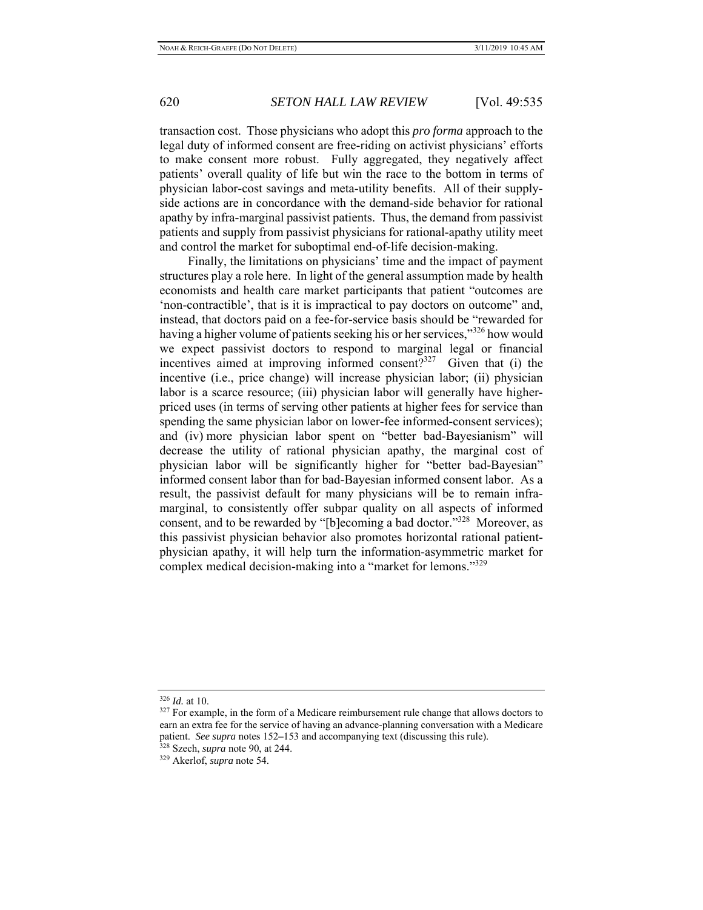transaction cost. Those physicians who adopt this *pro forma* approach to the legal duty of informed consent are free-riding on activist physicians' efforts to make consent more robust. Fully aggregated, they negatively affect patients' overall quality of life but win the race to the bottom in terms of physician labor-cost savings and meta-utility benefits. All of their supply-side actions are in concordance with the demand-side behavior for rational apathy by infra-marginal passivist patients. Thus, the demand from passivist patients and supply from passivist physicians for rational-apathy utility meet and control the market for suboptimal end-of-life decision-making.

Finally, the limitations on physicians' time and the impact of payment structures play a role here. In light of the general assumption made by health economists and health care market participants that patient "outcomes are 'non-contractible', that is it is impractical to pay doctors on outcome" and, instead, that doctors paid on a fee-for-service basis should be "rewarded for having a higher volume of patients seeking his or her services,"[326] how would we expect passivist doctors to respond to marginal legal or financial incentives aimed at improving informed consent?[327] Given that (i) the incentive (i.e., price change) will increase physician labor; (ii) physician labor is a scarce resource; (iii) physician labor will generally have higher-priced uses (in terms of serving other patients at higher fees for service than spending the same physician labor on lower-fee informed-consent services); and (iv) more physician labor spent on "better bad-Bayesianism" will decrease the utility of rational physician apathy, the marginal cost of physician labor will be significantly higher for "better bad-Bayesian" informed consent labor than for bad-Bayesian informed consent labor. As a result, the passivist default for many physicians will be to remain infra-marginal, to consistently offer subpar quality on all aspects of informed consent, and to be rewarded by "[b]ecoming a bad doctor."[328] Moreover, as this passivist physician behavior also promotes horizontal rational patient-physician apathy, it will help turn the information-asymmetric market for complex medical decision-making into a "market for lemons."[329]

---

[326] *Id.* at 10.

[327] For example, in the form of a Medicare reimbursement rule change that allows doctors to earn an extra fee for the service of having an advance-planning conversation with a Medicare patient. *See supra* notes 152–153 and accompanying text (discussing this rule).

[328] Szech, *supra* note 90, at 244.

[329] Akerlof, *supra* note 54.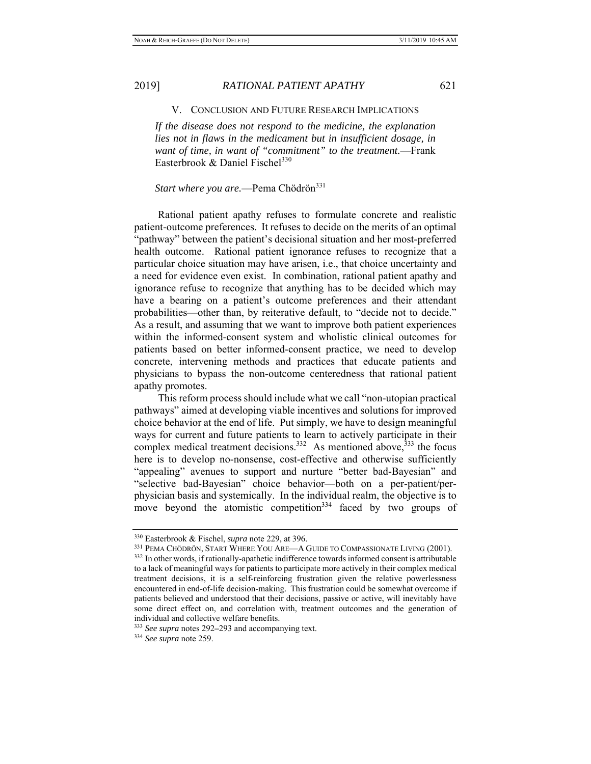## V. CONCLUSION AND FUTURE RESEARCH IMPLICATIONS

*If the disease does not respond to the medicine, the explanation lies not in flaws in the medicament but in insufficient dosage, in want of time, in want of "commitment" to the treatment.*—Frank Easterbrook & Daniel Fischel[330]

*Start where you are.*—Pema Chödrön[331]

Rational patient apathy refuses to formulate concrete and realistic patient-outcome preferences. It refuses to decide on the merits of an optimal "pathway" between the patient's decisional situation and her most-preferred health outcome. Rational patient ignorance refuses to recognize that a particular choice situation may have arisen, i.e., that choice uncertainty and a need for evidence even exist. In combination, rational patient apathy and ignorance refuse to recognize that anything has to be decided which may have a bearing on a patient's outcome preferences and their attendant probabilities—other than, by reiterative default, to "decide not to decide." As a result, and assuming that we want to improve both patient experiences within the informed-consent system and wholistic clinical outcomes for patients based on better informed-consent practice, we need to develop concrete, intervening methods and practices that educate patients and physicians to bypass the non-outcome centeredness that rational patient apathy promotes.

This reform process should include what we call "non-utopian practical pathways" aimed at developing viable incentives and solutions for improved choice behavior at the end of life. Put simply, we have to design meaningful ways for current and future patients to learn to actively participate in their complex medical treatment decisions.[332] As mentioned above,[333] the focus here is to develop no-nonsense, cost-effective and otherwise sufficiently "appealing" avenues to support and nurture "better bad-Bayesian" and "selective bad-Bayesian" choice behavior—both on a per-patient/per-physician basis and systemically. In the individual realm, the objective is to move beyond the atomistic competition[334] faced by two groups of

---

[330] Easterbrook & Fischel, *supra* note 229, at 396.

[331] PEMA CHÖDRÖN, START WHERE YOU ARE—A GUIDE TO COMPASSIONATE LIVING (2001).

[332] In other words, if rationally-apathetic indifference towards informed consent is attributable to a lack of meaningful ways for patients to participate more actively in their complex medical treatment decisions, it is a self-reinforcing frustration given the relative powerlessness encountered in end-of-life decision-making. This frustration could be somewhat overcome if patients believed and understood that their decisions, passive or active, will inevitably have some direct effect on, and correlation with, treatment outcomes and the generation of individual and collective welfare benefits.

[333] *See supra* notes 292–293 and accompanying text.

[334] *See supra* note 259.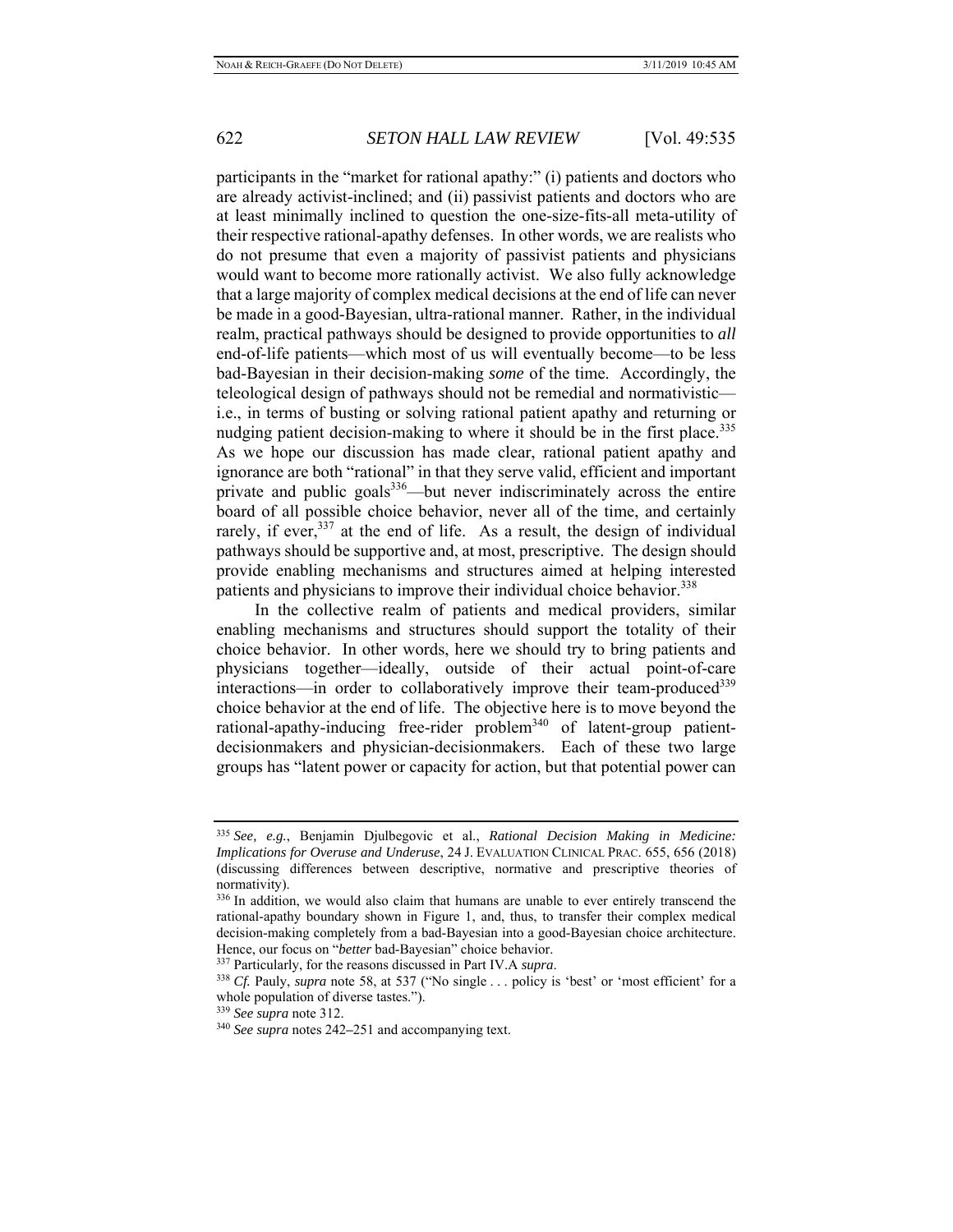participants in the "market for rational apathy:" (i) patients and doctors who are already activist-inclined; and (ii) passivist patients and doctors who are at least minimally inclined to question the one-size-fits-all meta-utility of their respective rational-apathy defenses. In other words, we are realists who do not presume that even a majority of passivist patients and physicians would want to become more rationally activist. We also fully acknowledge that a large majority of complex medical decisions at the end of life can never be made in a good-Bayesian, ultra-rational manner. Rather, in the individual realm, practical pathways should be designed to provide opportunities to *all* end-of-life patients—which most of us will eventually become—to be less bad-Bayesian in their decision-making *some* of the time. Accordingly, the teleological design of pathways should not be remedial and normativistic—i.e., in terms of busting or solving rational patient apathy and returning or nudging patient decision-making to where it should be in the first place.[335] As we hope our discussion has made clear, rational patient apathy and ignorance are both "rational" in that they serve valid, efficient and important private and public goals[336]—but never indiscriminately across the entire board of all possible choice behavior, never all of the time, and certainly rarely, if ever,[337] at the end of life. As a result, the design of individual pathways should be supportive and, at most, prescriptive. The design should provide enabling mechanisms and structures aimed at helping interested patients and physicians to improve their individual choice behavior.[338]

In the collective realm of patients and medical providers, similar enabling mechanisms and structures should support the totality of their choice behavior. In other words, here we should try to bring patients and physicians together—ideally, outside of their actual point-of-care interactions—in order to collaboratively improve their team-produced[339] choice behavior at the end of life. The objective here is to move beyond the rational-apathy-inducing free-rider problem[340] of latent-group patient-decisionmakers and physician-decisionmakers. Each of these two large groups has "latent power or capacity for action, but that potential power can

---

[335] *See, e.g.*, Benjamin Djulbegovic et al., *Rational Decision Making in Medicine: Implications for Overuse and Underuse*, 24 J. EVALUATION CLINICAL PRAC. 655, 656 (2018) (discussing differences between descriptive, normative and prescriptive theories of normativity).

[336] In addition, we would also claim that humans are unable to ever entirely transcend the rational-apathy boundary shown in Figure 1, and, thus, to transfer their complex medical decision-making completely from a bad-Bayesian into a good-Bayesian choice architecture. Hence, our focus on "*better* bad-Bayesian" choice behavior.

[337] Particularly, for the reasons discussed in Part IV.A *supra*.

[338] *Cf.* Pauly, *supra* note 58, at 537 ("No single . . . policy is 'best' or 'most efficient' for a whole population of diverse tastes.").

[339] *See supra* note 312.

[340] *See supra* notes 242–251 and accompanying text.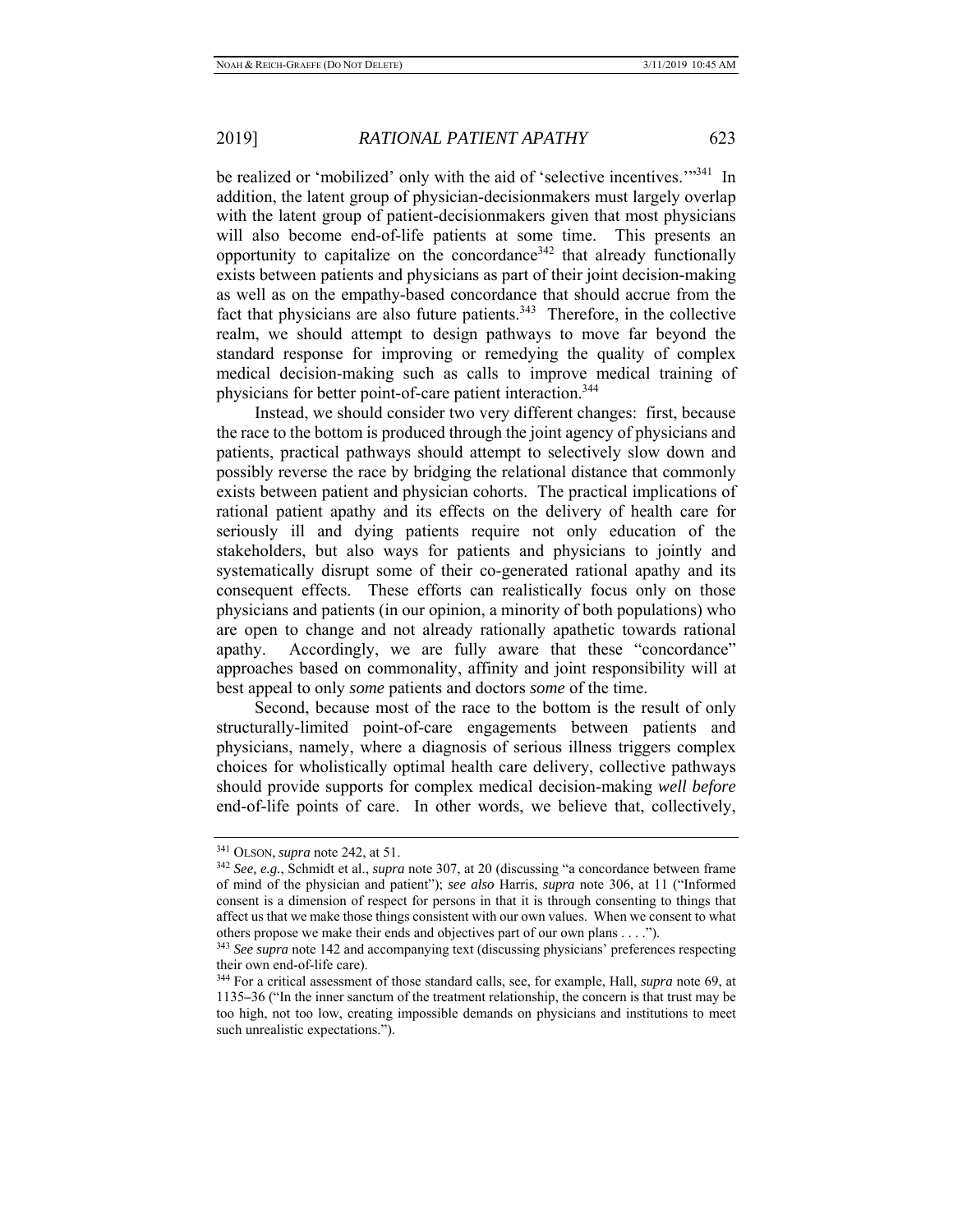be realized or 'mobilized' only with the aid of 'selective incentives.'"[341] In addition, the latent group of physician-decisionmakers must largely overlap with the latent group of patient-decisionmakers given that most physicians will also become end-of-life patients at some time. This presents an opportunity to capitalize on the concordance[342] that already functionally exists between patients and physicians as part of their joint decision-making as well as on the empathy-based concordance that should accrue from the fact that physicians are also future patients.[343] Therefore, in the collective realm, we should attempt to design pathways to move far beyond the standard response for improving or remedying the quality of complex medical decision-making such as calls to improve medical training of physicians for better point-of-care patient interaction.[344]

Instead, we should consider two very different changes: first, because the race to the bottom is produced through the joint agency of physicians and patients, practical pathways should attempt to selectively slow down and possibly reverse the race by bridging the relational distance that commonly exists between patient and physician cohorts. The practical implications of rational patient apathy and its effects on the delivery of health care for seriously ill and dying patients require not only education of the stakeholders, but also ways for patients and physicians to jointly and systematically disrupt some of their co-generated rational apathy and its consequent effects. These efforts can realistically focus only on those physicians and patients (in our opinion, a minority of both populations) who are open to change and not already rationally apathetic towards rational apathy. Accordingly, we are fully aware that these "concordance" approaches based on commonality, affinity and joint responsibility will at best appeal to only *some* patients and doctors *some* of the time.

Second, because most of the race to the bottom is the result of only structurally-limited point-of-care engagements between patients and physicians, namely, where a diagnosis of serious illness triggers complex choices for wholistically optimal health care delivery, collective pathways should provide supports for complex medical decision-making *well before* end-of-life points of care. In other words, we believe that, collectively,

---

[341] OLSON, *supra* note 242, at 51.

[342] *See, e.g.*, Schmidt et al., *supra* note 307, at 20 (discussing "a concordance between frame of mind of the physician and patient"); *see also* Harris, *supra* note 306, at 11 ("Informed consent is a dimension of respect for persons in that it is through consenting to things that affect us that we make those things consistent with our own values. When we consent to what others propose we make their ends and objectives part of our own plans . . . .").

[343] *See supra* note 142 and accompanying text (discussing physicians' preferences respecting their own end-of-life care).

[344] For a critical assessment of those standard calls, see, for example, Hall, *supra* note 69, at 1135–36 ("In the inner sanctum of the treatment relationship, the concern is that trust may be too high, not too low, creating impossible demands on physicians and institutions to meet such unrealistic expectations.").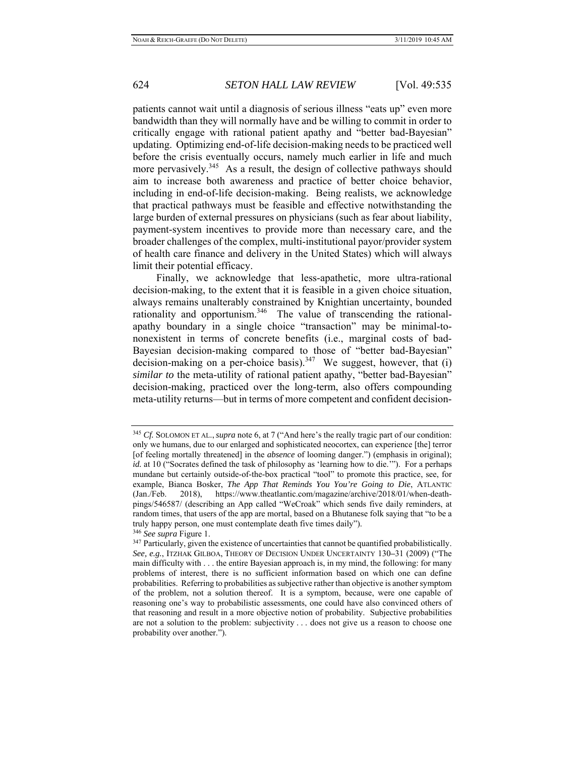patients cannot wait until a diagnosis of serious illness "eats up" even more bandwidth than they will normally have and be willing to commit in order to critically engage with rational patient apathy and "better bad-Bayesian" updating. Optimizing end-of-life decision-making needs to be practiced well before the crisis eventually occurs, namely much earlier in life and much more pervasively.[345] As a result, the design of collective pathways should aim to increase both awareness and practice of better choice behavior, including in end-of-life decision-making. Being realists, we acknowledge that practical pathways must be feasible and effective notwithstanding the large burden of external pressures on physicians (such as fear about liability, payment-system incentives to provide more than necessary care, and the broader challenges of the complex, multi-institutional payor/provider system of health care finance and delivery in the United States) which will always limit their potential efficacy.

Finally, we acknowledge that less-apathetic, more ultra-rational decision-making, to the extent that it is feasible in a given choice situation, always remains unalterably constrained by Knightian uncertainty, bounded rationality and opportunism.[346] The value of transcending the rational-apathy boundary in a single choice "transaction" may be minimal-to-nonexistent in terms of concrete benefits (i.e., marginal costs of bad-Bayesian decision-making compared to those of "better bad-Bayesian" decision-making on a per-choice basis).[347] We suggest, however, that (i) *similar to* the meta-utility of rational patient apathy, "better bad-Bayesian" decision-making, practiced over the long-term, also offers compounding meta-utility returns—but in terms of more competent and confident decision-

---

[345] *Cf.* SOLOMON ET AL., *supra* note 6, at 7 ("And here's the really tragic part of our condition: only we humans, due to our enlarged and sophisticated neocortex, can experience [the] terror [of feeling mortally threatened] in the *absence* of looming danger.") (emphasis in original); *id.* at 10 ("Socrates defined the task of philosophy as 'learning how to die.'"). For a perhaps mundane but certainly outside-of-the-box practical "tool" to promote this practice, see, for example, Bianca Bosker, *The App That Reminds You You're Going to Die*, ATLANTIC (Jan./Feb. 2018), https://www.theatlantic.com/magazine/archive/2018/01/when-death-pings/546587/ (describing an App called "WeCroak" which sends five daily reminders, at random times, that users of the app are mortal, based on a Bhutanese folk saying that "to be a truly happy person, one must contemplate death five times daily").

[346] *See supra* Figure 1.

[347] Particularly, given the existence of uncertainties that cannot be quantified probabilistically. *See, e.g.*, ITZHAK GILBOA, THEORY OF DECISION UNDER UNCERTAINTY 130–31 (2009) ("The main difficulty with . . . the entire Bayesian approach is, in my mind, the following: for many problems of interest, there is no sufficient information based on which one can define probabilities. Referring to probabilities as subjective rather than objective is another symptom of the problem, not a solution thereof. It is a symptom, because, were one capable of reasoning one's way to probabilistic assessments, one could have also convinced others of that reasoning and result in a more objective notion of probability. Subjective probabilities are not a solution to the problem: subjectivity . . . does not give us a reason to choose one probability over another.").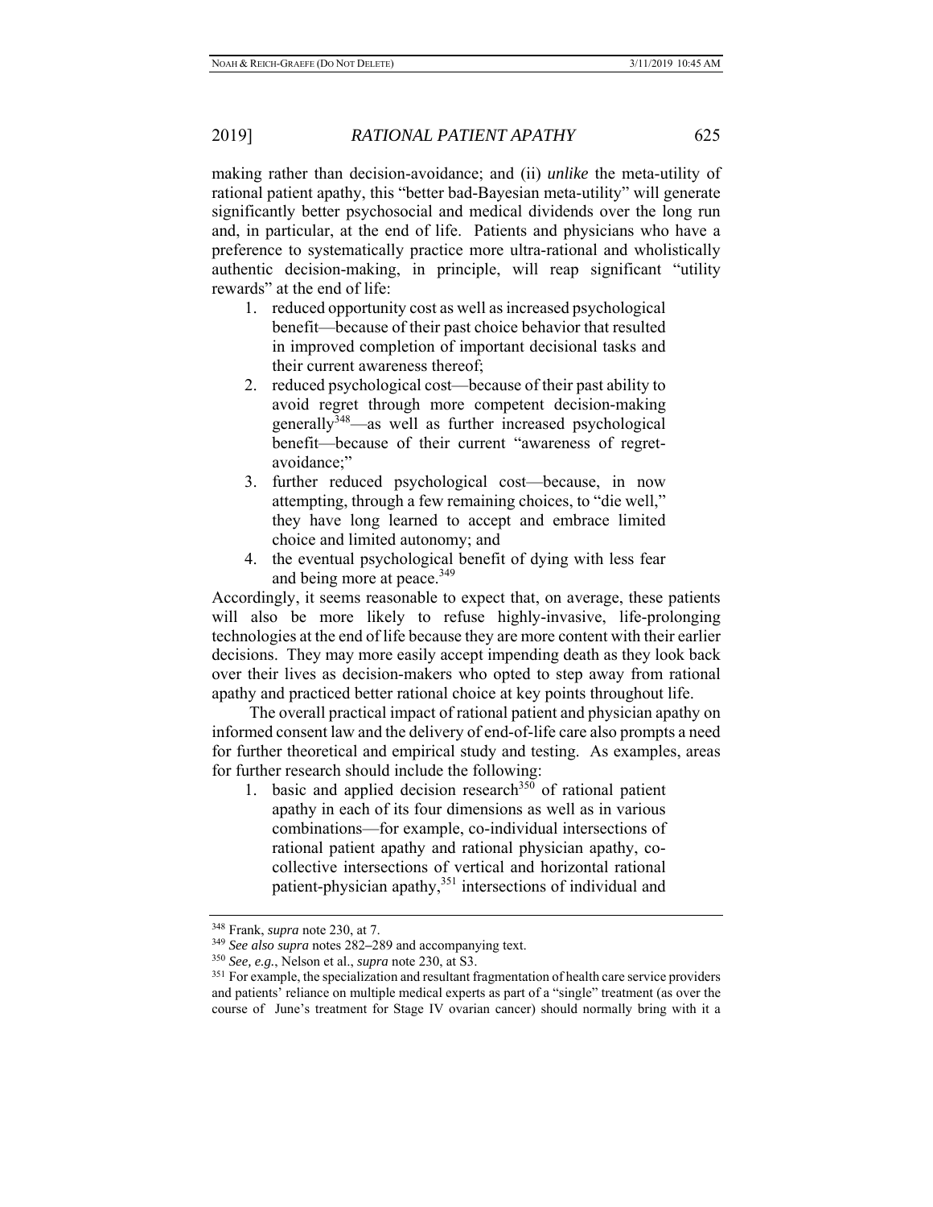making rather than decision-avoidance; and (ii) *unlike* the meta-utility of rational patient apathy, this "better bad-Bayesian meta-utility" will generate significantly better psychosocial and medical dividends over the long run and, in particular, at the end of life. Patients and physicians who have a preference to systematically practice more ultra-rational and wholistically authentic decision-making, in principle, will reap significant "utility rewards" at the end of life:

1. reduced opportunity cost as well as increased psychological benefit—because of their past choice behavior that resulted in improved completion of important decisional tasks and their current awareness thereof;
2. reduced psychological cost—because of their past ability to avoid regret through more competent decision-making generally[348]—as well as further increased psychological benefit—because of their current "awareness of regret-avoidance;"
3. further reduced psychological cost—because, in now attempting, through a few remaining choices, to "die well," they have long learned to accept and embrace limited choice and limited autonomy; and
4. the eventual psychological benefit of dying with less fear and being more at peace.[349]

Accordingly, it seems reasonable to expect that, on average, these patients will also be more likely to refuse highly-invasive, life-prolonging technologies at the end of life because they are more content with their earlier decisions. They may more easily accept impending death as they look back over their lives as decision-makers who opted to step away from rational apathy and practiced better rational choice at key points throughout life.

The overall practical impact of rational patient and physician apathy on informed consent law and the delivery of end-of-life care also prompts a need for further theoretical and empirical study and testing. As examples, areas for further research should include the following:

1. basic and applied decision research[350] of rational patient apathy in each of its four dimensions as well as in various combinations—for example, co-individual intersections of rational patient apathy and rational physician apathy, co-collective intersections of vertical and horizontal rational patient-physician apathy,[351] intersections of individual and

---

[348] Frank, *supra* note 230, at 7.

[349] *See also supra* notes 282–289 and accompanying text.

[350] *See, e.g.*, Nelson et al., *supra* note 230, at S3.

[351] For example, the specialization and resultant fragmentation of health care service providers and patients' reliance on multiple medical experts as part of a "single" treatment (as over the course of June's treatment for Stage IV ovarian cancer) should normally bring with it a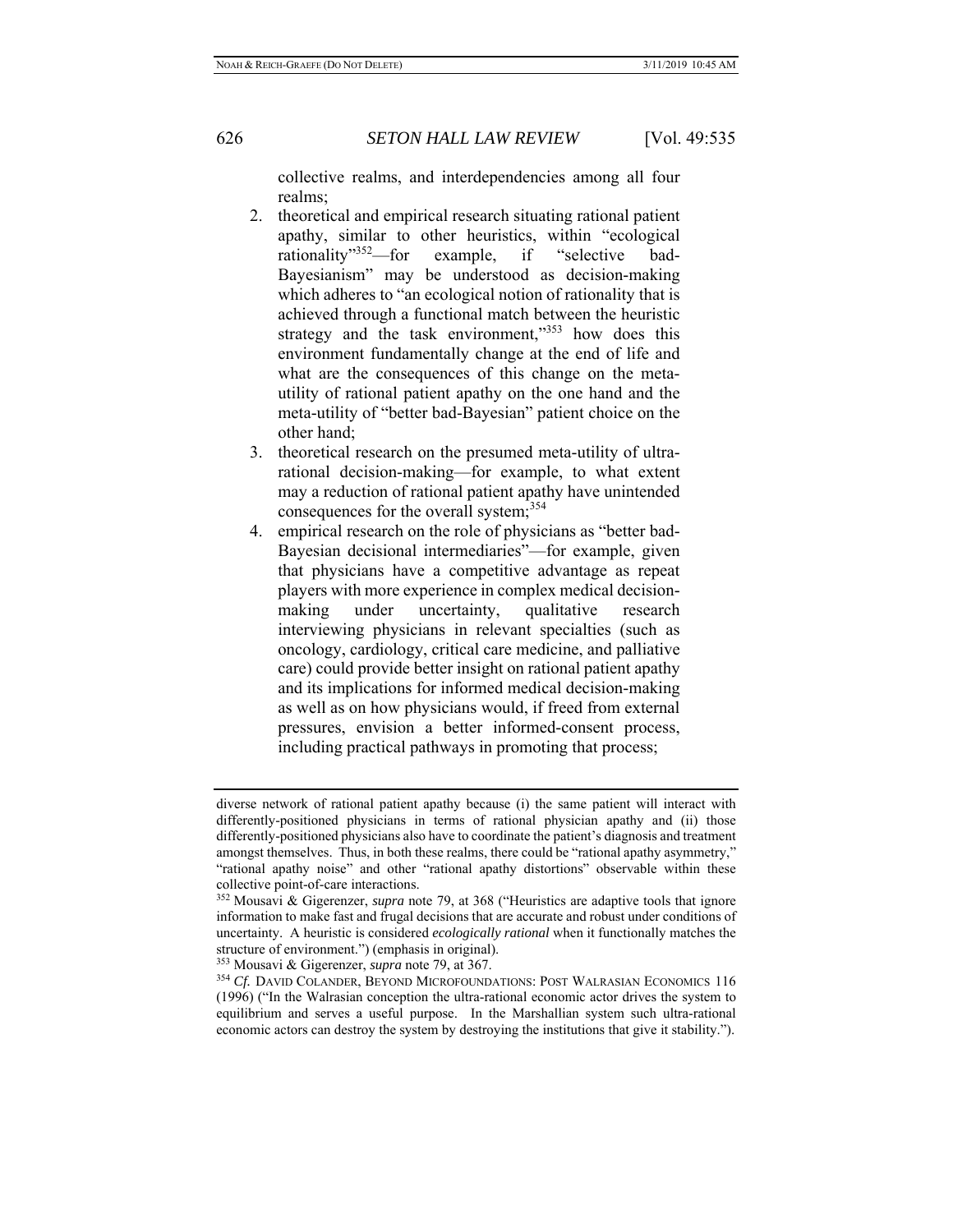collective realms, and interdependencies among all four realms;

2. theoretical and empirical research situating rational patient apathy, similar to other heuristics, within "ecological rationality"[352]—for example, if "selective bad-Bayesianism" may be understood as decision-making which adheres to "an ecological notion of rationality that is achieved through a functional match between the heuristic strategy and the task environment,"[353] how does this environment fundamentally change at the end of life and what are the consequences of this change on the meta-utility of rational patient apathy on the one hand and the meta-utility of "better bad-Bayesian" patient choice on the other hand;
3. theoretical research on the presumed meta-utility of ultra-rational decision-making—for example, to what extent may a reduction of rational patient apathy have unintended consequences for the overall system;[354]
4. empirical research on the role of physicians as "better bad-Bayesian decisional intermediaries"—for example, given that physicians have a competitive advantage as repeat players with more experience in complex medical decision-making under uncertainty, qualitative research interviewing physicians in relevant specialties (such as oncology, cardiology, critical care medicine, and palliative care) could provide better insight on rational patient apathy and its implications for informed medical decision-making as well as on how physicians would, if freed from external pressures, envision a better informed-consent process, including practical pathways in promoting that process;

---

diverse network of rational patient apathy because (i) the same patient will interact with differently-positioned physicians in terms of rational physician apathy and (ii) those differently-positioned physicians also have to coordinate the patient's diagnosis and treatment amongst themselves. Thus, in both these realms, there could be "rational apathy asymmetry," "rational apathy noise" and other "rational apathy distortions" observable within these collective point-of-care interactions.

[352] Mousavi & Gigerenzer, *supra* note 79, at 368 ("Heuristics are adaptive tools that ignore information to make fast and frugal decisions that are accurate and robust under conditions of uncertainty. A heuristic is considered *ecologically rational* when it functionally matches the structure of environment.") (emphasis in original).

[353] Mousavi & Gigerenzer, *supra* note 79, at 367.

[354] *Cf.* DAVID COLANDER, BEYOND MICROFOUNDATIONS: POST WALRASIAN ECONOMICS 116 (1996) ("In the Walrasian conception the ultra-rational economic actor drives the system to equilibrium and serves a useful purpose. In the Marshallian system such ultra-rational economic actors can destroy the system by destroying the institutions that give it stability.").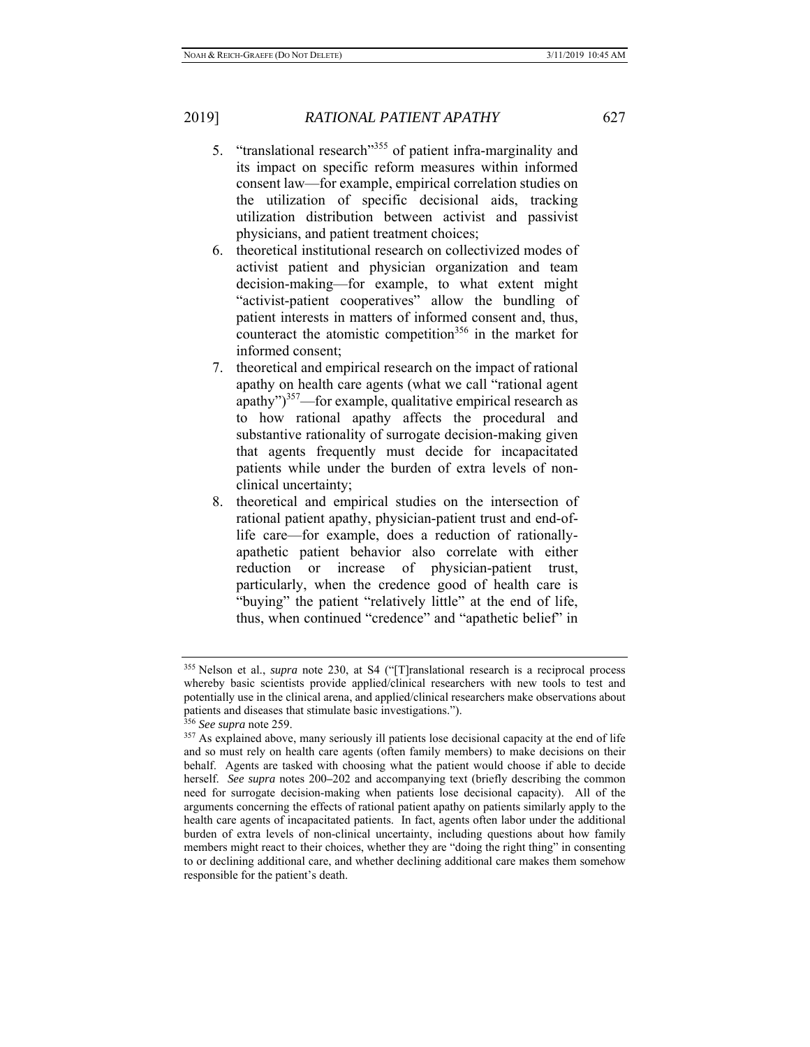5. "translational research"[355] of patient infra-marginality and its impact on specific reform measures within informed consent law—for example, empirical correlation studies on the utilization of specific decisional aids, tracking utilization distribution between activist and passivist physicians, and patient treatment choices;
6. theoretical institutional research on collectivized modes of activist patient and physician organization and team decision-making—for example, to what extent might "activist-patient cooperatives" allow the bundling of patient interests in matters of informed consent and, thus, counteract the atomistic competition[356] in the market for informed consent;
7. theoretical and empirical research on the impact of rational apathy on health care agents (what we call "rational agent apathy")[357]—for example, qualitative empirical research as to how rational apathy affects the procedural and substantive rationality of surrogate decision-making given that agents frequently must decide for incapacitated patients while under the burden of extra levels of non-clinical uncertainty;
8. theoretical and empirical studies on the intersection of rational patient apathy, physician-patient trust and end-of-life care—for example, does a reduction of rationally-apathetic patient behavior also correlate with either reduction or increase of physician-patient trust, particularly, when the credence good of health care is "buying" the patient "relatively little" at the end of life, thus, when continued "credence" and "apathetic belief" in

---

[355] Nelson et al., *supra* note 230, at S4 ("[T]ranslational research is a reciprocal process whereby basic scientists provide applied/clinical researchers with new tools to test and potentially use in the clinical arena, and applied/clinical researchers make observations about patients and diseases that stimulate basic investigations.").

[356] *See supra* note 259.

[357] As explained above, many seriously ill patients lose decisional capacity at the end of life and so must rely on health care agents (often family members) to make decisions on their behalf. Agents are tasked with choosing what the patient would choose if able to decide herself. *See supra* notes 200–202 and accompanying text (briefly describing the common need for surrogate decision-making when patients lose decisional capacity). All of the arguments concerning the effects of rational patient apathy on patients similarly apply to the health care agents of incapacitated patients. In fact, agents often labor under the additional burden of extra levels of non-clinical uncertainty, including questions about how family members might react to their choices, whether they are "doing the right thing" in consenting to or declining additional care, and whether declining additional care makes them somehow responsible for the patient's death.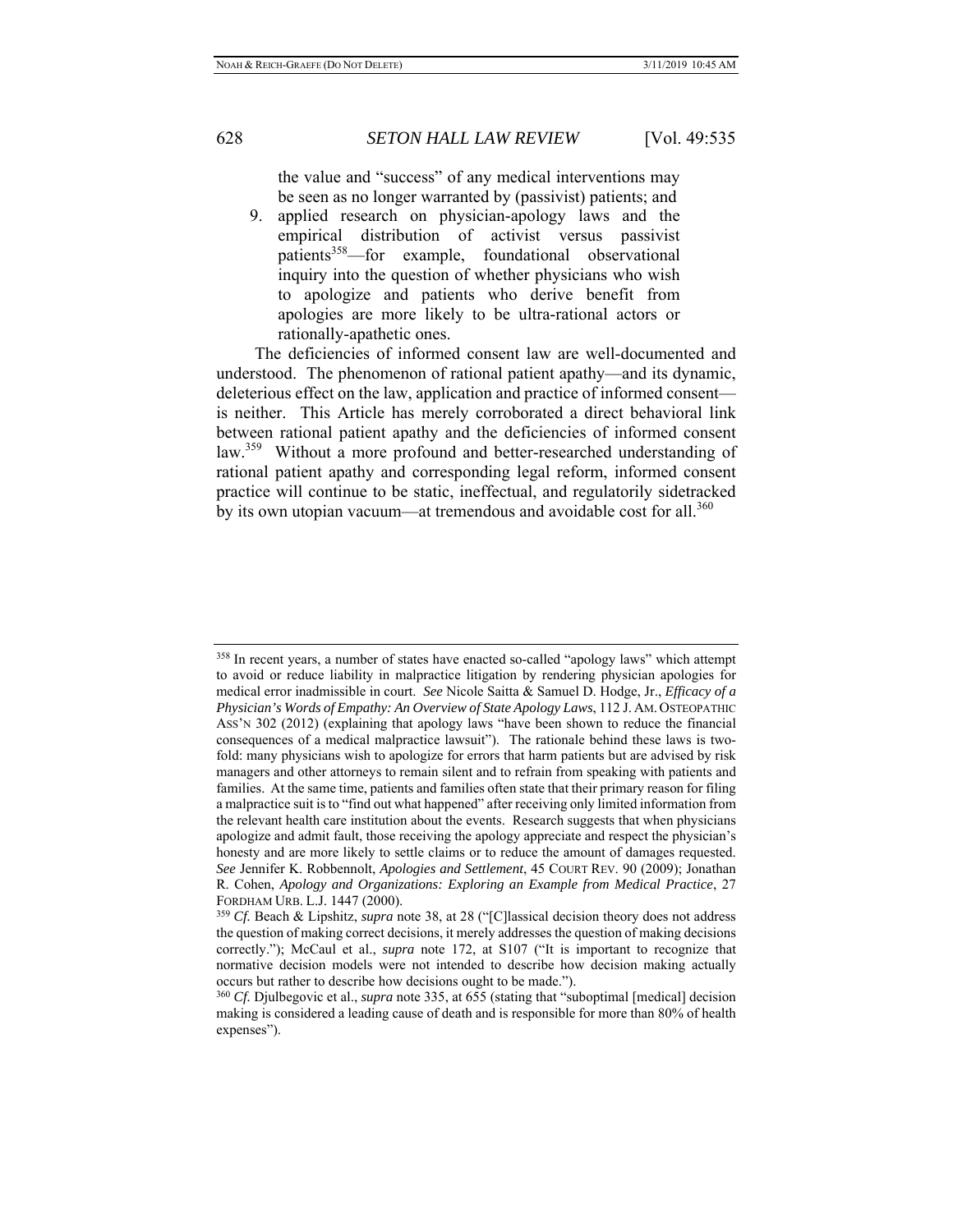the value and "success" of any medical interventions may be seen as no longer warranted by (passivist) patients; and

9. applied research on physician-apology laws and the empirical distribution of activist versus passivist patients[358]—for example, foundational observational inquiry into the question of whether physicians who wish to apologize and patients who derive benefit from apologies are more likely to be ultra-rational actors or rationally-apathetic ones.

The deficiencies of informed consent law are well-documented and understood. The phenomenon of rational patient apathy—and its dynamic, deleterious effect on the law, application and practice of informed consent—is neither. This Article has merely corroborated a direct behavioral link between rational patient apathy and the deficiencies of informed consent law.[359] Without a more profound and better-researched understanding of rational patient apathy and corresponding legal reform, informed consent practice will continue to be static, ineffectual, and regulatorily sidetracked by its own utopian vacuum—at tremendous and avoidable cost for all.[360]

---

[358] In recent years, a number of states have enacted so-called "apology laws" which attempt to avoid or reduce liability in malpractice litigation by rendering physician apologies for medical error inadmissible in court. *See* Nicole Saitta & Samuel D. Hodge, Jr., *Efficacy of a Physician's Words of Empathy: An Overview of State Apology Laws*, 112 J. AM. OSTEOPATHIC ASS'N 302 (2012) (explaining that apology laws "have been shown to reduce the financial consequences of a medical malpractice lawsuit"). The rationale behind these laws is two-fold: many physicians wish to apologize for errors that harm patients but are advised by risk managers and other attorneys to remain silent and to refrain from speaking with patients and families. At the same time, patients and families often state that their primary reason for filing a malpractice suit is to "find out what happened" after receiving only limited information from the relevant health care institution about the events. Research suggests that when physicians apologize and admit fault, those receiving the apology appreciate and respect the physician's honesty and are more likely to settle claims or to reduce the amount of damages requested. *See* Jennifer K. Robbennolt, *Apologies and Settlement*, 45 COURT REV. 90 (2009); Jonathan R. Cohen, *Apology and Organizations: Exploring an Example from Medical Practice*, 27 FORDHAM URB. L.J. 1447 (2000).

[359] *Cf.* Beach & Lipshitz, *supra* note 38, at 28 ("[C]lassical decision theory does not address the question of making correct decisions, it merely addresses the question of making decisions correctly."); McCaul et al., *supra* note 172, at S107 ("It is important to recognize that normative decision models were not intended to describe how decision making actually occurs but rather to describe how decisions ought to be made.").

[360] *Cf.* Djulbegovic et al., *supra* note 335, at 655 (stating that "suboptimal [medical] decision making is considered a leading cause of death and is responsible for more than 80% of health expenses").